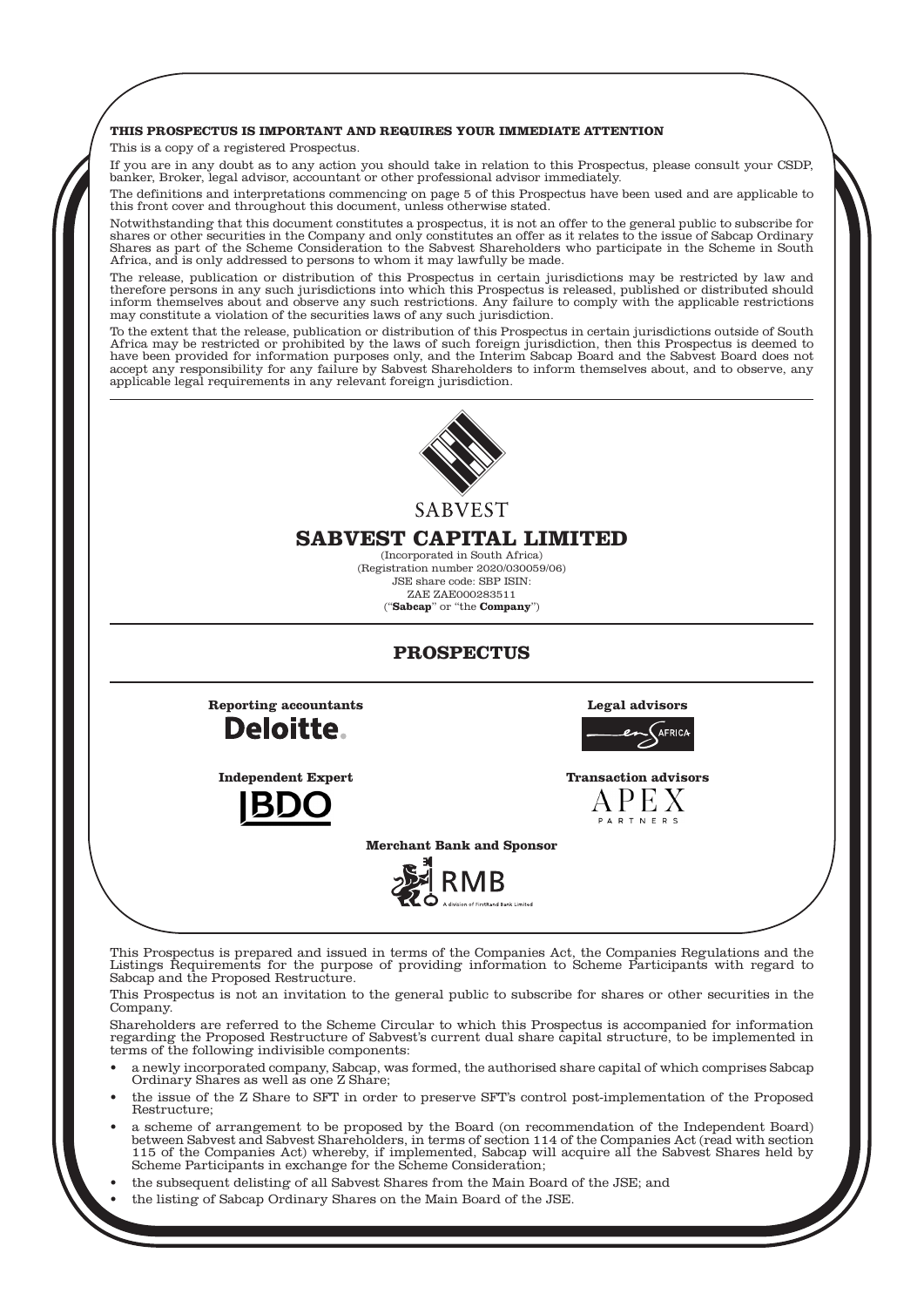**THIS PROSPECTUS IS IMPORTANT AND REQUIRES YOUR IMMEDIATE ATTENTION**

This is a copy of a registered Prospectus.

If you are in any doubt as to any action you should take in relation to this Prospectus, please consult your CSDP, banker, Broker, legal advisor, accountant or other professional advisor immediately.

The definitions and interpretations commencing on page 5 of this Prospectus have been used and are applicable to this front cover and throughout this document, unless otherwise stated.

Notwithstanding that this document constitutes a prospectus, it is not an offer to the general public to subscribe for shares or other securities in the Company and only constitutes an offer as it relates to the issue of Sabcap Ordinary Shares as part of the Scheme Consideration to the Sabvest Shareholders who participate in the Scheme in South Africa, and is only addressed to persons to whom it may lawfully be made.

The release, publication or distribution of this Prospectus in certain jurisdictions may be restricted by law and therefore persons in any such jurisdictions into which this Prospectus is released, published or distributed should inform themselves about and observe any such restrictions. Any failure to comply with the applicable restrictions may constitute a violation of the securities laws of any such jurisdiction.

To the extent that the release, publication or distribution of this Prospectus in certain jurisdictions outside of South Africa may be restricted or prohibited by the laws of such foreign jurisdiction, then this Prospectus is deemed to have been provided for information purposes only, and the Interim Sabcap Board and the Sabvest Board does not accept any responsibility for any failure by Sabvest Shareholders to inform themselves about, and to observe, any applicable legal requirements in any relevant foreign jurisdiction.

SABVEST

# SABVEST CAPITAL LIMITED

(Incorporated in South Africa)
(Registration number 2020/030059/06)
JSE share code: SBP ISIN:
ZAE ZAE000283511
("**Sabcap**" or "the **Company**")

## PROSPECTUS

**Reporting accountants**
Deloitte.

**Legal advisors**
ENSafrica

**Independent Expert**
BDO

**Transaction advisors**
APEX PARTNERS

**Merchant Bank and Sponsor**
RMB
A division of FirstRand Bank Limited

This Prospectus is prepared and issued in terms of the Companies Act, the Companies Regulations and the Listings Requirements for the purpose of providing information to Scheme Participants with regard to Sabcap and the Proposed Restructure.

This Prospectus is not an invitation to the general public to subscribe for shares or other securities in the Company.

Shareholders are referred to the Scheme Circular to which this Prospectus is accompanied for information regarding the Proposed Restructure of Sabvest's current dual share capital structure, to be implemented in terms of the following indivisible components:

- a newly incorporated company, Sabcap, was formed, the authorised share capital of which comprises Sabcap Ordinary Shares as well as one Z Share;
- the issue of the Z Share to SFT in order to preserve SFT's control post-implementation of the Proposed Restructure;
- a scheme of arrangement to be proposed by the Board (on recommendation of the Independent Board) between Sabvest and Sabvest Shareholders, in terms of section 114 of the Companies Act (read with section 115 of the Companies Act) whereby, if implemented, Sabcap will acquire all the Sabvest Shares held by Scheme Participants in exchange for the Scheme Consideration;
- the subsequent delisting of all Sabvest Shares from the Main Board of the JSE; and
- the listing of Sabcap Ordinary Shares on the Main Board of the JSE.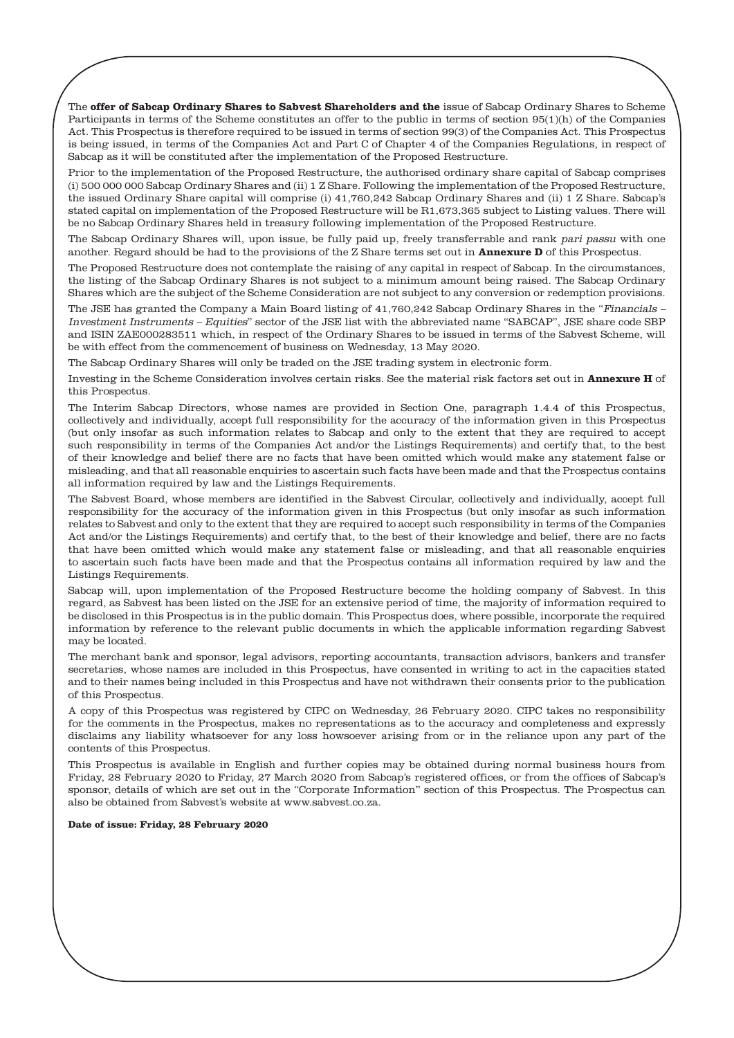The **offer of Sabcap Ordinary Shares to Sabvest Shareholders and the** issue of Sabcap Ordinary Shares to Scheme Participants in terms of the Scheme constitutes an offer to the public in terms of section 95(1)(h) of the Companies Act. This Prospectus is therefore required to be issued in terms of section 99(3) of the Companies Act. This Prospectus is being issued, in terms of the Companies Act and Part C of Chapter 4 of the Companies Regulations, in respect of Sabcap as it will be constituted after the implementation of the Proposed Restructure.

Prior to the implementation of the Proposed Restructure, the authorised ordinary share capital of Sabcap comprises (i) 500 000 000 Sabcap Ordinary Shares and (ii) 1 Z Share. Following the implementation of the Proposed Restructure, the issued Ordinary Share capital will comprise (i) 41,760,242 Sabcap Ordinary Shares and (ii) 1 Z Share. Sabcap's stated capital on implementation of the Proposed Restructure will be R1,673,365 subject to Listing values. There will be no Sabcap Ordinary Shares held in treasury following implementation of the Proposed Restructure.

The Sabcap Ordinary Shares will, upon issue, be fully paid up, freely transferrable and rank *pari passu* with one another. Regard should be had to the provisions of the Z Share terms set out in **Annexure D** of this Prospectus.

The Proposed Restructure does not contemplate the raising of any capital in respect of Sabcap. In the circumstances, the listing of the Sabcap Ordinary Shares is not subject to a minimum amount being raised. The Sabcap Ordinary Shares which are the subject of the Scheme Consideration are not subject to any conversion or redemption provisions.

The JSE has granted the Company a Main Board listing of 41,760,242 Sabcap Ordinary Shares in the "*Financials – Investment Instruments – Equities*" sector of the JSE list with the abbreviated name "SABCAP", JSE share code SBP and ISIN ZAE000283511 which, in respect of the Ordinary Shares to be issued in terms of the Sabvest Scheme, will be with effect from the commencement of business on Wednesday, 13 May 2020.

The Sabcap Ordinary Shares will only be traded on the JSE trading system in electronic form.

Investing in the Scheme Consideration involves certain risks. See the material risk factors set out in **Annexure H** of this Prospectus.

The Interim Sabcap Directors, whose names are provided in Section One, paragraph 1.4.4 of this Prospectus, collectively and individually, accept full responsibility for the accuracy of the information given in this Prospectus (but only insofar as such information relates to Sabcap and only to the extent that they are required to accept such responsibility in terms of the Companies Act and/or the Listings Requirements) and certify that, to the best of their knowledge and belief there are no facts that have been omitted which would make any statement false or misleading, and that all reasonable enquiries to ascertain such facts have been made and that the Prospectus contains all information required by law and the Listings Requirements.

The Sabvest Board, whose members are identified in the Sabvest Circular, collectively and individually, accept full responsibility for the accuracy of the information given in this Prospectus (but only insofar as such information relates to Sabvest and only to the extent that they are required to accept such responsibility in terms of the Companies Act and/or the Listings Requirements) and certify that, to the best of their knowledge and belief, there are no facts that have been omitted which would make any statement false or misleading, and that all reasonable enquiries to ascertain such facts have been made and that the Prospectus contains all information required by law and the Listings Requirements.

Sabcap will, upon implementation of the Proposed Restructure become the holding company of Sabvest. In this regard, as Sabvest has been listed on the JSE for an extensive period of time, the majority of information required to be disclosed in this Prospectus is in the public domain. This Prospectus does, where possible, incorporate the required information by reference to the relevant public documents in which the applicable information regarding Sabvest may be located.

The merchant bank and sponsor, legal advisors, reporting accountants, transaction advisors, bankers and transfer secretaries, whose names are included in this Prospectus, have consented in writing to act in the capacities stated and to their names being included in this Prospectus and have not withdrawn their consents prior to the publication of this Prospectus.

A copy of this Prospectus was registered by CIPC on Wednesday, 26 February 2020. CIPC takes no responsibility for the comments in the Prospectus, makes no representations as to the accuracy and completeness and expressly disclaims any liability whatsoever for any loss howsoever arising from or in the reliance upon any part of the contents of this Prospectus.

This Prospectus is available in English and further copies may be obtained during normal business hours from Friday, 28 February 2020 to Friday, 27 March 2020 from Sabcap's registered offices, or from the offices of Sabcap's sponsor, details of which are set out in the "Corporate Information" section of this Prospectus. The Prospectus can also be obtained from Sabvest's website at www.sabvest.co.za.

**Date of issue: Friday, 28 February 2020**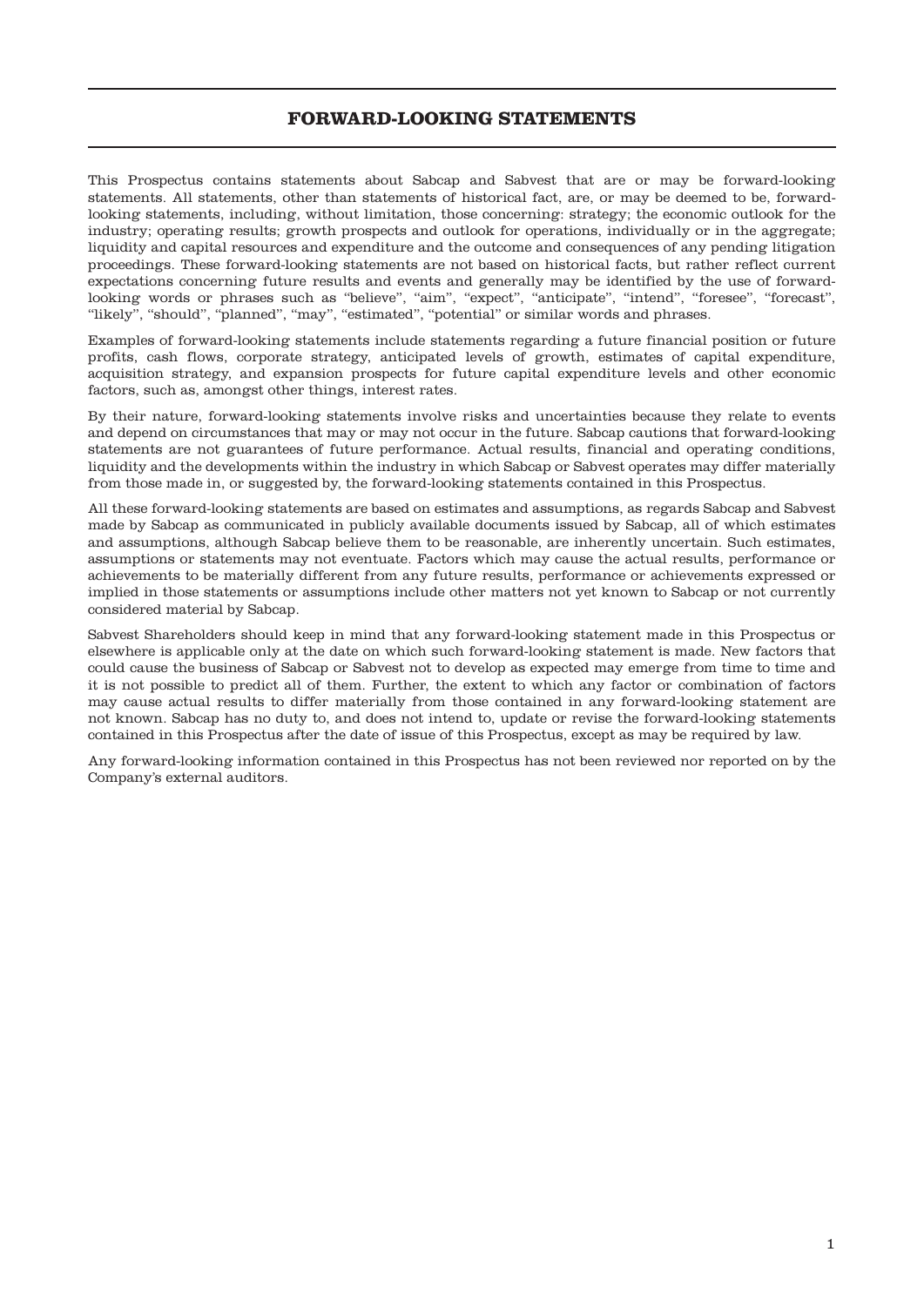# FORWARD-LOOKING STATEMENTS

This Prospectus contains statements about Sabcap and Sabvest that are or may be forward-looking statements. All statements, other than statements of historical fact, are, or may be deemed to be, forward-looking statements, including, without limitation, those concerning: strategy; the economic outlook for the industry; operating results; growth prospects and outlook for operations, individually or in the aggregate; liquidity and capital resources and expenditure and the outcome and consequences of any pending litigation proceedings. These forward-looking statements are not based on historical facts, but rather reflect current expectations concerning future results and events and generally may be identified by the use of forward-looking words or phrases such as "believe", "aim", "expect", "anticipate", "intend", "foresee", "forecast", "likely", "should", "planned", "may", "estimated", "potential" or similar words and phrases.

Examples of forward-looking statements include statements regarding a future financial position or future profits, cash flows, corporate strategy, anticipated levels of growth, estimates of capital expenditure, acquisition strategy, and expansion prospects for future capital expenditure levels and other economic factors, such as, amongst other things, interest rates.

By their nature, forward-looking statements involve risks and uncertainties because they relate to events and depend on circumstances that may or may not occur in the future. Sabcap cautions that forward-looking statements are not guarantees of future performance. Actual results, financial and operating conditions, liquidity and the developments within the industry in which Sabcap or Sabvest operates may differ materially from those made in, or suggested by, the forward-looking statements contained in this Prospectus.

All these forward-looking statements are based on estimates and assumptions, as regards Sabcap and Sabvest made by Sabcap as communicated in publicly available documents issued by Sabcap, all of which estimates and assumptions, although Sabcap believe them to be reasonable, are inherently uncertain. Such estimates, assumptions or statements may not eventuate. Factors which may cause the actual results, performance or achievements to be materially different from any future results, performance or achievements expressed or implied in those statements or assumptions include other matters not yet known to Sabcap or not currently considered material by Sabcap.

Sabvest Shareholders should keep in mind that any forward-looking statement made in this Prospectus or elsewhere is applicable only at the date on which such forward-looking statement is made. New factors that could cause the business of Sabcap or Sabvest not to develop as expected may emerge from time to time and it is not possible to predict all of them. Further, the extent to which any factor or combination of factors may cause actual results to differ materially from those contained in any forward-looking statement are not known. Sabcap has no duty to, and does not intend to, update or revise the forward-looking statements contained in this Prospectus after the date of issue of this Prospectus, except as may be required by law.

Any forward-looking information contained in this Prospectus has not been reviewed nor reported on by the Company's external auditors.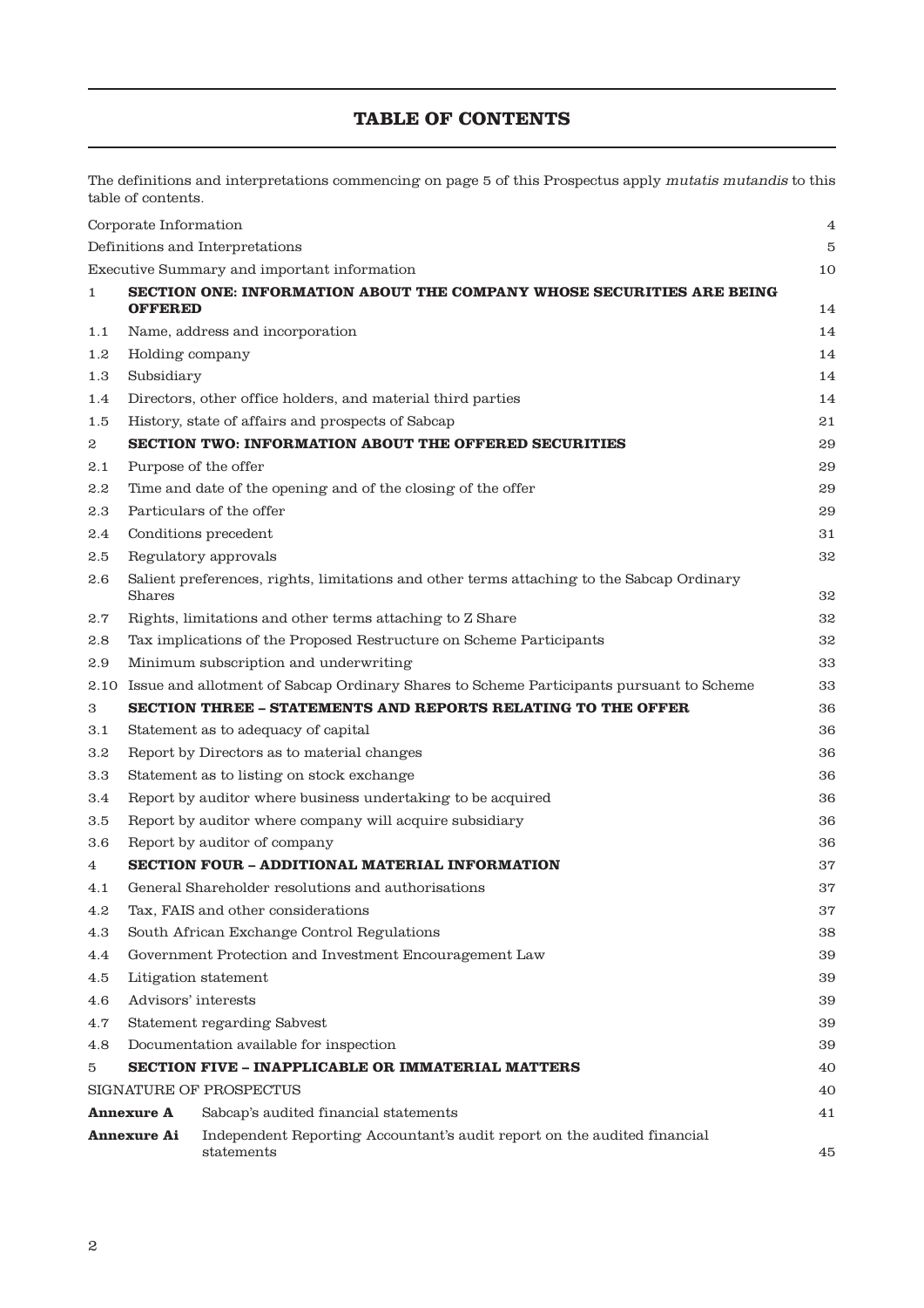# TABLE OF CONTENTS

The definitions and interpretations commencing on page 5 of this Prospectus apply *mutatis mutandis* to this table of contents.

| | | |
|---|---|---|
| Corporate Information | | 4 |
| Definitions and Interpretations | | 5 |
| Executive Summary and important information | | 10 |
| 1 | **SECTION ONE: INFORMATION ABOUT THE COMPANY WHOSE SECURITIES ARE BEING OFFERED** | 14 |
| 1.1 | Name, address and incorporation | 14 |
| 1.2 | Holding company | 14 |
| 1.3 | Subsidiary | 14 |
| 1.4 | Directors, other office holders, and material third parties | 14 |
| 1.5 | History, state of affairs and prospects of Sabcap | 21 |
| 2 | **SECTION TWO: INFORMATION ABOUT THE OFFERED SECURITIES** | 29 |
| 2.1 | Purpose of the offer | 29 |
| 2.2 | Time and date of the opening and of the closing of the offer | 29 |
| 2.3 | Particulars of the offer | 29 |
| 2.4 | Conditions precedent | 31 |
| 2.5 | Regulatory approvals | 32 |
| 2.6 | Salient preferences, rights, limitations and other terms attaching to the Sabcap Ordinary Shares | 32 |
| 2.7 | Rights, limitations and other terms attaching to Z Share | 32 |
| 2.8 | Tax implications of the Proposed Restructure on Scheme Participants | 32 |
| 2.9 | Minimum subscription and underwriting | 33 |
| 2.10 | Issue and allotment of Sabcap Ordinary Shares to Scheme Participants pursuant to Scheme | 33 |
| 3 | **SECTION THREE – STATEMENTS AND REPORTS RELATING TO THE OFFER** | 36 |
| 3.1 | Statement as to adequacy of capital | 36 |
| 3.2 | Report by Directors as to material changes | 36 |
| 3.3 | Statement as to listing on stock exchange | 36 |
| 3.4 | Report by auditor where business undertaking to be acquired | 36 |
| 3.5 | Report by auditor where company will acquire subsidiary | 36 |
| 3.6 | Report by auditor of company | 36 |
| 4 | **SECTION FOUR – ADDITIONAL MATERIAL INFORMATION** | 37 |
| 4.1 | General Shareholder resolutions and authorisations | 37 |
| 4.2 | Tax, FAIS and other considerations | 37 |
| 4.3 | South African Exchange Control Regulations | 38 |
| 4.4 | Government Protection and Investment Encouragement Law | 39 |
| 4.5 | Litigation statement | 39 |
| 4.6 | Advisors' interests | 39 |
| 4.7 | Statement regarding Sabvest | 39 |
| 4.8 | Documentation available for inspection | 39 |
| 5 | **SECTION FIVE – INAPPLICABLE OR IMMATERIAL MATTERS** | 40 |
| SIGNATURE OF PROSPECTUS | | 40 |
| **Annexure A** | Sabcap's audited financial statements | 41 |
| **Annexure Ai** | Independent Reporting Accountant's audit report on the audited financial statements | 45 |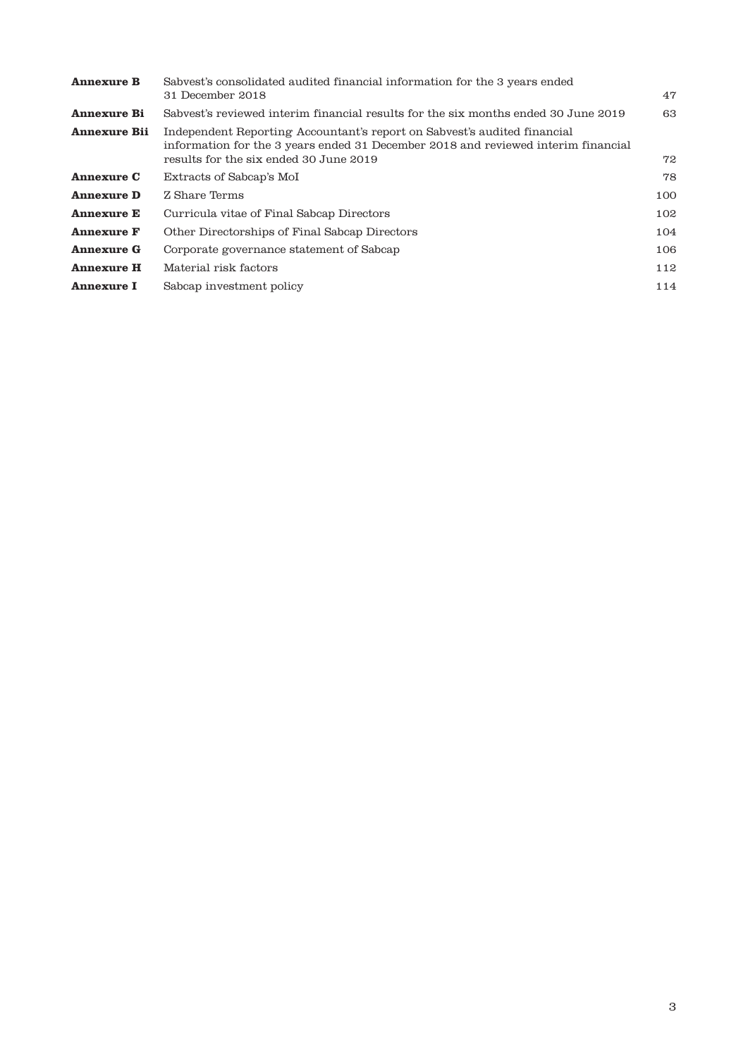| | | |
|---|---|---|
| **Annexure B** | Sabvest's consolidated audited financial information for the 3 years ended 31 December 2018 | 47 |
| **Annexure Bi** | Sabvest's reviewed interim financial results for the six months ended 30 June 2019 | 63 |
| **Annexure Bii** | Independent Reporting Accountant's report on Sabvest's audited financial information for the 3 years ended 31 December 2018 and reviewed interim financial results for the six ended 30 June 2019 | 72 |
| **Annexure C** | Extracts of Sabcap's MoI | 78 |
| **Annexure D** | Z Share Terms | 100 |
| **Annexure E** | Curricula vitae of Final Sabcap Directors | 102 |
| **Annexure F** | Other Directorships of Final Sabcap Directors | 104 |
| **Annexure G** | Corporate governance statement of Sabcap | 106 |
| **Annexure H** | Material risk factors | 112 |
| **Annexure I** | Sabcap investment policy | 114 |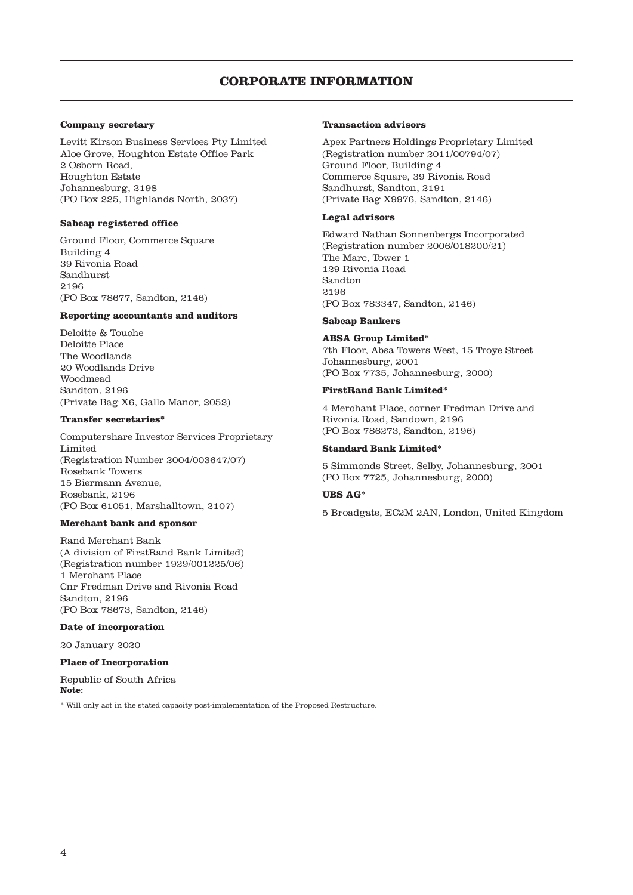# CORPORATE INFORMATION

**Company secretary**

Levitt Kirson Business Services Pty Limited
Aloe Grove, Houghton Estate Office Park
2 Osborn Road,
Houghton Estate
Johannesburg, 2198
(PO Box 225, Highlands North, 2037)

**Sabcap registered office**

Ground Floor, Commerce Square
Building 4
39 Rivonia Road
Sandhurst
2196
(PO Box 78677, Sandton, 2146)

**Reporting accountants and auditors**

Deloitte & Touche
Deloitte Place
The Woodlands
20 Woodlands Drive
Woodmead
Sandton, 2196
(Private Bag X6, Gallo Manor, 2052)

**Transfer secretaries***

Computershare Investor Services Proprietary Limited
(Registration Number 2004/003647/07)
Rosebank Towers
15 Biermann Avenue,
Rosebank, 2196
(PO Box 61051, Marshalltown, 2107)

**Merchant bank and sponsor**

Rand Merchant Bank
(A division of FirstRand Bank Limited)
(Registration number 1929/001225/06)
1 Merchant Place
Cnr Fredman Drive and Rivonia Road
Sandton, 2196
(PO Box 78673, Sandton, 2146)

**Date of incorporation**

20 January 2020

**Place of Incorporation**

Republic of South Africa

**Transaction advisors**

Apex Partners Holdings Proprietary Limited
(Registration number 2011/00794/07)
Ground Floor, Building 4
Commerce Square, 39 Rivonia Road
Sandhurst, Sandton, 2191
(Private Bag X9976, Sandton, 2146)

**Legal advisors**

Edward Nathan Sonnenbergs Incorporated
(Registration number 2006/018200/21)
The Marc, Tower 1
129 Rivonia Road
Sandton
2196
(PO Box 783347, Sandton, 2146)

**Sabcap Bankers**

**ABSA Group Limited***
7th Floor, Absa Towers West, 15 Troye Street
Johannesburg, 2001
(PO Box 7735, Johannesburg, 2000)

**FirstRand Bank Limited***

4 Merchant Place, corner Fredman Drive and Rivonia Road, Sandown, 2196
(PO Box 786273, Sandton, 2196)

**Standard Bank Limited***

5 Simmonds Street, Selby, Johannesburg, 2001
(PO Box 7725, Johannesburg, 2000)

**UBS AG***

5 Broadgate, EC2M 2AN, London, United Kingdom

**Note:**

* Will only act in the stated capacity post-implementation of the Proposed Restructure.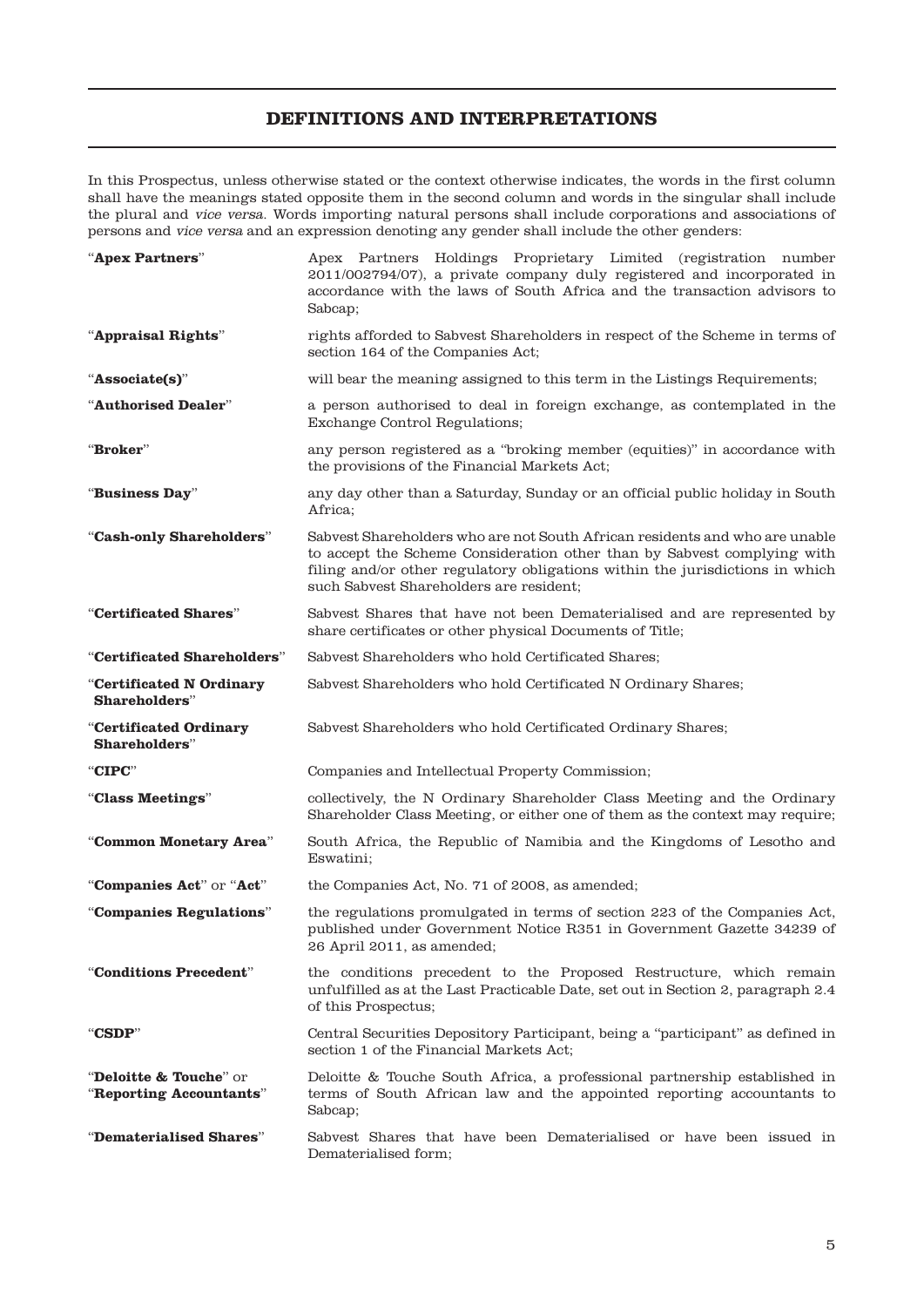## DEFINITIONS AND INTERPRETATIONS

In this Prospectus, unless otherwise stated or the context otherwise indicates, the words in the first column shall have the meanings stated opposite them in the second column and words in the singular shall include the plural and *vice versa*. Words importing natural persons shall include corporations and associations of persons and *vice versa* and an expression denoting any gender shall include the other genders:

| | |
|---|---|
| "**Apex Partners**" | Apex Partners Holdings Proprietary Limited (registration number 2011/002794/07), a private company duly registered and incorporated in accordance with the laws of South Africa and the transaction advisors to Sabcap; |
| "**Appraisal Rights**" | rights afforded to Sabvest Shareholders in respect of the Scheme in terms of section 164 of the Companies Act; |
| "**Associate(s)**" | will bear the meaning assigned to this term in the Listings Requirements; |
| "**Authorised Dealer**" | a person authorised to deal in foreign exchange, as contemplated in the Exchange Control Regulations; |
| "**Broker**" | any person registered as a "broking member (equities)" in accordance with the provisions of the Financial Markets Act; |
| "**Business Day**" | any day other than a Saturday, Sunday or an official public holiday in South Africa; |
| "**Cash-only Shareholders**" | Sabvest Shareholders who are not South African residents and who are unable to accept the Scheme Consideration other than by Sabvest complying with filing and/or other regulatory obligations within the jurisdictions in which such Sabvest Shareholders are resident; |
| "**Certificated Shares**" | Sabvest Shares that have not been Dematerialised and are represented by share certificates or other physical Documents of Title; |
| "**Certificated Shareholders**" | Sabvest Shareholders who hold Certificated Shares; |
| "**Certificated N Ordinary Shareholders**" | Sabvest Shareholders who hold Certificated N Ordinary Shares; |
| "**Certificated Ordinary Shareholders**" | Sabvest Shareholders who hold Certificated Ordinary Shares; |
| "**CIPC**" | Companies and Intellectual Property Commission; |
| "**Class Meetings**" | collectively, the N Ordinary Shareholder Class Meeting and the Ordinary Shareholder Class Meeting, or either one of them as the context may require; |
| "**Common Monetary Area**" | South Africa, the Republic of Namibia and the Kingdoms of Lesotho and Eswatini; |
| "**Companies Act**" or "**Act**" | the Companies Act, No. 71 of 2008, as amended; |
| "**Companies Regulations**" | the regulations promulgated in terms of section 223 of the Companies Act, published under Government Notice R351 in Government Gazette 34239 of 26 April 2011, as amended; |
| "**Conditions Precedent**" | the conditions precedent to the Proposed Restructure, which remain unfulfilled as at the Last Practicable Date, set out in Section 2, paragraph 2.4 of this Prospectus; |
| "**CSDP**" | Central Securities Depository Participant, being a "participant" as defined in section 1 of the Financial Markets Act; |
| "**Deloitte & Touche**" or "**Reporting Accountants**" | Deloitte & Touche South Africa, a professional partnership established in terms of South African law and the appointed reporting accountants to Sabcap; |
| "**Dematerialised Shares**" | Sabvest Shares that have been Dematerialised or have been issued in Dematerialised form; |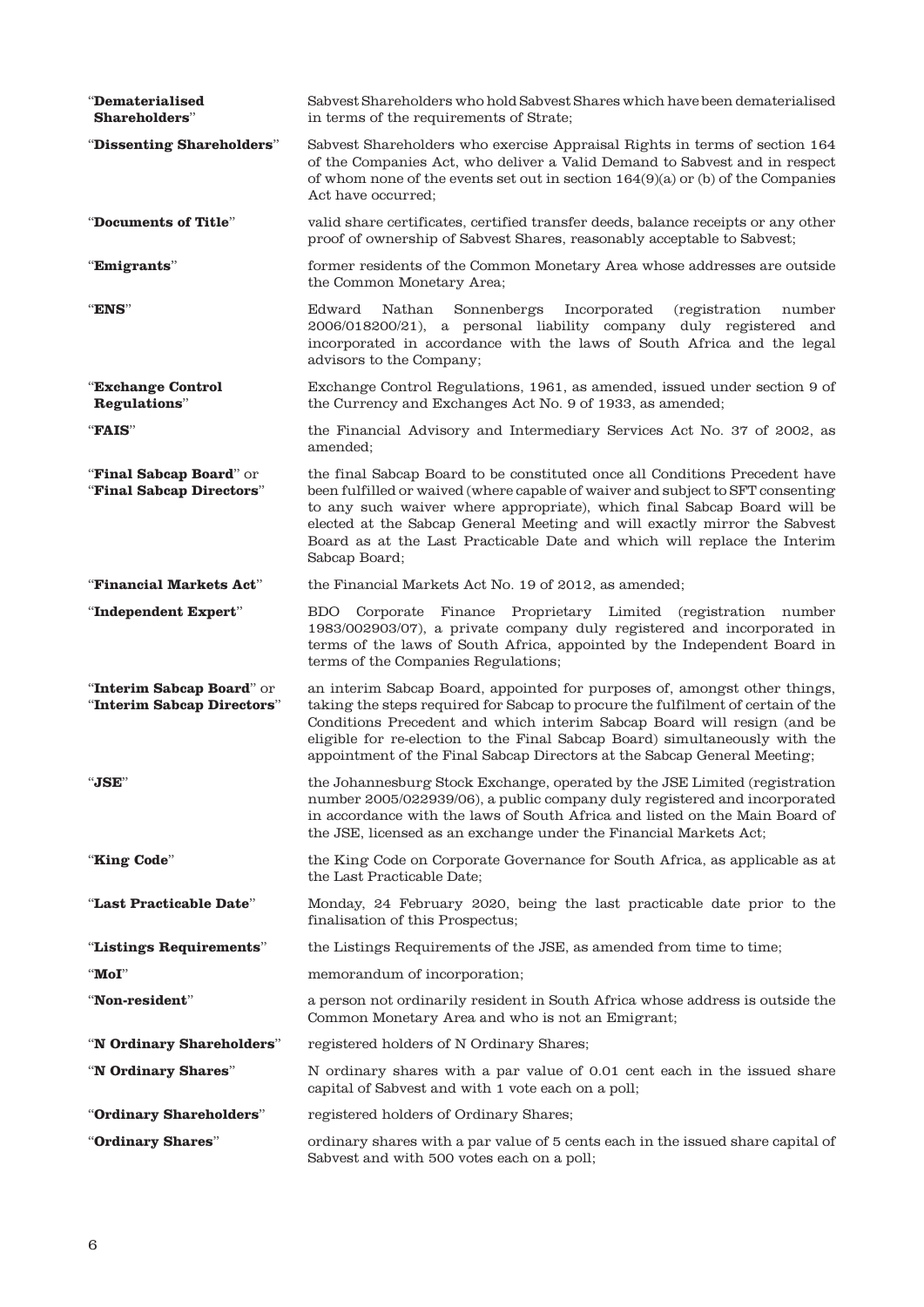| | |
|---|---|
| "**Dematerialised Shareholders**" | Sabvest Shareholders who hold Sabvest Shares which have been dematerialised in terms of the requirements of Strate; |
| "**Dissenting Shareholders**" | Sabvest Shareholders who exercise Appraisal Rights in terms of section 164 of the Companies Act, who deliver a Valid Demand to Sabvest and in respect of whom none of the events set out in section 164(9)(a) or (b) of the Companies Act have occurred; |
| "**Documents of Title**" | valid share certificates, certified transfer deeds, balance receipts or any other proof of ownership of Sabvest Shares, reasonably acceptable to Sabvest; |
| "**Emigrants**" | former residents of the Common Monetary Area whose addresses are outside the Common Monetary Area; |
| "**ENS**" | Edward Nathan Sonnenbergs Incorporated (registration number 2006/018200/21), a personal liability company duly registered and incorporated in accordance with the laws of South Africa and the legal advisors to the Company; |
| "**Exchange Control Regulations**" | Exchange Control Regulations, 1961, as amended, issued under section 9 of the Currency and Exchanges Act No. 9 of 1933, as amended; |
| "**FAIS**" | the Financial Advisory and Intermediary Services Act No. 37 of 2002, as amended; |
| "**Final Sabcap Board**" or "**Final Sabcap Directors**" | the final Sabcap Board to be constituted once all Conditions Precedent have been fulfilled or waived (where capable of waiver and subject to SFT consenting to any such waiver where appropriate), which final Sabcap Board will be elected at the Sabcap General Meeting and will exactly mirror the Sabvest Board as at the Last Practicable Date and which will replace the Interim Sabcap Board; |
| "**Financial Markets Act**" | the Financial Markets Act No. 19 of 2012, as amended; |
| "**Independent Expert**" | BDO Corporate Finance Proprietary Limited (registration number 1983/002903/07), a private company duly registered and incorporated in terms of the laws of South Africa, appointed by the Independent Board in terms of the Companies Regulations; |
| "**Interim Sabcap Board**" or "**Interim Sabcap Directors**" | an interim Sabcap Board, appointed for purposes of, amongst other things, taking the steps required for Sabcap to procure the fulfilment of certain of the Conditions Precedent and which interim Sabcap Board will resign (and be eligible for re-election to the Final Sabcap Board) simultaneously with the appointment of the Final Sabcap Directors at the Sabcap General Meeting; |
| "**JSE**" | the Johannesburg Stock Exchange, operated by the JSE Limited (registration number 2005/022939/06), a public company duly registered and incorporated in accordance with the laws of South Africa and listed on the Main Board of the JSE, licensed as an exchange under the Financial Markets Act; |
| "**King Code**" | the King Code on Corporate Governance for South Africa, as applicable as at the Last Practicable Date; |
| "**Last Practicable Date**" | Monday, 24 February 2020, being the last practicable date prior to the finalisation of this Prospectus; |
| "**Listings Requirements**" | the Listings Requirements of the JSE, as amended from time to time; |
| "**MoI**" | memorandum of incorporation; |
| "**Non-resident**" | a person not ordinarily resident in South Africa whose address is outside the Common Monetary Area and who is not an Emigrant; |
| "**N Ordinary Shareholders**" | registered holders of N Ordinary Shares; |
| "**N Ordinary Shares**" | N ordinary shares with a par value of 0.01 cent each in the issued share capital of Sabvest and with 1 vote each on a poll; |
| "**Ordinary Shareholders**" | registered holders of Ordinary Shares; |
| "**Ordinary Shares**" | ordinary shares with a par value of 5 cents each in the issued share capital of Sabvest and with 500 votes each on a poll; |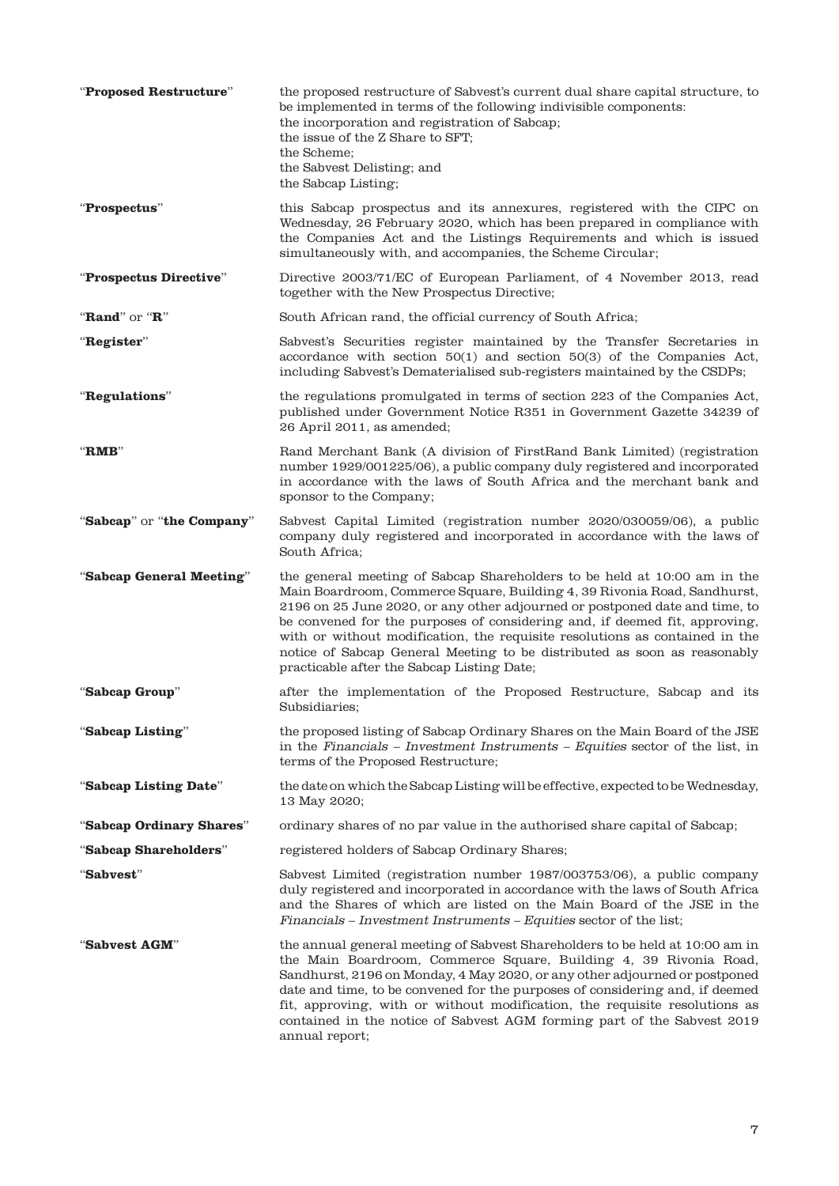| | |
|---|---|
| "**Proposed Restructure**" | the proposed restructure of Sabvest's current dual share capital structure, to be implemented in terms of the following indivisible components: the incorporation and registration of Sabcap; the issue of the Z Share to SFT; the Scheme; the Sabvest Delisting; and the Sabcap Listing; |
| "**Prospectus**" | this Sabcap prospectus and its annexures, registered with the CIPC on Wednesday, 26 February 2020, which has been prepared in compliance with the Companies Act and the Listings Requirements and which is issued simultaneously with, and accompanies, the Scheme Circular; |
| "**Prospectus Directive**" | Directive 2003/71/EC of European Parliament, of 4 November 2013, read together with the New Prospectus Directive; |
| "**Rand**" or "**R**" | South African rand, the official currency of South Africa; |
| "**Register**" | Sabvest's Securities register maintained by the Transfer Secretaries in accordance with section 50(1) and section 50(3) of the Companies Act, including Sabvest's Dematerialised sub-registers maintained by the CSDPs; |
| "**Regulations**" | the regulations promulgated in terms of section 223 of the Companies Act, published under Government Notice R351 in Government Gazette 34239 of 26 April 2011, as amended; |
| "**RMB**" | Rand Merchant Bank (A division of FirstRand Bank Limited) (registration number 1929/001225/06), a public company duly registered and incorporated in accordance with the laws of South Africa and the merchant bank and sponsor to the Company; |
| "**Sabcap**" or "**the Company**" | Sabvest Capital Limited (registration number 2020/030059/06), a public company duly registered and incorporated in accordance with the laws of South Africa; |
| "**Sabcap General Meeting**" | the general meeting of Sabcap Shareholders to be held at 10:00 am in the Main Boardroom, Commerce Square, Building 4, 39 Rivonia Road, Sandhurst, 2196 on 25 June 2020, or any other adjourned or postponed date and time, to be convened for the purposes of considering and, if deemed fit, approving, with or without modification, the requisite resolutions as contained in the notice of Sabcap General Meeting to be distributed as soon as reasonably practicable after the Sabcap Listing Date; |
| "**Sabcap Group**" | after the implementation of the Proposed Restructure, Sabcap and its Subsidiaries; |
| "**Sabcap Listing**" | the proposed listing of Sabcap Ordinary Shares on the Main Board of the JSE in the *Financials – Investment Instruments – Equities* sector of the list, in terms of the Proposed Restructure; |
| "**Sabcap Listing Date**" | the date on which the Sabcap Listing will be effective, expected to be Wednesday, 13 May 2020; |
| "**Sabcap Ordinary Shares**" | ordinary shares of no par value in the authorised share capital of Sabcap; |
| "**Sabcap Shareholders**" | registered holders of Sabcap Ordinary Shares; |
| "**Sabvest**" | Sabvest Limited (registration number 1987/003753/06), a public company duly registered and incorporated in accordance with the laws of South Africa and the Shares of which are listed on the Main Board of the JSE in the *Financials – Investment Instruments – Equities* sector of the list; |
| "**Sabvest AGM**" | the annual general meeting of Sabvest Shareholders to be held at 10:00 am in the Main Boardroom, Commerce Square, Building 4, 39 Rivonia Road, Sandhurst, 2196 on Monday, 4 May 2020, or any other adjourned or postponed date and time, to be convened for the purposes of considering and, if deemed fit, approving, with or without modification, the requisite resolutions as contained in the notice of Sabvest AGM forming part of the Sabvest 2019 annual report; |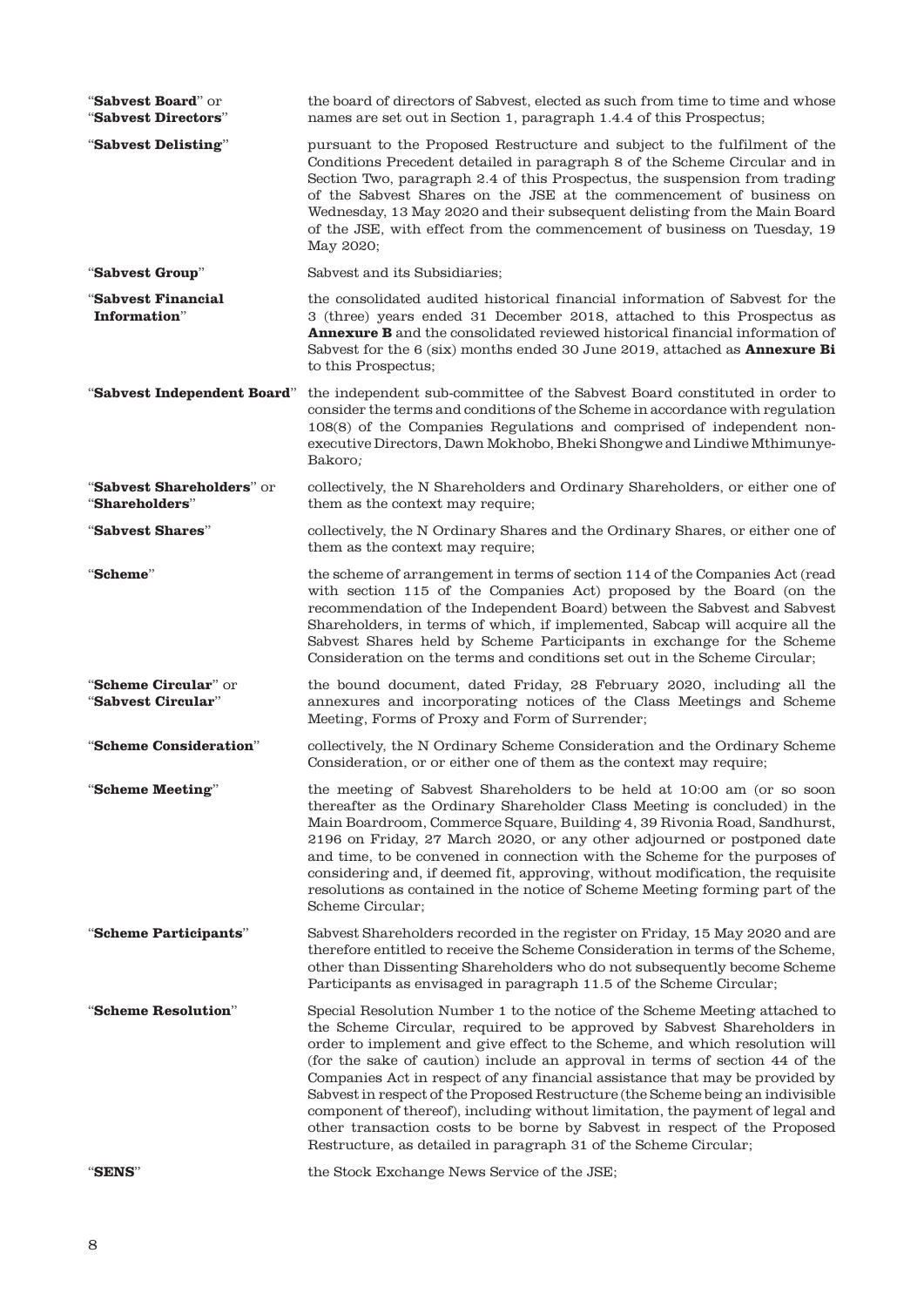| | |
|---|---|
| "**Sabvest Board**" or "**Sabvest Directors**" | the board of directors of Sabvest, elected as such from time to time and whose names are set out in Section 1, paragraph 1.4.4 of this Prospectus; |
| "**Sabvest Delisting**" | pursuant to the Proposed Restructure and subject to the fulfilment of the Conditions Precedent detailed in paragraph 8 of the Scheme Circular and in Section Two, paragraph 2.4 of this Prospectus, the suspension from trading of the Sabvest Shares on the JSE at the commencement of business on Wednesday, 13 May 2020 and their subsequent delisting from the Main Board of the JSE, with effect from the commencement of business on Tuesday, 19 May 2020; |
| "**Sabvest Group**" | Sabvest and its Subsidiaries; |
| "**Sabvest Financial Information**" | the consolidated audited historical financial information of Sabvest for the 3 (three) years ended 31 December 2018, attached to this Prospectus as **Annexure B** and the consolidated reviewed historical financial information of Sabvest for the 6 (six) months ended 30 June 2019, attached as **Annexure Bi** to this Prospectus; |
| "**Sabvest Independent Board**" | the independent sub-committee of the Sabvest Board constituted in order to consider the terms and conditions of the Scheme in accordance with regulation 108(8) of the Companies Regulations and comprised of independent non-executive Directors, Dawn Mokhobo, Bheki Shongwe and Lindiwe Mthimunye-Bakoro*;* |
| "**Sabvest Shareholders**" or "**Shareholders**" | collectively, the N Shareholders and Ordinary Shareholders, or either one of them as the context may require; |
| "**Sabvest Shares**" | collectively, the N Ordinary Shares and the Ordinary Shares, or either one of them as the context may require; |
| "**Scheme**" | the scheme of arrangement in terms of section 114 of the Companies Act (read with section 115 of the Companies Act) proposed by the Board (on the recommendation of the Independent Board) between the Sabvest and Sabvest Shareholders, in terms of which, if implemented, Sabcap will acquire all the Sabvest Shares held by Scheme Participants in exchange for the Scheme Consideration on the terms and conditions set out in the Scheme Circular; |
| "**Scheme Circular**" or "**Sabvest Circular**" | the bound document, dated Friday, 28 February 2020, including all the annexures and incorporating notices of the Class Meetings and Scheme Meeting, Forms of Proxy and Form of Surrender; |
| "**Scheme Consideration**" | collectively, the N Ordinary Scheme Consideration and the Ordinary Scheme Consideration, or or either one of them as the context may require; |
| "**Scheme Meeting**" | the meeting of Sabvest Shareholders to be held at 10:00 am (or so soon thereafter as the Ordinary Shareholder Class Meeting is concluded) in the Main Boardroom, Commerce Square, Building 4, 39 Rivonia Road, Sandhurst, 2196 on Friday, 27 March 2020, or any other adjourned or postponed date and time, to be convened in connection with the Scheme for the purposes of considering and, if deemed fit, approving, without modification, the requisite resolutions as contained in the notice of Scheme Meeting forming part of the Scheme Circular; |
| "**Scheme Participants**" | Sabvest Shareholders recorded in the register on Friday, 15 May 2020 and are therefore entitled to receive the Scheme Consideration in terms of the Scheme, other than Dissenting Shareholders who do not subsequently become Scheme Participants as envisaged in paragraph 11.5 of the Scheme Circular; |
| "**Scheme Resolution**" | Special Resolution Number 1 to the notice of the Scheme Meeting attached to the Scheme Circular, required to be approved by Sabvest Shareholders in order to implement and give effect to the Scheme, and which resolution will (for the sake of caution) include an approval in terms of section 44 of the Companies Act in respect of any financial assistance that may be provided by Sabvest in respect of the Proposed Restructure (the Scheme being an indivisible component of thereof), including without limitation, the payment of legal and other transaction costs to be borne by Sabvest in respect of the Proposed Restructure, as detailed in paragraph 31 of the Scheme Circular; |
| "**SENS**" | the Stock Exchange News Service of the JSE; |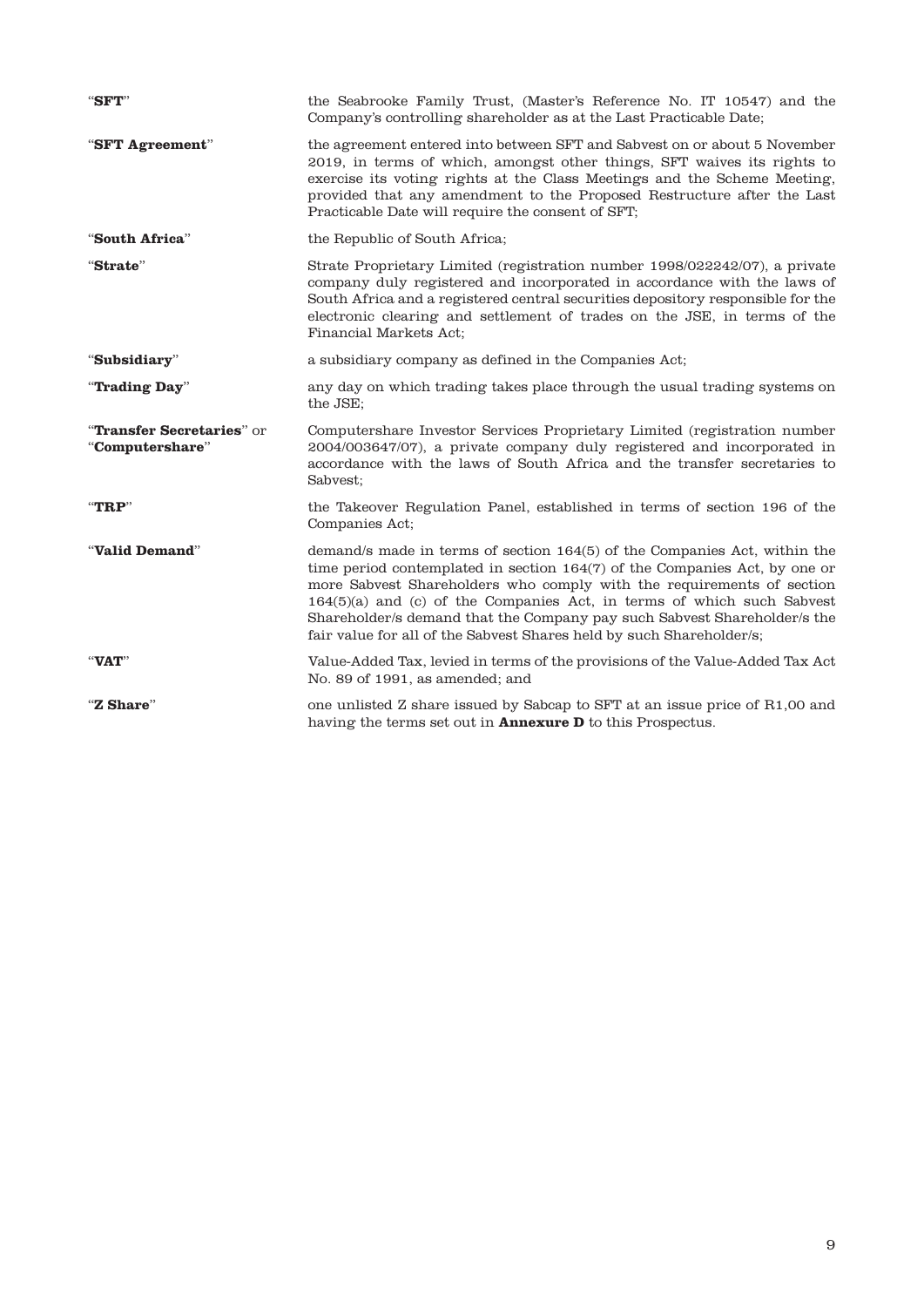| | |
|---|---|
| "**SFT**" | the Seabrooke Family Trust, (Master's Reference No. IT 10547) and the Company's controlling shareholder as at the Last Practicable Date; |
| "**SFT Agreement**" | the agreement entered into between SFT and Sabvest on or about 5 November 2019, in terms of which, amongst other things, SFT waives its rights to exercise its voting rights at the Class Meetings and the Scheme Meeting, provided that any amendment to the Proposed Restructure after the Last Practicable Date will require the consent of SFT; |
| "**South Africa**" | the Republic of South Africa; |
| "**Strate**" | Strate Proprietary Limited (registration number 1998/022242/07), a private company duly registered and incorporated in accordance with the laws of South Africa and a registered central securities depository responsible for the electronic clearing and settlement of trades on the JSE, in terms of the Financial Markets Act; |
| "**Subsidiary**" | a subsidiary company as defined in the Companies Act; |
| "**Trading Day**" | any day on which trading takes place through the usual trading systems on the JSE; |
| "**Transfer Secretaries**" or "**Computershare**" | Computershare Investor Services Proprietary Limited (registration number 2004/003647/07), a private company duly registered and incorporated in accordance with the laws of South Africa and the transfer secretaries to Sabvest; |
| "**TRP**" | the Takeover Regulation Panel, established in terms of section 196 of the Companies Act; |
| "**Valid Demand**" | demand/s made in terms of section 164(5) of the Companies Act, within the time period contemplated in section 164(7) of the Companies Act, by one or more Sabvest Shareholders who comply with the requirements of section 164(5)(a) and (c) of the Companies Act, in terms of which such Sabvest Shareholder/s demand that the Company pay such Sabvest Shareholder/s the fair value for all of the Sabvest Shares held by such Shareholder/s; |
| "**VAT**" | Value-Added Tax, levied in terms of the provisions of the Value-Added Tax Act No. 89 of 1991, as amended; and |
| "**Z Share**" | one unlisted Z share issued by Sabcap to SFT at an issue price of R1,00 and having the terms set out in **Annexure D** to this Prospectus. |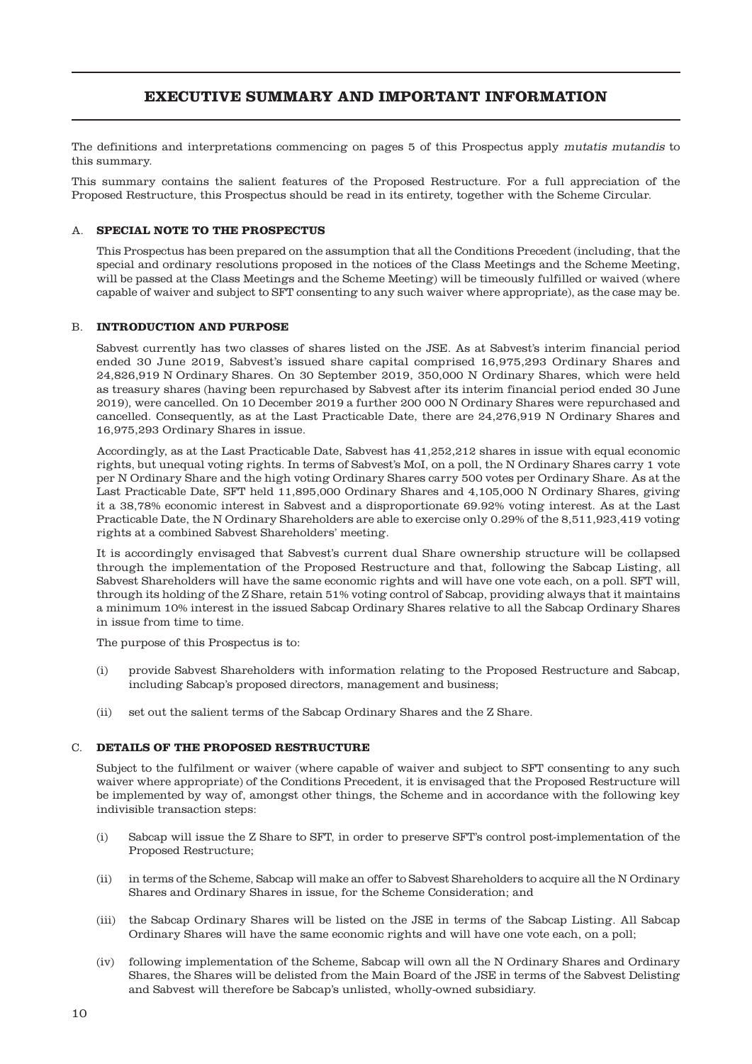# EXECUTIVE SUMMARY AND IMPORTANT INFORMATION

The definitions and interpretations commencing on pages 5 of this Prospectus apply *mutatis mutandis* to this summary.

This summary contains the salient features of the Proposed Restructure. For a full appreciation of the Proposed Restructure, this Prospectus should be read in its entirety, together with the Scheme Circular.

## A. SPECIAL NOTE TO THE PROSPECTUS

This Prospectus has been prepared on the assumption that all the Conditions Precedent (including, that the special and ordinary resolutions proposed in the notices of the Class Meetings and the Scheme Meeting, will be passed at the Class Meetings and the Scheme Meeting) will be timeously fulfilled or waived (where capable of waiver and subject to SFT consenting to any such waiver where appropriate), as the case may be.

## B. INTRODUCTION AND PURPOSE

Sabvest currently has two classes of shares listed on the JSE. As at Sabvest's interim financial period ended 30 June 2019, Sabvest's issued share capital comprised 16,975,293 Ordinary Shares and 24,826,919 N Ordinary Shares. On 30 September 2019, 350,000 N Ordinary Shares, which were held as treasury shares (having been repurchased by Sabvest after its interim financial period ended 30 June 2019), were cancelled. On 10 December 2019 a further 200 000 N Ordinary Shares were repurchased and cancelled. Consequently, as at the Last Practicable Date, there are 24,276,919 N Ordinary Shares and 16,975,293 Ordinary Shares in issue.

Accordingly, as at the Last Practicable Date, Sabvest has 41,252,212 shares in issue with equal economic rights, but unequal voting rights. In terms of Sabvest's MoI, on a poll, the N Ordinary Shares carry 1 vote per N Ordinary Share and the high voting Ordinary Shares carry 500 votes per Ordinary Share. As at the Last Practicable Date, SFT held 11,895,000 Ordinary Shares and 4,105,000 N Ordinary Shares, giving it a 38,78% economic interest in Sabvest and a disproportionate 69.92% voting interest. As at the Last Practicable Date, the N Ordinary Shareholders are able to exercise only 0.29% of the 8,511,923,419 voting rights at a combined Sabvest Shareholders' meeting.

It is accordingly envisaged that Sabvest's current dual Share ownership structure will be collapsed through the implementation of the Proposed Restructure and that, following the Sabcap Listing, all Sabvest Shareholders will have the same economic rights and will have one vote each, on a poll. SFT will, through its holding of the Z Share, retain 51% voting control of Sabcap, providing always that it maintains a minimum 10% interest in the issued Sabcap Ordinary Shares relative to all the Sabcap Ordinary Shares in issue from time to time.

The purpose of this Prospectus is to:

(i) provide Sabvest Shareholders with information relating to the Proposed Restructure and Sabcap, including Sabcap's proposed directors, management and business;

(ii) set out the salient terms of the Sabcap Ordinary Shares and the Z Share.

## C. DETAILS OF THE PROPOSED RESTRUCTURE

Subject to the fulfilment or waiver (where capable of waiver and subject to SFT consenting to any such waiver where appropriate) of the Conditions Precedent, it is envisaged that the Proposed Restructure will be implemented by way of, amongst other things, the Scheme and in accordance with the following key indivisible transaction steps:

(i) Sabcap will issue the Z Share to SFT, in order to preserve SFT's control post-implementation of the Proposed Restructure;

(ii) in terms of the Scheme, Sabcap will make an offer to Sabvest Shareholders to acquire all the N Ordinary Shares and Ordinary Shares in issue, for the Scheme Consideration; and

(iii) the Sabcap Ordinary Shares will be listed on the JSE in terms of the Sabcap Listing. All Sabcap Ordinary Shares will have the same economic rights and will have one vote each, on a poll;

(iv) following implementation of the Scheme, Sabcap will own all the N Ordinary Shares and Ordinary Shares, the Shares will be delisted from the Main Board of the JSE in terms of the Sabvest Delisting and Sabvest will therefore be Sabcap's unlisted, wholly-owned subsidiary.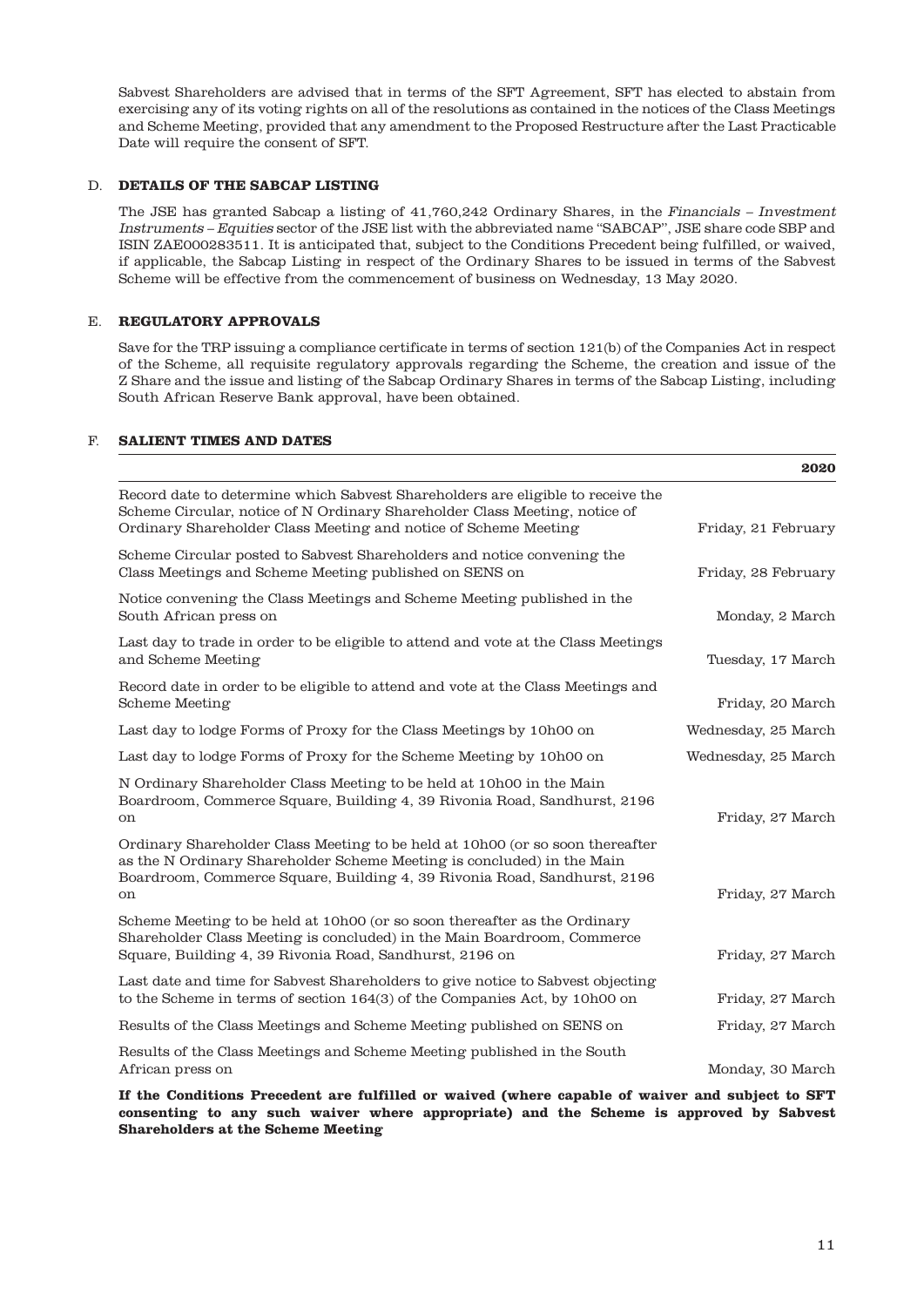Sabvest Shareholders are advised that in terms of the SFT Agreement, SFT has elected to abstain from exercising any of its voting rights on all of the resolutions as contained in the notices of the Class Meetings and Scheme Meeting, provided that any amendment to the Proposed Restructure after the Last Practicable Date will require the consent of SFT.

## D. DETAILS OF THE SABCAP LISTING

The JSE has granted Sabcap a listing of 41,760,242 Ordinary Shares, in the *Financials – Investment Instruments – Equities* sector of the JSE list with the abbreviated name "SABCAP", JSE share code SBP and ISIN ZAE000283511. It is anticipated that, subject to the Conditions Precedent being fulfilled, or waived, if applicable, the Sabcap Listing in respect of the Ordinary Shares to be issued in terms of the Sabvest Scheme will be effective from the commencement of business on Wednesday, 13 May 2020.

## E. REGULATORY APPROVALS

Save for the TRP issuing a compliance certificate in terms of section 121(b) of the Companies Act in respect of the Scheme, all requisite regulatory approvals regarding the Scheme, the creation and issue of the Z Share and the issue and listing of the Sabcap Ordinary Shares in terms of the Sabcap Listing, including South African Reserve Bank approval, have been obtained.

## F. SALIENT TIMES AND DATES

| | **2020** |
|---|---|
| Record date to determine which Sabvest Shareholders are eligible to receive the Scheme Circular, notice of N Ordinary Shareholder Class Meeting, notice of Ordinary Shareholder Class Meeting and notice of Scheme Meeting | Friday, 21 February |
| Scheme Circular posted to Sabvest Shareholders and notice convening the Class Meetings and Scheme Meeting published on SENS on | Friday, 28 February |
| Notice convening the Class Meetings and Scheme Meeting published in the South African press on | Monday, 2 March |
| Last day to trade in order to be eligible to attend and vote at the Class Meetings and Scheme Meeting | Tuesday, 17 March |
| Record date in order to be eligible to attend and vote at the Class Meetings and Scheme Meeting | Friday, 20 March |
| Last day to lodge Forms of Proxy for the Class Meetings by 10h00 on | Wednesday, 25 March |
| Last day to lodge Forms of Proxy for the Scheme Meeting by 10h00 on | Wednesday, 25 March |
| N Ordinary Shareholder Class Meeting to be held at 10h00 in the Main Boardroom, Commerce Square, Building 4, 39 Rivonia Road, Sandhurst, 2196 on | Friday, 27 March |
| Ordinary Shareholder Class Meeting to be held at 10h00 (or so soon thereafter as the N Ordinary Shareholder Scheme Meeting is concluded) in the Main Boardroom, Commerce Square, Building 4, 39 Rivonia Road, Sandhurst, 2196 on | Friday, 27 March |
| Scheme Meeting to be held at 10h00 (or so soon thereafter as the Ordinary Shareholder Class Meeting is concluded) in the Main Boardroom, Commerce Square, Building 4, 39 Rivonia Road, Sandhurst, 2196 on | Friday, 27 March |
| Last date and time for Sabvest Shareholders to give notice to Sabvest objecting to the Scheme in terms of section 164(3) of the Companies Act, by 10h00 on | Friday, 27 March |
| Results of the Class Meetings and Scheme Meeting published on SENS on | Friday, 27 March |
| Results of the Class Meetings and Scheme Meeting published in the South African press on | Monday, 30 March |

**If the Conditions Precedent are fulfilled or waived (where capable of waiver and subject to SFT consenting to any such waiver where appropriate) and the Scheme is approved by Sabvest Shareholders at the Scheme Meeting**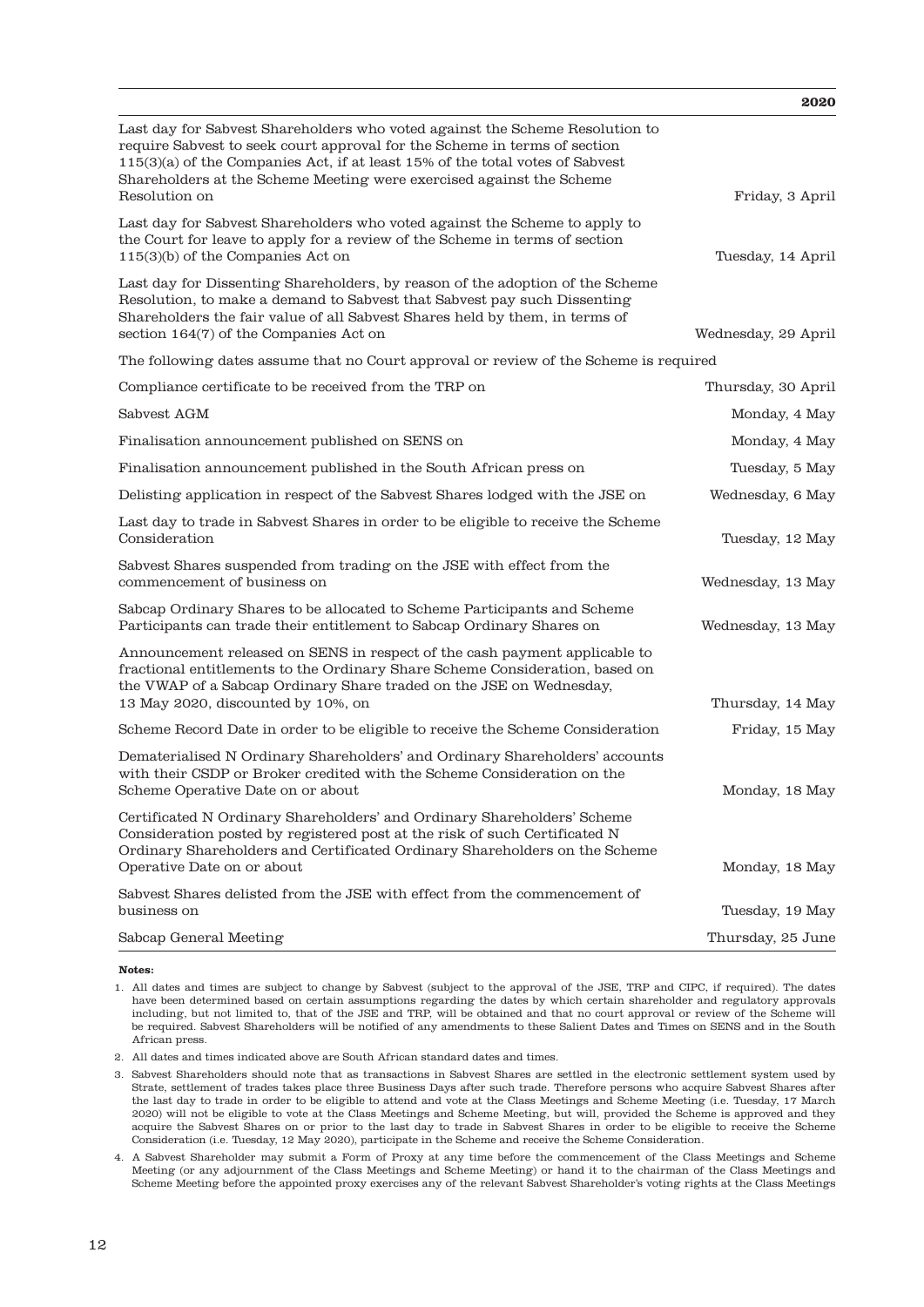| | 2020 |
|---|---|
| Last day for Sabvest Shareholders who voted against the Scheme Resolution to require Sabvest to seek court approval for the Scheme in terms of section 115(3)(a) of the Companies Act, if at least 15% of the total votes of Sabvest Shareholders at the Scheme Meeting were exercised against the Scheme Resolution on | Friday, 3 April |
| Last day for Sabvest Shareholders who voted against the Scheme to apply to the Court for leave to apply for a review of the Scheme in terms of section 115(3)(b) of the Companies Act on | Tuesday, 14 April |
| Last day for Dissenting Shareholders, by reason of the adoption of the Scheme Resolution, to make a demand to Sabvest that Sabvest pay such Dissenting Shareholders the fair value of all Sabvest Shares held by them, in terms of section 164(7) of the Companies Act on | Wednesday, 29 April |
| The following dates assume that no Court approval or review of the Scheme is required | |
| Compliance certificate to be received from the TRP on | Thursday, 30 April |
| Sabvest AGM | Monday, 4 May |
| Finalisation announcement published on SENS on | Monday, 4 May |
| Finalisation announcement published in the South African press on | Tuesday, 5 May |
| Delisting application in respect of the Sabvest Shares lodged with the JSE on | Wednesday, 6 May |
| Last day to trade in Sabvest Shares in order to be eligible to receive the Scheme Consideration | Tuesday, 12 May |
| Sabvest Shares suspended from trading on the JSE with effect from the commencement of business on | Wednesday, 13 May |
| Sabcap Ordinary Shares to be allocated to Scheme Participants and Scheme Participants can trade their entitlement to Sabcap Ordinary Shares on | Wednesday, 13 May |
| Announcement released on SENS in respect of the cash payment applicable to fractional entitlements to the Ordinary Share Scheme Consideration, based on the VWAP of a Sabcap Ordinary Share traded on the JSE on Wednesday, 13 May 2020, discounted by 10%, on | Thursday, 14 May |
| Scheme Record Date in order to be eligible to receive the Scheme Consideration | Friday, 15 May |
| Dematerialised N Ordinary Shareholders' and Ordinary Shareholders' accounts with their CSDP or Broker credited with the Scheme Consideration on the Scheme Operative Date on or about | Monday, 18 May |
| Certificated N Ordinary Shareholders' and Ordinary Shareholders' Scheme Consideration posted by registered post at the risk of such Certificated N Ordinary Shareholders and Certificated Ordinary Shareholders on the Scheme Operative Date on or about | Monday, 18 May |
| Sabvest Shares delisted from the JSE with effect from the commencement of business on | Tuesday, 19 May |
| Sabcap General Meeting | Thursday, 25 June |

**Notes:**

1. All dates and times are subject to change by Sabvest (subject to the approval of the JSE, TRP and CIPC, if required). The dates have been determined based on certain assumptions regarding the dates by which certain shareholder and regulatory approvals including, but not limited to, that of the JSE and TRP, will be obtained and that no court approval or review of the Scheme will be required. Sabvest Shareholders will be notified of any amendments to these Salient Dates and Times on SENS and in the South African press.
2. All dates and times indicated above are South African standard dates and times.
3. Sabvest Shareholders should note that as transactions in Sabvest Shares are settled in the electronic settlement system used by Strate, settlement of trades takes place three Business Days after such trade. Therefore persons who acquire Sabvest Shares after the last day to trade in order to be eligible to attend and vote at the Class Meetings and Scheme Meeting (i.e. Tuesday, 17 March 2020) will not be eligible to vote at the Class Meetings and Scheme Meeting, but will, provided the Scheme is approved and they acquire the Sabvest Shares on or prior to the last day to trade in Sabvest Shares in order to be eligible to receive the Scheme Consideration (i.e. Tuesday, 12 May 2020), participate in the Scheme and receive the Scheme Consideration.
4. A Sabvest Shareholder may submit a Form of Proxy at any time before the commencement of the Class Meetings and Scheme Meeting (or any adjournment of the Class Meetings and Scheme Meeting) or hand it to the chairman of the Class Meetings and Scheme Meeting before the appointed proxy exercises any of the relevant Sabvest Shareholder's voting rights at the Class Meetings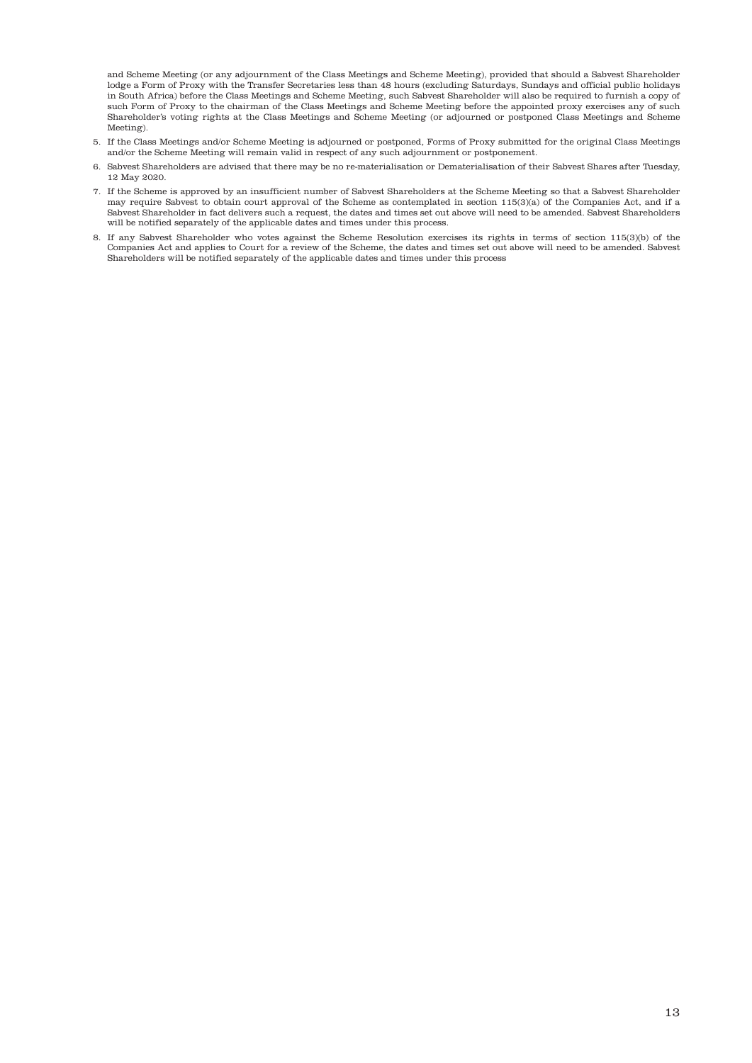and Scheme Meeting (or any adjournment of the Class Meetings and Scheme Meeting), provided that should a Sabvest Shareholder lodge a Form of Proxy with the Transfer Secretaries less than 48 hours (excluding Saturdays, Sundays and official public holidays in South Africa) before the Class Meetings and Scheme Meeting, such Sabvest Shareholder will also be required to furnish a copy of such Form of Proxy to the chairman of the Class Meetings and Scheme Meeting before the appointed proxy exercises any of such Shareholder's voting rights at the Class Meetings and Scheme Meeting (or adjourned or postponed Class Meetings and Scheme Meeting).

5. If the Class Meetings and/or Scheme Meeting is adjourned or postponed, Forms of Proxy submitted for the original Class Meetings and/or the Scheme Meeting will remain valid in respect of any such adjournment or postponement.
6. Sabvest Shareholders are advised that there may be no re-materialisation or Dematerialisation of their Sabvest Shares after Tuesday, 12 May 2020.
7. If the Scheme is approved by an insufficient number of Sabvest Shareholders at the Scheme Meeting so that a Sabvest Shareholder may require Sabvest to obtain court approval of the Scheme as contemplated in section 115(3)(a) of the Companies Act, and if a Sabvest Shareholder in fact delivers such a request, the dates and times set out above will need to be amended. Sabvest Shareholders will be notified separately of the applicable dates and times under this process.
8. If any Sabvest Shareholder who votes against the Scheme Resolution exercises its rights in terms of section 115(3)(b) of the Companies Act and applies to Court for a review of the Scheme, the dates and times set out above will need to be amended. Sabvest Shareholders will be notified separately of the applicable dates and times under this process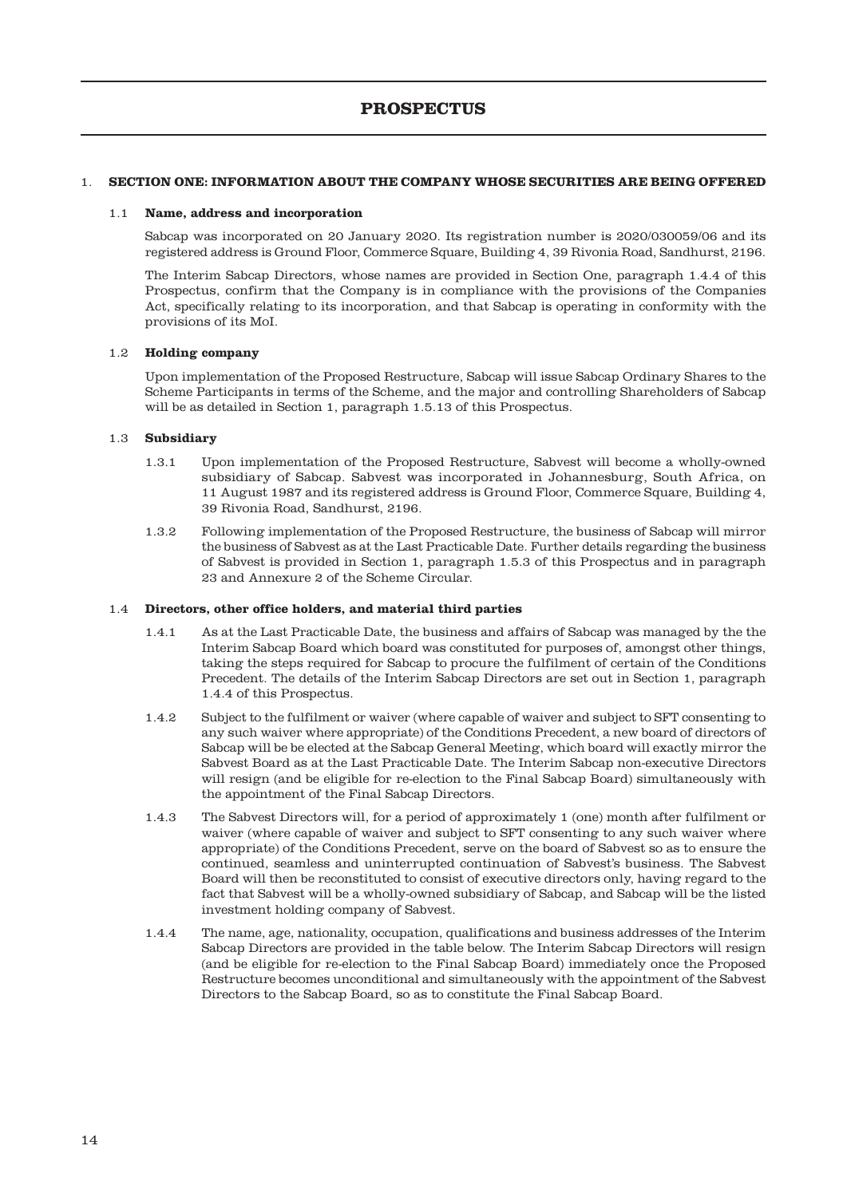# PROSPECTUS

## 1. SECTION ONE: INFORMATION ABOUT THE COMPANY WHOSE SECURITIES ARE BEING OFFERED

### 1.1 Name, address and incorporation

Sabcap was incorporated on 20 January 2020. Its registration number is 2020/030059/06 and its registered address is Ground Floor, Commerce Square, Building 4, 39 Rivonia Road, Sandhurst, 2196.

The Interim Sabcap Directors, whose names are provided in Section One, paragraph 1.4.4 of this Prospectus, confirm that the Company is in compliance with the provisions of the Companies Act, specifically relating to its incorporation, and that Sabcap is operating in conformity with the provisions of its MoI.

### 1.2 Holding company

Upon implementation of the Proposed Restructure, Sabcap will issue Sabcap Ordinary Shares to the Scheme Participants in terms of the Scheme, and the major and controlling Shareholders of Sabcap will be as detailed in Section 1, paragraph 1.5.13 of this Prospectus.

### 1.3 Subsidiary

1.3.1 Upon implementation of the Proposed Restructure, Sabvest will become a wholly-owned subsidiary of Sabcap. Sabvest was incorporated in Johannesburg, South Africa, on 11 August 1987 and its registered address is Ground Floor, Commerce Square, Building 4, 39 Rivonia Road, Sandhurst, 2196.

1.3.2 Following implementation of the Proposed Restructure, the business of Sabcap will mirror the business of Sabvest as at the Last Practicable Date. Further details regarding the business of Sabvest is provided in Section 1, paragraph 1.5.3 of this Prospectus and in paragraph 23 and Annexure 2 of the Scheme Circular.

### 1.4 Directors, other office holders, and material third parties

1.4.1 As at the Last Practicable Date, the business and affairs of Sabcap was managed by the the Interim Sabcap Board which board was constituted for purposes of, amongst other things, taking the steps required for Sabcap to procure the fulfilment of certain of the Conditions Precedent. The details of the Interim Sabcap Directors are set out in Section 1, paragraph 1.4.4 of this Prospectus.

1.4.2 Subject to the fulfilment or waiver (where capable of waiver and subject to SFT consenting to any such waiver where appropriate) of the Conditions Precedent, a new board of directors of Sabcap will be be elected at the Sabcap General Meeting, which board will exactly mirror the Sabvest Board as at the Last Practicable Date. The Interim Sabcap non-executive Directors will resign (and be eligible for re-election to the Final Sabcap Board) simultaneously with the appointment of the Final Sabcap Directors.

1.4.3 The Sabvest Directors will, for a period of approximately 1 (one) month after fulfilment or waiver (where capable of waiver and subject to SFT consenting to any such waiver where appropriate) of the Conditions Precedent, serve on the board of Sabvest so as to ensure the continued, seamless and uninterrupted continuation of Sabvest's business. The Sabvest Board will then be reconstituted to consist of executive directors only, having regard to the fact that Sabvest will be a wholly-owned subsidiary of Sabcap, and Sabcap will be the listed investment holding company of Sabvest.

1.4.4 The name, age, nationality, occupation, qualifications and business addresses of the Interim Sabcap Directors are provided in the table below. The Interim Sabcap Directors will resign (and be eligible for re-election to the Final Sabcap Board) immediately once the Proposed Restructure becomes unconditional and simultaneously with the appointment of the Sabvest Directors to the Sabcap Board, so as to constitute the Final Sabcap Board.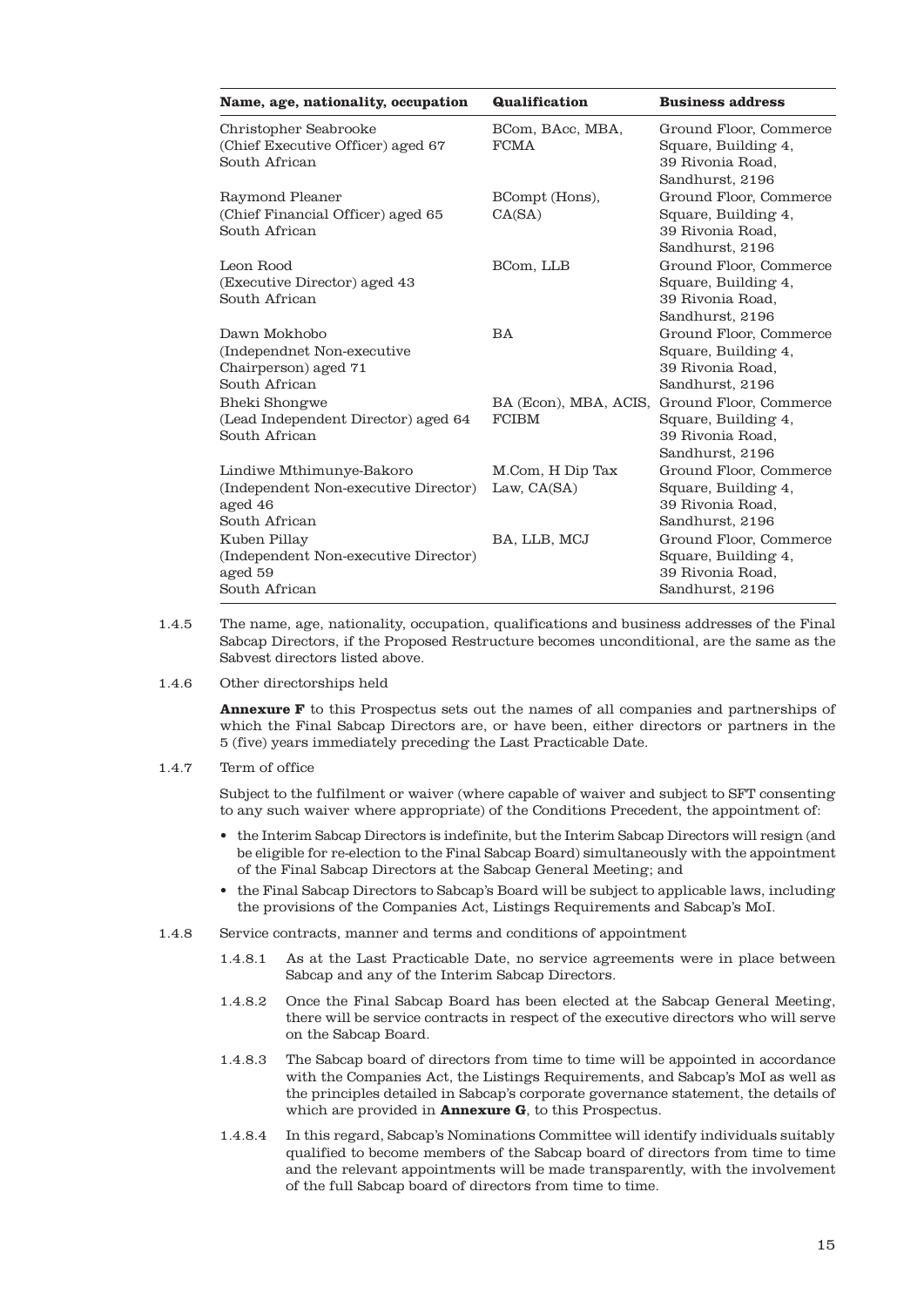| Name, age, nationality, occupation | Qualification | Business address |
|---|---|---|
| Christopher Seabrooke (Chief Executive Officer) aged 67 South African | BCom, BAcc, MBA, FCMA | Ground Floor, Commerce Square, Building 4, 39 Rivonia Road, Sandhurst, 2196 |
| Raymond Pleaner (Chief Financial Officer) aged 65 South African | BCompt (Hons), CA(SA) | Ground Floor, Commerce Square, Building 4, 39 Rivonia Road, Sandhurst, 2196 |
| Leon Rood (Executive Director) aged 43 South African | BCom, LLB | Ground Floor, Commerce Square, Building 4, 39 Rivonia Road, Sandhurst, 2196 |
| Dawn Mokhobo (Independnet Non-executive Chairperson) aged 71 South African | BA | Ground Floor, Commerce Square, Building 4, 39 Rivonia Road, Sandhurst, 2196 |
| Bheki Shongwe (Lead Independent Director) aged 64 South African | BA (Econ), MBA, ACIS, FCIBM | Ground Floor, Commerce Square, Building 4, 39 Rivonia Road, Sandhurst, 2196 |
| Lindiwe Mthimunye-Bakoro (Independent Non-executive Director) aged 46 South African | M.Com, H Dip Tax Law, CA(SA) | Ground Floor, Commerce Square, Building 4, 39 Rivonia Road, Sandhurst, 2196 |
| Kuben Pillay (Independent Non-executive Director) aged 59 South African | BA, LLB, MCJ | Ground Floor, Commerce Square, Building 4, 39 Rivonia Road, Sandhurst, 2196 |

1.4.5 The name, age, nationality, occupation, qualifications and business addresses of the Final Sabcap Directors, if the Proposed Restructure becomes unconditional, are the same as the Sabvest directors listed above.

1.4.6 Other directorships held

**Annexure F** to this Prospectus sets out the names of all companies and partnerships of which the Final Sabcap Directors are, or have been, either directors or partners in the 5 (five) years immediately preceding the Last Practicable Date.

1.4.7 Term of office

Subject to the fulfilment or waiver (where capable of waiver and subject to SFT consenting to any such waiver where appropriate) of the Conditions Precedent, the appointment of:

- the Interim Sabcap Directors is indefinite, but the Interim Sabcap Directors will resign (and be eligible for re-election to the Final Sabcap Board) simultaneously with the appointment of the Final Sabcap Directors at the Sabcap General Meeting; and
- the Final Sabcap Directors to Sabcap's Board will be subject to applicable laws, including the provisions of the Companies Act, Listings Requirements and Sabcap's MoI.

1.4.8 Service contracts, manner and terms and conditions of appointment

1.4.8.1 As at the Last Practicable Date, no service agreements were in place between Sabcap and any of the Interim Sabcap Directors.

1.4.8.2 Once the Final Sabcap Board has been elected at the Sabcap General Meeting, there will be service contracts in respect of the executive directors who will serve on the Sabcap Board.

1.4.8.3 The Sabcap board of directors from time to time will be appointed in accordance with the Companies Act, the Listings Requirements, and Sabcap's MoI as well as the principles detailed in Sabcap's corporate governance statement, the details of which are provided in **Annexure G**, to this Prospectus.

1.4.8.4 In this regard, Sabcap's Nominations Committee will identify individuals suitably qualified to become members of the Sabcap board of directors from time to time and the relevant appointments will be made transparently, with the involvement of the full Sabcap board of directors from time to time.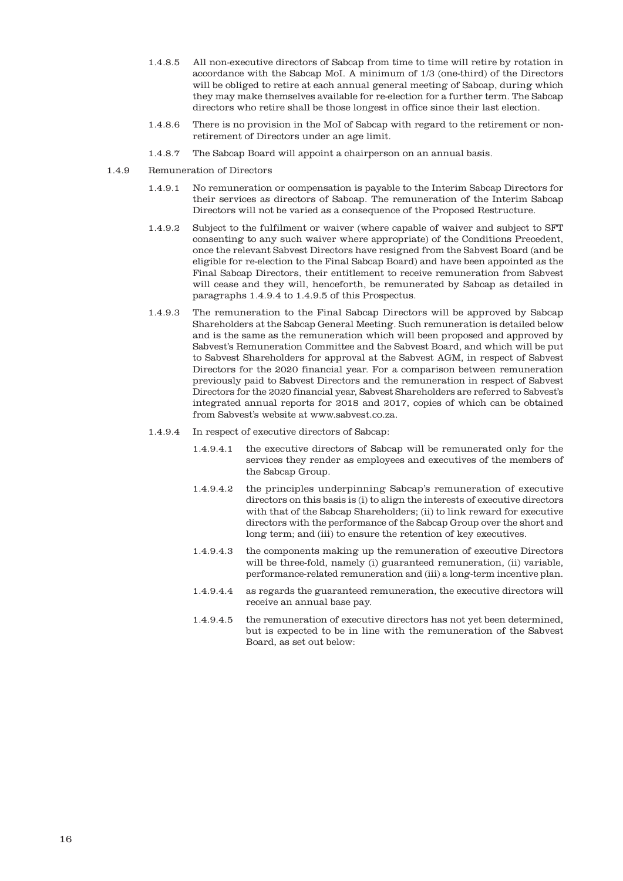1.4.8.5 All non-executive directors of Sabcap from time to time will retire by rotation in accordance with the Sabcap MoI. A minimum of 1/3 (one-third) of the Directors will be obliged to retire at each annual general meeting of Sabcap, during which they may make themselves available for re-election for a further term. The Sabcap directors who retire shall be those longest in office since their last election.

1.4.8.6 There is no provision in the MoI of Sabcap with regard to the retirement or non-retirement of Directors under an age limit.

1.4.8.7 The Sabcap Board will appoint a chairperson on an annual basis.

1.4.9 Remuneration of Directors

1.4.9.1 No remuneration or compensation is payable to the Interim Sabcap Directors for their services as directors of Sabcap. The remuneration of the Interim Sabcap Directors will not be varied as a consequence of the Proposed Restructure.

1.4.9.2 Subject to the fulfilment or waiver (where capable of waiver and subject to SFT consenting to any such waiver where appropriate) of the Conditions Precedent, once the relevant Sabvest Directors have resigned from the Sabvest Board (and be eligible for re-election to the Final Sabcap Board) and have been appointed as the Final Sabcap Directors, their entitlement to receive remuneration from Sabvest will cease and they will, henceforth, be remunerated by Sabcap as detailed in paragraphs 1.4.9.4 to 1.4.9.5 of this Prospectus.

1.4.9.3 The remuneration to the Final Sabcap Directors will be approved by Sabcap Shareholders at the Sabcap General Meeting. Such remuneration is detailed below and is the same as the remuneration which will been proposed and approved by Sabvest's Remuneration Committee and the Sabvest Board, and which will be put to Sabvest Shareholders for approval at the Sabvest AGM, in respect of Sabvest Directors for the 2020 financial year. For a comparison between remuneration previously paid to Sabvest Directors and the remuneration in respect of Sabvest Directors for the 2020 financial year, Sabvest Shareholders are referred to Sabvest's integrated annual reports for 2018 and 2017, copies of which can be obtained from Sabvest's website at www.sabvest.co.za.

1.4.9.4 In respect of executive directors of Sabcap:

1.4.9.4.1 the executive directors of Sabcap will be remunerated only for the services they render as employees and executives of the members of the Sabcap Group.

1.4.9.4.2 the principles underpinning Sabcap's remuneration of executive directors on this basis is (i) to align the interests of executive directors with that of the Sabcap Shareholders; (ii) to link reward for executive directors with the performance of the Sabcap Group over the short and long term; and (iii) to ensure the retention of key executives.

1.4.9.4.3 the components making up the remuneration of executive Directors will be three-fold, namely (i) guaranteed remuneration, (ii) variable, performance-related remuneration and (iii) a long-term incentive plan.

1.4.9.4.4 as regards the guaranteed remuneration, the executive directors will receive an annual base pay.

1.4.9.4.5 the remuneration of executive directors has not yet been determined, but is expected to be in line with the remuneration of the Sabvest Board, as set out below: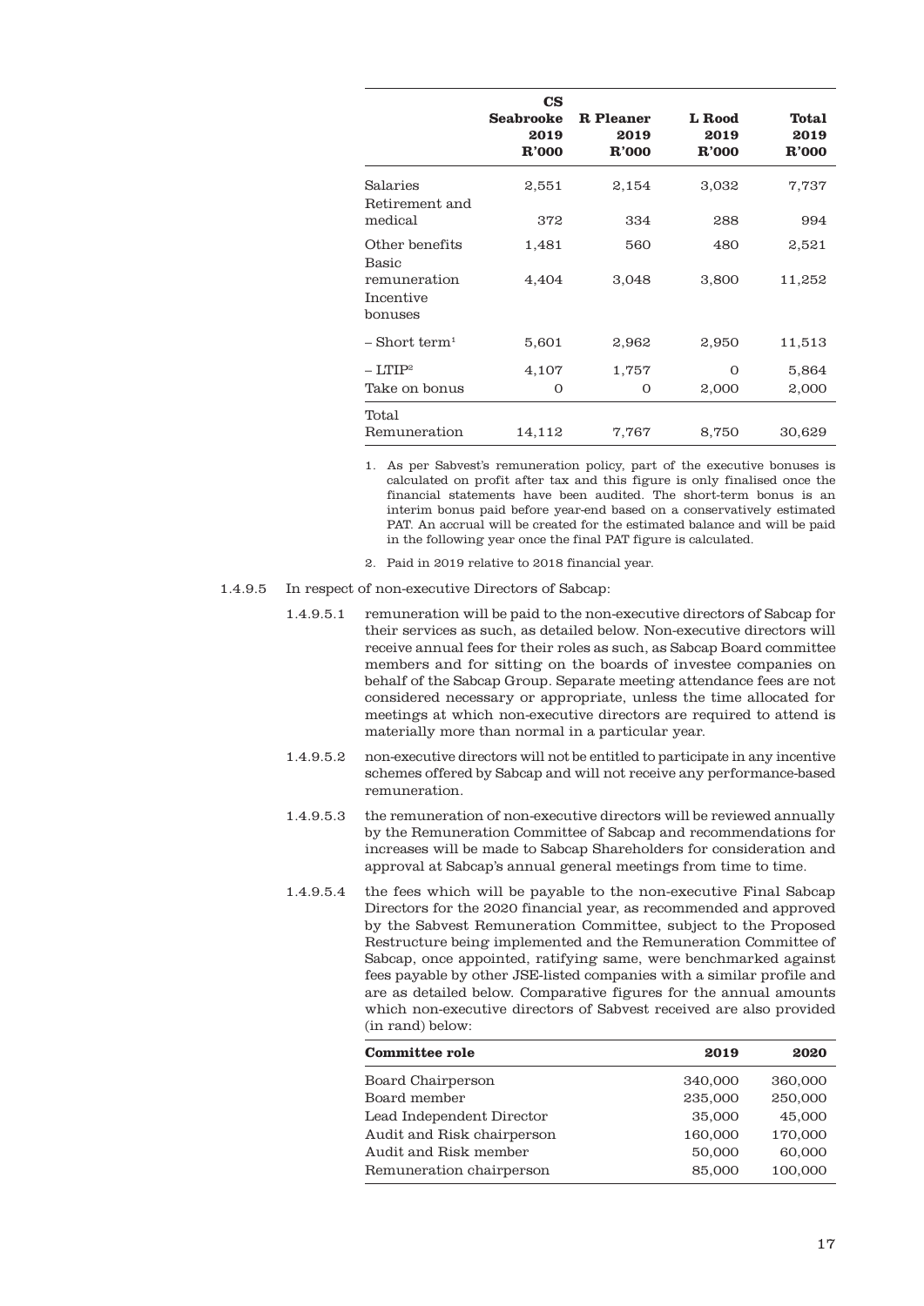| | CS Seabrooke 2019 R'000 | R Pleaner 2019 R'000 | L Rood 2019 R'000 | Total 2019 R'000 |
|---|---|---|---|---|
| Salaries | 2,551 | 2,154 | 3,032 | 7,737 |
| Retirement and medical | 372 | 334 | 288 | 994 |
| Other benefits | 1,481 | 560 | 480 | 2,521 |
| Basic remuneration | 4,404 | 3,048 | 3,800 | 11,252 |
| Incentive bonuses | | | | |
| – Short term[1] | 5,601 | 2,962 | 2,950 | 11,513 |
| – LTIP[2] | 4,107 | 1,757 | 0 | 5,864 |
| Take on bonus | 0 | 0 | 2,000 | 2,000 |
| Total Remuneration | 14,112 | 7,767 | 8,750 | 30,629 |

1. As per Sabvest's remuneration policy, part of the executive bonuses is calculated on profit after tax and this figure is only finalised once the financial statements have been audited. The short-term bonus is an interim bonus paid before year-end based on a conservatively estimated PAT. An accrual will be created for the estimated balance and will be paid in the following year once the final PAT figure is calculated.
2. Paid in 2019 relative to 2018 financial year.

1.4.9.5 In respect of non-executive Directors of Sabcap:

1.4.9.5.1 remuneration will be paid to the non-executive directors of Sabcap for their services as such, as detailed below. Non-executive directors will receive annual fees for their roles as such, as Sabcap Board committee members and for sitting on the boards of investee companies on behalf of the Sabcap Group. Separate meeting attendance fees are not considered necessary or appropriate, unless the time allocated for meetings at which non-executive directors are required to attend is materially more than normal in a particular year.

1.4.9.5.2 non-executive directors will not be entitled to participate in any incentive schemes offered by Sabcap and will not receive any performance-based remuneration.

1.4.9.5.3 the remuneration of non-executive directors will be reviewed annually by the Remuneration Committee of Sabcap and recommendations for increases will be made to Sabcap Shareholders for consideration and approval at Sabcap's annual general meetings from time to time.

1.4.9.5.4 the fees which will be payable to the non-executive Final Sabcap Directors for the 2020 financial year, as recommended and approved by the Sabvest Remuneration Committee, subject to the Proposed Restructure being implemented and the Remuneration Committee of Sabcap, once appointed, ratifying same, were benchmarked against fees payable by other JSE-listed companies with a similar profile and are as detailed below. Comparative figures for the annual amounts which non-executive directors of Sabvest received are also provided (in rand) below:

| Committee role | 2019 | 2020 |
|---|---|---|
| Board Chairperson | 340,000 | 360,000 |
| Board member | 235,000 | 250,000 |
| Lead Independent Director | 35,000 | 45,000 |
| Audit and Risk chairperson | 160,000 | 170,000 |
| Audit and Risk member | 50,000 | 60,000 |
| Remuneration chairperson | 85,000 | 100,000 |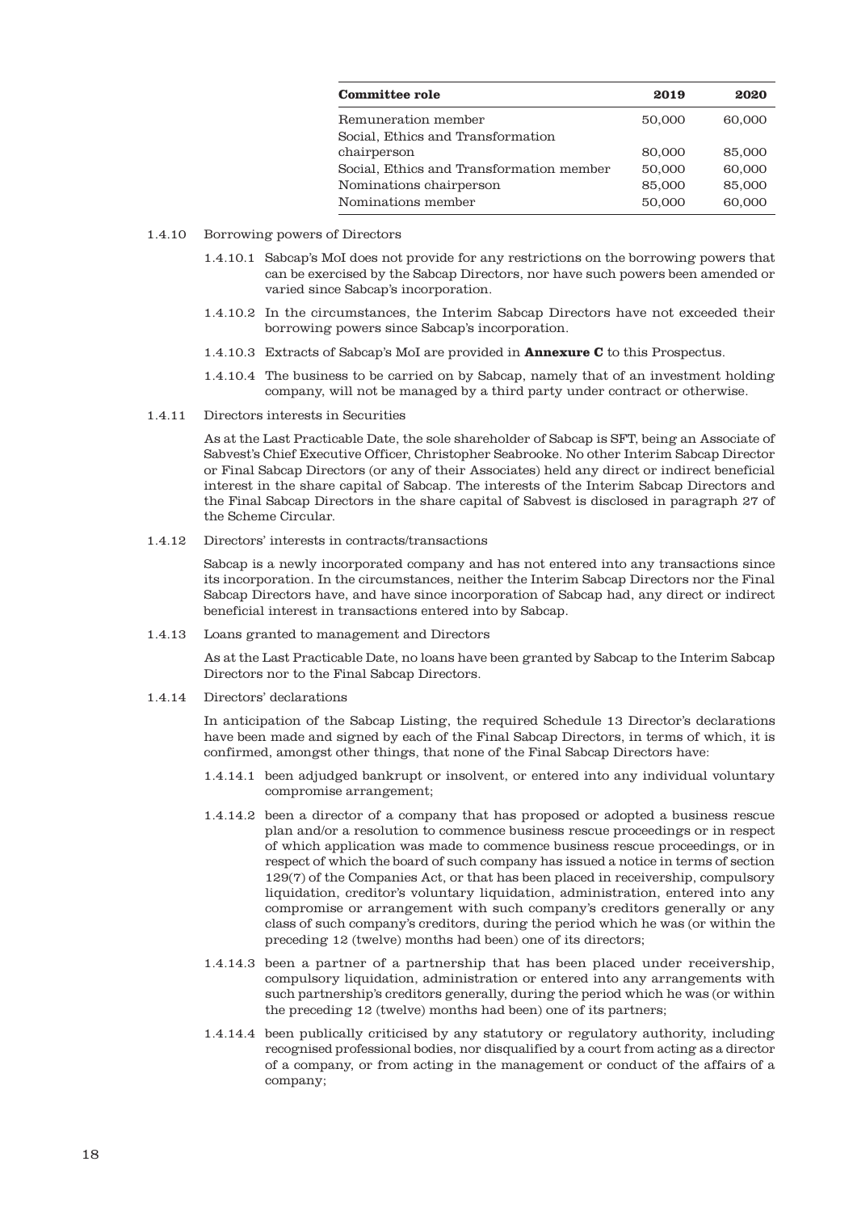| Committee role | 2019 | 2020 |
|---|---|---|
| Remuneration member | 50,000 | 60,000 |
| Social, Ethics and Transformation chairperson | 80,000 | 85,000 |
| Social, Ethics and Transformation member | 50,000 | 60,000 |
| Nominations chairperson | 85,000 | 85,000 |
| Nominations member | 50,000 | 60,000 |

1.4.10 Borrowing powers of Directors

1.4.10.1 Sabcap's MoI does not provide for any restrictions on the borrowing powers that can be exercised by the Sabcap Directors, nor have such powers been amended or varied since Sabcap's incorporation.

1.4.10.2 In the circumstances, the Interim Sabcap Directors have not exceeded their borrowing powers since Sabcap's incorporation.

1.4.10.3 Extracts of Sabcap's MoI are provided in **Annexure C** to this Prospectus.

1.4.10.4 The business to be carried on by Sabcap, namely that of an investment holding company, will not be managed by a third party under contract or otherwise.

1.4.11 Directors interests in Securities

As at the Last Practicable Date, the sole shareholder of Sabcap is SFT, being an Associate of Sabvest's Chief Executive Officer, Christopher Seabrooke. No other Interim Sabcap Director or Final Sabcap Directors (or any of their Associates) held any direct or indirect beneficial interest in the share capital of Sabcap. The interests of the Interim Sabcap Directors and the Final Sabcap Directors in the share capital of Sabvest is disclosed in paragraph 27 of the Scheme Circular.

1.4.12 Directors' interests in contracts/transactions

Sabcap is a newly incorporated company and has not entered into any transactions since its incorporation. In the circumstances, neither the Interim Sabcap Directors nor the Final Sabcap Directors have, and have since incorporation of Sabcap had, any direct or indirect beneficial interest in transactions entered into by Sabcap.

1.4.13 Loans granted to management and Directors

As at the Last Practicable Date, no loans have been granted by Sabcap to the Interim Sabcap Directors nor to the Final Sabcap Directors.

1.4.14 Directors' declarations

In anticipation of the Sabcap Listing, the required Schedule 13 Director's declarations have been made and signed by each of the Final Sabcap Directors, in terms of which, it is confirmed, amongst other things, that none of the Final Sabcap Directors have:

1.4.14.1 been adjudged bankrupt or insolvent, or entered into any individual voluntary compromise arrangement;

1.4.14.2 been a director of a company that has proposed or adopted a business rescue plan and/or a resolution to commence business rescue proceedings or in respect of which application was made to commence business rescue proceedings, or in respect of which the board of such company has issued a notice in terms of section 129(7) of the Companies Act, or that has been placed in receivership, compulsory liquidation, creditor's voluntary liquidation, administration, entered into any compromise or arrangement with such company's creditors generally or any class of such company's creditors, during the period which he was (or within the preceding 12 (twelve) months had been) one of its directors;

1.4.14.3 been a partner of a partnership that has been placed under receivership, compulsory liquidation, administration or entered into any arrangements with such partnership's creditors generally, during the period which he was (or within the preceding 12 (twelve) months had been) one of its partners;

1.4.14.4 been publically criticised by any statutory or regulatory authority, including recognised professional bodies, nor disqualified by a court from acting as a director of a company, or from acting in the management or conduct of the affairs of a company;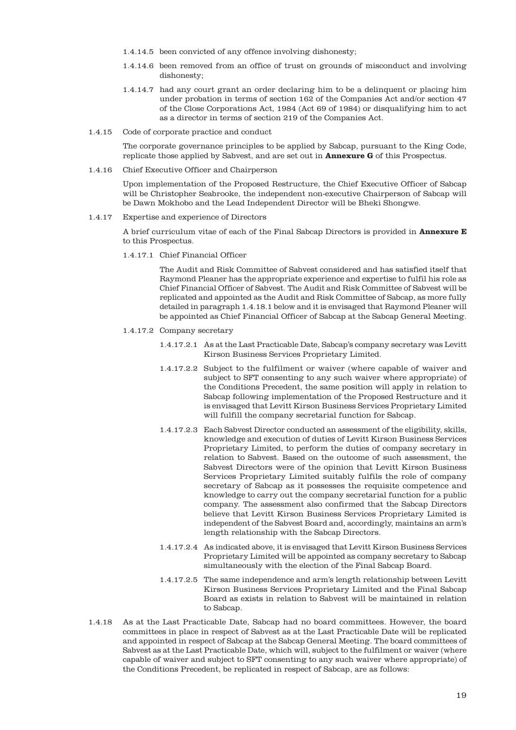1.4.14.5 been convicted of any offence involving dishonesty;

1.4.14.6 been removed from an office of trust on grounds of misconduct and involving dishonesty;

1.4.14.7 had any court grant an order declaring him to be a delinquent or placing him under probation in terms of section 162 of the Companies Act and/or section 47 of the Close Corporations Act, 1984 (Act 69 of 1984) or disqualifying him to act as a director in terms of section 219 of the Companies Act.

1.4.15 Code of corporate practice and conduct

The corporate governance principles to be applied by Sabcap, pursuant to the King Code, replicate those applied by Sabvest, and are set out in **Annexure G** of this Prospectus.

1.4.16 Chief Executive Officer and Chairperson

Upon implementation of the Proposed Restructure, the Chief Executive Officer of Sabcap will be Christopher Seabrooke, the independent non-executive Chairperson of Sabcap will be Dawn Mokhobo and the Lead Independent Director will be Bheki Shongwe.

1.4.17 Expertise and experience of Directors

A brief curriculum vitae of each of the Final Sabcap Directors is provided in **Annexure E** to this Prospectus.

1.4.17.1 Chief Financial Officer

The Audit and Risk Committee of Sabvest considered and has satisfied itself that Raymond Pleaner has the appropriate experience and expertise to fulfil his role as Chief Financial Officer of Sabvest. The Audit and Risk Committee of Sabvest will be replicated and appointed as the Audit and Risk Committee of Sabcap, as more fully detailed in paragraph 1.4.18.1 below and it is envisaged that Raymond Pleaner will be appointed as Chief Financial Officer of Sabcap at the Sabcap General Meeting.

1.4.17.2 Company secretary

1.4.17.2.1 As at the Last Practicable Date, Sabcap's company secretary was Levitt Kirson Business Services Proprietary Limited.

1.4.17.2.2 Subject to the fulfilment or waiver (where capable of waiver and subject to SFT consenting to any such waiver where appropriate) of the Conditions Precedent, the same position will apply in relation to Sabcap following implementation of the Proposed Restructure and it is envisaged that Levitt Kirson Business Services Proprietary Limited will fulfill the company secretarial function for Sabcap.

1.4.17.2.3 Each Sabvest Director conducted an assessment of the eligibility, skills, knowledge and execution of duties of Levitt Kirson Business Services Proprietary Limited, to perform the duties of company secretary in relation to Sabvest. Based on the outcome of such assessment, the Sabvest Directors were of the opinion that Levitt Kirson Business Services Proprietary Limited suitably fulfils the role of company secretary of Sabcap as it possesses the requisite competence and knowledge to carry out the company secretarial function for a public company. The assessment also confirmed that the Sabcap Directors believe that Levitt Kirson Business Services Proprietary Limited is independent of the Sabvest Board and, accordingly, maintains an arm's length relationship with the Sabcap Directors.

1.4.17.2.4 As indicated above, it is envisaged that Levitt Kirson Business Services Proprietary Limited will be appointed as company secretary to Sabcap simultaneously with the election of the Final Sabcap Board.

1.4.17.2.5 The same independence and arm's length relationship between Levitt Kirson Business Services Proprietary Limited and the Final Sabcap Board as exists in relation to Sabvest will be maintained in relation to Sabcap.

1.4.18 As at the Last Practicable Date, Sabcap had no board committees. However, the board committees in place in respect of Sabvest as at the Last Practicable Date will be replicated and appointed in respect of Sabcap at the Sabcap General Meeting. The board committees of Sabvest as at the Last Practicable Date, which will, subject to the fulfilment or waiver (where capable of waiver and subject to SFT consenting to any such waiver where appropriate) of the Conditions Precedent, be replicated in respect of Sabcap, are as follows: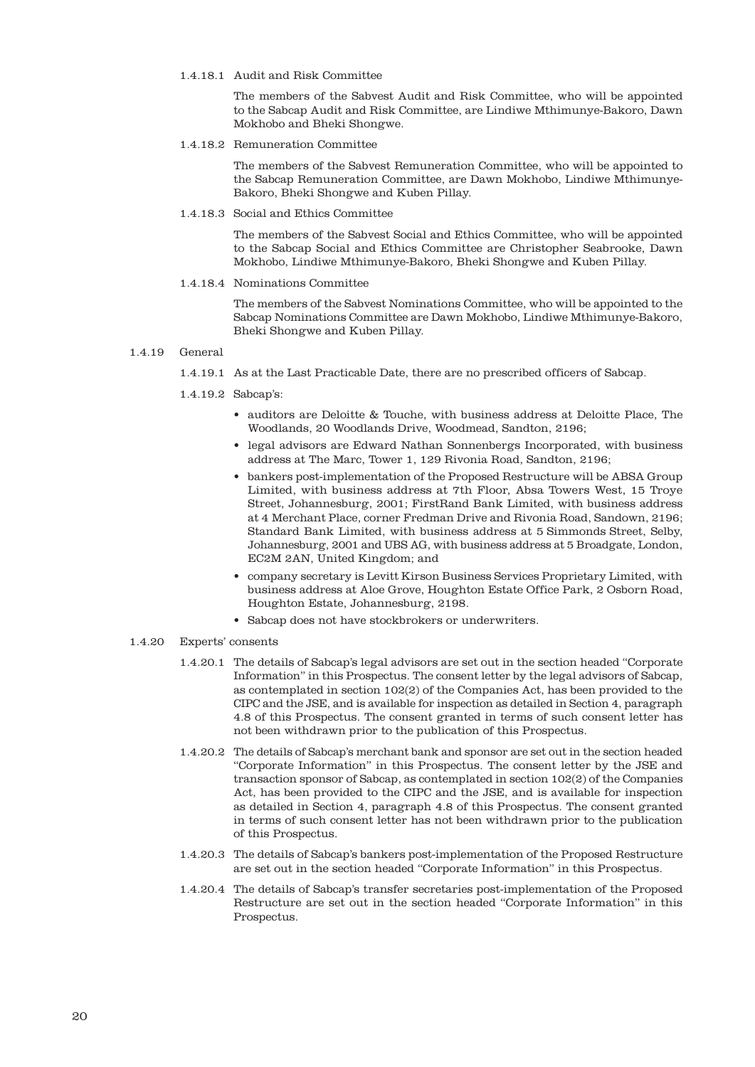1.4.18.1 Audit and Risk Committee

The members of the Sabvest Audit and Risk Committee, who will be appointed to the Sabcap Audit and Risk Committee, are Lindiwe Mthimunye-Bakoro, Dawn Mokhobo and Bheki Shongwe.

1.4.18.2 Remuneration Committee

The members of the Sabvest Remuneration Committee, who will be appointed to the Sabcap Remuneration Committee, are Dawn Mokhobo, Lindiwe Mthimunye-Bakoro, Bheki Shongwe and Kuben Pillay.

1.4.18.3 Social and Ethics Committee

The members of the Sabvest Social and Ethics Committee, who will be appointed to the Sabcap Social and Ethics Committee are Christopher Seabrooke, Dawn Mokhobo, Lindiwe Mthimunye-Bakoro, Bheki Shongwe and Kuben Pillay.

1.4.18.4 Nominations Committee

The members of the Sabvest Nominations Committee, who will be appointed to the Sabcap Nominations Committee are Dawn Mokhobo, Lindiwe Mthimunye-Bakoro, Bheki Shongwe and Kuben Pillay.

1.4.19 General

1.4.19.1 As at the Last Practicable Date, there are no prescribed officers of Sabcap.

1.4.19.2 Sabcap's:

- auditors are Deloitte & Touche, with business address at Deloitte Place, The Woodlands, 20 Woodlands Drive, Woodmead, Sandton, 2196;
- legal advisors are Edward Nathan Sonnenbergs Incorporated, with business address at The Marc, Tower 1, 129 Rivonia Road, Sandton, 2196;
- bankers post-implementation of the Proposed Restructure will be ABSA Group Limited, with business address at 7th Floor, Absa Towers West, 15 Troye Street, Johannesburg, 2001; FirstRand Bank Limited, with business address at 4 Merchant Place, corner Fredman Drive and Rivonia Road, Sandown, 2196; Standard Bank Limited, with business address at 5 Simmonds Street, Selby, Johannesburg, 2001 and UBS AG, with business address at 5 Broadgate, London, EC2M 2AN, United Kingdom; and
- company secretary is Levitt Kirson Business Services Proprietary Limited, with business address at Aloe Grove, Houghton Estate Office Park, 2 Osborn Road, Houghton Estate, Johannesburg, 2198.
- Sabcap does not have stockbrokers or underwriters.

1.4.20 Experts' consents

1.4.20.1 The details of Sabcap's legal advisors are set out in the section headed "Corporate Information" in this Prospectus. The consent letter by the legal advisors of Sabcap, as contemplated in section 102(2) of the Companies Act, has been provided to the CIPC and the JSE, and is available for inspection as detailed in Section 4, paragraph 4.8 of this Prospectus. The consent granted in terms of such consent letter has not been withdrawn prior to the publication of this Prospectus.

1.4.20.2 The details of Sabcap's merchant bank and sponsor are set out in the section headed "Corporate Information" in this Prospectus. The consent letter by the JSE and transaction sponsor of Sabcap, as contemplated in section 102(2) of the Companies Act, has been provided to the CIPC and the JSE, and is available for inspection as detailed in Section 4, paragraph 4.8 of this Prospectus. The consent granted in terms of such consent letter has not been withdrawn prior to the publication of this Prospectus.

1.4.20.3 The details of Sabcap's bankers post-implementation of the Proposed Restructure are set out in the section headed "Corporate Information" in this Prospectus.

1.4.20.4 The details of Sabcap's transfer secretaries post-implementation of the Proposed Restructure are set out in the section headed "Corporate Information" in this Prospectus.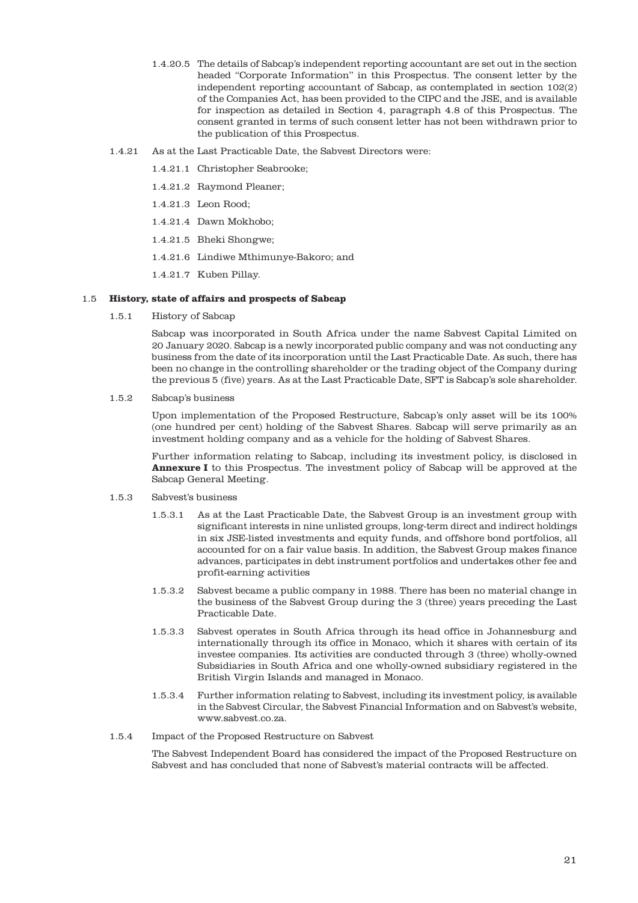1.4.20.5 The details of Sabcap's independent reporting accountant are set out in the section headed "Corporate Information" in this Prospectus. The consent letter by the independent reporting accountant of Sabcap, as contemplated in section 102(2) of the Companies Act, has been provided to the CIPC and the JSE, and is available for inspection as detailed in Section 4, paragraph 4.8 of this Prospectus. The consent granted in terms of such consent letter has not been withdrawn prior to the publication of this Prospectus.

1.4.21 As at the Last Practicable Date, the Sabvest Directors were:

1.4.21.1 Christopher Seabrooke;

1.4.21.2 Raymond Pleaner;

1.4.21.3 Leon Rood;

1.4.21.4 Dawn Mokhobo;

1.4.21.5 Bheki Shongwe;

1.4.21.6 Lindiwe Mthimunye-Bakoro; and

1.4.21.7 Kuben Pillay.

## 1.5 History, state of affairs and prospects of Sabcap

1.5.1 History of Sabcap

Sabcap was incorporated in South Africa under the name Sabvest Capital Limited on 20 January 2020. Sabcap is a newly incorporated public company and was not conducting any business from the date of its incorporation until the Last Practicable Date. As such, there has been no change in the controlling shareholder or the trading object of the Company during the previous 5 (five) years. As at the Last Practicable Date, SFT is Sabcap's sole shareholder.

1.5.2 Sabcap's business

Upon implementation of the Proposed Restructure, Sabcap's only asset will be its 100% (one hundred per cent) holding of the Sabvest Shares. Sabcap will serve primarily as an investment holding company and as a vehicle for the holding of Sabvest Shares.

Further information relating to Sabcap, including its investment policy, is disclosed in **Annexure I** to this Prospectus. The investment policy of Sabcap will be approved at the Sabcap General Meeting.

1.5.3 Sabvest's business

1.5.3.1 As at the Last Practicable Date, the Sabvest Group is an investment group with significant interests in nine unlisted groups, long-term direct and indirect holdings in six JSE-listed investments and equity funds, and offshore bond portfolios, all accounted for on a fair value basis. In addition, the Sabvest Group makes finance advances, participates in debt instrument portfolios and undertakes other fee and profit-earning activities

1.5.3.2 Sabvest became a public company in 1988. There has been no material change in the business of the Sabvest Group during the 3 (three) years preceding the Last Practicable Date.

1.5.3.3 Sabvest operates in South Africa through its head office in Johannesburg and internationally through its office in Monaco, which it shares with certain of its investee companies. Its activities are conducted through 3 (three) wholly-owned Subsidiaries in South Africa and one wholly-owned subsidiary registered in the British Virgin Islands and managed in Monaco.

1.5.3.4 Further information relating to Sabvest, including its investment policy, is available in the Sabvest Circular, the Sabvest Financial Information and on Sabvest's website, www.sabvest.co.za.

1.5.4 Impact of the Proposed Restructure on Sabvest

The Sabvest Independent Board has considered the impact of the Proposed Restructure on Sabvest and has concluded that none of Sabvest's material contracts will be affected.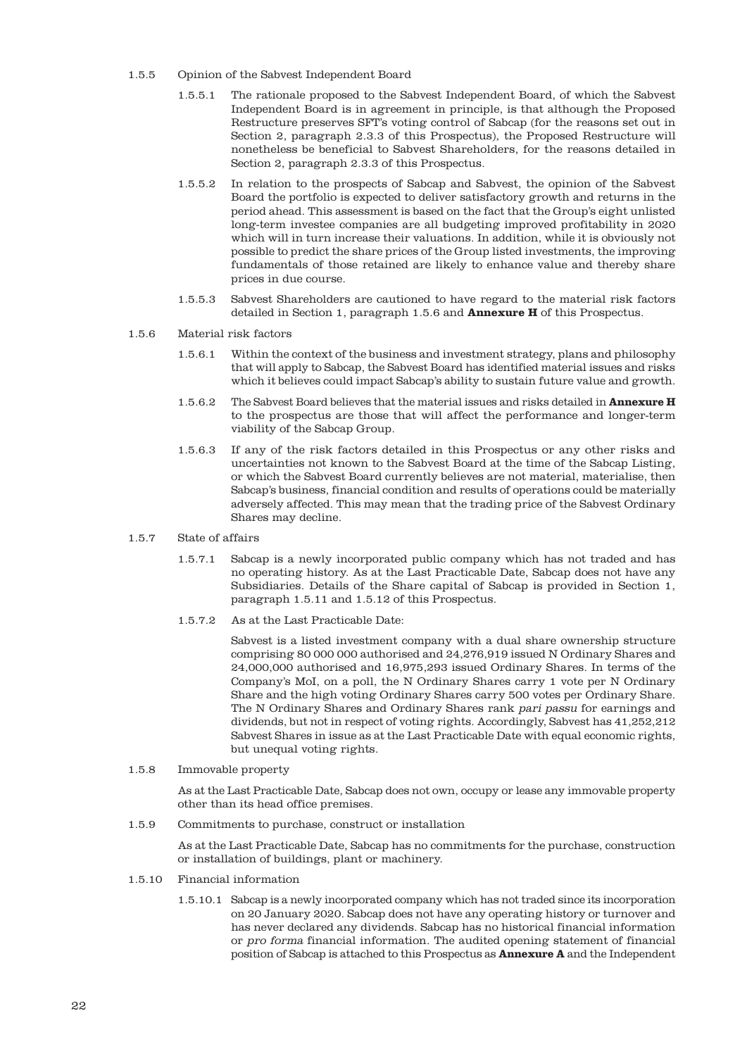1.5.5 Opinion of the Sabvest Independent Board

1.5.5.1 The rationale proposed to the Sabvest Independent Board, of which the Sabvest Independent Board is in agreement in principle, is that although the Proposed Restructure preserves SFT's voting control of Sabcap (for the reasons set out in Section 2, paragraph 2.3.3 of this Prospectus), the Proposed Restructure will nonetheless be beneficial to Sabvest Shareholders, for the reasons detailed in Section 2, paragraph 2.3.3 of this Prospectus.

1.5.5.2 In relation to the prospects of Sabcap and Sabvest, the opinion of the Sabvest Board the portfolio is expected to deliver satisfactory growth and returns in the period ahead. This assessment is based on the fact that the Group's eight unlisted long-term investee companies are all budgeting improved profitability in 2020 which will in turn increase their valuations. In addition, while it is obviously not possible to predict the share prices of the Group listed investments, the improving fundamentals of those retained are likely to enhance value and thereby share prices in due course.

1.5.5.3 Sabvest Shareholders are cautioned to have regard to the material risk factors detailed in Section 1, paragraph 1.5.6 and **Annexure H** of this Prospectus.

1.5.6 Material risk factors

1.5.6.1 Within the context of the business and investment strategy, plans and philosophy that will apply to Sabcap, the Sabvest Board has identified material issues and risks which it believes could impact Sabcap's ability to sustain future value and growth.

1.5.6.2 The Sabvest Board believes that the material issues and risks detailed in **Annexure H** to the prospectus are those that will affect the performance and longer-term viability of the Sabcap Group.

1.5.6.3 If any of the risk factors detailed in this Prospectus or any other risks and uncertainties not known to the Sabvest Board at the time of the Sabcap Listing, or which the Sabvest Board currently believes are not material, materialise, then Sabcap's business, financial condition and results of operations could be materially adversely affected. This may mean that the trading price of the Sabvest Ordinary Shares may decline.

1.5.7 State of affairs

1.5.7.1 Sabcap is a newly incorporated public company which has not traded and has no operating history. As at the Last Practicable Date, Sabcap does not have any Subsidiaries. Details of the Share capital of Sabcap is provided in Section 1, paragraph 1.5.11 and 1.5.12 of this Prospectus.

1.5.7.2 As at the Last Practicable Date:

Sabvest is a listed investment company with a dual share ownership structure comprising 80 000 000 authorised and 24,276,919 issued N Ordinary Shares and 24,000,000 authorised and 16,975,293 issued Ordinary Shares. In terms of the Company's MoI, on a poll, the N Ordinary Shares carry 1 vote per N Ordinary Share and the high voting Ordinary Shares carry 500 votes per Ordinary Share. The N Ordinary Shares and Ordinary Shares rank *pari passu* for earnings and dividends, but not in respect of voting rights. Accordingly, Sabvest has 41,252,212 Sabvest Shares in issue as at the Last Practicable Date with equal economic rights, but unequal voting rights.

1.5.8 Immovable property

As at the Last Practicable Date, Sabcap does not own, occupy or lease any immovable property other than its head office premises.

1.5.9 Commitments to purchase, construct or installation

As at the Last Practicable Date, Sabcap has no commitments for the purchase, construction or installation of buildings, plant or machinery.

1.5.10 Financial information

1.5.10.1 Sabcap is a newly incorporated company which has not traded since its incorporation on 20 January 2020. Sabcap does not have any operating history or turnover and has never declared any dividends. Sabcap has no historical financial information or *pro forma* financial information. The audited opening statement of financial position of Sabcap is attached to this Prospectus as **Annexure A** and the Independent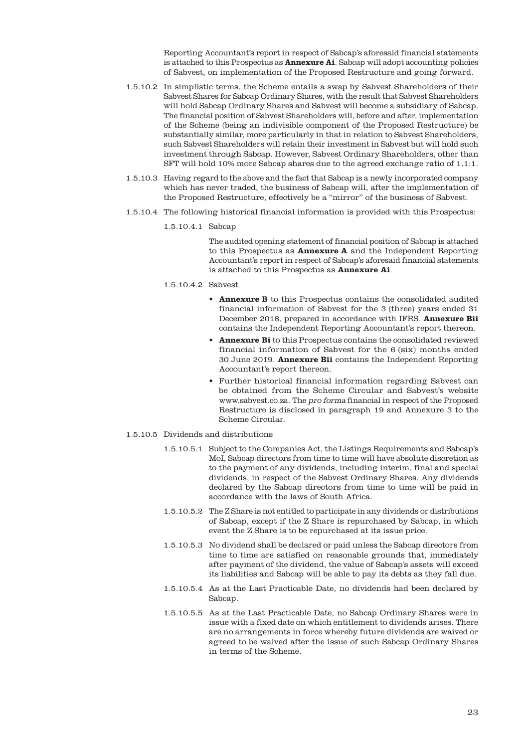Reporting Accountant's report in respect of Sabcap's aforesaid financial statements is attached to this Prospectus as **Annexure Ai**. Sabcap will adopt accounting policies of Sabvest, on implementation of the Proposed Restructure and going forward.

1.5.10.2 In simplistic terms, the Scheme entails a swap by Sabvest Shareholders of their Sabvest Shares for Sabcap Ordinary Shares, with the result that Sabvest Shareholders will hold Sabcap Ordinary Shares and Sabvest will become a subsidiary of Sabcap. The financial position of Sabvest Shareholders will, before and after, implementation of the Scheme (being an indivisible component of the Proposed Restructure) be substantially similar, more particularly in that in relation to Sabvest Shareholders, such Sabvest Shareholders will retain their investment in Sabvest but will hold such investment through Sabcap. However, Sabvest Ordinary Shareholders, other than SFT will hold 10% more Sabcap shares due to the agreed exchange ratio of 1,1:1.

1.5.10.3 Having regard to the above and the fact that Sabcap is a newly incorporated company which has never traded, the business of Sabcap will, after the implementation of the Proposed Restructure, effectively be a "mirror" of the business of Sabvest.

1.5.10.4 The following historical financial information is provided with this Prospectus:

1.5.10.4.1 Sabcap

The audited opening statement of financial position of Sabcap is attached to this Prospectus as **Annexure A** and the Independent Reporting Accountant's report in respect of Sabcap's aforesaid financial statements is attached to this Prospectus as **Annexure Ai**.

1.5.10.4.2 Sabvest

- **Annexure B** to this Prospectus contains the consolidated audited financial information of Sabvest for the 3 (three) years ended 31 December 2018, prepared in accordance with IFRS. **Annexure Bii** contains the Independent Reporting Accountant's report thereon.
- **Annexure Bi** to this Prospectus contains the consolidated reviewed financial information of Sabvest for the 6 (six) months ended 30 June 2019. **Annexure Bii** contains the Independent Reporting Accountant's report thereon.
- Further historical financial information regarding Sabvest can be obtained from the Scheme Circular and Sabvest's website www.sabvest.co.za. The *pro forma* financial in respect of the Proposed Restructure is disclosed in paragraph 19 and Annexure 3 to the Scheme Circular.

1.5.10.5 Dividends and distributions

1.5.10.5.1 Subject to the Companies Act, the Listings Requirements and Sabcap's MoI, Sabcap directors from time to time will have absolute discretion as to the payment of any dividends, including interim, final and special dividends, in respect of the Sabvest Ordinary Shares. Any dividends declared by the Sabcap directors from time to time will be paid in accordance with the laws of South Africa.

1.5.10.5.2 The Z Share is not entitled to participate in any dividends or distributions of Sabcap, except if the Z Share is repurchased by Sabcap, in which event the Z Share is to be repurchased at its issue price.

1.5.10.5.3 No dividend shall be declared or paid unless the Sabcap directors from time to time are satisfied on reasonable grounds that, immediately after payment of the dividend, the value of Sabcap's assets will exceed its liabilities and Sabcap will be able to pay its debts as they fall due.

1.5.10.5.4 As at the Last Practicable Date, no dividends had been declared by Sabcap.

1.5.10.5.5 As at the Last Practicable Date, no Sabcap Ordinary Shares were in issue with a fixed date on which entitlement to dividends arises. There are no arrangements in force whereby future dividends are waived or agreed to be waived after the issue of such Sabcap Ordinary Shares in terms of the Scheme.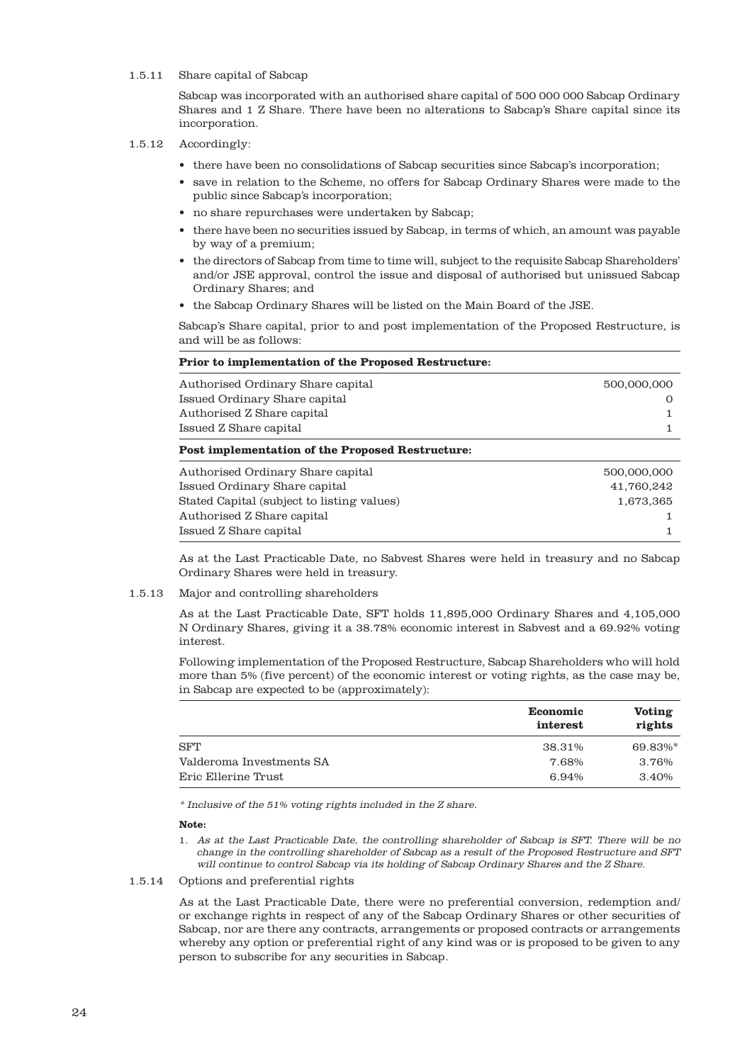1.5.11 Share capital of Sabcap

Sabcap was incorporated with an authorised share capital of 500 000 000 Sabcap Ordinary Shares and 1 Z Share. There have been no alterations to Sabcap's Share capital since its incorporation.

1.5.12 Accordingly:

- there have been no consolidations of Sabcap securities since Sabcap's incorporation;
- save in relation to the Scheme, no offers for Sabcap Ordinary Shares were made to the public since Sabcap's incorporation;
- no share repurchases were undertaken by Sabcap;
- there have been no securities issued by Sabcap, in terms of which, an amount was payable by way of a premium;
- the directors of Sabcap from time to time will, subject to the requisite Sabcap Shareholders' and/or JSE approval, control the issue and disposal of authorised but unissued Sabcap Ordinary Shares; and
- the Sabcap Ordinary Shares will be listed on the Main Board of the JSE.

Sabcap's Share capital, prior to and post implementation of the Proposed Restructure, is and will be as follows:

| **Prior to implementation of the Proposed Restructure:** | |
|---|---|
| Authorised Ordinary Share capital | 500,000,000 |
| Issued Ordinary Share capital | 0 |
| Authorised Z Share capital | 1 |
| Issued Z Share capital | 1 |
| **Post implementation of the Proposed Restructure:** | |
| Authorised Ordinary Share capital | 500,000,000 |
| Issued Ordinary Share capital | 41,760,242 |
| Stated Capital (subject to listing values) | 1,673,365 |
| Authorised Z Share capital | 1 |
| Issued Z Share capital | 1 |

As at the Last Practicable Date, no Sabvest Shares were held in treasury and no Sabcap Ordinary Shares were held in treasury.

1.5.13 Major and controlling shareholders

As at the Last Practicable Date, SFT holds 11,895,000 Ordinary Shares and 4,105,000 N Ordinary Shares, giving it a 38.78% economic interest in Sabvest and a 69.92% voting interest.

Following implementation of the Proposed Restructure, Sabcap Shareholders who will hold more than 5% (five percent) of the economic interest or voting rights, as the case may be, in Sabcap are expected to be (approximately):

| | Economic interest | Voting rights |
|---|---|---|
| SFT | 38.31% | 69.83%* |
| Valderoma Investments SA | 7.68% | 3.76% |
| Eric Ellerine Trust | 6.94% | 3.40% |

*\* Inclusive of the 51% voting rights included in the Z share.*

**Note:**

1. *As at the Last Practicable Date, the controlling shareholder of Sabcap is SFT. There will be no change in the controlling shareholder of Sabcap as a result of the Proposed Restructure and SFT will continue to control Sabcap via its holding of Sabcap Ordinary Shares and the Z Share.*

1.5.14 Options and preferential rights

As at the Last Practicable Date, there were no preferential conversion, redemption and/or exchange rights in respect of any of the Sabcap Ordinary Shares or other securities of Sabcap, nor are there any contracts, arrangements or proposed contracts or arrangements whereby any option or preferential right of any kind was or is proposed to be given to any person to subscribe for any securities in Sabcap.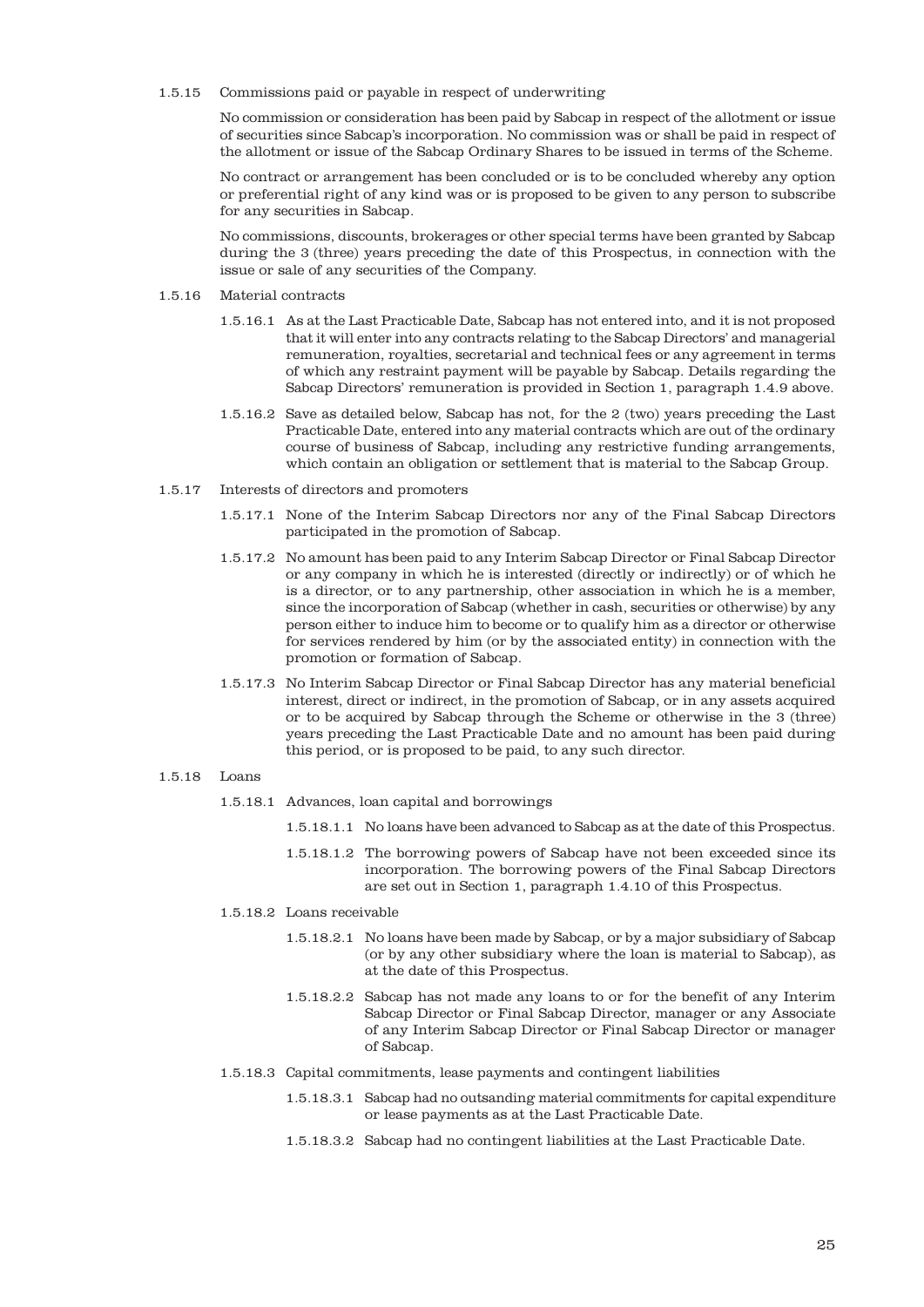1.5.15 Commissions paid or payable in respect of underwriting

No commission or consideration has been paid by Sabcap in respect of the allotment or issue of securities since Sabcap's incorporation. No commission was or shall be paid in respect of the allotment or issue of the Sabcap Ordinary Shares to be issued in terms of the Scheme.

No contract or arrangement has been concluded or is to be concluded whereby any option or preferential right of any kind was or is proposed to be given to any person to subscribe for any securities in Sabcap.

No commissions, discounts, brokerages or other special terms have been granted by Sabcap during the 3 (three) years preceding the date of this Prospectus, in connection with the issue or sale of any securities of the Company.

1.5.16 Material contracts

1.5.16.1 As at the Last Practicable Date, Sabcap has not entered into, and it is not proposed that it will enter into any contracts relating to the Sabcap Directors' and managerial remuneration, royalties, secretarial and technical fees or any agreement in terms of which any restraint payment will be payable by Sabcap. Details regarding the Sabcap Directors' remuneration is provided in Section 1, paragraph 1.4.9 above.

1.5.16.2 Save as detailed below, Sabcap has not, for the 2 (two) years preceding the Last Practicable Date, entered into any material contracts which are out of the ordinary course of business of Sabcap, including any restrictive funding arrangements, which contain an obligation or settlement that is material to the Sabcap Group.

1.5.17 Interests of directors and promoters

1.5.17.1 None of the Interim Sabcap Directors nor any of the Final Sabcap Directors participated in the promotion of Sabcap.

1.5.17.2 No amount has been paid to any Interim Sabcap Director or Final Sabcap Director or any company in which he is interested (directly or indirectly) or of which he is a director, or to any partnership, other association in which he is a member, since the incorporation of Sabcap (whether in cash, securities or otherwise) by any person either to induce him to become or to qualify him as a director or otherwise for services rendered by him (or by the associated entity) in connection with the promotion or formation of Sabcap.

1.5.17.3 No Interim Sabcap Director or Final Sabcap Director has any material beneficial interest, direct or indirect, in the promotion of Sabcap, or in any assets acquired or to be acquired by Sabcap through the Scheme or otherwise in the 3 (three) years preceding the Last Practicable Date and no amount has been paid during this period, or is proposed to be paid, to any such director.

1.5.18 Loans

1.5.18.1 Advances, loan capital and borrowings

1.5.18.1.1 No loans have been advanced to Sabcap as at the date of this Prospectus.

1.5.18.1.2 The borrowing powers of Sabcap have not been exceeded since its incorporation. The borrowing powers of the Final Sabcap Directors are set out in Section 1, paragraph 1.4.10 of this Prospectus.

1.5.18.2 Loans receivable

1.5.18.2.1 No loans have been made by Sabcap, or by a major subsidiary of Sabcap (or by any other subsidiary where the loan is material to Sabcap), as at the date of this Prospectus.

1.5.18.2.2 Sabcap has not made any loans to or for the benefit of any Interim Sabcap Director or Final Sabcap Director, manager or any Associate of any Interim Sabcap Director or Final Sabcap Director or manager of Sabcap.

1.5.18.3 Capital commitments, lease payments and contingent liabilities

1.5.18.3.1 Sabcap had no outsanding material commitments for capital expenditure or lease payments as at the Last Practicable Date.

1.5.18.3.2 Sabcap had no contingent liabilities at the Last Practicable Date.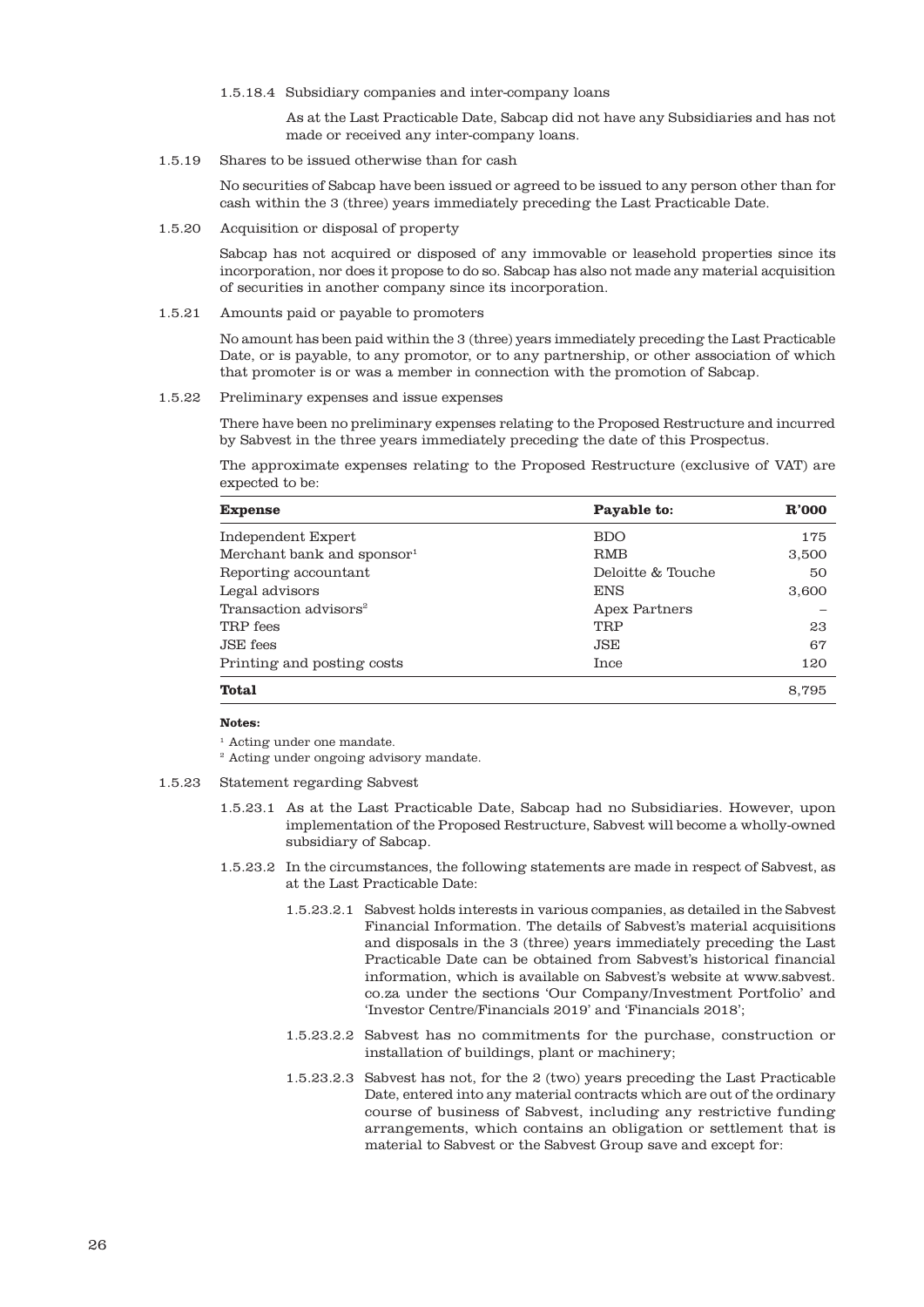1.5.18.4 Subsidiary companies and inter-company loans

As at the Last Practicable Date, Sabcap did not have any Subsidiaries and has not made or received any inter-company loans.

1.5.19 Shares to be issued otherwise than for cash

No securities of Sabcap have been issued or agreed to be issued to any person other than for cash within the 3 (three) years immediately preceding the Last Practicable Date.

1.5.20 Acquisition or disposal of property

Sabcap has not acquired or disposed of any immovable or leasehold properties since its incorporation, nor does it propose to do so. Sabcap has also not made any material acquisition of securities in another company since its incorporation.

1.5.21 Amounts paid or payable to promoters

No amount has been paid within the 3 (three) years immediately preceding the Last Practicable Date, or is payable, to any promotor, or to any partnership, or other association of which that promoter is or was a member in connection with the promotion of Sabcap.

1.5.22 Preliminary expenses and issue expenses

There have been no preliminary expenses relating to the Proposed Restructure and incurred by Sabvest in the three years immediately preceding the date of this Prospectus.

The approximate expenses relating to the Proposed Restructure (exclusive of VAT) are expected to be:

| **Expense** | **Payable to:** | **R'000** |
|---|---|---|
| Independent Expert | BDO | 175 |
| Merchant bank and sponsor[1] | RMB | 3,500 |
| Reporting accountant | Deloitte & Touche | 50 |
| Legal advisors | ENS | 3,600 |
| Transaction advisors[2] | Apex Partners | – |
| TRP fees | TRP | 23 |
| JSE fees | JSE | 67 |
| Printing and posting costs | Ince | 120 |
| **Total** | | 8,795 |

**Notes:**

[1] Acting under one mandate.

[2] Acting under ongoing advisory mandate.

1.5.23 Statement regarding Sabvest

1.5.23.1 As at the Last Practicable Date, Sabcap had no Subsidiaries. However, upon implementation of the Proposed Restructure, Sabvest will become a wholly-owned subsidiary of Sabcap.

1.5.23.2 In the circumstances, the following statements are made in respect of Sabvest, as at the Last Practicable Date:

1.5.23.2.1 Sabvest holds interests in various companies, as detailed in the Sabvest Financial Information. The details of Sabvest's material acquisitions and disposals in the 3 (three) years immediately preceding the Last Practicable Date can be obtained from Sabvest's historical financial information, which is available on Sabvest's website at www.sabvest.co.za under the sections 'Our Company/Investment Portfolio' and 'Investor Centre/Financials 2019' and 'Financials 2018';

1.5.23.2.2 Sabvest has no commitments for the purchase, construction or installation of buildings, plant or machinery;

1.5.23.2.3 Sabvest has not, for the 2 (two) years preceding the Last Practicable Date, entered into any material contracts which are out of the ordinary course of business of Sabvest, including any restrictive funding arrangements, which contains an obligation or settlement that is material to Sabvest or the Sabvest Group save and except for: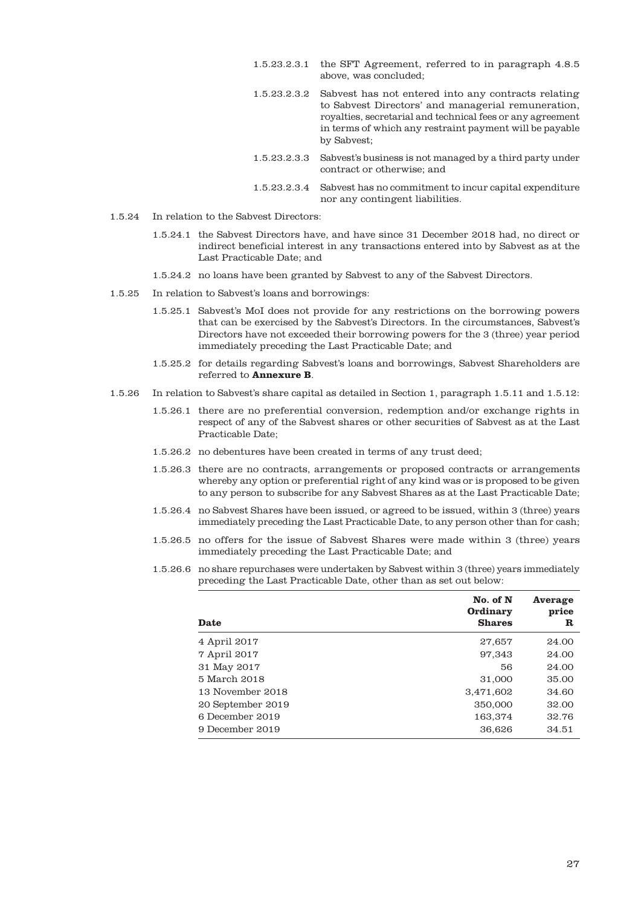1.5.23.2.3.1 the SFT Agreement, referred to in paragraph 4.8.5 above, was concluded;

1.5.23.2.3.2 Sabvest has not entered into any contracts relating to Sabvest Directors' and managerial remuneration, royalties, secretarial and technical fees or any agreement in terms of which any restraint payment will be payable by Sabvest;

1.5.23.2.3.3 Sabvest's business is not managed by a third party under contract or otherwise; and

1.5.23.2.3.4 Sabvest has no commitment to incur capital expenditure nor any contingent liabilities.

1.5.24 In relation to the Sabvest Directors:

1.5.24.1 the Sabvest Directors have, and have since 31 December 2018 had, no direct or indirect beneficial interest in any transactions entered into by Sabvest as at the Last Practicable Date; and

1.5.24.2 no loans have been granted by Sabvest to any of the Sabvest Directors.

1.5.25 In relation to Sabvest's loans and borrowings:

1.5.25.1 Sabvest's MoI does not provide for any restrictions on the borrowing powers that can be exercised by the Sabvest's Directors. In the circumstances, Sabvest's Directors have not exceeded their borrowing powers for the 3 (three) year period immediately preceding the Last Practicable Date; and

1.5.25.2 for details regarding Sabvest's loans and borrowings, Sabvest Shareholders are referred to **Annexure B**.

1.5.26 In relation to Sabvest's share capital as detailed in Section 1, paragraph 1.5.11 and 1.5.12:

1.5.26.1 there are no preferential conversion, redemption and/or exchange rights in respect of any of the Sabvest shares or other securities of Sabvest as at the Last Practicable Date;

1.5.26.2 no debentures have been created in terms of any trust deed;

1.5.26.3 there are no contracts, arrangements or proposed contracts or arrangements whereby any option or preferential right of any kind was or is proposed to be given to any person to subscribe for any Sabvest Shares as at the Last Practicable Date;

1.5.26.4 no Sabvest Shares have been issued, or agreed to be issued, within 3 (three) years immediately preceding the Last Practicable Date, to any person other than for cash;

1.5.26.5 no offers for the issue of Sabvest Shares were made within 3 (three) years immediately preceding the Last Practicable Date; and

1.5.26.6 no share repurchases were undertaken by Sabvest within 3 (three) years immediately preceding the Last Practicable Date, other than as set out below:

| Date | No. of N Ordinary Shares | Average price R |
|---|---|---|
| 4 April 2017 | 27,657 | 24.00 |
| 7 April 2017 | 97,343 | 24.00 |
| 31 May 2017 | 56 | 24.00 |
| 5 March 2018 | 31,000 | 35.00 |
| 13 November 2018 | 3,471,602 | 34.60 |
| 20 September 2019 | 350,000 | 32.00 |
| 6 December 2019 | 163,374 | 32.76 |
| 9 December 2019 | 36,626 | 34.51 |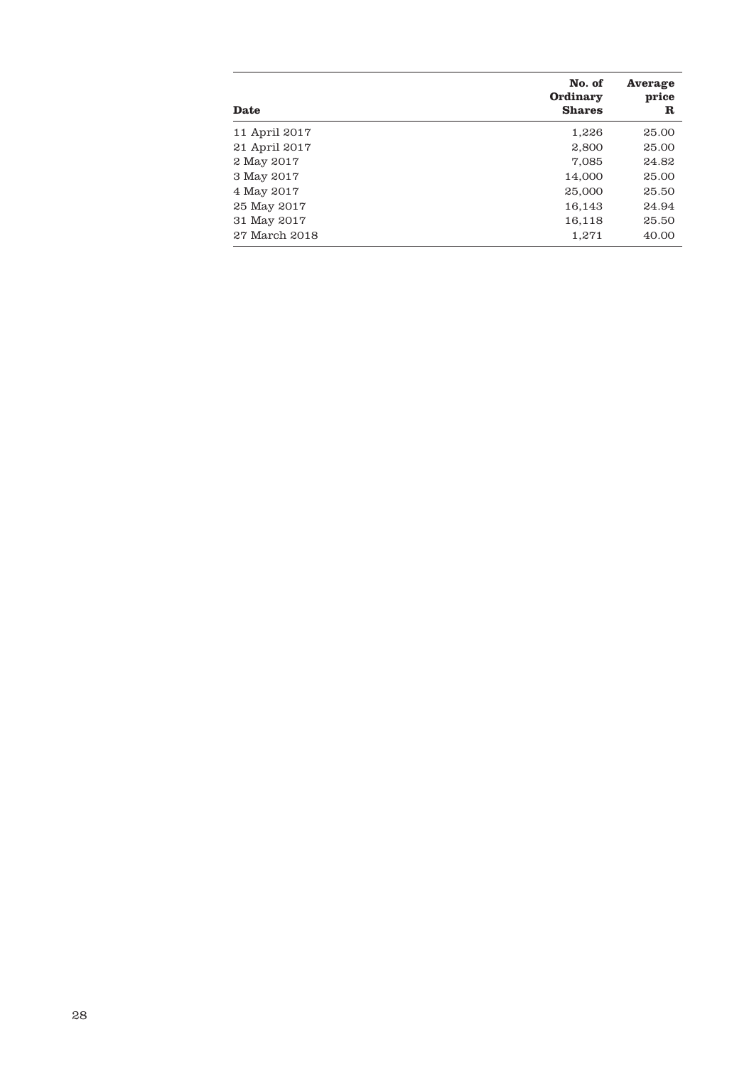| Date | No. of Ordinary Shares | Average price R |
|---|---|---|
| 11 April 2017 | 1,226 | 25.00 |
| 21 April 2017 | 2,800 | 25.00 |
| 2 May 2017 | 7,085 | 24.82 |
| 3 May 2017 | 14,000 | 25.00 |
| 4 May 2017 | 25,000 | 25.50 |
| 25 May 2017 | 16,143 | 24.94 |
| 31 May 2017 | 16,118 | 25.50 |
| 27 March 2018 | 1,271 | 40.00 |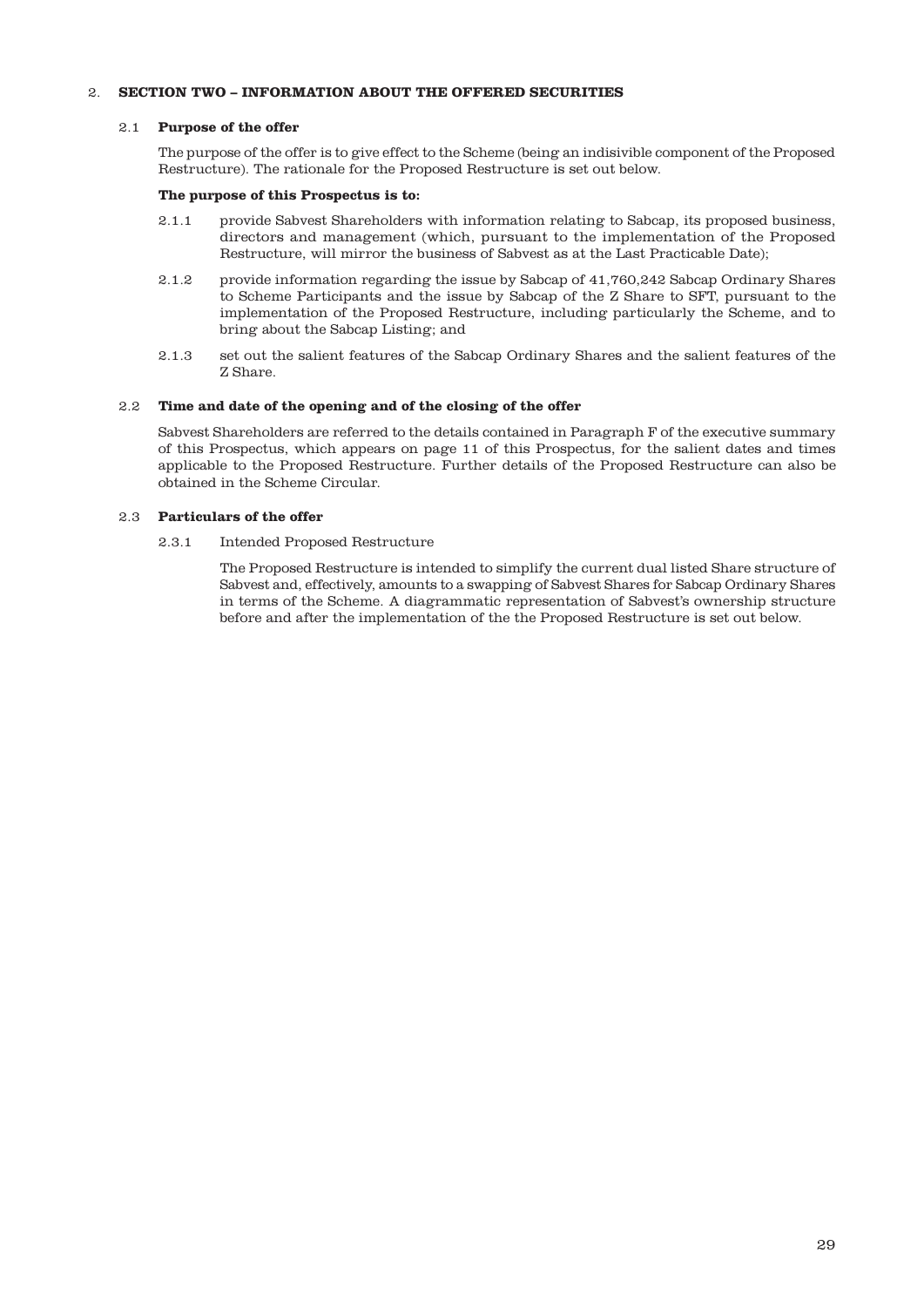## 2. SECTION TWO – INFORMATION ABOUT THE OFFERED SECURITIES

### 2.1 Purpose of the offer

The purpose of the offer is to give effect to the Scheme (being an indisivible component of the Proposed Restructure). The rationale for the Proposed Restructure is set out below.

**The purpose of this Prospectus is to:**

2.1.1 provide Sabvest Shareholders with information relating to Sabcap, its proposed business, directors and management (which, pursuant to the implementation of the Proposed Restructure, will mirror the business of Sabvest as at the Last Practicable Date);

2.1.2 provide information regarding the issue by Sabcap of 41,760,242 Sabcap Ordinary Shares to Scheme Participants and the issue by Sabcap of the Z Share to SFT, pursuant to the implementation of the Proposed Restructure, including particularly the Scheme, and to bring about the Sabcap Listing; and

2.1.3 set out the salient features of the Sabcap Ordinary Shares and the salient features of the Z Share.

### 2.2 Time and date of the opening and of the closing of the offer

Sabvest Shareholders are referred to the details contained in Paragraph F of the executive summary of this Prospectus, which appears on page 11 of this Prospectus, for the salient dates and times applicable to the Proposed Restructure. Further details of the Proposed Restructure can also be obtained in the Scheme Circular.

### 2.3 Particulars of the offer

2.3.1 Intended Proposed Restructure

The Proposed Restructure is intended to simplify the current dual listed Share structure of Sabvest and, effectively, amounts to a swapping of Sabvest Shares for Sabcap Ordinary Shares in terms of the Scheme. A diagrammatic representation of Sabvest's ownership structure before and after the implementation of the the Proposed Restructure is set out below.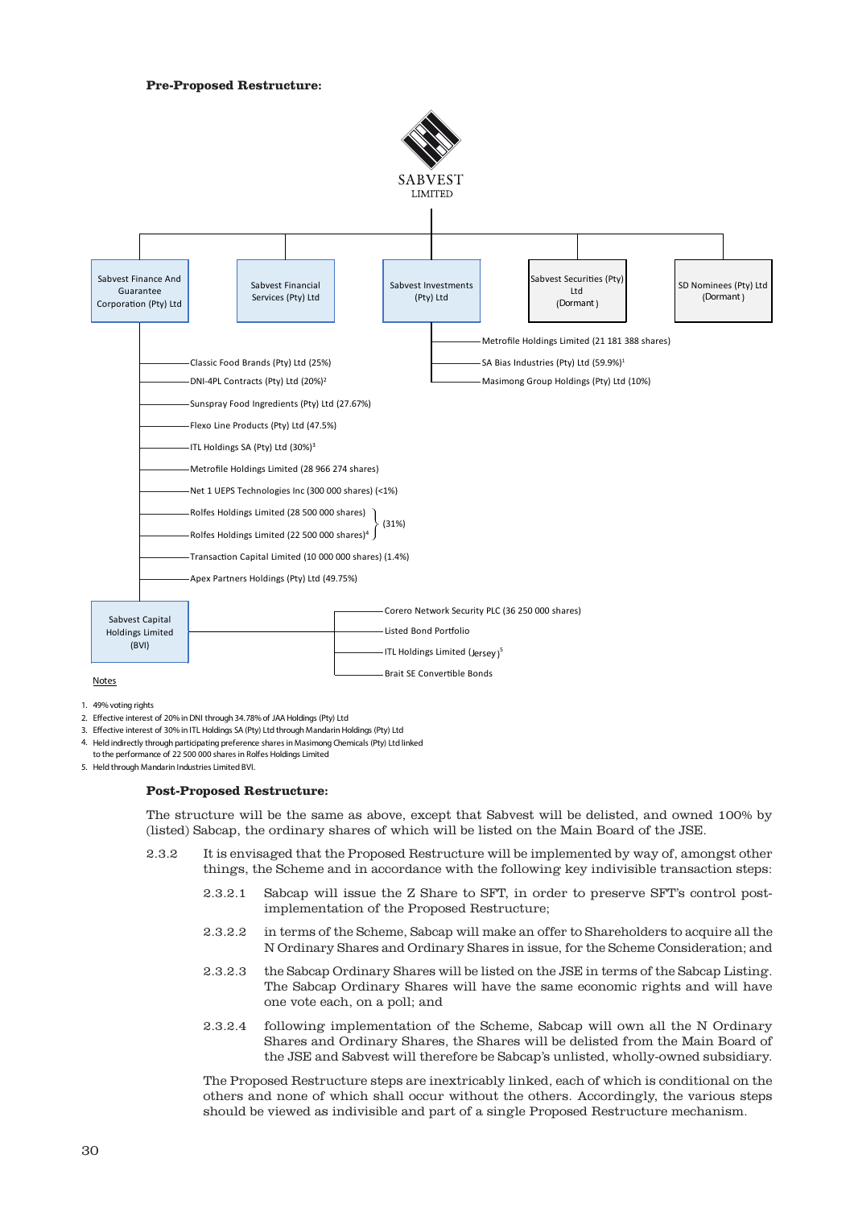**Pre-Proposed Restructure:**

SABVEST LIMITED

- Sabvest Finance And Guarantee Corporation (Pty) Ltd
  - Classic Food Brands (Pty) Ltd (25%)
  - DNI-4PL Contracts (Pty) Ltd (20%)[2]
  - Sunspray Food Ingredients (Pty) Ltd (27.67%)
  - Flexo Line Products (Pty) Ltd (47.5%)
  - ITL Holdings SA (Pty) Ltd (30%)[3]
  - Metrofile Holdings Limited (28 966 274 shares)
  - Net 1 UEPS Technologies Inc (300 000 shares) (<1%)
  - Rolfes Holdings Limited (28 500 000 shares) } (31%)
  - Rolfes Holdings Limited (22 500 000 shares)[4] } (31%)
  - Transaction Capital Limited (10 000 000 shares) (1.4%)
  - Apex Partners Holdings (Pty) Ltd (49.75%)
  - Sabvest Capital Holdings Limited (BVI)
    - Corero Network Security PLC (36 250 000 shares)
    - Listed Bond Portfolio
    - ITL Holdings Limited (Jersey)[5]
    - Brait SE Convertible Bonds
- Sabvest Financial Services (Pty) Ltd
- Sabvest Investments (Pty) Ltd
  - Metrofile Holdings Limited (21 181 388 shares)
  - SA Bias Industries (Pty) Ltd (59.9%)[1]
  - Masimong Group Holdings (Pty) Ltd (10%)
- Sabvest Securities (Pty) Ltd (Dormant)
- SD Nominees (Pty) Ltd (Dormant)

Notes

1. 49% voting rights
2. Effective interest of 20% in DNI through 34.78% of JAA Holdings (Pty) Ltd
3. Effective interest of 30% in ITL Holdings SA (Pty) Ltd through Mandarin Holdings (Pty) Ltd
4. Held indirectly through participating preference shares in Masimong Chemicals (Pty) Ltd linked to the performance of 22 500 000 shares in Rolfes Holdings Limited
5. Held through Mandarin Industries Limited BVI.

**Post-Proposed Restructure:**

The structure will be the same as above, except that Sabvest will be delisted, and owned 100% by (listed) Sabcap, the ordinary shares of which will be listed on the Main Board of the JSE.

2.3.2 It is envisaged that the Proposed Restructure will be implemented by way of, amongst other things, the Scheme and in accordance with the following key indivisible transaction steps:

2.3.2.1 Sabcap will issue the Z Share to SFT, in order to preserve SFT's control post-implementation of the Proposed Restructure;

2.3.2.2 in terms of the Scheme, Sabcap will make an offer to Shareholders to acquire all the N Ordinary Shares and Ordinary Shares in issue, for the Scheme Consideration; and

2.3.2.3 the Sabcap Ordinary Shares will be listed on the JSE in terms of the Sabcap Listing. The Sabcap Ordinary Shares will have the same economic rights and will have one vote each, on a poll; and

2.3.2.4 following implementation of the Scheme, Sabcap will own all the N Ordinary Shares and Ordinary Shares, the Shares will be delisted from the Main Board of the JSE and Sabvest will therefore be Sabcap's unlisted, wholly-owned subsidiary.

The Proposed Restructure steps are inextricably linked, each of which is conditional on the others and none of which shall occur without the others. Accordingly, the various steps should be viewed as indivisible and part of a single Proposed Restructure mechanism.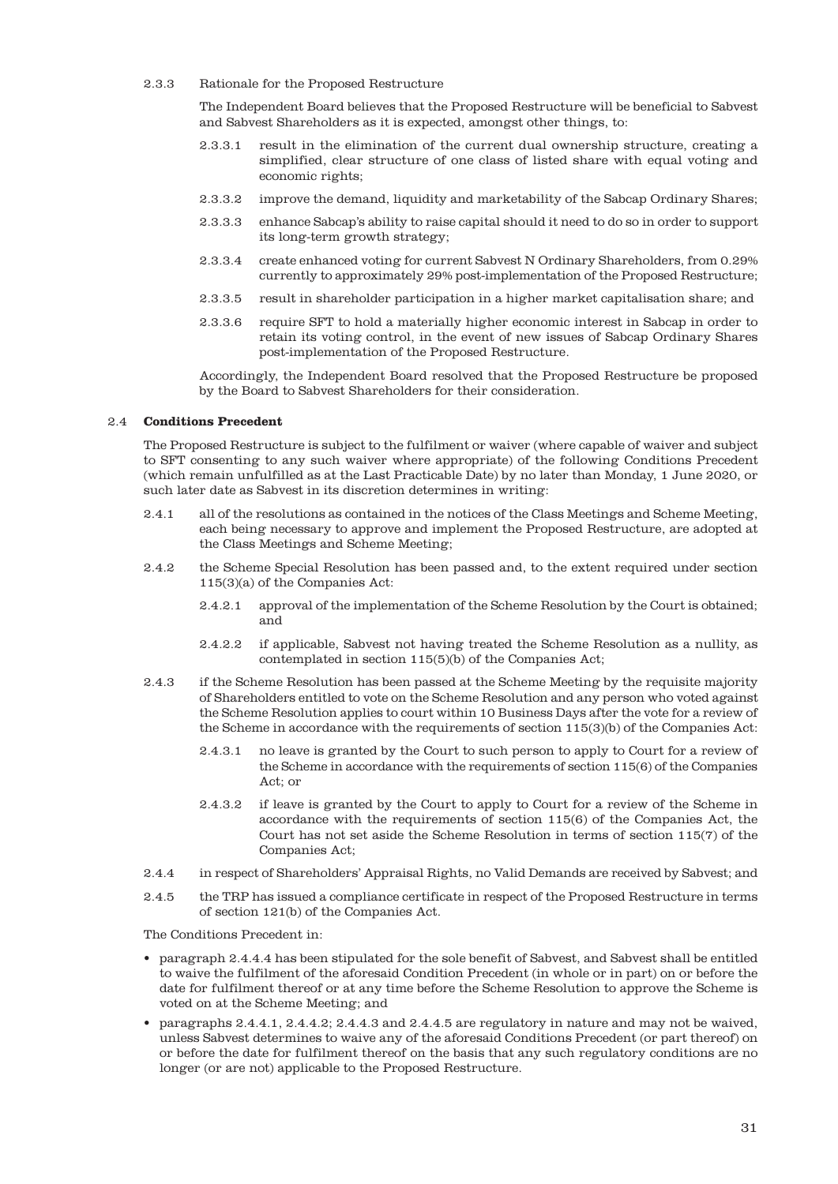2.3.3 Rationale for the Proposed Restructure

The Independent Board believes that the Proposed Restructure will be beneficial to Sabvest and Sabvest Shareholders as it is expected, amongst other things, to:

2.3.3.1 result in the elimination of the current dual ownership structure, creating a simplified, clear structure of one class of listed share with equal voting and economic rights;

2.3.3.2 improve the demand, liquidity and marketability of the Sabcap Ordinary Shares;

2.3.3.3 enhance Sabcap's ability to raise capital should it need to do so in order to support its long-term growth strategy;

2.3.3.4 create enhanced voting for current Sabvest N Ordinary Shareholders, from 0.29% currently to approximately 29% post-implementation of the Proposed Restructure;

2.3.3.5 result in shareholder participation in a higher market capitalisation share; and

2.3.3.6 require SFT to hold a materially higher economic interest in Sabcap in order to retain its voting control, in the event of new issues of Sabcap Ordinary Shares post-implementation of the Proposed Restructure.

Accordingly, the Independent Board resolved that the Proposed Restructure be proposed by the Board to Sabvest Shareholders for their consideration.

## 2.4 Conditions Precedent

The Proposed Restructure is subject to the fulfilment or waiver (where capable of waiver and subject to SFT consenting to any such waiver where appropriate) of the following Conditions Precedent (which remain unfulfilled as at the Last Practicable Date) by no later than Monday, 1 June 2020, or such later date as Sabvest in its discretion determines in writing:

2.4.1 all of the resolutions as contained in the notices of the Class Meetings and Scheme Meeting, each being necessary to approve and implement the Proposed Restructure, are adopted at the Class Meetings and Scheme Meeting;

2.4.2 the Scheme Special Resolution has been passed and, to the extent required under section 115(3)(a) of the Companies Act:

2.4.2.1 approval of the implementation of the Scheme Resolution by the Court is obtained; and

2.4.2.2 if applicable, Sabvest not having treated the Scheme Resolution as a nullity, as contemplated in section 115(5)(b) of the Companies Act;

2.4.3 if the Scheme Resolution has been passed at the Scheme Meeting by the requisite majority of Shareholders entitled to vote on the Scheme Resolution and any person who voted against the Scheme Resolution applies to court within 10 Business Days after the vote for a review of the Scheme in accordance with the requirements of section 115(3)(b) of the Companies Act:

2.4.3.1 no leave is granted by the Court to such person to apply to Court for a review of the Scheme in accordance with the requirements of section 115(6) of the Companies Act; or

2.4.3.2 if leave is granted by the Court to apply to Court for a review of the Scheme in accordance with the requirements of section 115(6) of the Companies Act, the Court has not set aside the Scheme Resolution in terms of section 115(7) of the Companies Act;

2.4.4 in respect of Shareholders' Appraisal Rights, no Valid Demands are received by Sabvest; and

2.4.5 the TRP has issued a compliance certificate in respect of the Proposed Restructure in terms of section 121(b) of the Companies Act.

The Conditions Precedent in:

- paragraph 2.4.4 has been stipulated for the sole benefit of Sabvest, and Sabvest shall be entitled to waive the fulfilment of the aforesaid Condition Precedent (in whole or in part) on or before the date for fulfilment thereof or at any time before the Scheme Resolution to approve the Scheme is voted on at the Scheme Meeting; and
- paragraphs 2.4.4.1, 2.4.4.2; 2.4.4.3 and 2.4.4.5 are regulatory in nature and may not be waived, unless Sabvest determines to waive any of the aforesaid Conditions Precedent (or part thereof) on or before the date for fulfilment thereof on the basis that any such regulatory conditions are no longer (or are not) applicable to the Proposed Restructure.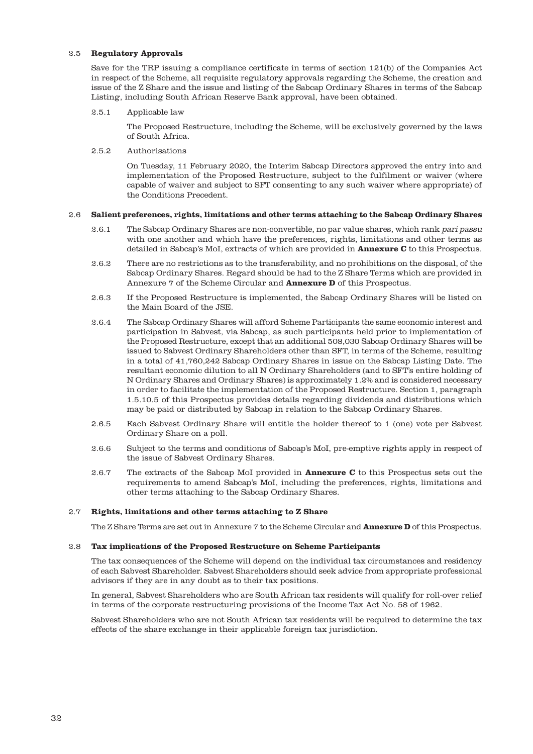### 2.5 Regulatory Approvals

Save for the TRP issuing a compliance certificate in terms of section 121(b) of the Companies Act in respect of the Scheme, all requisite regulatory approvals regarding the Scheme, the creation and issue of the Z Share and the issue and listing of the Sabcap Ordinary Shares in terms of the Sabcap Listing, including South African Reserve Bank approval, have been obtained.

2.5.1 Applicable law

The Proposed Restructure, including the Scheme, will be exclusively governed by the laws of South Africa.

2.5.2 Authorisations

On Tuesday, 11 February 2020, the Interim Sabcap Directors approved the entry into and implementation of the Proposed Restructure, subject to the fulfilment or waiver (where capable of waiver and subject to SFT consenting to any such waiver where appropriate) of the Conditions Precedent.

### 2.6 Salient preferences, rights, limitations and other terms attaching to the Sabcap Ordinary Shares

2.6.1 The Sabcap Ordinary Shares are non-convertible, no par value shares, which rank *pari passu* with one another and which have the preferences, rights, limitations and other terms as detailed in Sabcap's MoI, extracts of which are provided in **Annexure C** to this Prospectus.

2.6.2 There are no restrictions as to the transferability, and no prohibitions on the disposal, of the Sabcap Ordinary Shares. Regard should be had to the Z Share Terms which are provided in Annexure 7 of the Scheme Circular and **Annexure D** of this Prospectus.

2.6.3 If the Proposed Restructure is implemented, the Sabcap Ordinary Shares will be listed on the Main Board of the JSE.

2.6.4 The Sabcap Ordinary Shares will afford Scheme Participants the same economic interest and participation in Sabvest, via Sabcap, as such participants held prior to implementation of the Proposed Restructure, except that an additional 508,030 Sabcap Ordinary Shares will be issued to Sabvest Ordinary Shareholders other than SFT, in terms of the Scheme, resulting in a total of 41,760,242 Sabcap Ordinary Shares in issue on the Sabcap Listing Date. The resultant economic dilution to all N Ordinary Shareholders (and to SFT's entire holding of N Ordinary Shares and Ordinary Shares) is approximately 1.2% and is considered necessary in order to facilitate the implementation of the Proposed Restructure. Section 1, paragraph 1.5.10.5 of this Prospectus provides details regarding dividends and distributions which may be paid or distributed by Sabcap in relation to the Sabcap Ordinary Shares.

2.6.5 Each Sabvest Ordinary Share will entitle the holder thereof to 1 (one) vote per Sabvest Ordinary Share on a poll.

2.6.6 Subject to the terms and conditions of Sabcap's MoI, pre-emptive rights apply in respect of the issue of Sabvest Ordinary Shares.

2.6.7 The extracts of the Sabcap MoI provided in **Annexure C** to this Prospectus sets out the requirements to amend Sabcap's MoI, including the preferences, rights, limitations and other terms attaching to the Sabcap Ordinary Shares.

### 2.7 Rights, limitations and other terms attaching to Z Share

The Z Share Terms are set out in Annexure 7 to the Scheme Circular and **Annexure D** of this Prospectus.

### 2.8 Tax implications of the Proposed Restructure on Scheme Participants

The tax consequences of the Scheme will depend on the individual tax circumstances and residency of each Sabvest Shareholder. Sabvest Shareholders should seek advice from appropriate professional advisors if they are in any doubt as to their tax positions.

In general, Sabvest Shareholders who are South African tax residents will qualify for roll-over relief in terms of the corporate restructuring provisions of the Income Tax Act No. 58 of 1962.

Sabvest Shareholders who are not South African tax residents will be required to determine the tax effects of the share exchange in their applicable foreign tax jurisdiction.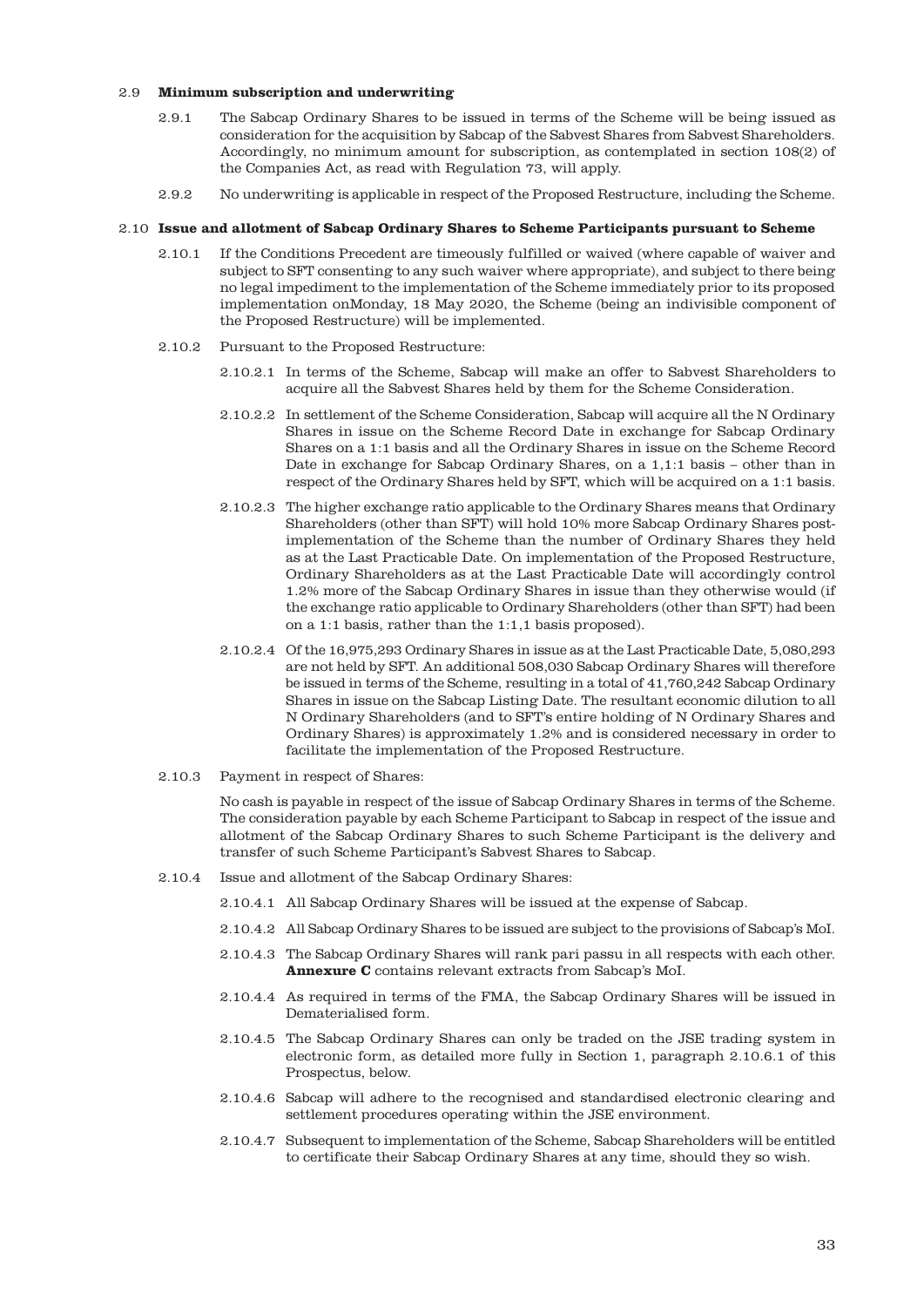2.9 **Minimum subscription and underwriting**

2.9.1 The Sabcap Ordinary Shares to be issued in terms of the Scheme will be being issued as consideration for the acquisition by Sabcap of the Sabvest Shares from Sabvest Shareholders. Accordingly, no minimum amount for subscription, as contemplated in section 108(2) of the Companies Act, as read with Regulation 73, will apply.

2.9.2 No underwriting is applicable in respect of the Proposed Restructure, including the Scheme.

2.10 **Issue and allotment of Sabcap Ordinary Shares to Scheme Participants pursuant to Scheme**

2.10.1 If the Conditions Precedent are timeously fulfilled or waived (where capable of waiver and subject to SFT consenting to any such waiver where appropriate), and subject to there being no legal impediment to the implementation of the Scheme immediately prior to its proposed implementation onMonday, 18 May 2020, the Scheme (being an indivisible component of the Proposed Restructure) will be implemented.

2.10.2 Pursuant to the Proposed Restructure:

2.10.2.1 In terms of the Scheme, Sabcap will make an offer to Sabvest Shareholders to acquire all the Sabvest Shares held by them for the Scheme Consideration.

2.10.2.2 In settlement of the Scheme Consideration, Sabcap will acquire all the N Ordinary Shares in issue on the Scheme Record Date in exchange for Sabcap Ordinary Shares on a 1:1 basis and all the Ordinary Shares in issue on the Scheme Record Date in exchange for Sabcap Ordinary Shares, on a 1,1:1 basis – other than in respect of the Ordinary Shares held by SFT, which will be acquired on a 1:1 basis.

2.10.2.3 The higher exchange ratio applicable to the Ordinary Shares means that Ordinary Shareholders (other than SFT) will hold 10% more Sabcap Ordinary Shares post-implementation of the Scheme than the number of Ordinary Shares they held as at the Last Practicable Date. On implementation of the Proposed Restructure, Ordinary Shareholders as at the Last Practicable Date will accordingly control 1.2% more of the Sabcap Ordinary Shares in issue than they otherwise would (if the exchange ratio applicable to Ordinary Shareholders (other than SFT) had been on a 1:1 basis, rather than the 1:1,1 basis proposed).

2.10.2.4 Of the 16,975,293 Ordinary Shares in issue as at the Last Practicable Date, 5,080,293 are not held by SFT. An additional 508,030 Sabcap Ordinary Shares will therefore be issued in terms of the Scheme, resulting in a total of 41,760,242 Sabcap Ordinary Shares in issue on the Sabcap Listing Date. The resultant economic dilution to all N Ordinary Shareholders (and to SFT's entire holding of N Ordinary Shares and Ordinary Shares) is approximately 1.2% and is considered necessary in order to facilitate the implementation of the Proposed Restructure.

2.10.3 Payment in respect of Shares:

No cash is payable in respect of the issue of Sabcap Ordinary Shares in terms of the Scheme. The consideration payable by each Scheme Participant to Sabcap in respect of the issue and allotment of the Sabcap Ordinary Shares to such Scheme Participant is the delivery and transfer of such Scheme Participant's Sabvest Shares to Sabcap.

2.10.4 Issue and allotment of the Sabcap Ordinary Shares:

2.10.4.1 All Sabcap Ordinary Shares will be issued at the expense of Sabcap.

2.10.4.2 All Sabcap Ordinary Shares to be issued are subject to the provisions of Sabcap's MoI.

2.10.4.3 The Sabcap Ordinary Shares will rank pari passu in all respects with each other. **Annexure C** contains relevant extracts from Sabcap's MoI.

2.10.4.4 As required in terms of the FMA, the Sabcap Ordinary Shares will be issued in Dematerialised form.

2.10.4.5 The Sabcap Ordinary Shares can only be traded on the JSE trading system in electronic form, as detailed more fully in Section 1, paragraph 2.10.6.1 of this Prospectus, below.

2.10.4.6 Sabcap will adhere to the recognised and standardised electronic clearing and settlement procedures operating within the JSE environment.

2.10.4.7 Subsequent to implementation of the Scheme, Sabcap Shareholders will be entitled to certificate their Sabcap Ordinary Shares at any time, should they so wish.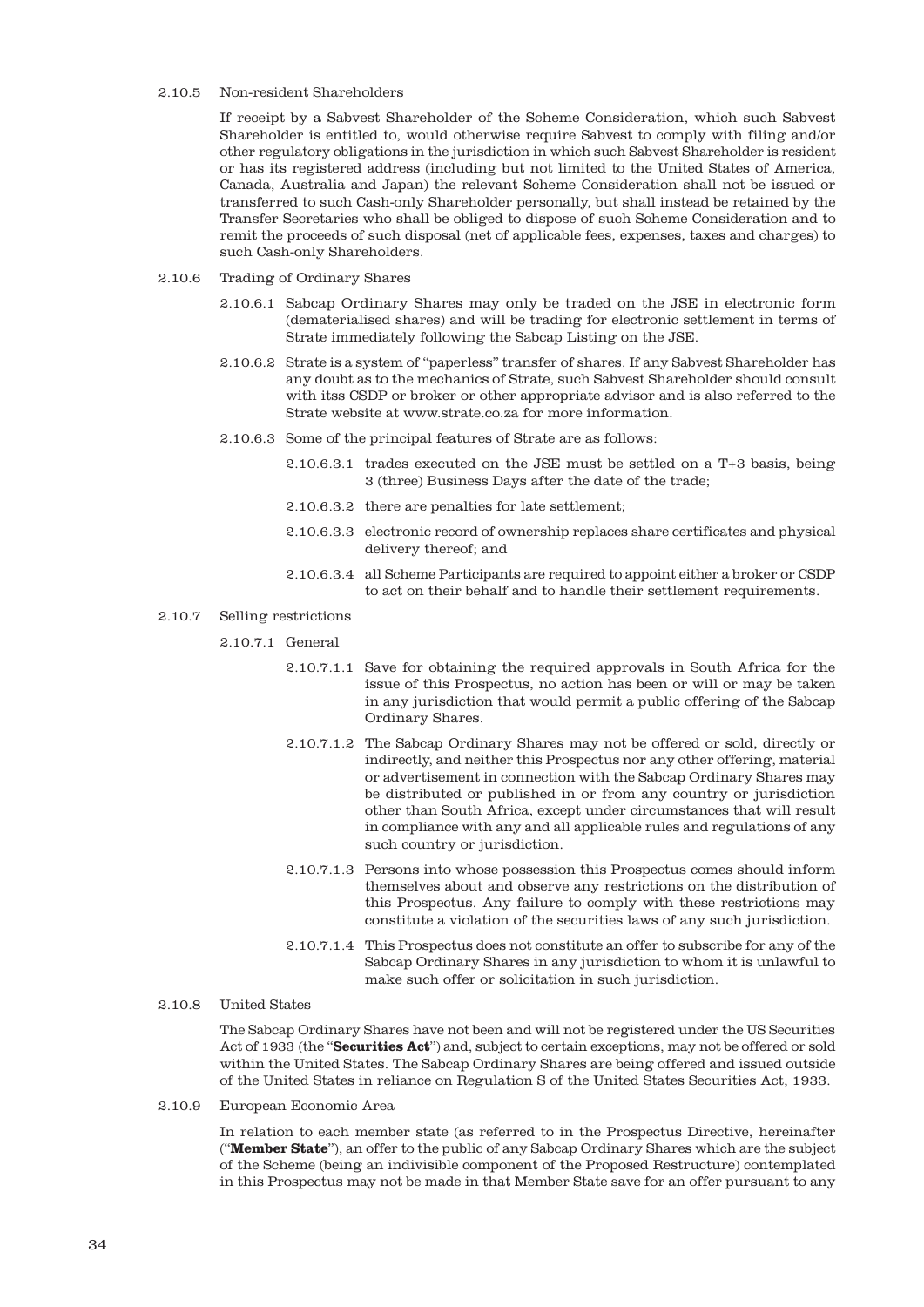2.10.5 Non-resident Shareholders

If receipt by a Sabvest Shareholder of the Scheme Consideration, which such Sabvest Shareholder is entitled to, would otherwise require Sabvest to comply with filing and/or other regulatory obligations in the jurisdiction in which such Sabvest Shareholder is resident or has its registered address (including but not limited to the United States of America, Canada, Australia and Japan) the relevant Scheme Consideration shall not be issued or transferred to such Cash-only Shareholder personally, but shall instead be retained by the Transfer Secretaries who shall be obliged to dispose of such Scheme Consideration and to remit the proceeds of such disposal (net of applicable fees, expenses, taxes and charges) to such Cash-only Shareholders.

2.10.6 Trading of Ordinary Shares

2.10.6.1 Sabcap Ordinary Shares may only be traded on the JSE in electronic form (dematerialised shares) and will be trading for electronic settlement in terms of Strate immediately following the Sabcap Listing on the JSE.

2.10.6.2 Strate is a system of "paperless" transfer of shares. If any Sabvest Shareholder has any doubt as to the mechanics of Strate, such Sabvest Shareholder should consult with itss CSDP or broker or other appropriate advisor and is also referred to the Strate website at www.strate.co.za for more information.

2.10.6.3 Some of the principal features of Strate are as follows:

2.10.6.3.1 trades executed on the JSE must be settled on a T+3 basis, being 3 (three) Business Days after the date of the trade;

2.10.6.3.2 there are penalties for late settlement;

2.10.6.3.3 electronic record of ownership replaces share certificates and physical delivery thereof; and

2.10.6.3.4 all Scheme Participants are required to appoint either a broker or CSDP to act on their behalf and to handle their settlement requirements.

2.10.7 Selling restrictions

2.10.7.1 General

2.10.7.1.1 Save for obtaining the required approvals in South Africa for the issue of this Prospectus, no action has been or will or may be taken in any jurisdiction that would permit a public offering of the Sabcap Ordinary Shares.

2.10.7.1.2 The Sabcap Ordinary Shares may not be offered or sold, directly or indirectly, and neither this Prospectus nor any other offering, material or advertisement in connection with the Sabcap Ordinary Shares may be distributed or published in or from any country or jurisdiction other than South Africa, except under circumstances that will result in compliance with any and all applicable rules and regulations of any such country or jurisdiction.

2.10.7.1.3 Persons into whose possession this Prospectus comes should inform themselves about and observe any restrictions on the distribution of this Prospectus. Any failure to comply with these restrictions may constitute a violation of the securities laws of any such jurisdiction.

2.10.7.1.4 This Prospectus does not constitute an offer to subscribe for any of the Sabcap Ordinary Shares in any jurisdiction to whom it is unlawful to make such offer or solicitation in such jurisdiction.

2.10.8 United States

The Sabcap Ordinary Shares have not been and will not be registered under the US Securities Act of 1933 (the "**Securities Act**") and, subject to certain exceptions, may not be offered or sold within the United States. The Sabcap Ordinary Shares are being offered and issued outside of the United States in reliance on Regulation S of the United States Securities Act, 1933.

2.10.9 European Economic Area

In relation to each member state (as referred to in the Prospectus Directive, hereinafter ("**Member State**"), an offer to the public of any Sabcap Ordinary Shares which are the subject of the Scheme (being an indivisible component of the Proposed Restructure) contemplated in this Prospectus may not be made in that Member State save for an offer pursuant to any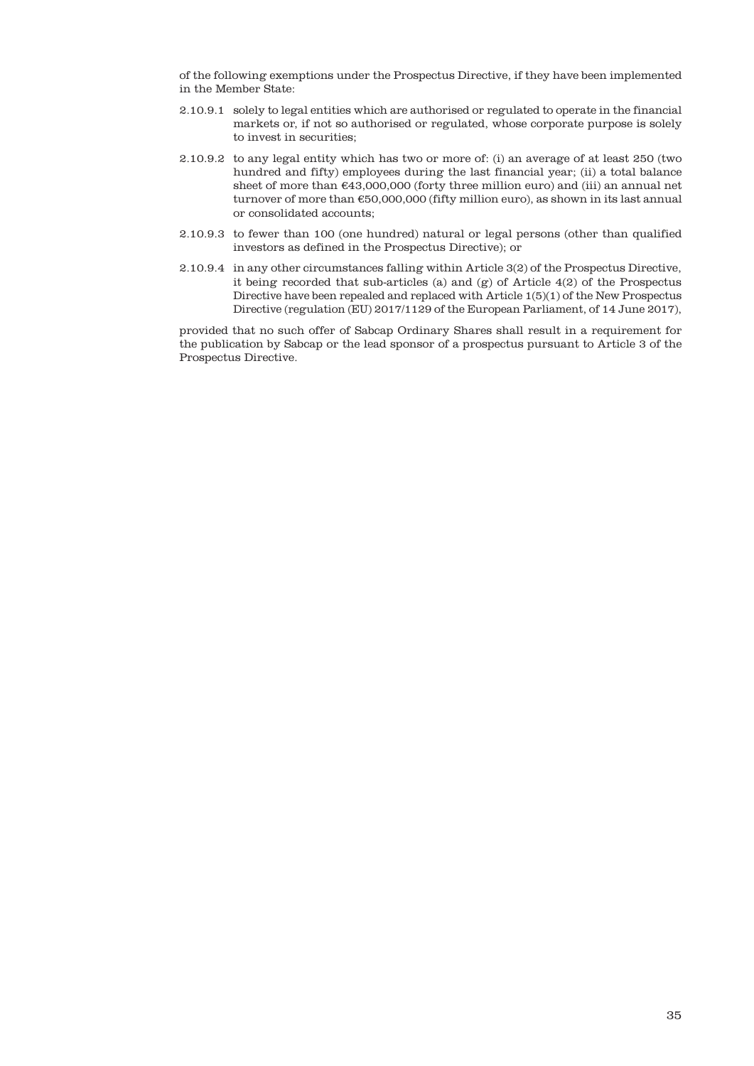of the following exemptions under the Prospectus Directive, if they have been implemented in the Member State:

2.10.9.1 solely to legal entities which are authorised or regulated to operate in the financial markets or, if not so authorised or regulated, whose corporate purpose is solely to invest in securities;

2.10.9.2 to any legal entity which has two or more of: (i) an average of at least 250 (two hundred and fifty) employees during the last financial year; (ii) a total balance sheet of more than €43,000,000 (forty three million euro) and (iii) an annual net turnover of more than €50,000,000 (fifty million euro), as shown in its last annual or consolidated accounts;

2.10.9.3 to fewer than 100 (one hundred) natural or legal persons (other than qualified investors as defined in the Prospectus Directive); or

2.10.9.4 in any other circumstances falling within Article 3(2) of the Prospectus Directive, it being recorded that sub-articles (a) and (g) of Article 4(2) of the Prospectus Directive have been repealed and replaced with Article 1(5)(1) of the New Prospectus Directive (regulation (EU) 2017/1129 of the European Parliament, of 14 June 2017),

provided that no such offer of Sabcap Ordinary Shares shall result in a requirement for the publication by Sabcap or the lead sponsor of a prospectus pursuant to Article 3 of the Prospectus Directive.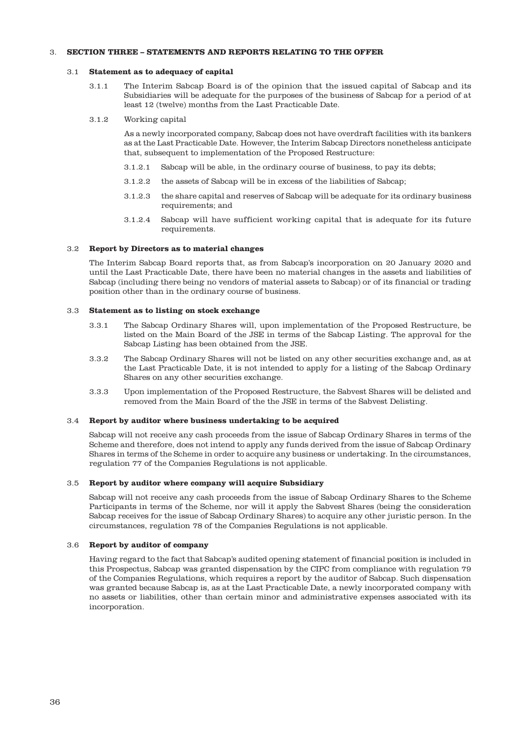## 3. SECTION THREE – STATEMENTS AND REPORTS RELATING TO THE OFFER

### 3.1 Statement as to adequacy of capital

3.1.1 The Interim Sabcap Board is of the opinion that the issued capital of Sabcap and its Subsidiaries will be adequate for the purposes of the business of Sabcap for a period of at least 12 (twelve) months from the Last Practicable Date.

3.1.2 Working capital

As a newly incorporated company, Sabcap does not have overdraft facilities with its bankers as at the Last Practicable Date. However, the Interim Sabcap Directors nonetheless anticipate that, subsequent to implementation of the Proposed Restructure:

3.1.2.1 Sabcap will be able, in the ordinary course of business, to pay its debts;

3.1.2.2 the assets of Sabcap will be in excess of the liabilities of Sabcap;

3.1.2.3 the share capital and reserves of Sabcap will be adequate for its ordinary business requirements; and

3.1.2.4 Sabcap will have sufficient working capital that is adequate for its future requirements.

### 3.2 Report by Directors as to material changes

The Interim Sabcap Board reports that, as from Sabcap's incorporation on 20 January 2020 and until the Last Practicable Date, there have been no material changes in the assets and liabilities of Sabcap (including there being no vendors of material assets to Sabcap) or of its financial or trading position other than in the ordinary course of business.

### 3.3 Statement as to listing on stock exchange

3.3.1 The Sabcap Ordinary Shares will, upon implementation of the Proposed Restructure, be listed on the Main Board of the JSE in terms of the Sabcap Listing. The approval for the Sabcap Listing has been obtained from the JSE.

3.3.2 The Sabcap Ordinary Shares will not be listed on any other securities exchange and, as at the Last Practicable Date, it is not intended to apply for a listing of the Sabcap Ordinary Shares on any other securities exchange.

3.3.3 Upon implementation of the Proposed Restructure, the Sabvest Shares will be delisted and removed from the Main Board of the the JSE in terms of the Sabvest Delisting.

### 3.4 Report by auditor where business undertaking to be acquired

Sabcap will not receive any cash proceeds from the issue of Sabcap Ordinary Shares in terms of the Scheme and therefore, does not intend to apply any funds derived from the issue of Sabcap Ordinary Shares in terms of the Scheme in order to acquire any business or undertaking. In the circumstances, regulation 77 of the Companies Regulations is not applicable.

### 3.5 Report by auditor where company will acquire Subsidiary

Sabcap will not receive any cash proceeds from the issue of Sabcap Ordinary Shares to the Scheme Participants in terms of the Scheme, nor will it apply the Sabvest Shares (being the consideration Sabcap receives for the issue of Sabcap Ordinary Shares) to acquire any other juristic person. In the circumstances, regulation 78 of the Companies Regulations is not applicable.

### 3.6 Report by auditor of company

Having regard to the fact that Sabcap's audited opening statement of financial position is included in this Prospectus, Sabcap was granted dispensation by the CIPC from compliance with regulation 79 of the Companies Regulations, which requires a report by the auditor of Sabcap. Such dispensation was granted because Sabcap is, as at the Last Practicable Date, a newly incorporated company with no assets or liabilities, other than certain minor and administrative expenses associated with its incorporation.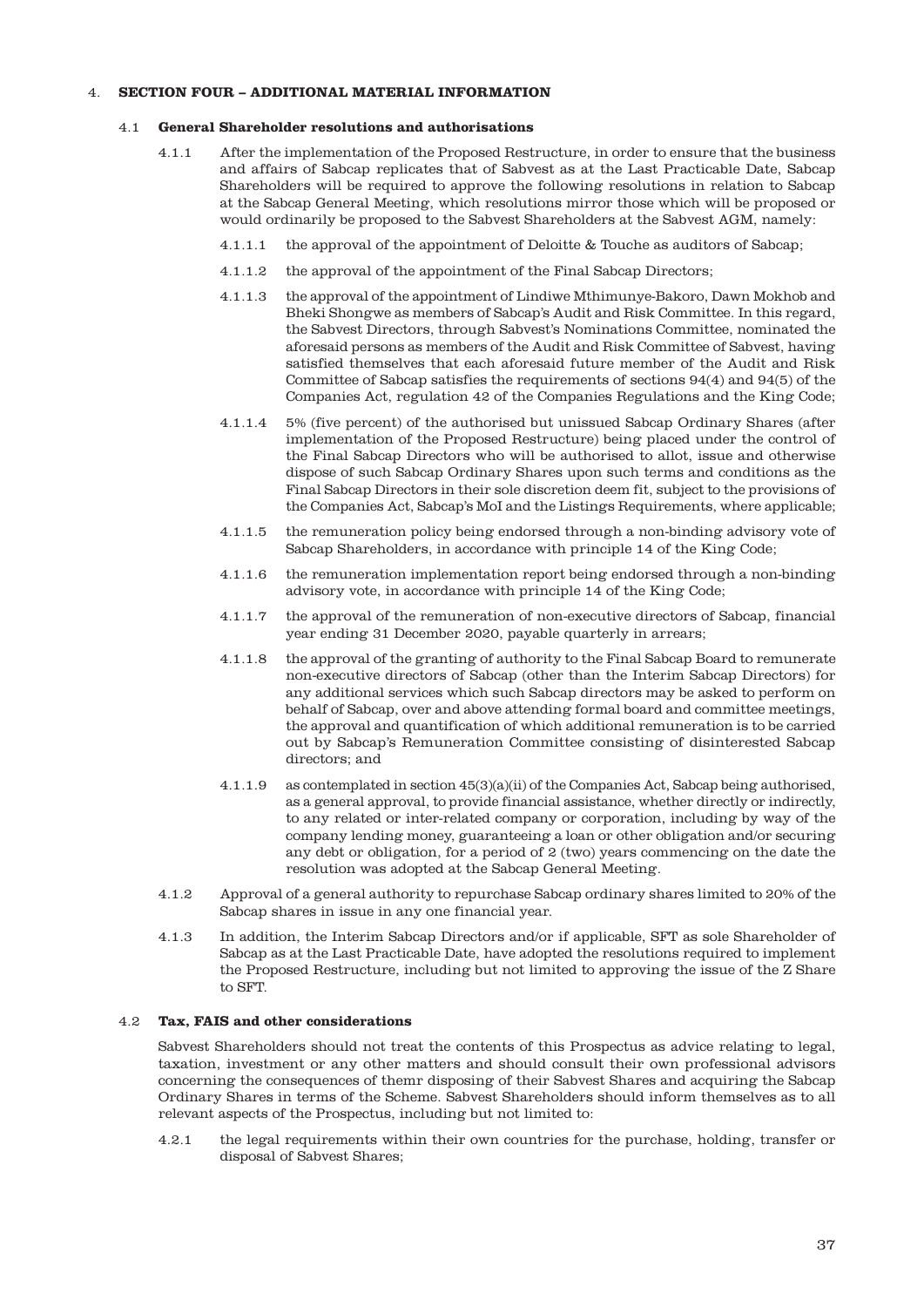## 4. SECTION FOUR – ADDITIONAL MATERIAL INFORMATION

### 4.1 General Shareholder resolutions and authorisations

4.1.1 After the implementation of the Proposed Restructure, in order to ensure that the business and affairs of Sabcap replicates that of Sabvest as at the Last Practicable Date, Sabcap Shareholders will be required to approve the following resolutions in relation to Sabcap at the Sabcap General Meeting, which resolutions mirror those which will be proposed or would ordinarily be proposed to the Sabvest Shareholders at the Sabvest AGM, namely:

4.1.1.1 the approval of the appointment of Deloitte & Touche as auditors of Sabcap;

4.1.1.2 the approval of the appointment of the Final Sabcap Directors;

4.1.1.3 the approval of the appointment of Lindiwe Mthimunye-Bakoro, Dawn Mokhob and Bheki Shongwe as members of Sabcap's Audit and Risk Committee. In this regard, the Sabvest Directors, through Sabvest's Nominations Committee, nominated the aforesaid persons as members of the Audit and Risk Committee of Sabvest, having satisfied themselves that each aforesaid future member of the Audit and Risk Committee of Sabcap satisfies the requirements of sections 94(4) and 94(5) of the Companies Act, regulation 42 of the Companies Regulations and the King Code;

4.1.1.4 5% (five percent) of the authorised but unissued Sabcap Ordinary Shares (after implementation of the Proposed Restructure) being placed under the control of the Final Sabcap Directors who will be authorised to allot, issue and otherwise dispose of such Sabcap Ordinary Shares upon such terms and conditions as the Final Sabcap Directors in their sole discretion deem fit, subject to the provisions of the Companies Act, Sabcap's MoI and the Listings Requirements, where applicable;

4.1.1.5 the remuneration policy being endorsed through a non-binding advisory vote of Sabcap Shareholders, in accordance with principle 14 of the King Code;

4.1.1.6 the remuneration implementation report being endorsed through a non-binding advisory vote, in accordance with principle 14 of the King Code;

4.1.1.7 the approval of the remuneration of non-executive directors of Sabcap, financial year ending 31 December 2020, payable quarterly in arrears;

4.1.1.8 the approval of the granting of authority to the Final Sabcap Board to remunerate non-executive directors of Sabcap (other than the Interim Sabcap Directors) for any additional services which such Sabcap directors may be asked to perform on behalf of Sabcap, over and above attending formal board and committee meetings, the approval and quantification of which additional remuneration is to be carried out by Sabcap's Remuneration Committee consisting of disinterested Sabcap directors; and

4.1.1.9 as contemplated in section 45(3)(a)(ii) of the Companies Act, Sabcap being authorised, as a general approval, to provide financial assistance, whether directly or indirectly, to any related or inter-related company or corporation, including by way of the company lending money, guaranteeing a loan or other obligation and/or securing any debt or obligation, for a period of 2 (two) years commencing on the date the resolution was adopted at the Sabcap General Meeting.

4.1.2 Approval of a general authority to repurchase Sabcap ordinary shares limited to 20% of the Sabcap shares in issue in any one financial year.

4.1.3 In addition, the Interim Sabcap Directors and/or if applicable, SFT as sole Shareholder of Sabcap as at the Last Practicable Date, have adopted the resolutions required to implement the Proposed Restructure, including but not limited to approving the issue of the Z Share to SFT.

### 4.2 Tax, FAIS and other considerations

Sabvest Shareholders should not treat the contents of this Prospectus as advice relating to legal, taxation, investment or any other matters and should consult their own professional advisors concerning the consequences of themr disposing of their Sabvest Shares and acquiring the Sabcap Ordinary Shares in terms of the Scheme. Sabvest Shareholders should inform themselves as to all relevant aspects of the Prospectus, including but not limited to:

4.2.1 the legal requirements within their own countries for the purchase, holding, transfer or disposal of Sabvest Shares;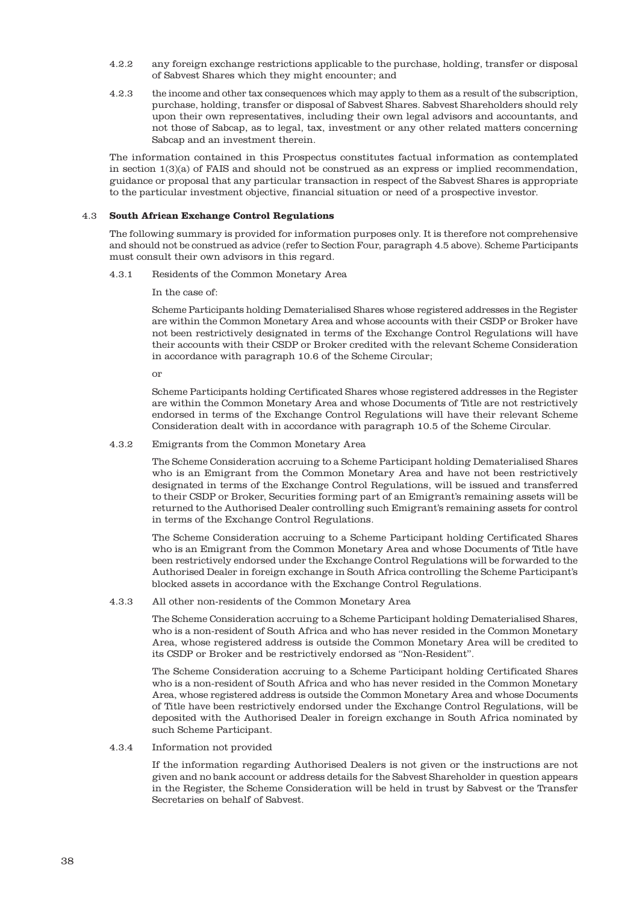4.2.2 any foreign exchange restrictions applicable to the purchase, holding, transfer or disposal of Sabvest Shares which they might encounter; and

4.2.3 the income and other tax consequences which may apply to them as a result of the subscription, purchase, holding, transfer or disposal of Sabvest Shares. Sabvest Shareholders should rely upon their own representatives, including their own legal advisors and accountants, and not those of Sabcap, as to legal, tax, investment or any other related matters concerning Sabcap and an investment therein.

The information contained in this Prospectus constitutes factual information as contemplated in section 1(3)(a) of FAIS and should not be construed as an express or implied recommendation, guidance or proposal that any particular transaction in respect of the Sabvest Shares is appropriate to the particular investment objective, financial situation or need of a prospective investor.

### 4.3 South African Exchange Control Regulations

The following summary is provided for information purposes only. It is therefore not comprehensive and should not be construed as advice (refer to Section Four, paragraph 4.5 above). Scheme Participants must consult their own advisors in this regard.

4.3.1 Residents of the Common Monetary Area

In the case of:

Scheme Participants holding Dematerialised Shares whose registered addresses in the Register are within the Common Monetary Area and whose accounts with their CSDP or Broker have not been restrictively designated in terms of the Exchange Control Regulations will have their accounts with their CSDP or Broker credited with the relevant Scheme Consideration in accordance with paragraph 10.6 of the Scheme Circular;

or

Scheme Participants holding Certificated Shares whose registered addresses in the Register are within the Common Monetary Area and whose Documents of Title are not restrictively endorsed in terms of the Exchange Control Regulations will have their relevant Scheme Consideration dealt with in accordance with paragraph 10.5 of the Scheme Circular.

4.3.2 Emigrants from the Common Monetary Area

The Scheme Consideration accruing to a Scheme Participant holding Dematerialised Shares who is an Emigrant from the Common Monetary Area and have not been restrictively designated in terms of the Exchange Control Regulations, will be issued and transferred to their CSDP or Broker, Securities forming part of an Emigrant's remaining assets will be returned to the Authorised Dealer controlling such Emigrant's remaining assets for control in terms of the Exchange Control Regulations.

The Scheme Consideration accruing to a Scheme Participant holding Certificated Shares who is an Emigrant from the Common Monetary Area and whose Documents of Title have been restrictively endorsed under the Exchange Control Regulations will be forwarded to the Authorised Dealer in foreign exchange in South Africa controlling the Scheme Participant's blocked assets in accordance with the Exchange Control Regulations.

4.3.3 All other non-residents of the Common Monetary Area

The Scheme Consideration accruing to a Scheme Participant holding Dematerialised Shares, who is a non-resident of South Africa and who has never resided in the Common Monetary Area, whose registered address is outside the Common Monetary Area will be credited to its CSDP or Broker and be restrictively endorsed as "Non-Resident".

The Scheme Consideration accruing to a Scheme Participant holding Certificated Shares who is a non-resident of South Africa and who has never resided in the Common Monetary Area, whose registered address is outside the Common Monetary Area and whose Documents of Title have been restrictively endorsed under the Exchange Control Regulations, will be deposited with the Authorised Dealer in foreign exchange in South Africa nominated by such Scheme Participant.

4.3.4 Information not provided

If the information regarding Authorised Dealers is not given or the instructions are not given and no bank account or address details for the Sabvest Shareholder in question appears in the Register, the Scheme Consideration will be held in trust by Sabvest or the Transfer Secretaries on behalf of Sabvest.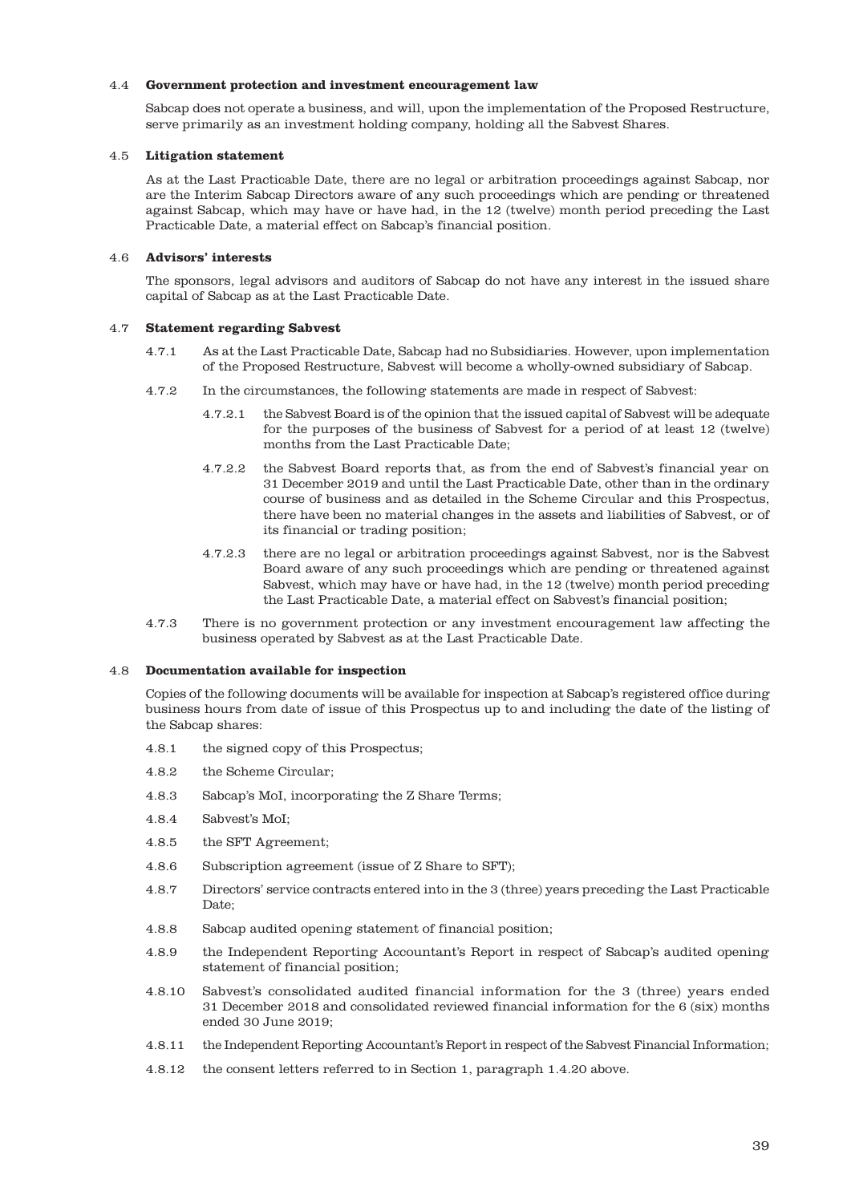### 4.4 **Government protection and investment encouragement law**

Sabcap does not operate a business, and will, upon the implementation of the Proposed Restructure, serve primarily as an investment holding company, holding all the Sabvest Shares.

### 4.5 **Litigation statement**

As at the Last Practicable Date, there are no legal or arbitration proceedings against Sabcap, nor are the Interim Sabcap Directors aware of any such proceedings which are pending or threatened against Sabcap, which may have or have had, in the 12 (twelve) month period preceding the Last Practicable Date, a material effect on Sabcap's financial position.

### 4.6 **Advisors' interests**

The sponsors, legal advisors and auditors of Sabcap do not have any interest in the issued share capital of Sabcap as at the Last Practicable Date.

### 4.7 **Statement regarding Sabvest**

4.7.1 As at the Last Practicable Date, Sabcap had no Subsidiaries. However, upon implementation of the Proposed Restructure, Sabvest will become a wholly-owned subsidiary of Sabcap.

4.7.2 In the circumstances, the following statements are made in respect of Sabvest:

4.7.2.1 the Sabvest Board is of the opinion that the issued capital of Sabvest will be adequate for the purposes of the business of Sabvest for a period of at least 12 (twelve) months from the Last Practicable Date;

4.7.2.2 the Sabvest Board reports that, as from the end of Sabvest's financial year on 31 December 2019 and until the Last Practicable Date, other than in the ordinary course of business and as detailed in the Scheme Circular and this Prospectus, there have been no material changes in the assets and liabilities of Sabvest, or of its financial or trading position;

4.7.2.3 there are no legal or arbitration proceedings against Sabvest, nor is the Sabvest Board aware of any such proceedings which are pending or threatened against Sabvest, which may have or have had, in the 12 (twelve) month period preceding the Last Practicable Date, a material effect on Sabvest's financial position;

4.7.3 There is no government protection or any investment encouragement law affecting the business operated by Sabvest as at the Last Practicable Date.

### 4.8 **Documentation available for inspection**

Copies of the following documents will be available for inspection at Sabcap's registered office during business hours from date of issue of this Prospectus up to and including the date of the listing of the Sabcap shares:

4.8.1 the signed copy of this Prospectus;

4.8.2 the Scheme Circular;

4.8.3 Sabcap's MoI, incorporating the Z Share Terms;

4.8.4 Sabvest's MoI;

4.8.5 the SFT Agreement;

4.8.6 Subscription agreement (issue of Z Share to SFT);

4.8.7 Directors' service contracts entered into in the 3 (three) years preceding the Last Practicable Date;

4.8.8 Sabcap audited opening statement of financial position;

4.8.9 the Independent Reporting Accountant's Report in respect of Sabcap's audited opening statement of financial position;

4.8.10 Sabvest's consolidated audited financial information for the 3 (three) years ended 31 December 2018 and consolidated reviewed financial information for the 6 (six) months ended 30 June 2019;

4.8.11 the Independent Reporting Accountant's Report in respect of the Sabvest Financial Information;

4.8.12 the consent letters referred to in Section 1, paragraph 1.4.20 above.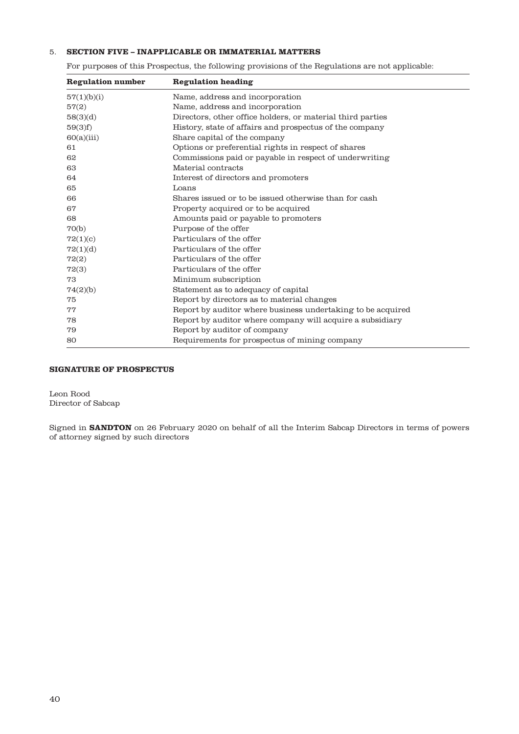## 5. SECTION FIVE – INAPPLICABLE OR IMMATERIAL MATTERS

For purposes of this Prospectus, the following provisions of the Regulations are not applicable:

| Regulation number | Regulation heading |
|---|---|
| 57(1)(b)(i) | Name, address and incorporation |
| 57(2) | Name, address and incorporation |
| 58(3)(d) | Directors, other office holders, or material third parties |
| 59(3)f) | History, state of affairs and prospectus of the company |
| 60(a)(iii) | Share capital of the company |
| 61 | Options or preferential rights in respect of shares |
| 62 | Commissions paid or payable in respect of underwriting |
| 63 | Material contracts |
| 64 | Interest of directors and promoters |
| 65 | Loans |
| 66 | Shares issued or to be issued otherwise than for cash |
| 67 | Property acquired or to be acquired |
| 68 | Amounts paid or payable to promoters |
| 70(b) | Purpose of the offer |
| 72(1)(c) | Particulars of the offer |
| 72(1)(d) | Particulars of the offer |
| 72(2) | Particulars of the offer |
| 72(3) | Particulars of the offer |
| 73 | Minimum subscription |
| 74(2)(b) | Statement as to adequacy of capital |
| 75 | Report by directors as to material changes |
| 77 | Report by auditor where business undertaking to be acquired |
| 78 | Report by auditor where company will acquire a subsidiary |
| 79 | Report by auditor of company |
| 80 | Requirements for prospectus of mining company |

**SIGNATURE OF PROSPECTUS**

Leon Rood
Director of Sabcap

Signed in **SANDTON** on 26 February 2020 on behalf of all the Interim Sabcap Directors in terms of powers of attorney signed by such directors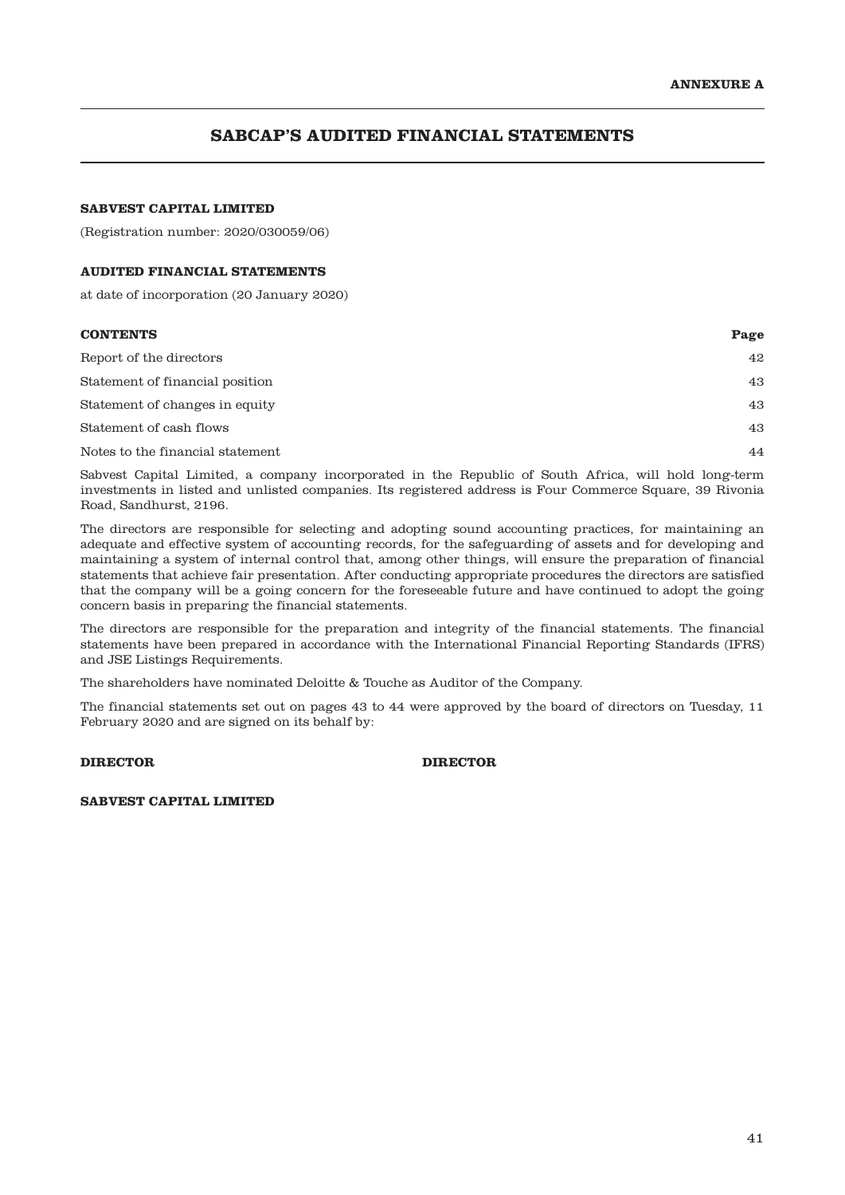**ANNEXURE A**

# SABCAP'S AUDITED FINANCIAL STATEMENTS

**SABVEST CAPITAL LIMITED**

(Registration number: 2020/030059/06)

**AUDITED FINANCIAL STATEMENTS**

at date of incorporation (20 January 2020)

| **CONTENTS** | **Page** |
|---|---|
| Report of the directors | 42 |
| Statement of financial position | 43 |
| Statement of changes in equity | 43 |
| Statement of cash flows | 43 |
| Notes to the financial statement | 44 |

Sabvest Capital Limited, a company incorporated in the Republic of South Africa, will hold long-term investments in listed and unlisted companies. Its registered address is Four Commerce Square, 39 Rivonia Road, Sandhurst, 2196.

The directors are responsible for selecting and adopting sound accounting practices, for maintaining an adequate and effective system of accounting records, for the safeguarding of assets and for developing and maintaining a system of internal control that, among other things, will ensure the preparation of financial statements that achieve fair presentation. After conducting appropriate procedures the directors are satisfied that the company will be a going concern for the foreseeable future and have continued to adopt the going concern basis in preparing the financial statements.

The directors are responsible for the preparation and integrity of the financial statements. The financial statements have been prepared in accordance with the International Financial Reporting Standards (IFRS) and JSE Listings Requirements.

The shareholders have nominated Deloitte & Touche as Auditor of the Company.

The financial statements set out on pages 43 to 44 were approved by the board of directors on Tuesday, 11 February 2020 and are signed on its behalf by:

**DIRECTOR** **DIRECTOR**

**SABVEST CAPITAL LIMITED**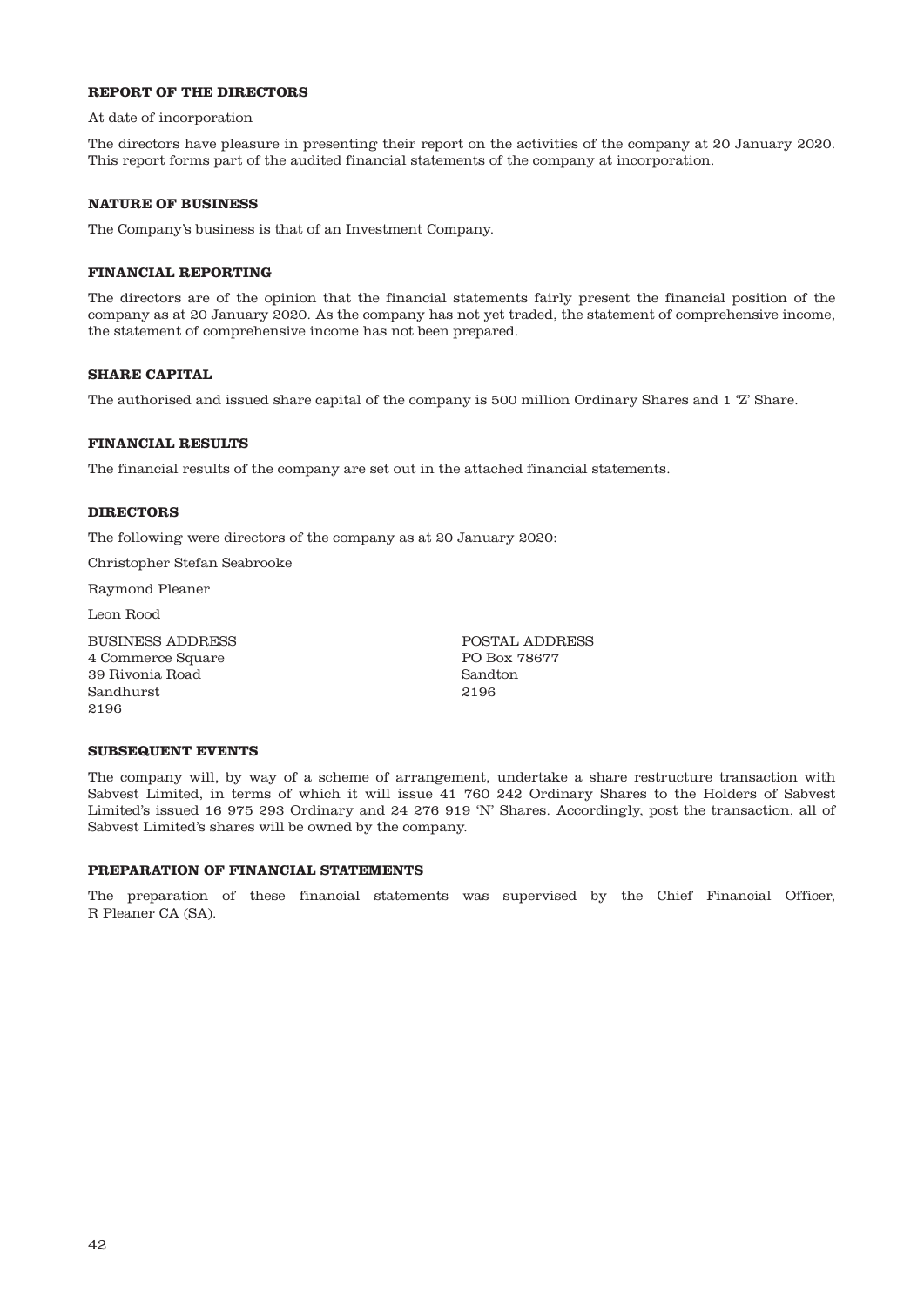## REPORT OF THE DIRECTORS

At date of incorporation

The directors have pleasure in presenting their report on the activities of the company at 20 January 2020. This report forms part of the audited financial statements of the company at incorporation.

### NATURE OF BUSINESS

The Company's business is that of an Investment Company.

### FINANCIAL REPORTING

The directors are of the opinion that the financial statements fairly present the financial position of the company as at 20 January 2020. As the company has not yet traded, the statement of comprehensive income, the statement of comprehensive income has not been prepared.

### SHARE CAPITAL

The authorised and issued share capital of the company is 500 million Ordinary Shares and 1 'Z' Share.

### FINANCIAL RESULTS

The financial results of the company are set out in the attached financial statements.

### DIRECTORS

The following were directors of the company as at 20 January 2020:

Christopher Stefan Seabrooke

Raymond Pleaner

Leon Rood

BUSINESS ADDRESS
4 Commerce Square
39 Rivonia Road
Sandhurst
2196

POSTAL ADDRESS
PO Box 78677
Sandton
2196

### SUBSEQUENT EVENTS

The company will, by way of a scheme of arrangement, undertake a share restructure transaction with Sabvest Limited, in terms of which it will issue 41 760 242 Ordinary Shares to the Holders of Sabvest Limited's issued 16 975 293 Ordinary and 24 276 919 'N' Shares. Accordingly, post the transaction, all of Sabvest Limited's shares will be owned by the company.

### PREPARATION OF FINANCIAL STATEMENTS

The preparation of these financial statements was supervised by the Chief Financial Officer, R Pleaner CA (SA).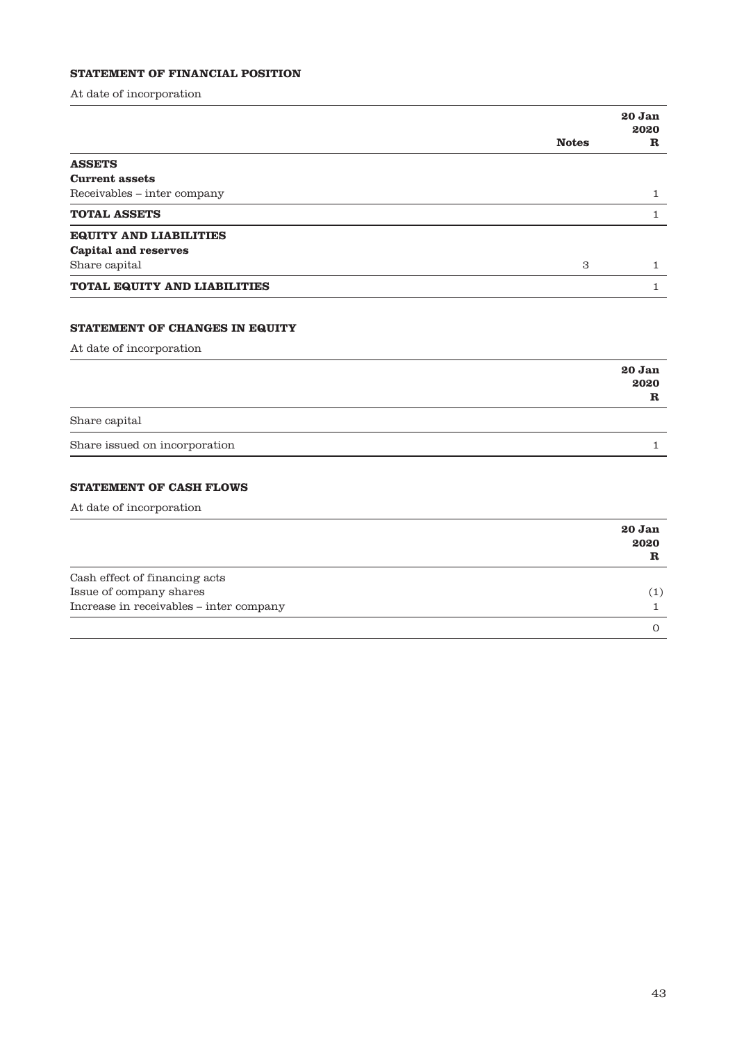## STATEMENT OF FINANCIAL POSITION

At date of incorporation

| | Notes | 20 Jan 2020 R |
|---|---|---|
| **ASSETS** | | |
| **Current assets** | | |
| Receivables – inter company | | 1 |
| **TOTAL ASSETS** | | 1 |
| **EQUITY AND LIABILITIES** | | |
| **Capital and reserves** | | |
| Share capital | 3 | 1 |
| **TOTAL EQUITY AND LIABILITIES** | | 1 |

## STATEMENT OF CHANGES IN EQUITY

At date of incorporation

| | 20 Jan 2020 R |
|---|---|
| Share capital | |
| Share issued on incorporation | 1 |

## STATEMENT OF CASH FLOWS

At date of incorporation

| | 20 Jan 2020 R |
|---|---|
| Cash effect of financing acts | |
| Issue of company shares | (1) |
| Increase in receivables – inter company | 1 |
| | 0 |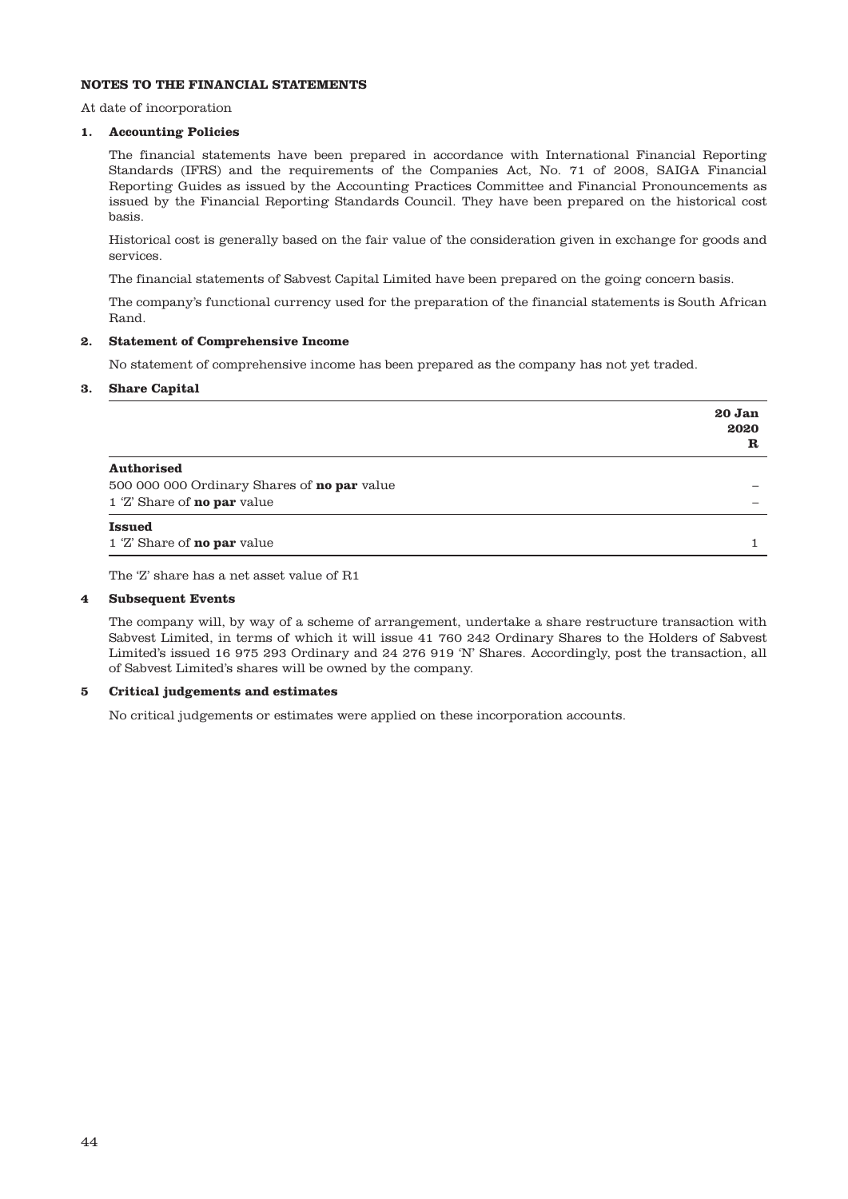**NOTES TO THE FINANCIAL STATEMENTS**

At date of incorporation

**1. Accounting Policies**

The financial statements have been prepared in accordance with International Financial Reporting Standards (IFRS) and the requirements of the Companies Act, No. 71 of 2008, SAIGA Financial Reporting Guides as issued by the Accounting Practices Committee and Financial Pronouncements as issued by the Financial Reporting Standards Council. They have been prepared on the historical cost basis.

Historical cost is generally based on the fair value of the consideration given in exchange for goods and services.

The financial statements of Sabvest Capital Limited have been prepared on the going concern basis.

The company's functional currency used for the preparation of the financial statements is South African Rand.

**2. Statement of Comprehensive Income**

No statement of comprehensive income has been prepared as the company has not yet traded.

**3. Share Capital**

| | **20 Jan 2020 R** |
|---|---|
| **Authorised** | |
| 500 000 000 Ordinary Shares of **no par** value | – |
| 1 'Z' Share of **no par** value | – |
| **Issued** | |
| 1 'Z' Share of **no par** value | 1 |

The 'Z' share has a net asset value of R1

**4 Subsequent Events**

The company will, by way of a scheme of arrangement, undertake a share restructure transaction with Sabvest Limited, in terms of which it will issue 41 760 242 Ordinary Shares to the Holders of Sabvest Limited's issued 16 975 293 Ordinary and 24 276 919 'N' Shares. Accordingly, post the transaction, all of Sabvest Limited's shares will be owned by the company.

**5 Critical judgements and estimates**

No critical judgements or estimates were applied on these incorporation accounts.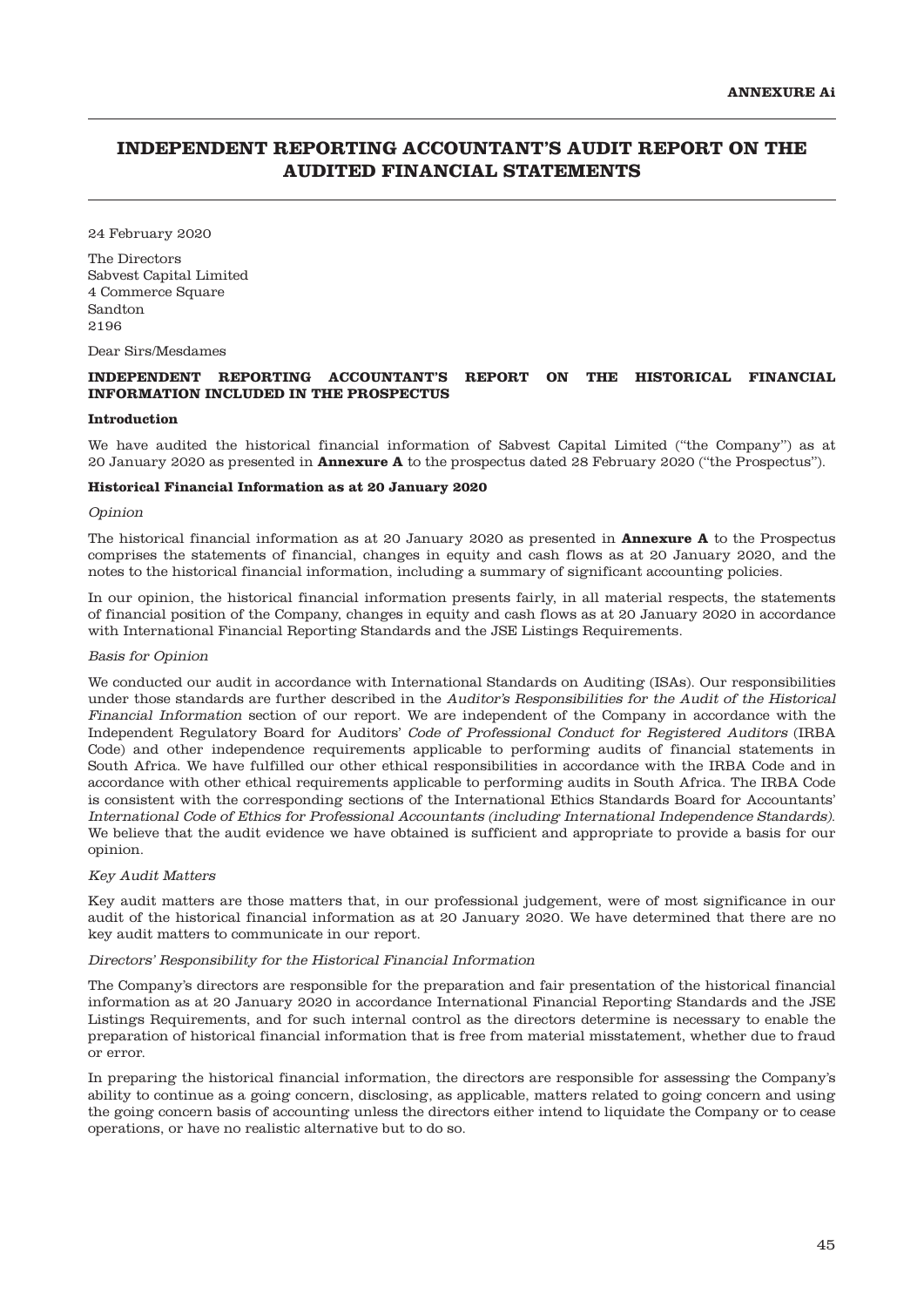**ANNEXURE Ai**

# INDEPENDENT REPORTING ACCOUNTANT'S AUDIT REPORT ON THE AUDITED FINANCIAL STATEMENTS

24 February 2020

The Directors
Sabvest Capital Limited
4 Commerce Square
Sandton
2196

Dear Sirs/Mesdames

**INDEPENDENT REPORTING ACCOUNTANT'S REPORT ON THE HISTORICAL FINANCIAL INFORMATION INCLUDED IN THE PROSPECTUS**

**Introduction**

We have audited the historical financial information of Sabvest Capital Limited ("the Company") as at 20 January 2020 as presented in **Annexure A** to the prospectus dated 28 February 2020 ("the Prospectus").

**Historical Financial Information as at 20 January 2020**

*Opinion*

The historical financial information as at 20 January 2020 as presented in **Annexure A** to the Prospectus comprises the statements of financial, changes in equity and cash flows as at 20 January 2020, and the notes to the historical financial information, including a summary of significant accounting policies.

In our opinion, the historical financial information presents fairly, in all material respects, the statements of financial position of the Company, changes in equity and cash flows as at 20 January 2020 in accordance with International Financial Reporting Standards and the JSE Listings Requirements.

*Basis for Opinion*

We conducted our audit in accordance with International Standards on Auditing (ISAs). Our responsibilities under those standards are further described in the *Auditor's Responsibilities for the Audit of the Historical Financial Information* section of our report. We are independent of the Company in accordance with the Independent Regulatory Board for Auditors' *Code of Professional Conduct for Registered Auditors* (IRBA Code) and other independence requirements applicable to performing audits of financial statements in South Africa. We have fulfilled our other ethical responsibilities in accordance with the IRBA Code and in accordance with other ethical requirements applicable to performing audits in South Africa. The IRBA Code is consistent with the corresponding sections of the International Ethics Standards Board for Accountants' *International Code of Ethics for Professional Accountants (including International Independence Standards).* We believe that the audit evidence we have obtained is sufficient and appropriate to provide a basis for our opinion.

*Key Audit Matters*

Key audit matters are those matters that, in our professional judgement, were of most significance in our audit of the historical financial information as at 20 January 2020. We have determined that there are no key audit matters to communicate in our report.

*Directors' Responsibility for the Historical Financial Information*

The Company's directors are responsible for the preparation and fair presentation of the historical financial information as at 20 January 2020 in accordance International Financial Reporting Standards and the JSE Listings Requirements, and for such internal control as the directors determine is necessary to enable the preparation of historical financial information that is free from material misstatement, whether due to fraud or error.

In preparing the historical financial information, the directors are responsible for assessing the Company's ability to continue as a going concern, disclosing, as applicable, matters related to going concern and using the going concern basis of accounting unless the directors either intend to liquidate the Company or to cease operations, or have no realistic alternative but to do so.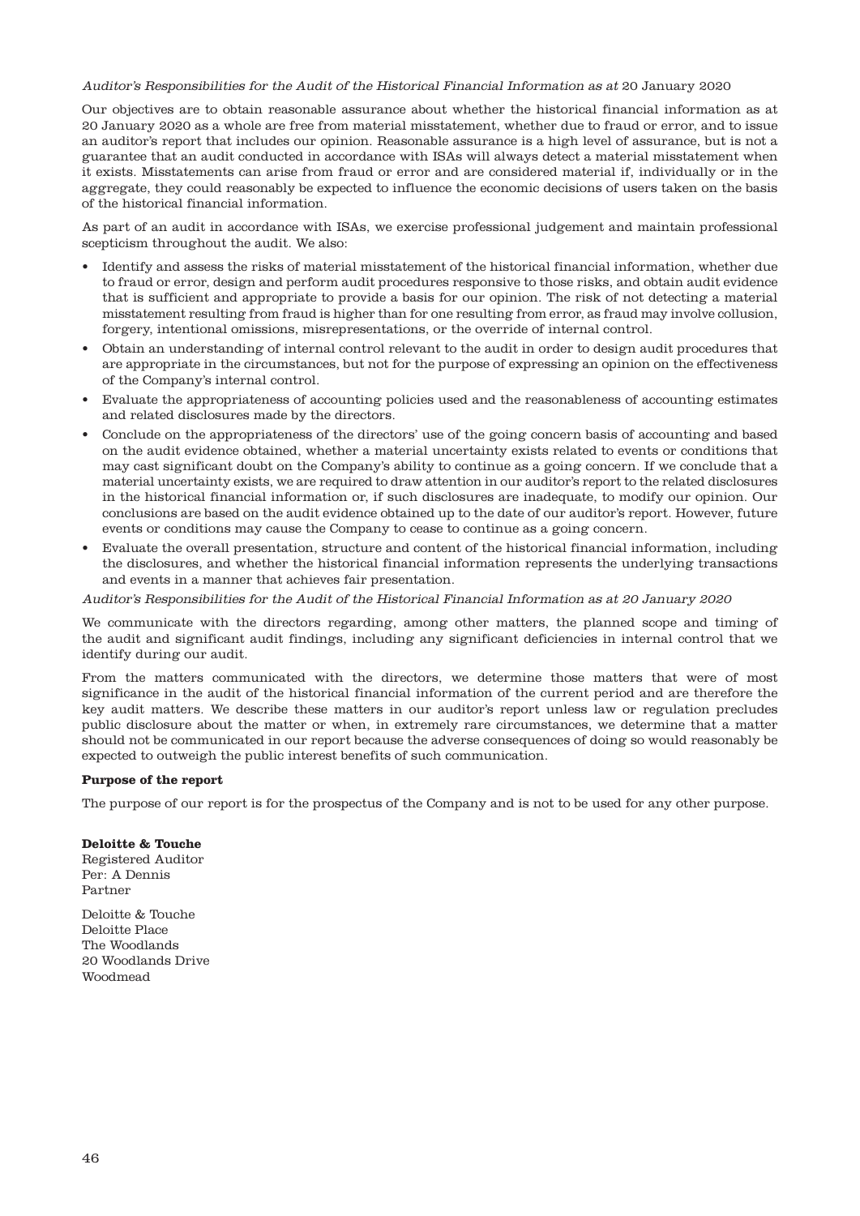*Auditor's Responsibilities for the Audit of the Historical Financial Information as at* 20 January 2020

Our objectives are to obtain reasonable assurance about whether the historical financial information as at 20 January 2020 as a whole are free from material misstatement, whether due to fraud or error, and to issue an auditor's report that includes our opinion. Reasonable assurance is a high level of assurance, but is not a guarantee that an audit conducted in accordance with ISAs will always detect a material misstatement when it exists. Misstatements can arise from fraud or error and are considered material if, individually or in the aggregate, they could reasonably be expected to influence the economic decisions of users taken on the basis of the historical financial information.

As part of an audit in accordance with ISAs, we exercise professional judgement and maintain professional scepticism throughout the audit. We also:

- Identify and assess the risks of material misstatement of the historical financial information, whether due to fraud or error, design and perform audit procedures responsive to those risks, and obtain audit evidence that is sufficient and appropriate to provide a basis for our opinion. The risk of not detecting a material misstatement resulting from fraud is higher than for one resulting from error, as fraud may involve collusion, forgery, intentional omissions, misrepresentations, or the override of internal control.
- Obtain an understanding of internal control relevant to the audit in order to design audit procedures that are appropriate in the circumstances, but not for the purpose of expressing an opinion on the effectiveness of the Company's internal control.
- Evaluate the appropriateness of accounting policies used and the reasonableness of accounting estimates and related disclosures made by the directors.
- Conclude on the appropriateness of the directors' use of the going concern basis of accounting and based on the audit evidence obtained, whether a material uncertainty exists related to events or conditions that may cast significant doubt on the Company's ability to continue as a going concern. If we conclude that a material uncertainty exists, we are required to draw attention in our auditor's report to the related disclosures in the historical financial information or, if such disclosures are inadequate, to modify our opinion. Our conclusions are based on the audit evidence obtained up to the date of our auditor's report. However, future events or conditions may cause the Company to cease to continue as a going concern.
- Evaluate the overall presentation, structure and content of the historical financial information, including the disclosures, and whether the historical financial information represents the underlying transactions and events in a manner that achieves fair presentation.

*Auditor's Responsibilities for the Audit of the Historical Financial Information as at 20 January 2020*

We communicate with the directors regarding, among other matters, the planned scope and timing of the audit and significant audit findings, including any significant deficiencies in internal control that we identify during our audit.

From the matters communicated with the directors, we determine those matters that were of most significance in the audit of the historical financial information of the current period and are therefore the key audit matters. We describe these matters in our auditor's report unless law or regulation precludes public disclosure about the matter or when, in extremely rare circumstances, we determine that a matter should not be communicated in our report because the adverse consequences of doing so would reasonably be expected to outweigh the public interest benefits of such communication.

**Purpose of the report**

The purpose of our report is for the prospectus of the Company and is not to be used for any other purpose.

**Deloitte & Touche**
Registered Auditor
Per: A Dennis
Partner

Deloitte & Touche
Deloitte Place
The Woodlands
20 Woodlands Drive
Woodmead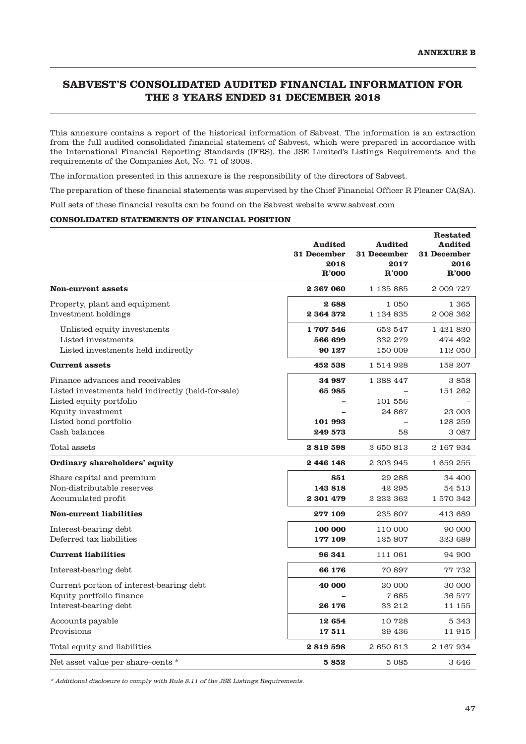**ANNEXURE B**

# SABVEST'S CONSOLIDATED AUDITED FINANCIAL INFORMATION FOR THE 3 YEARS ENDED 31 DECEMBER 2018

This annexure contains a report of the historical information of Sabvest. The information is an extraction from the full audited consolidated financial statement of Sabvest, which were prepared in accordance with the International Financial Reporting Standards (IFRS), the JSE Limited's Listings Requirements and the requirements of the Companies Act, No. 71 of 2008.

The information presented in this annexure is the responsibility of the directors of Sabvest.

The preparation of these financial statements was supervised by the Chief Financial Officer R Pleaner CA(SA).

Full sets of these financial results can be found on the Sabvest website www.sabvest.com

**CONSOLIDATED STATEMENTS OF FINANCIAL POSITION**

| | Audited 31 December 2018 R'000 | Audited 31 December 2017 R'000 | Restated Audited 31 December 2016 R'000 |
|---|---|---|---|
| **Non-current assets** | **2 367 060** | 1 135 885 | 2 009 727 |
| Property, plant and equipment | **2 688** | 1 050 | 1 365 |
| Investment holdings | **2 364 372** | 1 134 835 | 2 008 362 |
| Unlisted equity investments | **1 707 546** | 652 547 | 1 421 820 |
| Listed investments | **566 699** | 332 279 | 474 492 |
| Listed investments held indirectly | **90 127** | 150 009 | 112 050 |
| **Current assets** | **452 538** | 1 514 928 | 158 207 |
| Finance advances and receivables | **34 987** | 1 388 447 | 3 858 |
| Listed investments held indirectly (held-for-sale) | **65 985** | – | 151 262 |
| Listed equity portfolio | **–** | 101 556 | – |
| Equity investment | **–** | 24 867 | 23 003 |
| Listed bond portfolio | **101 993** | – | 128 259 |
| Cash balances | **249 573** | 58 | 3 087 |
| Total assets | **2 819 598** | 2 650 813 | 2 167 934 |
| **Ordinary shareholders' equity** | **2 446 148** | 2 303 945 | 1 659 255 |
| Share capital and premium | **851** | 29 288 | 34 400 |
| Non-distributable reserves | **143 818** | 42 295 | 54 513 |
| Accumulated profit | **2 301 479** | 2 232 362 | 1 570 342 |
| **Non-current liabilities** | **277 109** | 235 807 | 413 689 |
| Interest-bearing debt | **100 000** | 110 000 | 90 000 |
| Deferred tax liabilities | **177 109** | 125 807 | 323 689 |
| **Current liabilities** | **96 341** | 111 061 | 94 900 |
| Interest-bearing debt | **66 176** | 70 897 | 77 732 |
| Current portion of interest-bearing debt | **40 000** | 30 000 | 30 000 |
| Equity portfolio finance | **–** | 7 685 | 36 577 |
| Interest-bearing debt | **26 176** | 33 212 | 11 155 |
| Accounts payable | **12 654** | 10 728 | 5 343 |
| Provisions | **17 511** | 29 436 | 11 915 |
| Total equity and liabilities | **2 819 598** | 2 650 813 | 2 167 934 |
| Net asset value per share–cents * | **5 852** | 5 085 | 3 646 |

*\* Additional disclosure to comply with Rule 8.11 of the JSE Listings Requirements.*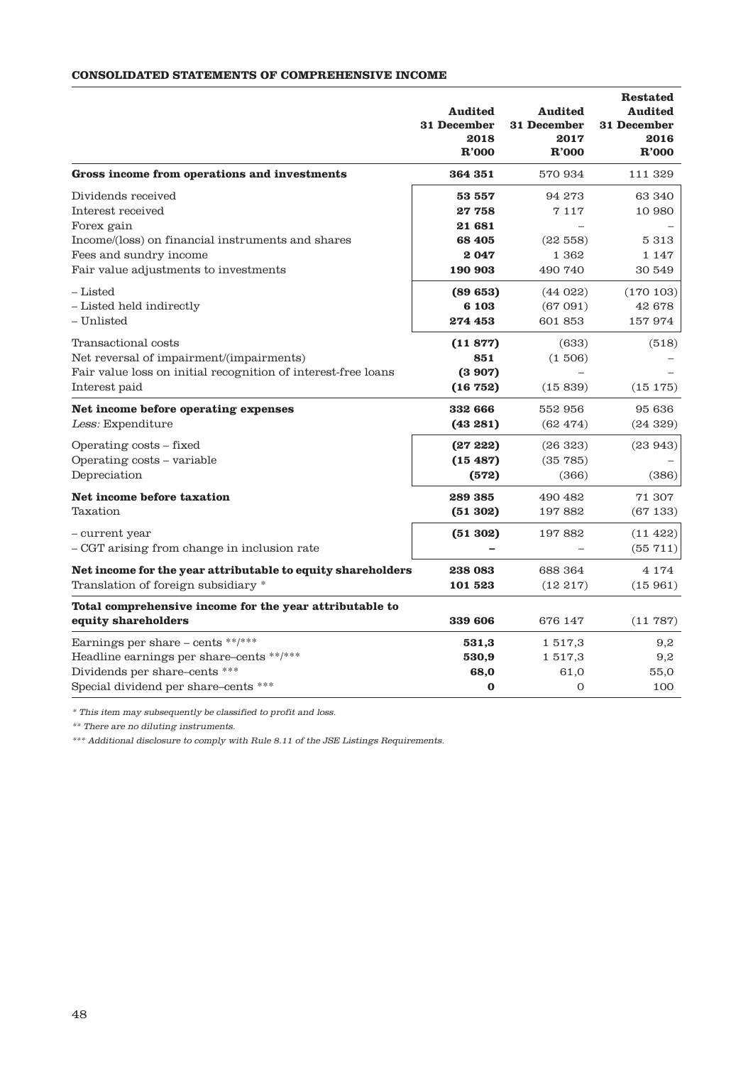**CONSOLIDATED STATEMENTS OF COMPREHENSIVE INCOME**

| | Audited 31 December 2018 R'000 | Audited 31 December 2017 R'000 | Restated Audited 31 December 2016 R'000 |
|---|---|---|---|
| **Gross income from operations and investments** | **364 351** | 570 934 | 111 329 |
| Dividends received | **53 557** | 94 273 | 63 340 |
| Interest received | **27 758** | 7 117 | 10 980 |
| Forex gain | **21 681** | – | – |
| Income/(loss) on financial instruments and shares | **68 405** | (22 558) | 5 313 |
| Fees and sundry income | **2 047** | 1 362 | 1 147 |
| Fair value adjustments to investments | **190 903** | 490 740 | 30 549 |
| – Listed | **(89 653)** | (44 022) | (170 103) |
| – Listed held indirectly | **6 103** | (67 091) | 42 678 |
| – Unlisted | **274 453** | 601 853 | 157 974 |
| Transactional costs | **(11 877)** | (633) | (518) |
| Net reversal of impairment/(impairments) | **851** | (1 506) | – |
| Fair value loss on initial recognition of interest-free loans | **(3 907)** | – | – |
| Interest paid | **(16 752)** | (15 839) | (15 175) |
| **Net income before operating expenses** | **332 666** | 552 956 | 95 636 |
| *Less:* Expenditure | **(43 281)** | (62 474) | (24 329) |
| Operating costs – fixed | **(27 222)** | (26 323) | (23 943) |
| Operating costs – variable | **(15 487)** | (35 785) | – |
| Depreciation | **(572)** | (366) | (386) |
| **Net income before taxation** | **289 385** | 490 482 | 71 307 |
| Taxation | **(51 302)** | 197 882 | (67 133) |
| – current year | **(51 302)** | 197 882 | (11 422) |
| – CGT arising from change in inclusion rate | **–** | – | (55 711) |
| **Net income for the year attributable to equity shareholders** | **238 083** | 688 364 | 4 174 |
| Translation of foreign subsidiary * | **101 523** | (12 217) | (15 961) |
| **Total comprehensive income for the year attributable to equity shareholders** | **339 606** | 676 147 | (11 787) |
| Earnings per share – cents **/*** | **531,3** | 1 517,3 | 9,2 |
| Headline earnings per share–cents **/*** | **530,9** | 1 517,3 | 9,2 |
| Dividends per share–cents *** | **68,0** | 61,0 | 55,0 |
| Special dividend per share–cents *** | **0** | 0 | 100 |

*\* This item may subsequently be classified to profit and loss.*

*\*\* There are no diluting instruments.*

*\*\*\* Additional disclosure to comply with Rule 8.11 of the JSE Listings Requirements.*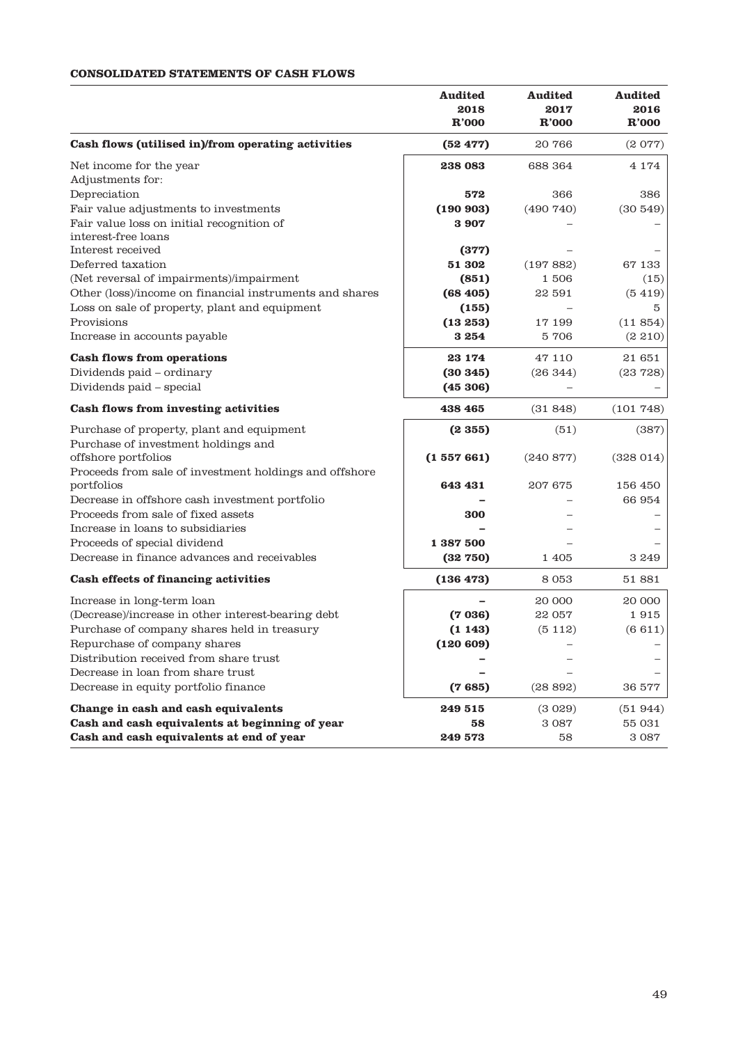**CONSOLIDATED STATEMENTS OF CASH FLOWS**

| | Audited 2018 R'000 | Audited 2017 R'000 | Audited 2016 R'000 |
|---|---|---|---|
| **Cash flows (utilised in)/from operating activities** | **(52 477)** | 20 766 | (2 077) |
| Net income for the year | **238 083** | 688 364 | 4 174 |
| Adjustments for: | | | |
| Depreciation | **572** | 366 | 386 |
| Fair value adjustments to investments | **(190 903)** | (490 740) | (30 549) |
| Fair value loss on initial recognition of interest-free loans | **3 907** | – | – |
| Interest received | **(377)** | – | – |
| Deferred taxation | **51 302** | (197 882) | 67 133 |
| (Net reversal of impairments)/impairment | **(851)** | 1 506 | (15) |
| Other (loss)/income on financial instruments and shares | **(68 405)** | 22 591 | (5 419) |
| Loss on sale of property, plant and equipment | **(155)** | – | 5 |
| Provisions | **(13 253)** | 17 199 | (11 854) |
| Increase in accounts payable | **3 254** | 5 706 | (2 210) |
| **Cash flows from operations** | **23 174** | 47 110 | 21 651 |
| Dividends paid – ordinary | **(30 345)** | (26 344) | (23 728) |
| Dividends paid – special | **(45 306)** | – | – |
| **Cash flows from investing activities** | **438 465** | (31 848) | (101 748) |
| Purchase of property, plant and equipment | **(2 355)** | (51) | (387) |
| Purchase of investment holdings and offshore portfolios | **(1 557 661)** | (240 877) | (328 014) |
| Proceeds from sale of investment holdings and offshore portfolios | **643 431** | 207 675 | 156 450 |
| Decrease in offshore cash investment portfolio | **–** | – | 66 954 |
| Proceeds from sale of fixed assets | **300** | – | – |
| Increase in loans to subsidiaries | **–** | – | – |
| Proceeds of special dividend | **1 387 500** | – | – |
| Decrease in finance advances and receivables | **(32 750)** | 1 405 | 3 249 |
| **Cash effects of financing activities** | **(136 473)** | 8 053 | 51 881 |
| Increase in long-term loan | **–** | 20 000 | 20 000 |
| (Decrease)/increase in other interest-bearing debt | **(7 036)** | 22 057 | 1 915 |
| Purchase of company shares held in treasury | **(1 143)** | (5 112) | (6 611) |
| Repurchase of company shares | **(120 609)** | – | – |
| Distribution received from share trust | **–** | – | – |
| Decrease in loan from share trust | **–** | – | – |
| Decrease in equity portfolio finance | **(7 685)** | (28 892) | 36 577 |
| **Change in cash and cash equivalents** | **249 515** | (3 029) | (51 944) |
| **Cash and cash equivalents at beginning of year** | **58** | 3 087 | 55 031 |
| **Cash and cash equivalents at end of year** | **249 573** | 58 | 3 087 |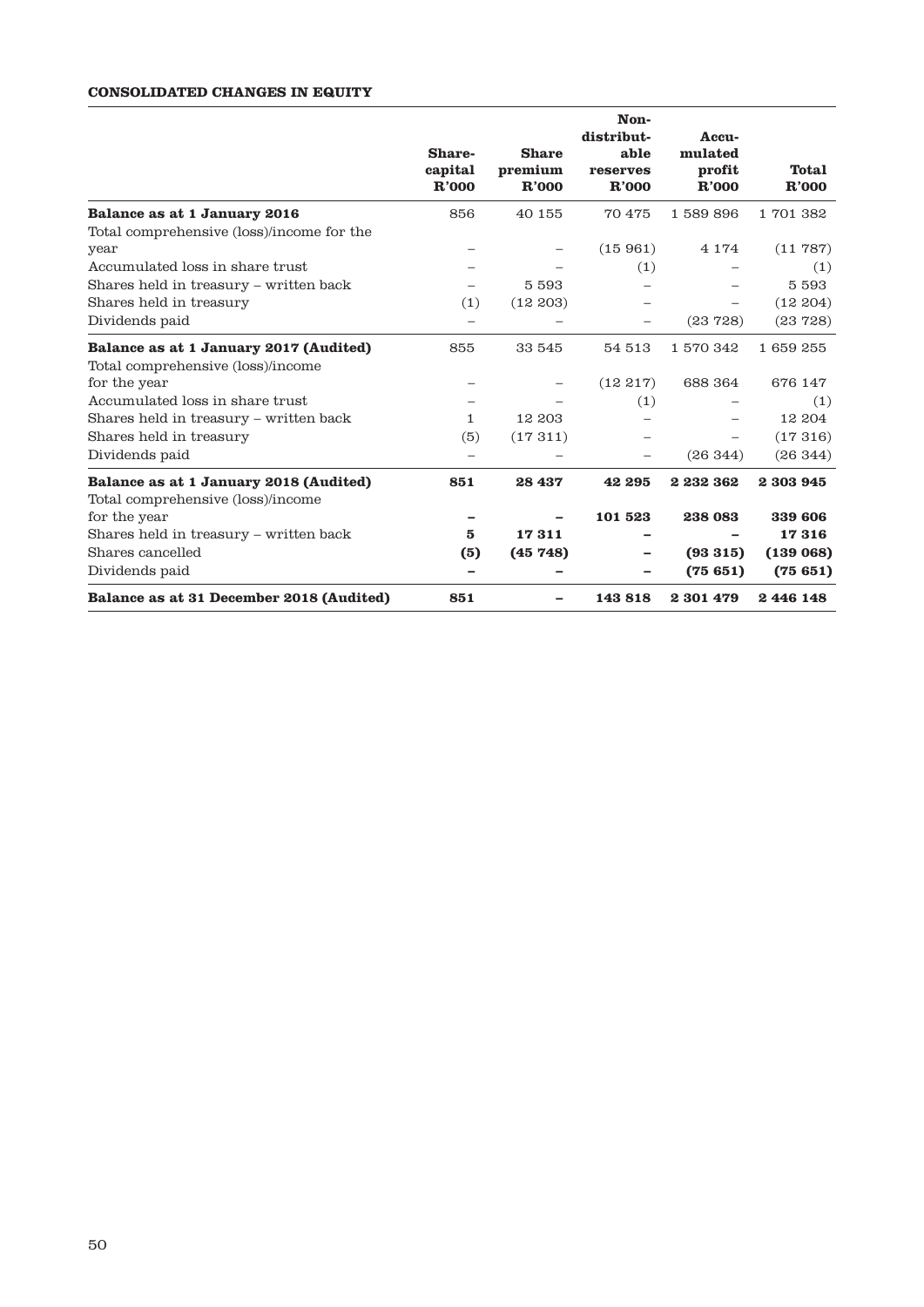**CONSOLIDATED CHANGES IN EQUITY**

| | Share-capital R'000 | Share premium R'000 | Non-distributable reserves R'000 | Accumulated profit R'000 | Total R'000 |
|---|---|---|---|---|---|
| **Balance as at 1 January 2016** | 856 | 40 155 | 70 475 | 1 589 896 | 1 701 382 |
| Total comprehensive (loss)/income for the year | – | – | (15 961) | 4 174 | (11 787) |
| Accumulated loss in share trust | – | – | (1) | – | (1) |
| Shares held in treasury – written back | – | 5 593 | – | – | 5 593 |
| Shares held in treasury | (1) | (12 203) | – | – | (12 204) |
| Dividends paid | – | – | – | (23 728) | (23 728) |
| **Balance as at 1 January 2017 (Audited)** | 855 | 33 545 | 54 513 | 1 570 342 | 1 659 255 |
| Total comprehensive (loss)/income for the year | – | – | (12 217) | 688 364 | 676 147 |
| Accumulated loss in share trust | – | – | (1) | – | (1) |
| Shares held in treasury – written back | 1 | 12 203 | – | – | 12 204 |
| Shares held in treasury | (5) | (17 311) | – | – | (17 316) |
| Dividends paid | – | – | – | (26 344) | (26 344) |
| **Balance as at 1 January 2018 (Audited)** | **851** | **28 437** | **42 295** | **2 232 362** | **2 303 945** |
| Total comprehensive (loss)/income for the year | **–** | **–** | **101 523** | **238 083** | **339 606** |
| Shares held in treasury – written back | **5** | **17 311** | **–** | **–** | **17 316** |
| Shares cancelled | **(5)** | **(45 748)** | **–** | **(93 315)** | **(139 068)** |
| Dividends paid | **–** | **–** | **–** | **(75 651)** | **(75 651)** |
| **Balance as at 31 December 2018 (Audited)** | **851** | **–** | **143 818** | **2 301 479** | **2 446 148** |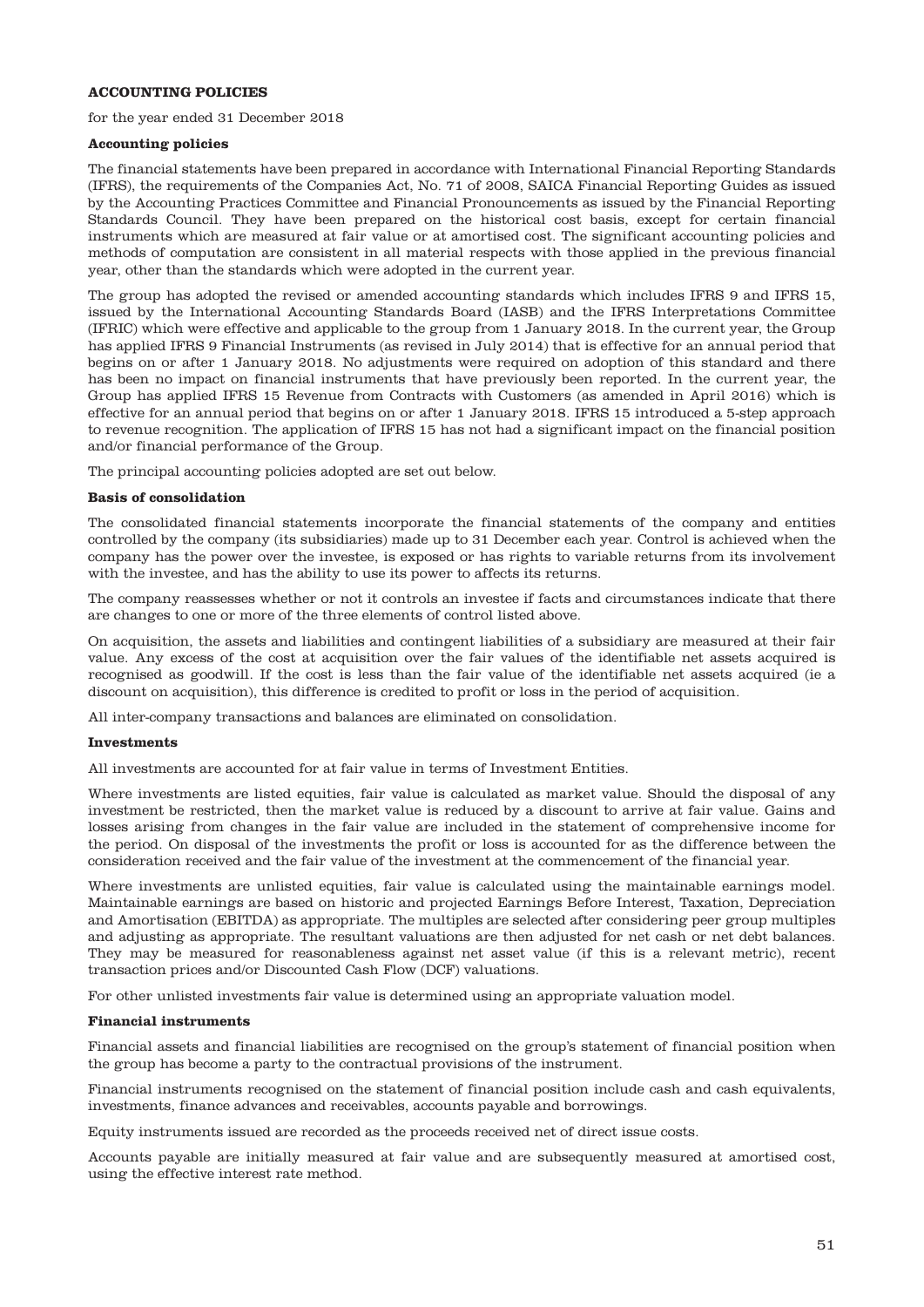## ACCOUNTING POLICIES

for the year ended 31 December 2018

### Accounting policies

The financial statements have been prepared in accordance with International Financial Reporting Standards (IFRS), the requirements of the Companies Act, No. 71 of 2008, SAICA Financial Reporting Guides as issued by the Accounting Practices Committee and Financial Pronouncements as issued by the Financial Reporting Standards Council. They have been prepared on the historical cost basis, except for certain financial instruments which are measured at fair value or at amortised cost. The significant accounting policies and methods of computation are consistent in all material respects with those applied in the previous financial year, other than the standards which were adopted in the current year.

The group has adopted the revised or amended accounting standards which includes IFRS 9 and IFRS 15, issued by the International Accounting Standards Board (IASB) and the IFRS Interpretations Committee (IFRIC) which were effective and applicable to the group from 1 January 2018. In the current year, the Group has applied IFRS 9 Financial Instruments (as revised in July 2014) that is effective for an annual period that begins on or after 1 January 2018. No adjustments were required on adoption of this standard and there has been no impact on financial instruments that have previously been reported. In the current year, the Group has applied IFRS 15 Revenue from Contracts with Customers (as amended in April 2016) which is effective for an annual period that begins on or after 1 January 2018. IFRS 15 introduced a 5-step approach to revenue recognition. The application of IFRS 15 has not had a significant impact on the financial position and/or financial performance of the Group.

The principal accounting policies adopted are set out below.

### Basis of consolidation

The consolidated financial statements incorporate the financial statements of the company and entities controlled by the company (its subsidiaries) made up to 31 December each year. Control is achieved when the company has the power over the investee, is exposed or has rights to variable returns from its involvement with the investee, and has the ability to use its power to affects its returns.

The company reassesses whether or not it controls an investee if facts and circumstances indicate that there are changes to one or more of the three elements of control listed above.

On acquisition, the assets and liabilities and contingent liabilities of a subsidiary are measured at their fair value. Any excess of the cost at acquisition over the fair values of the identifiable net assets acquired is recognised as goodwill. If the cost is less than the fair value of the identifiable net assets acquired (ie a discount on acquisition), this difference is credited to profit or loss in the period of acquisition.

All inter-company transactions and balances are eliminated on consolidation.

### Investments

All investments are accounted for at fair value in terms of Investment Entities.

Where investments are listed equities, fair value is calculated as market value. Should the disposal of any investment be restricted, then the market value is reduced by a discount to arrive at fair value. Gains and losses arising from changes in the fair value are included in the statement of comprehensive income for the period. On disposal of the investments the profit or loss is accounted for as the difference between the consideration received and the fair value of the investment at the commencement of the financial year.

Where investments are unlisted equities, fair value is calculated using the maintainable earnings model. Maintainable earnings are based on historic and projected Earnings Before Interest, Taxation, Depreciation and Amortisation (EBITDA) as appropriate. The multiples are selected after considering peer group multiples and adjusting as appropriate. The resultant valuations are then adjusted for net cash or net debt balances. They may be measured for reasonableness against net asset value (if this is a relevant metric), recent transaction prices and/or Discounted Cash Flow (DCF) valuations.

For other unlisted investments fair value is determined using an appropriate valuation model.

### Financial instruments

Financial assets and financial liabilities are recognised on the group's statement of financial position when the group has become a party to the contractual provisions of the instrument.

Financial instruments recognised on the statement of financial position include cash and cash equivalents, investments, finance advances and receivables, accounts payable and borrowings.

Equity instruments issued are recorded as the proceeds received net of direct issue costs.

Accounts payable are initially measured at fair value and are subsequently measured at amortised cost, using the effective interest rate method.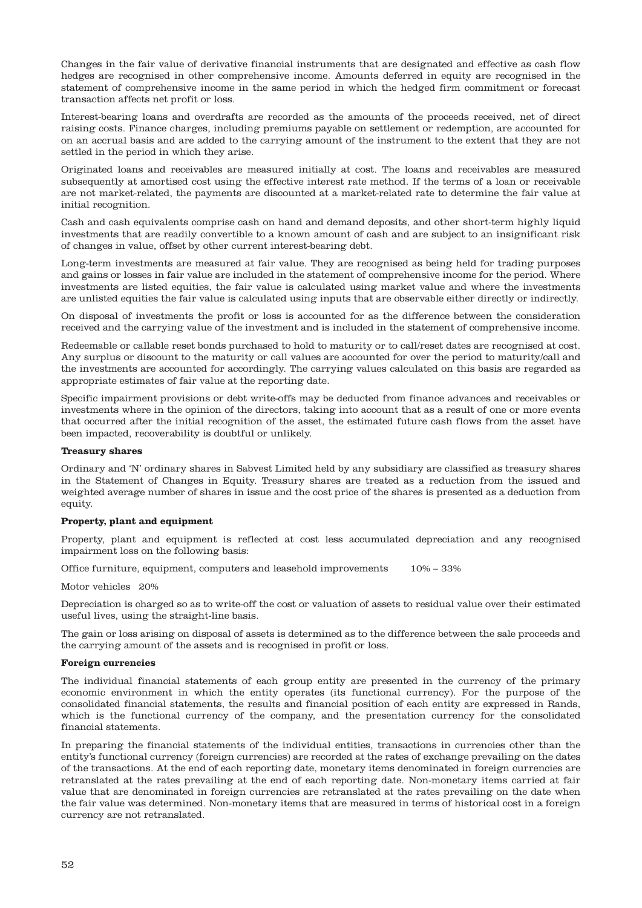Changes in the fair value of derivative financial instruments that are designated and effective as cash flow hedges are recognised in other comprehensive income. Amounts deferred in equity are recognised in the statement of comprehensive income in the same period in which the hedged firm commitment or forecast transaction affects net profit or loss.

Interest-bearing loans and overdrafts are recorded as the amounts of the proceeds received, net of direct raising costs. Finance charges, including premiums payable on settlement or redemption, are accounted for on an accrual basis and are added to the carrying amount of the instrument to the extent that they are not settled in the period in which they arise.

Originated loans and receivables are measured initially at cost. The loans and receivables are measured subsequently at amortised cost using the effective interest rate method. If the terms of a loan or receivable are not market-related, the payments are discounted at a market-related rate to determine the fair value at initial recognition.

Cash and cash equivalents comprise cash on hand and demand deposits, and other short-term highly liquid investments that are readily convertible to a known amount of cash and are subject to an insignificant risk of changes in value, offset by other current interest-bearing debt.

Long-term investments are measured at fair value. They are recognised as being held for trading purposes and gains or losses in fair value are included in the statement of comprehensive income for the period. Where investments are listed equities, the fair value is calculated using market value and where the investments are unlisted equities the fair value is calculated using inputs that are observable either directly or indirectly.

On disposal of investments the profit or loss is accounted for as the difference between the consideration received and the carrying value of the investment and is included in the statement of comprehensive income.

Redeemable or callable reset bonds purchased to hold to maturity or to call/reset dates are recognised at cost. Any surplus or discount to the maturity or call values are accounted for over the period to maturity/call and the investments are accounted for accordingly. The carrying values calculated on this basis are regarded as appropriate estimates of fair value at the reporting date.

Specific impairment provisions or debt write-offs may be deducted from finance advances and receivables or investments where in the opinion of the directors, taking into account that as a result of one or more events that occurred after the initial recognition of the asset, the estimated future cash flows from the asset have been impacted, recoverability is doubtful or unlikely.

**Treasury shares**

Ordinary and 'N' ordinary shares in Sabvest Limited held by any subsidiary are classified as treasury shares in the Statement of Changes in Equity. Treasury shares are treated as a reduction from the issued and weighted average number of shares in issue and the cost price of the shares is presented as a deduction from equity.

**Property, plant and equipment**

Property, plant and equipment is reflected at cost less accumulated depreciation and any recognised impairment loss on the following basis:

Office furniture, equipment, computers and leasehold improvements 10% – 33%

Motor vehicles 20%

Depreciation is charged so as to write-off the cost or valuation of assets to residual value over their estimated useful lives, using the straight-line basis.

The gain or loss arising on disposal of assets is determined as to the difference between the sale proceeds and the carrying amount of the assets and is recognised in profit or loss.

**Foreign currencies**

The individual financial statements of each group entity are presented in the currency of the primary economic environment in which the entity operates (its functional currency). For the purpose of the consolidated financial statements, the results and financial position of each entity are expressed in Rands, which is the functional currency of the company, and the presentation currency for the consolidated financial statements.

In preparing the financial statements of the individual entities, transactions in currencies other than the entity's functional currency (foreign currencies) are recorded at the rates of exchange prevailing on the dates of the transactions. At the end of each reporting date, monetary items denominated in foreign currencies are retranslated at the rates prevailing at the end of each reporting date. Non-monetary items carried at fair value that are denominated in foreign currencies are retranslated at the rates prevailing on the date when the fair value was determined. Non-monetary items that are measured in terms of historical cost in a foreign currency are not retranslated.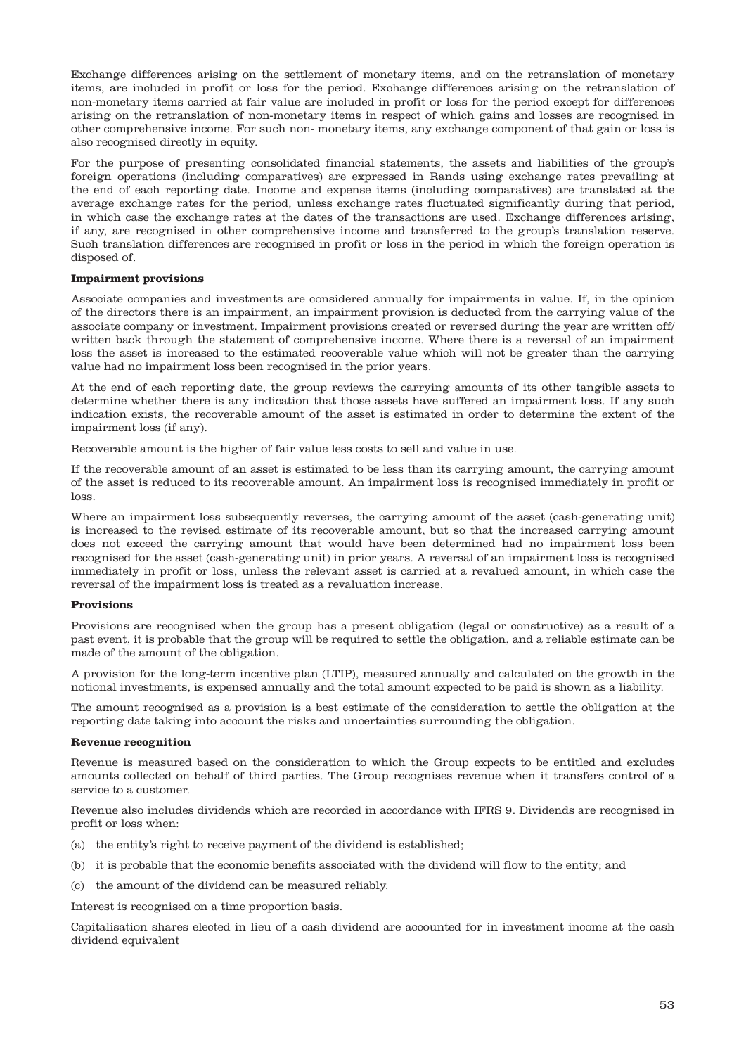Exchange differences arising on the settlement of monetary items, and on the retranslation of monetary items, are included in profit or loss for the period. Exchange differences arising on the retranslation of non-monetary items carried at fair value are included in profit or loss for the period except for differences arising on the retranslation of non-monetary items in respect of which gains and losses are recognised in other comprehensive income. For such non- monetary items, any exchange component of that gain or loss is also recognised directly in equity.

For the purpose of presenting consolidated financial statements, the assets and liabilities of the group's foreign operations (including comparatives) are expressed in Rands using exchange rates prevailing at the end of each reporting date. Income and expense items (including comparatives) are translated at the average exchange rates for the period, unless exchange rates fluctuated significantly during that period, in which case the exchange rates at the dates of the transactions are used. Exchange differences arising, if any, are recognised in other comprehensive income and transferred to the group's translation reserve. Such translation differences are recognised in profit or loss in the period in which the foreign operation is disposed of.

**Impairment provisions**

Associate companies and investments are considered annually for impairments in value. If, in the opinion of the directors there is an impairment, an impairment provision is deducted from the carrying value of the associate company or investment. Impairment provisions created or reversed during the year are written off/ written back through the statement of comprehensive income. Where there is a reversal of an impairment loss the asset is increased to the estimated recoverable value which will not be greater than the carrying value had no impairment loss been recognised in the prior years.

At the end of each reporting date, the group reviews the carrying amounts of its other tangible assets to determine whether there is any indication that those assets have suffered an impairment loss. If any such indication exists, the recoverable amount of the asset is estimated in order to determine the extent of the impairment loss (if any).

Recoverable amount is the higher of fair value less costs to sell and value in use.

If the recoverable amount of an asset is estimated to be less than its carrying amount, the carrying amount of the asset is reduced to its recoverable amount. An impairment loss is recognised immediately in profit or loss.

Where an impairment loss subsequently reverses, the carrying amount of the asset (cash-generating unit) is increased to the revised estimate of its recoverable amount, but so that the increased carrying amount does not exceed the carrying amount that would have been determined had no impairment loss been recognised for the asset (cash-generating unit) in prior years. A reversal of an impairment loss is recognised immediately in profit or loss, unless the relevant asset is carried at a revalued amount, in which case the reversal of the impairment loss is treated as a revaluation increase.

**Provisions**

Provisions are recognised when the group has a present obligation (legal or constructive) as a result of a past event, it is probable that the group will be required to settle the obligation, and a reliable estimate can be made of the amount of the obligation.

A provision for the long-term incentive plan (LTIP), measured annually and calculated on the growth in the notional investments, is expensed annually and the total amount expected to be paid is shown as a liability.

The amount recognised as a provision is a best estimate of the consideration to settle the obligation at the reporting date taking into account the risks and uncertainties surrounding the obligation.

**Revenue recognition**

Revenue is measured based on the consideration to which the Group expects to be entitled and excludes amounts collected on behalf of third parties. The Group recognises revenue when it transfers control of a service to a customer.

Revenue also includes dividends which are recorded in accordance with IFRS 9. Dividends are recognised in profit or loss when:

(a) the entity's right to receive payment of the dividend is established;

(b) it is probable that the economic benefits associated with the dividend will flow to the entity; and

(c) the amount of the dividend can be measured reliably.

Interest is recognised on a time proportion basis.

Capitalisation shares elected in lieu of a cash dividend are accounted for in investment income at the cash dividend equivalent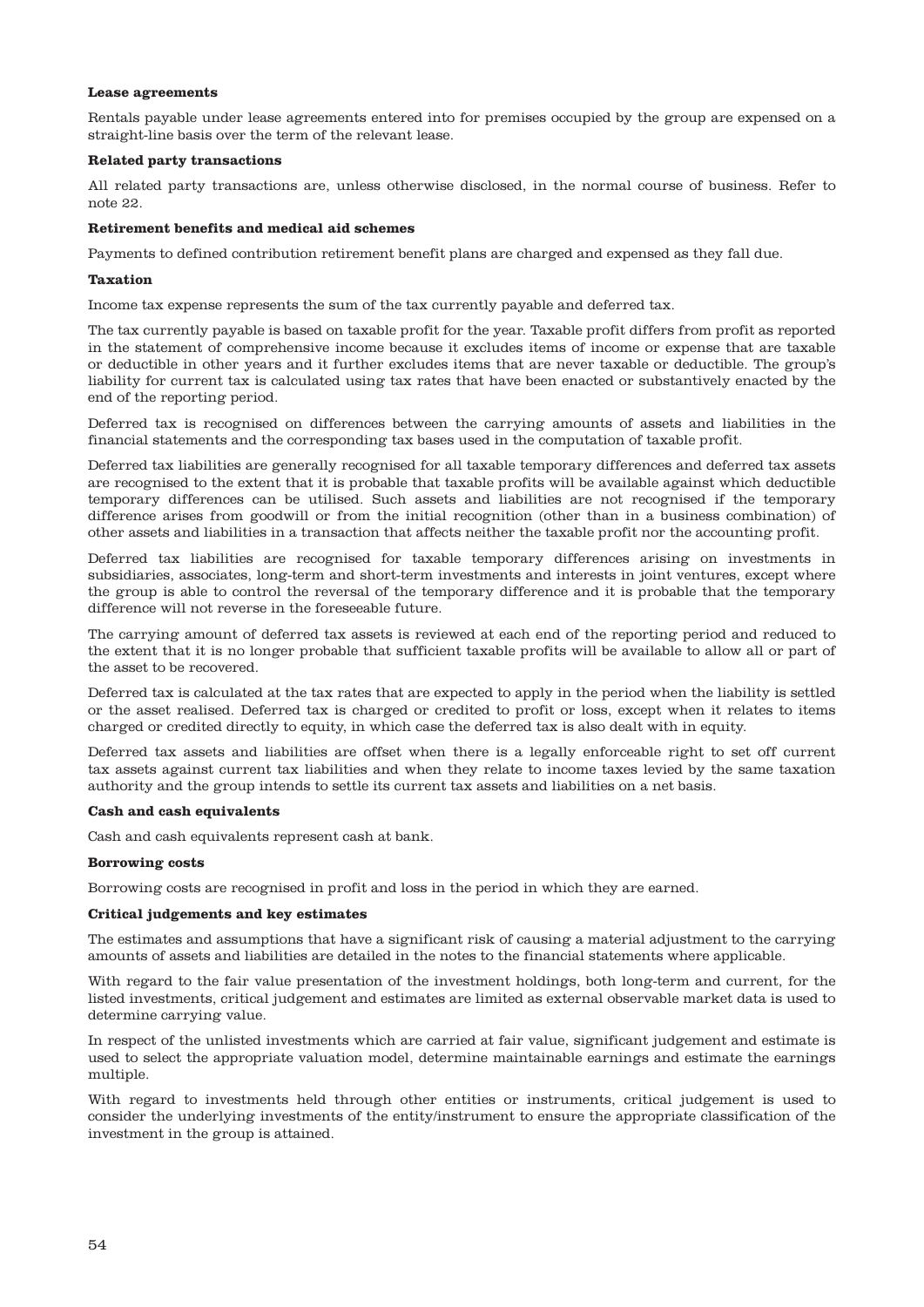**Lease agreements**

Rentals payable under lease agreements entered into for premises occupied by the group are expensed on a straight-line basis over the term of the relevant lease.

**Related party transactions**

All related party transactions are, unless otherwise disclosed, in the normal course of business. Refer to note 22.

**Retirement benefits and medical aid schemes**

Payments to defined contribution retirement benefit plans are charged and expensed as they fall due.

**Taxation**

Income tax expense represents the sum of the tax currently payable and deferred tax.

The tax currently payable is based on taxable profit for the year. Taxable profit differs from profit as reported in the statement of comprehensive income because it excludes items of income or expense that are taxable or deductible in other years and it further excludes items that are never taxable or deductible. The group's liability for current tax is calculated using tax rates that have been enacted or substantively enacted by the end of the reporting period.

Deferred tax is recognised on differences between the carrying amounts of assets and liabilities in the financial statements and the corresponding tax bases used in the computation of taxable profit.

Deferred tax liabilities are generally recognised for all taxable temporary differences and deferred tax assets are recognised to the extent that it is probable that taxable profits will be available against which deductible temporary differences can be utilised. Such assets and liabilities are not recognised if the temporary difference arises from goodwill or from the initial recognition (other than in a business combination) of other assets and liabilities in a transaction that affects neither the taxable profit nor the accounting profit.

Deferred tax liabilities are recognised for taxable temporary differences arising on investments in subsidiaries, associates, long-term and short-term investments and interests in joint ventures, except where the group is able to control the reversal of the temporary difference and it is probable that the temporary difference will not reverse in the foreseeable future.

The carrying amount of deferred tax assets is reviewed at each end of the reporting period and reduced to the extent that it is no longer probable that sufficient taxable profits will be available to allow all or part of the asset to be recovered.

Deferred tax is calculated at the tax rates that are expected to apply in the period when the liability is settled or the asset realised. Deferred tax is charged or credited to profit or loss, except when it relates to items charged or credited directly to equity, in which case the deferred tax is also dealt with in equity.

Deferred tax assets and liabilities are offset when there is a legally enforceable right to set off current tax assets against current tax liabilities and when they relate to income taxes levied by the same taxation authority and the group intends to settle its current tax assets and liabilities on a net basis.

**Cash and cash equivalents**

Cash and cash equivalents represent cash at bank.

**Borrowing costs**

Borrowing costs are recognised in profit and loss in the period in which they are earned.

**Critical judgements and key estimates**

The estimates and assumptions that have a significant risk of causing a material adjustment to the carrying amounts of assets and liabilities are detailed in the notes to the financial statements where applicable.

With regard to the fair value presentation of the investment holdings, both long-term and current, for the listed investments, critical judgement and estimates are limited as external observable market data is used to determine carrying value.

In respect of the unlisted investments which are carried at fair value, significant judgement and estimate is used to select the appropriate valuation model, determine maintainable earnings and estimate the earnings multiple.

With regard to investments held through other entities or instruments, critical judgement is used to consider the underlying investments of the entity/instrument to ensure the appropriate classification of the investment in the group is attained.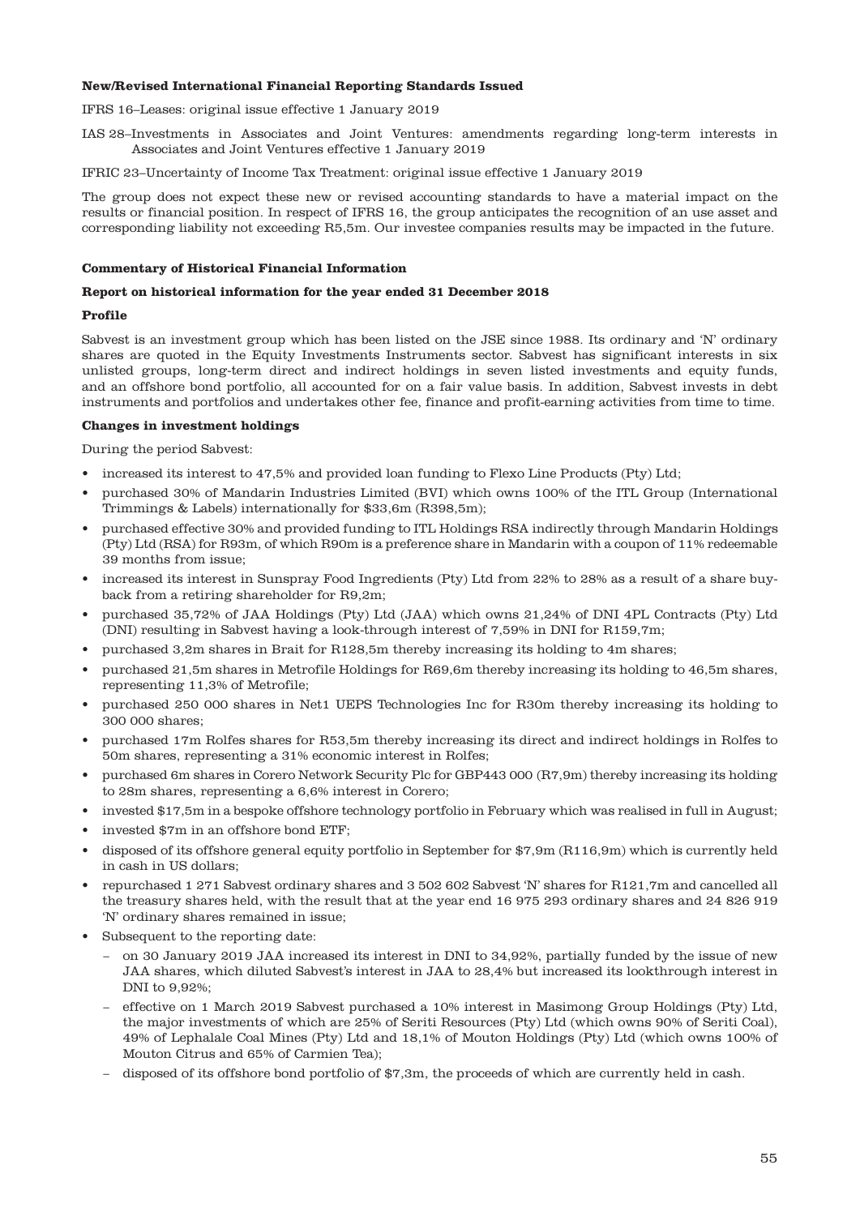**New/Revised International Financial Reporting Standards Issued**

IFRS 16–Leases: original issue effective 1 January 2019

IAS 28–Investments in Associates and Joint Ventures: amendments regarding long-term interests in Associates and Joint Ventures effective 1 January 2019

IFRIC 23–Uncertainty of Income Tax Treatment: original issue effective 1 January 2019

The group does not expect these new or revised accounting standards to have a material impact on the results or financial position. In respect of IFRS 16, the group anticipates the recognition of an use asset and corresponding liability not exceeding R5,5m. Our investee companies results may be impacted in the future.

**Commentary of Historical Financial Information**

**Report on historical information for the year ended 31 December 2018**

**Profile**

Sabvest is an investment group which has been listed on the JSE since 1988. Its ordinary and 'N' ordinary shares are quoted in the Equity Investments Instruments sector. Sabvest has significant interests in six unlisted groups, long-term direct and indirect holdings in seven listed investments and equity funds, and an offshore bond portfolio, all accounted for on a fair value basis. In addition, Sabvest invests in debt instruments and portfolios and undertakes other fee, finance and profit-earning activities from time to time.

**Changes in investment holdings**

During the period Sabvest:

- increased its interest to 47,5% and provided loan funding to Flexo Line Products (Pty) Ltd;
- purchased 30% of Mandarin Industries Limited (BVI) which owns 100% of the ITL Group (International Trimmings & Labels) internationally for $33,6m (R398,5m);
- purchased effective 30% and provided funding to ITL Holdings RSA indirectly through Mandarin Holdings (Pty) Ltd (RSA) for R93m, of which R90m is a preference share in Mandarin with a coupon of 11% redeemable 39 months from issue;
- increased its interest in Sunspray Food Ingredients (Pty) Ltd from 22% to 28% as a result of a share buy-back from a retiring shareholder for R9,2m;
- purchased 35,72% of JAA Holdings (Pty) Ltd (JAA) which owns 21,24% of DNI 4PL Contracts (Pty) Ltd (DNI) resulting in Sabvest having a look-through interest of 7,59% in DNI for R159,7m;
- purchased 3,2m shares in Brait for R128,5m thereby increasing its holding to 4m shares;
- purchased 21,5m shares in Metrofile Holdings for R69,6m thereby increasing its holding to 46,5m shares, representing 11,3% of Metrofile;
- purchased 250 000 shares in Net1 UEPS Technologies Inc for R30m thereby increasing its holding to 300 000 shares;
- purchased 17m Rolfes shares for R53,5m thereby increasing its direct and indirect holdings in Rolfes to 50m shares, representing a 31% economic interest in Rolfes;
- purchased 6m shares in Corero Network Security Plc for GBP443 000 (R7,9m) thereby increasing its holding to 28m shares, representing a 6,6% interest in Corero;
- invested $17,5m in a bespoke offshore technology portfolio in February which was realised in full in August;
- invested $7m in an offshore bond ETF;
- disposed of its offshore general equity portfolio in September for $7,9m (R116,9m) which is currently held in cash in US dollars;
- repurchased 1 271 Sabvest ordinary shares and 3 502 602 Sabvest 'N' shares for R121,7m and cancelled all the treasury shares held, with the result that at the year end 16 975 293 ordinary shares and 24 826 919 'N' ordinary shares remained in issue;
- Subsequent to the reporting date:
  - on 30 January 2019 JAA increased its interest in DNI to 34,92%, partially funded by the issue of new JAA shares, which diluted Sabvest's interest in JAA to 28,4% but increased its lookthrough interest in DNI to 9,92%;
  - effective on 1 March 2019 Sabvest purchased a 10% interest in Masimong Group Holdings (Pty) Ltd, the major investments of which are 25% of Seriti Resources (Pty) Ltd (which owns 90% of Seriti Coal), 49% of Lephalale Coal Mines (Pty) Ltd and 18,1% of Mouton Holdings (Pty) Ltd (which owns 100% of Mouton Citrus and 65% of Carmien Tea);
  - disposed of its offshore bond portfolio of $7,3m, the proceeds of which are currently held in cash.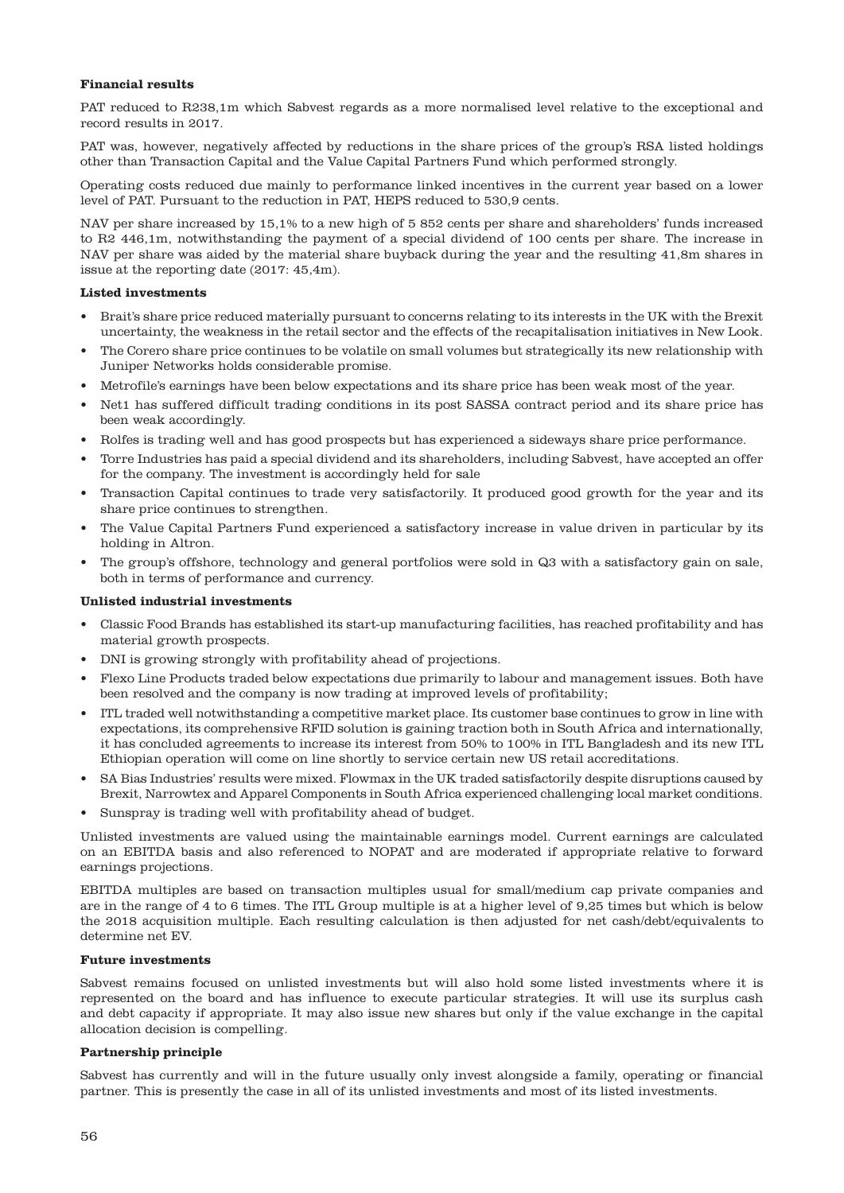**Financial results**

PAT reduced to R238,1m which Sabvest regards as a more normalised level relative to the exceptional and record results in 2017.

PAT was, however, negatively affected by reductions in the share prices of the group's RSA listed holdings other than Transaction Capital and the Value Capital Partners Fund which performed strongly.

Operating costs reduced due mainly to performance linked incentives in the current year based on a lower level of PAT. Pursuant to the reduction in PAT, HEPS reduced to 530,9 cents.

NAV per share increased by 15,1% to a new high of 5 852 cents per share and shareholders' funds increased to R2 446,1m, notwithstanding the payment of a special dividend of 100 cents per share. The increase in NAV per share was aided by the material share buyback during the year and the resulting 41,8m shares in issue at the reporting date (2017: 45,4m).

**Listed investments**

- Brait's share price reduced materially pursuant to concerns relating to its interests in the UK with the Brexit uncertainty, the weakness in the retail sector and the effects of the recapitalisation initiatives in New Look.
- The Corero share price continues to be volatile on small volumes but strategically its new relationship with Juniper Networks holds considerable promise.
- Metrofile's earnings have been below expectations and its share price has been weak most of the year.
- Net1 has suffered difficult trading conditions in its post SASSA contract period and its share price has been weak accordingly.
- Rolfes is trading well and has good prospects but has experienced a sideways share price performance.
- Torre Industries has paid a special dividend and its shareholders, including Sabvest, have accepted an offer for the company. The investment is accordingly held for sale
- Transaction Capital continues to trade very satisfactorily. It produced good growth for the year and its share price continues to strengthen.
- The Value Capital Partners Fund experienced a satisfactory increase in value driven in particular by its holding in Altron.
- The group's offshore, technology and general portfolios were sold in Q3 with a satisfactory gain on sale, both in terms of performance and currency.

**Unlisted industrial investments**

- Classic Food Brands has established its start-up manufacturing facilities, has reached profitability and has material growth prospects.
- DNI is growing strongly with profitability ahead of projections.
- Flexo Line Products traded below expectations due primarily to labour and management issues. Both have been resolved and the company is now trading at improved levels of profitability;
- ITL traded well notwithstanding a competitive market place. Its customer base continues to grow in line with expectations, its comprehensive RFID solution is gaining traction both in South Africa and internationally, it has concluded agreements to increase its interest from 50% to 100% in ITL Bangladesh and its new ITL Ethiopian operation will come on line shortly to service certain new US retail accreditations.
- SA Bias Industries' results were mixed. Flowmax in the UK traded satisfactorily despite disruptions caused by Brexit, Narrowtex and Apparel Components in South Africa experienced challenging local market conditions.
- Sunspray is trading well with profitability ahead of budget.

Unlisted investments are valued using the maintainable earnings model. Current earnings are calculated on an EBITDA basis and also referenced to NOPAT and are moderated if appropriate relative to forward earnings projections.

EBITDA multiples are based on transaction multiples usual for small/medium cap private companies and are in the range of 4 to 6 times. The ITL Group multiple is at a higher level of 9,25 times but which is below the 2018 acquisition multiple. Each resulting calculation is then adjusted for net cash/debt/equivalents to determine net EV.

**Future investments**

Sabvest remains focused on unlisted investments but will also hold some listed investments where it is represented on the board and has influence to execute particular strategies. It will use its surplus cash and debt capacity if appropriate. It may also issue new shares but only if the value exchange in the capital allocation decision is compelling.

**Partnership principle**

Sabvest has currently and will in the future usually only invest alongside a family, operating or financial partner. This is presently the case in all of its unlisted investments and most of its listed investments.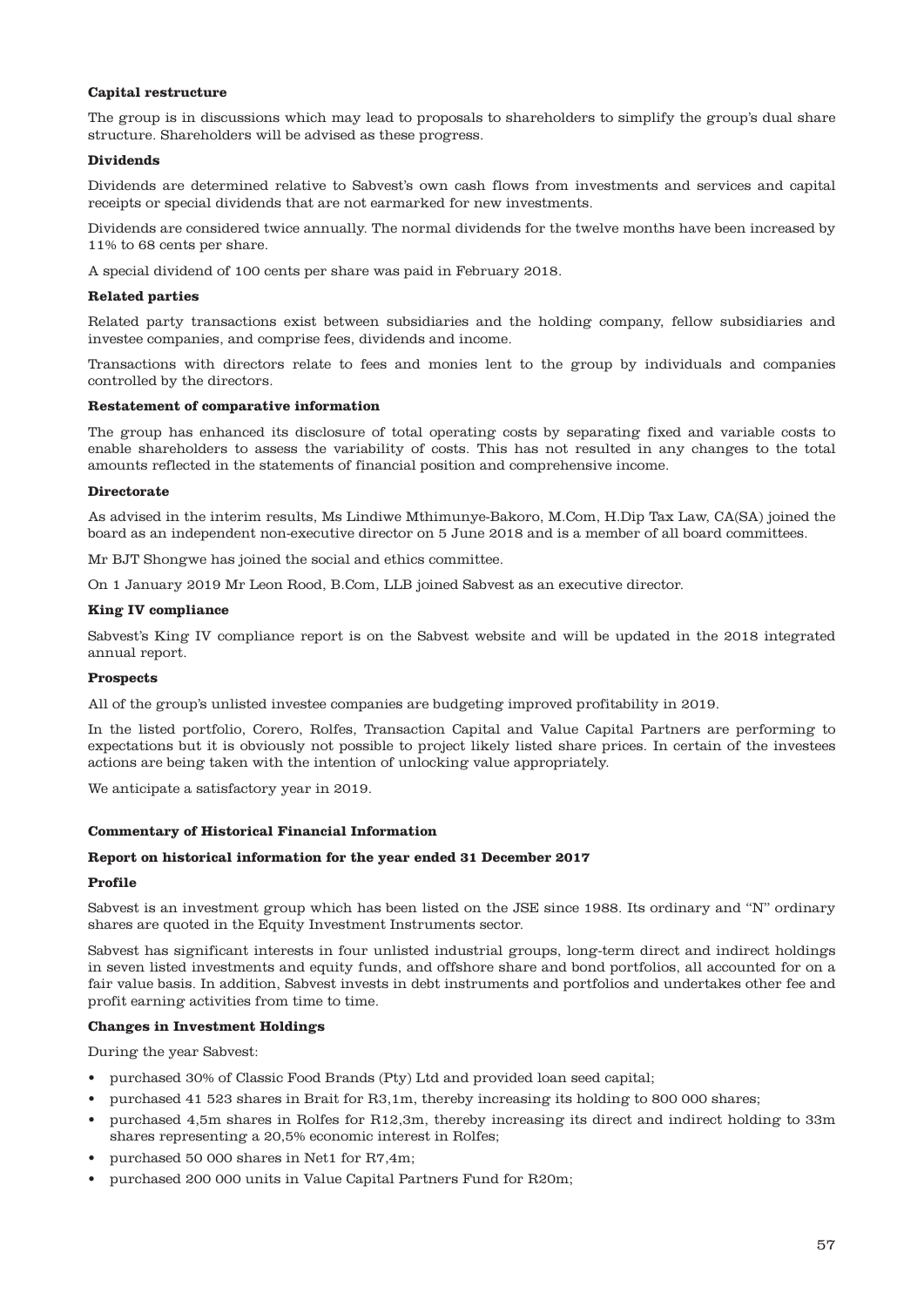**Capital restructure**

The group is in discussions which may lead to proposals to shareholders to simplify the group's dual share structure. Shareholders will be advised as these progress.

**Dividends**

Dividends are determined relative to Sabvest's own cash flows from investments and services and capital receipts or special dividends that are not earmarked for new investments.

Dividends are considered twice annually. The normal dividends for the twelve months have been increased by 11% to 68 cents per share.

A special dividend of 100 cents per share was paid in February 2018.

**Related parties**

Related party transactions exist between subsidiaries and the holding company, fellow subsidiaries and investee companies, and comprise fees, dividends and income.

Transactions with directors relate to fees and monies lent to the group by individuals and companies controlled by the directors.

**Restatement of comparative information**

The group has enhanced its disclosure of total operating costs by separating fixed and variable costs to enable shareholders to assess the variability of costs. This has not resulted in any changes to the total amounts reflected in the statements of financial position and comprehensive income.

**Directorate**

As advised in the interim results, Ms Lindiwe Mthimunye-Bakoro, M.Com, H.Dip Tax Law, CA(SA) joined the board as an independent non-executive director on 5 June 2018 and is a member of all board committees.

Mr BJT Shongwe has joined the social and ethics committee.

On 1 January 2019 Mr Leon Rood, B.Com, LLB joined Sabvest as an executive director.

**King IV compliance**

Sabvest's King IV compliance report is on the Sabvest website and will be updated in the 2018 integrated annual report.

**Prospects**

All of the group's unlisted investee companies are budgeting improved profitability in 2019.

In the listed portfolio, Corero, Rolfes, Transaction Capital and Value Capital Partners are performing to expectations but it is obviously not possible to project likely listed share prices. In certain of the investees actions are being taken with the intention of unlocking value appropriately.

We anticipate a satisfactory year in 2019.

**Commentary of Historical Financial Information**

**Report on historical information for the year ended 31 December 2017**

**Profile**

Sabvest is an investment group which has been listed on the JSE since 1988. Its ordinary and "N" ordinary shares are quoted in the Equity Investment Instruments sector.

Sabvest has significant interests in four unlisted industrial groups, long-term direct and indirect holdings in seven listed investments and equity funds, and offshore share and bond portfolios, all accounted for on a fair value basis. In addition, Sabvest invests in debt instruments and portfolios and undertakes other fee and profit earning activities from time to time.

**Changes in Investment Holdings**

During the year Sabvest:

- purchased 30% of Classic Food Brands (Pty) Ltd and provided loan seed capital;
- purchased 41 523 shares in Brait for R3,1m, thereby increasing its holding to 800 000 shares;
- purchased 4,5m shares in Rolfes for R12,3m, thereby increasing its direct and indirect holding to 33m shares representing a 20,5% economic interest in Rolfes;
- purchased 50 000 shares in Net1 for R7,4m;
- purchased 200 000 units in Value Capital Partners Fund for R20m;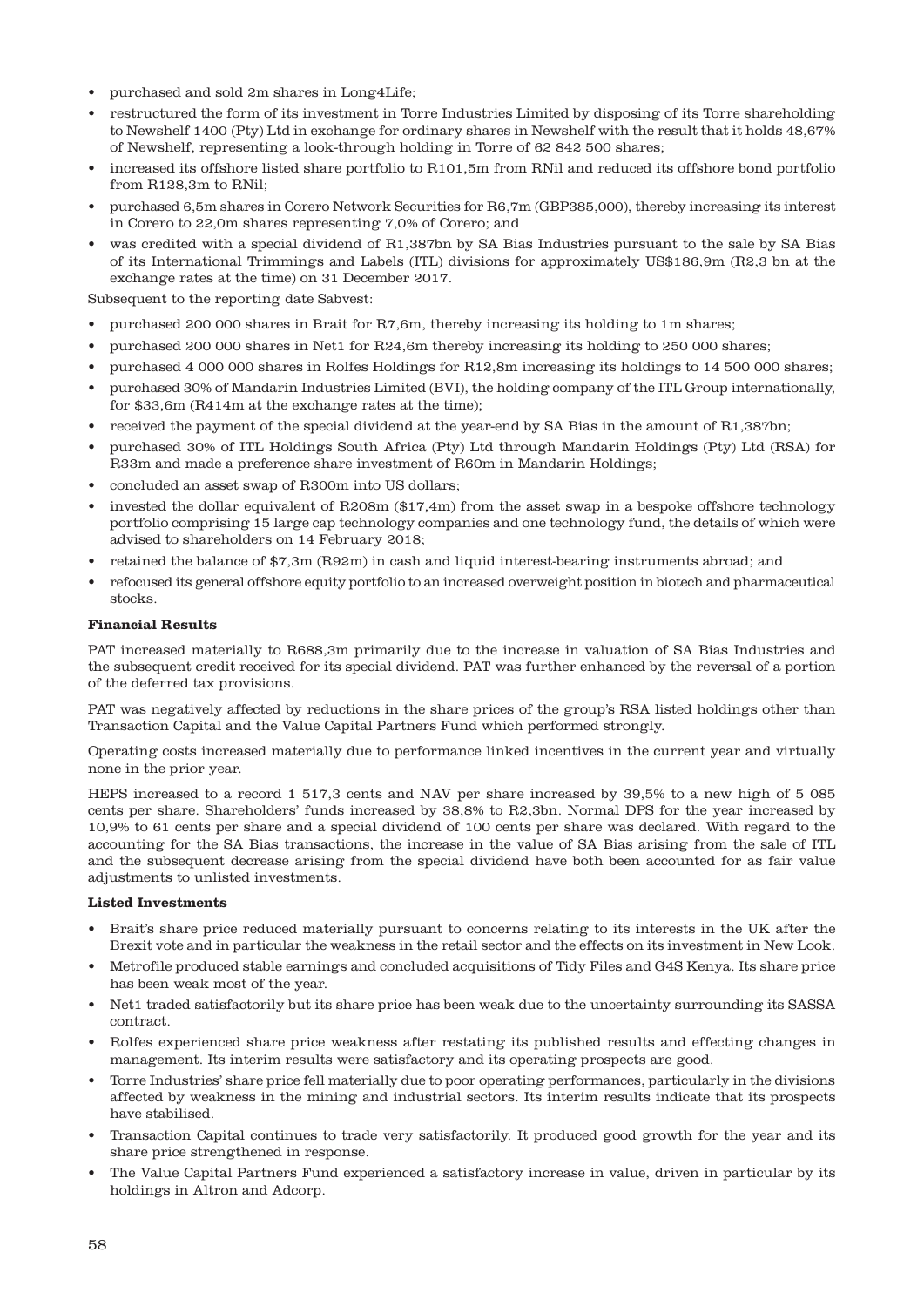- purchased and sold 2m shares in Long4Life;
- restructured the form of its investment in Torre Industries Limited by disposing of its Torre shareholding to Newshelf 1400 (Pty) Ltd in exchange for ordinary shares in Newshelf with the result that it holds 48,67% of Newshelf, representing a look-through holding in Torre of 62 842 500 shares;
- increased its offshore listed share portfolio to R101,5m from RNil and reduced its offshore bond portfolio from R128,3m to RNil;
- purchased 6,5m shares in Corero Network Securities for R6,7m (GBP385,000), thereby increasing its interest in Corero to 22,0m shares representing 7,0% of Corero; and
- was credited with a special dividend of R1,387bn by SA Bias Industries pursuant to the sale by SA Bias of its International Trimmings and Labels (ITL) divisions for approximately US$186,9m (R2,3 bn at the exchange rates at the time) on 31 December 2017.

Subsequent to the reporting date Sabvest:

- purchased 200 000 shares in Brait for R7,6m, thereby increasing its holding to 1m shares;
- purchased 200 000 shares in Net1 for R24,6m thereby increasing its holding to 250 000 shares;
- purchased 4 000 000 shares in Rolfes Holdings for R12,8m increasing its holdings to 14 500 000 shares;
- purchased 30% of Mandarin Industries Limited (BVI), the holding company of the ITL Group internationally, for $33,6m (R414m at the exchange rates at the time);
- received the payment of the special dividend at the year-end by SA Bias in the amount of R1,387bn;
- purchased 30% of ITL Holdings South Africa (Pty) Ltd through Mandarin Holdings (Pty) Ltd (RSA) for R33m and made a preference share investment of R60m in Mandarin Holdings;
- concluded an asset swap of R300m into US dollars;
- invested the dollar equivalent of R208m ($17,4m) from the asset swap in a bespoke offshore technology portfolio comprising 15 large cap technology companies and one technology fund, the details of which were advised to shareholders on 14 February 2018;
- retained the balance of $7,3m (R92m) in cash and liquid interest-bearing instruments abroad; and
- refocused its general offshore equity portfolio to an increased overweight position in biotech and pharmaceutical stocks.

**Financial Results**

PAT increased materially to R688,3m primarily due to the increase in valuation of SA Bias Industries and the subsequent credit received for its special dividend. PAT was further enhanced by the reversal of a portion of the deferred tax provisions.

PAT was negatively affected by reductions in the share prices of the group's RSA listed holdings other than Transaction Capital and the Value Capital Partners Fund which performed strongly.

Operating costs increased materially due to performance linked incentives in the current year and virtually none in the prior year.

HEPS increased to a record 1 517,3 cents and NAV per share increased by 39,5% to a new high of 5 085 cents per share. Shareholders' funds increased by 38,8% to R2,3bn. Normal DPS for the year increased by 10,9% to 61 cents per share and a special dividend of 100 cents per share was declared. With regard to the accounting for the SA Bias transactions, the increase in the value of SA Bias arising from the sale of ITL and the subsequent decrease arising from the special dividend have both been accounted for as fair value adjustments to unlisted investments.

**Listed Investments**

- Brait's share price reduced materially pursuant to concerns relating to its interests in the UK after the Brexit vote and in particular the weakness in the retail sector and the effects on its investment in New Look.
- Metrofile produced stable earnings and concluded acquisitions of Tidy Files and G4S Kenya. Its share price has been weak most of the year.
- Net1 traded satisfactorily but its share price has been weak due to the uncertainty surrounding its SASSA contract.
- Rolfes experienced share price weakness after restating its published results and effecting changes in management. Its interim results were satisfactory and its operating prospects are good.
- Torre Industries' share price fell materially due to poor operating performances, particularly in the divisions affected by weakness in the mining and industrial sectors. Its interim results indicate that its prospects have stabilised.
- Transaction Capital continues to trade very satisfactorily. It produced good growth for the year and its share price strengthened in response.
- The Value Capital Partners Fund experienced a satisfactory increase in value, driven in particular by its holdings in Altron and Adcorp.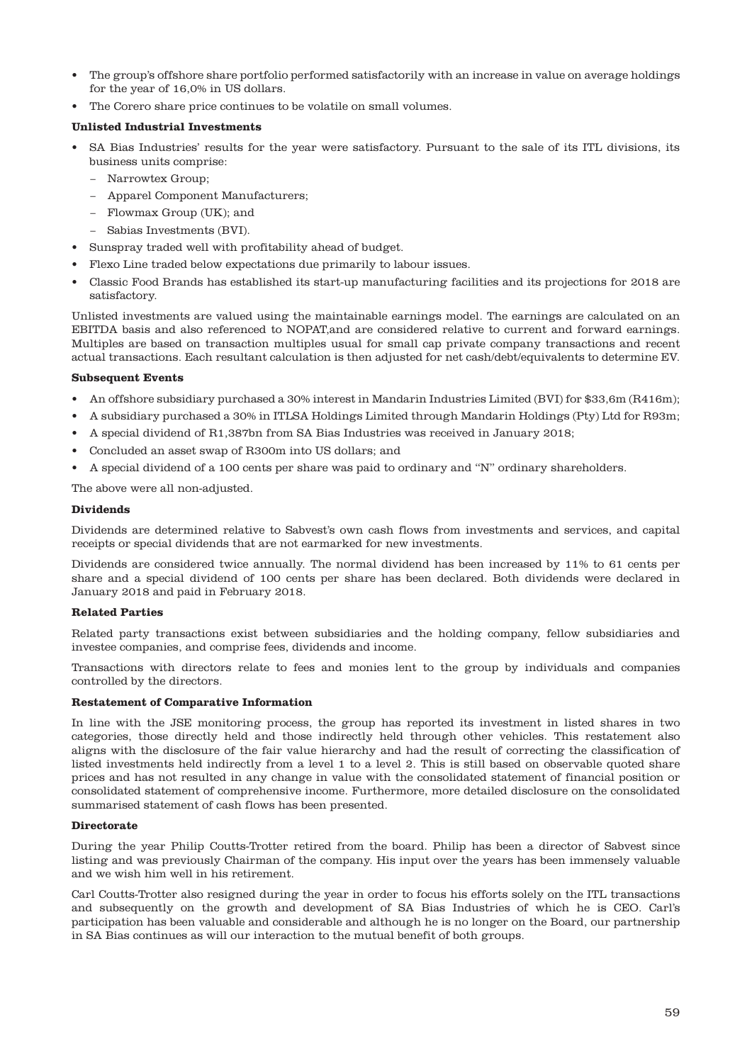- The group's offshore share portfolio performed satisfactorily with an increase in value on average holdings for the year of 16,0% in US dollars.
- The Corero share price continues to be volatile on small volumes.

**Unlisted Industrial Investments**

- SA Bias Industries' results for the year were satisfactory. Pursuant to the sale of its ITL divisions, its business units comprise:
  - Narrowtex Group;
  - Apparel Component Manufacturers;
  - Flowmax Group (UK); and
  - Sabias Investments (BVI).
- Sunspray traded well with profitability ahead of budget.
- Flexo Line traded below expectations due primarily to labour issues.
- Classic Food Brands has established its start-up manufacturing facilities and its projections for 2018 are satisfactory.

Unlisted investments are valued using the maintainable earnings model. The earnings are calculated on an EBITDA basis and also referenced to NOPAT,and are considered relative to current and forward earnings. Multiples are based on transaction multiples usual for small cap private company transactions and recent actual transactions. Each resultant calculation is then adjusted for net cash/debt/equivalents to determine EV.

**Subsequent Events**

- An offshore subsidiary purchased a 30% interest in Mandarin Industries Limited (BVI) for $33,6m (R416m);
- A subsidiary purchased a 30% in ITLSA Holdings Limited through Mandarin Holdings (Pty) Ltd for R93m;
- A special dividend of R1,387bn from SA Bias Industries was received in January 2018;
- Concluded an asset swap of R300m into US dollars; and
- A special dividend of a 100 cents per share was paid to ordinary and "N" ordinary shareholders.

The above were all non-adjusted.

**Dividends**

Dividends are determined relative to Sabvest's own cash flows from investments and services, and capital receipts or special dividends that are not earmarked for new investments.

Dividends are considered twice annually. The normal dividend has been increased by 11% to 61 cents per share and a special dividend of 100 cents per share has been declared. Both dividends were declared in January 2018 and paid in February 2018.

**Related Parties**

Related party transactions exist between subsidiaries and the holding company, fellow subsidiaries and investee companies, and comprise fees, dividends and income.

Transactions with directors relate to fees and monies lent to the group by individuals and companies controlled by the directors.

**Restatement of Comparative Information**

In line with the JSE monitoring process, the group has reported its investment in listed shares in two categories, those directly held and those indirectly held through other vehicles. This restatement also aligns with the disclosure of the fair value hierarchy and had the result of correcting the classification of listed investments held indirectly from a level 1 to a level 2. This is still based on observable quoted share prices and has not resulted in any change in value with the consolidated statement of financial position or consolidated statement of comprehensive income. Furthermore, more detailed disclosure on the consolidated summarised statement of cash flows has been presented.

**Directorate**

During the year Philip Coutts-Trotter retired from the board. Philip has been a director of Sabvest since listing and was previously Chairman of the company. His input over the years has been immensely valuable and we wish him well in his retirement.

Carl Coutts-Trotter also resigned during the year in order to focus his efforts solely on the ITL transactions and subsequently on the growth and development of SA Bias Industries of which he is CEO. Carl's participation has been valuable and considerable and although he is no longer on the Board, our partnership in SA Bias continues as will our interaction to the mutual benefit of both groups.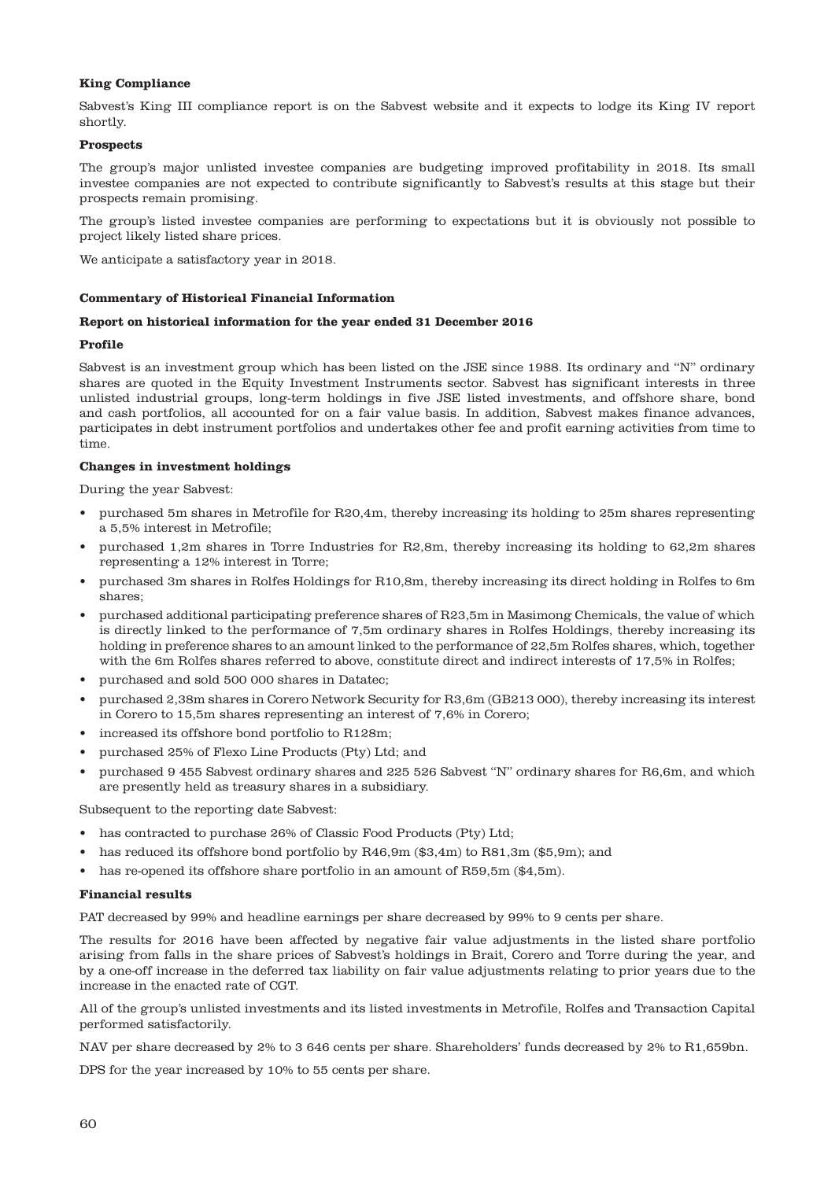**King Compliance**

Sabvest's King III compliance report is on the Sabvest website and it expects to lodge its King IV report shortly.

**Prospects**

The group's major unlisted investee companies are budgeting improved profitability in 2018. Its small investee companies are not expected to contribute significantly to Sabvest's results at this stage but their prospects remain promising.

The group's listed investee companies are performing to expectations but it is obviously not possible to project likely listed share prices.

We anticipate a satisfactory year in 2018.

**Commentary of Historical Financial Information**

**Report on historical information for the year ended 31 December 2016**

**Profile**

Sabvest is an investment group which has been listed on the JSE since 1988. Its ordinary and "N" ordinary shares are quoted in the Equity Investment Instruments sector. Sabvest has significant interests in three unlisted industrial groups, long-term holdings in five JSE listed investments, and offshore share, bond and cash portfolios, all accounted for on a fair value basis. In addition, Sabvest makes finance advances, participates in debt instrument portfolios and undertakes other fee and profit earning activities from time to time.

**Changes in investment holdings**

During the year Sabvest:

- purchased 5m shares in Metrofile for R20,4m, thereby increasing its holding to 25m shares representing a 5,5% interest in Metrofile;
- purchased 1,2m shares in Torre Industries for R2,8m, thereby increasing its holding to 62,2m shares representing a 12% interest in Torre;
- purchased 3m shares in Rolfes Holdings for R10,8m, thereby increasing its direct holding in Rolfes to 6m shares;
- purchased additional participating preference shares of R23,5m in Masimong Chemicals, the value of which is directly linked to the performance of 7,5m ordinary shares in Rolfes Holdings, thereby increasing its holding in preference shares to an amount linked to the performance of 22,5m Rolfes shares, which, together with the 6m Rolfes shares referred to above, constitute direct and indirect interests of 17,5% in Rolfes;
- purchased and sold 500 000 shares in Datatec;
- purchased 2,38m shares in Corero Network Security for R3,6m (GB213 000), thereby increasing its interest in Corero to 15,5m shares representing an interest of 7,6% in Corero;
- increased its offshore bond portfolio to R128m;
- purchased 25% of Flexo Line Products (Pty) Ltd; and
- purchased 9 455 Sabvest ordinary shares and 225 526 Sabvest "N" ordinary shares for R6,6m, and which are presently held as treasury shares in a subsidiary.

Subsequent to the reporting date Sabvest:

- has contracted to purchase 26% of Classic Food Products (Pty) Ltd;
- has reduced its offshore bond portfolio by R46,9m ($3,4m) to R81,3m ($5,9m); and
- has re-opened its offshore share portfolio in an amount of R59,5m ($4,5m).

**Financial results**

PAT decreased by 99% and headline earnings per share decreased by 99% to 9 cents per share.

The results for 2016 have been affected by negative fair value adjustments in the listed share portfolio arising from falls in the share prices of Sabvest's holdings in Brait, Corero and Torre during the year, and by a one-off increase in the deferred tax liability on fair value adjustments relating to prior years due to the increase in the enacted rate of CGT.

All of the group's unlisted investments and its listed investments in Metrofile, Rolfes and Transaction Capital performed satisfactorily.

NAV per share decreased by 2% to 3 646 cents per share. Shareholders' funds decreased by 2% to R1,659bn.

DPS for the year increased by 10% to 55 cents per share.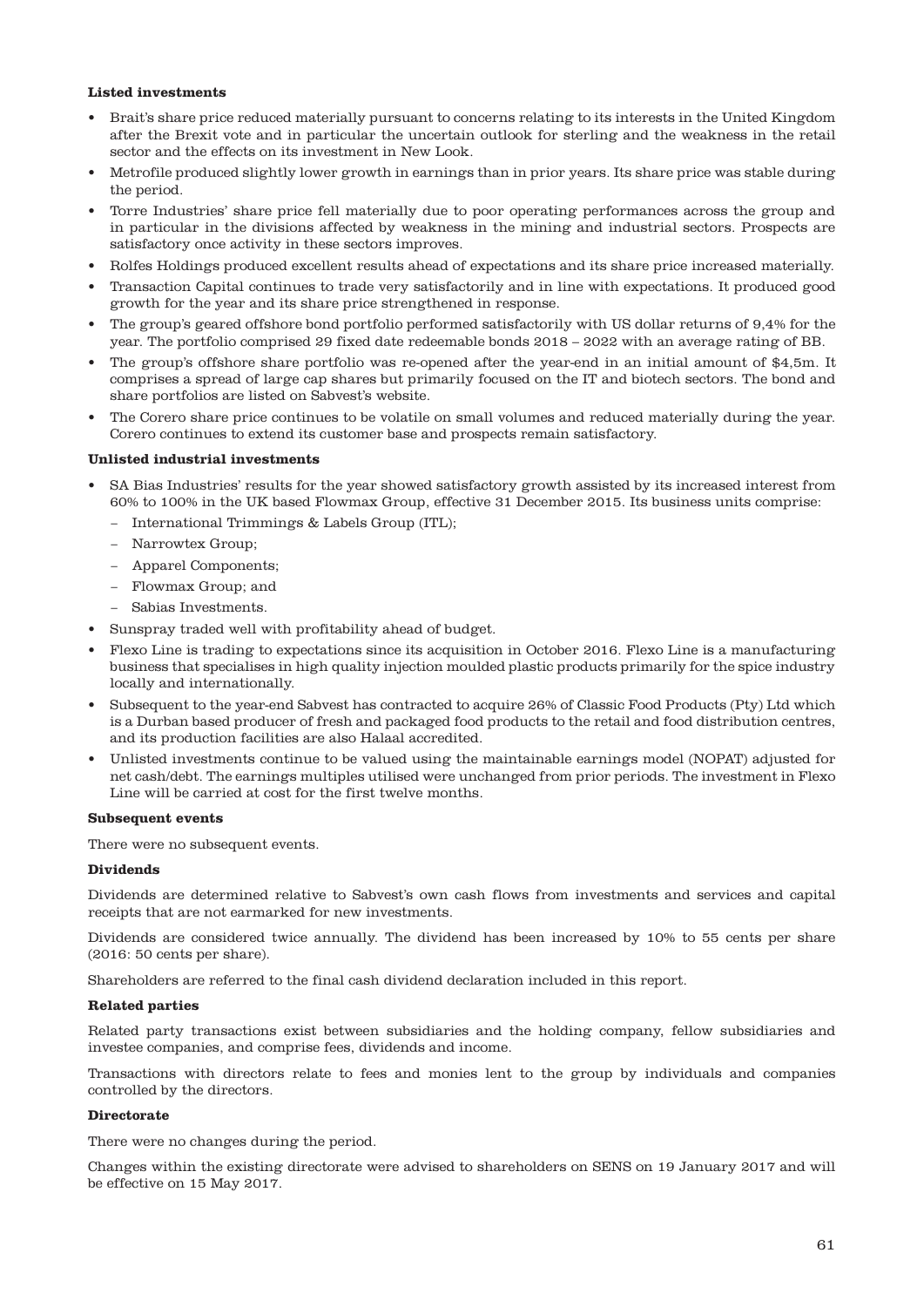**Listed investments**

- Brait's share price reduced materially pursuant to concerns relating to its interests in the United Kingdom after the Brexit vote and in particular the uncertain outlook for sterling and the weakness in the retail sector and the effects on its investment in New Look.
- Metrofile produced slightly lower growth in earnings than in prior years. Its share price was stable during the period.
- Torre Industries' share price fell materially due to poor operating performances across the group and in particular in the divisions affected by weakness in the mining and industrial sectors. Prospects are satisfactory once activity in these sectors improves.
- Rolfes Holdings produced excellent results ahead of expectations and its share price increased materially.
- Transaction Capital continues to trade very satisfactorily and in line with expectations. It produced good growth for the year and its share price strengthened in response.
- The group's geared offshore bond portfolio performed satisfactorily with US dollar returns of 9,4% for the year. The portfolio comprised 29 fixed date redeemable bonds 2018 – 2022 with an average rating of BB.
- The group's offshore share portfolio was re-opened after the year-end in an initial amount of $4,5m. It comprises a spread of large cap shares but primarily focused on the IT and biotech sectors. The bond and share portfolios are listed on Sabvest's website.
- The Corero share price continues to be volatile on small volumes and reduced materially during the year. Corero continues to extend its customer base and prospects remain satisfactory.

**Unlisted industrial investments**

- SA Bias Industries' results for the year showed satisfactory growth assisted by its increased interest from 60% to 100% in the UK based Flowmax Group, effective 31 December 2015. Its business units comprise:
  - International Trimmings & Labels Group (ITL);
  - Narrowtex Group;
  - Apparel Components;
  - Flowmax Group; and
  - Sabias Investments.
- Sunspray traded well with profitability ahead of budget.
- Flexo Line is trading to expectations since its acquisition in October 2016. Flexo Line is a manufacturing business that specialises in high quality injection moulded plastic products primarily for the spice industry locally and internationally.
- Subsequent to the year-end Sabvest has contracted to acquire 26% of Classic Food Products (Pty) Ltd which is a Durban based producer of fresh and packaged food products to the retail and food distribution centres, and its production facilities are also Halaal accredited.
- Unlisted investments continue to be valued using the maintainable earnings model (NOPAT) adjusted for net cash/debt. The earnings multiples utilised were unchanged from prior periods. The investment in Flexo Line will be carried at cost for the first twelve months.

**Subsequent events**

There were no subsequent events.

**Dividends**

Dividends are determined relative to Sabvest's own cash flows from investments and services and capital receipts that are not earmarked for new investments.

Dividends are considered twice annually. The dividend has been increased by 10% to 55 cents per share (2016: 50 cents per share).

Shareholders are referred to the final cash dividend declaration included in this report.

**Related parties**

Related party transactions exist between subsidiaries and the holding company, fellow subsidiaries and investee companies, and comprise fees, dividends and income.

Transactions with directors relate to fees and monies lent to the group by individuals and companies controlled by the directors.

**Directorate**

There were no changes during the period.

Changes within the existing directorate were advised to shareholders on SENS on 19 January 2017 and will be effective on 15 May 2017.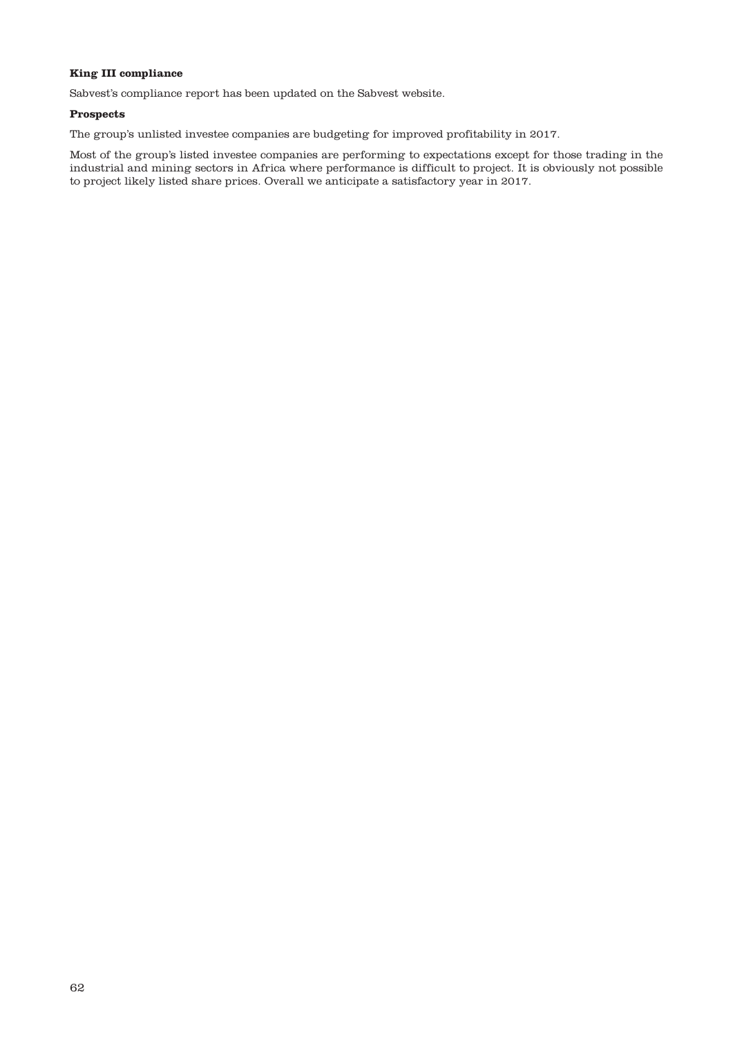**King III compliance**

Sabvest's compliance report has been updated on the Sabvest website.

**Prospects**

The group's unlisted investee companies are budgeting for improved profitability in 2017.

Most of the group's listed investee companies are performing to expectations except for those trading in the industrial and mining sectors in Africa where performance is difficult to project. It is obviously not possible to project likely listed share prices. Overall we anticipate a satisfactory year in 2017.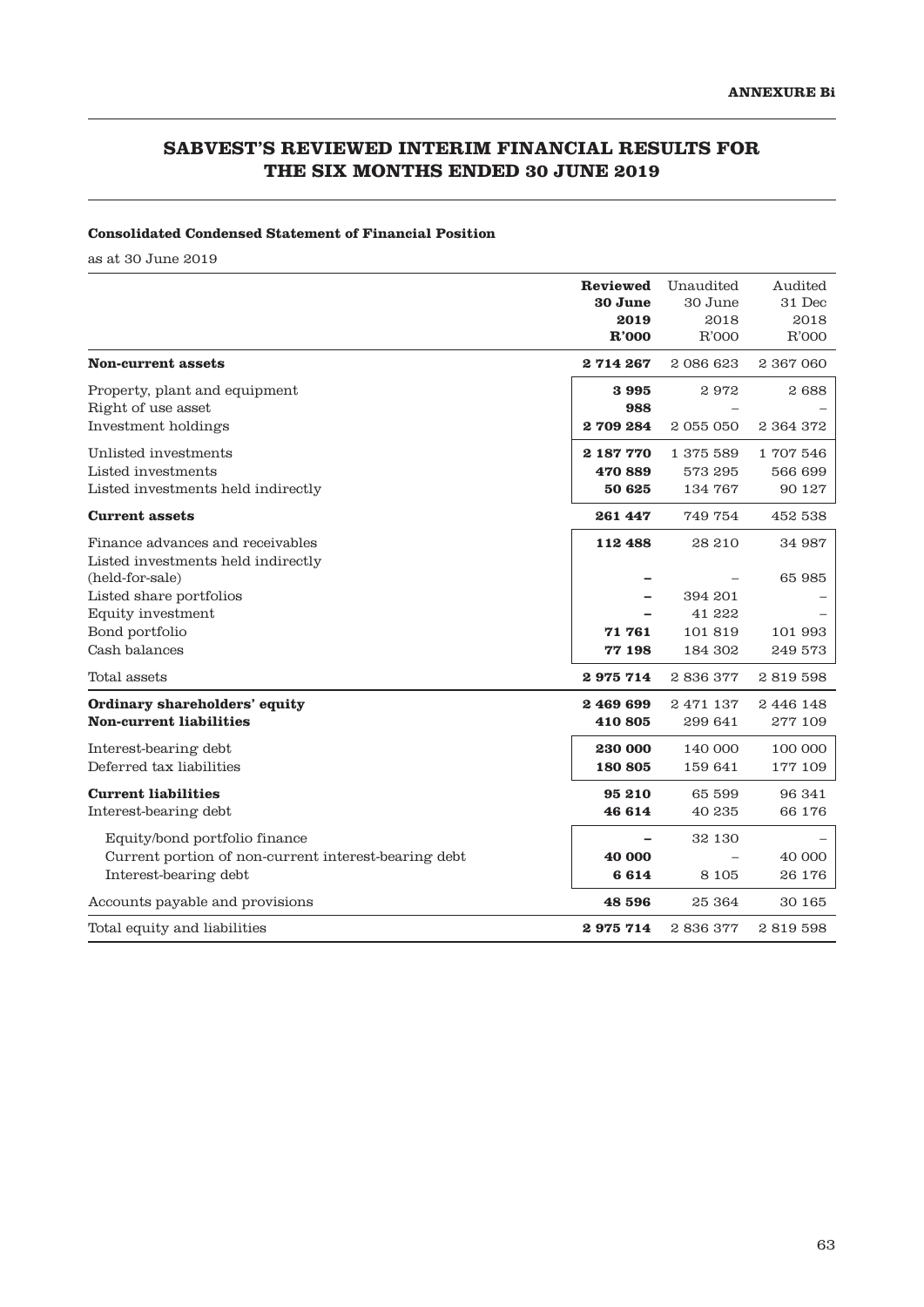**ANNEXURE Bi**

# SABVEST'S REVIEWED INTERIM FINANCIAL RESULTS FOR THE SIX MONTHS ENDED 30 JUNE 2019

### Consolidated Condensed Statement of Financial Position

as at 30 June 2019

| | **Reviewed 30 June 2019 R'000** | Unaudited 30 June 2018 R'000 | Audited 31 Dec 2018 R'000 |
|---|---|---|---|
| **Non-current assets** | **2 714 267** | 2 086 623 | 2 367 060 |
| Property, plant and equipment | **3 995** | 2 972 | 2 688 |
| Right of use asset | **988** | – | – |
| Investment holdings | **2 709 284** | 2 055 050 | 2 364 372 |
| Unlisted investments | **2 187 770** | 1 375 589 | 1 707 546 |
| Listed investments | **470 889** | 573 295 | 566 699 |
| Listed investments held indirectly | **50 625** | 134 767 | 90 127 |
| **Current assets** | **261 447** | 749 754 | 452 538 |
| Finance advances and receivables | **112 488** | 28 210 | 34 987 |
| Listed investments held indirectly (held-for-sale) | **–** | – | 65 985 |
| Listed share portfolios | **–** | 394 201 | – |
| Equity investment | **–** | 41 222 | – |
| Bond portfolio | **71 761** | 101 819 | 101 993 |
| Cash balances | **77 198** | 184 302 | 249 573 |
| Total assets | **2 975 714** | 2 836 377 | 2 819 598 |
| **Ordinary shareholders' equity** | **2 469 699** | 2 471 137 | 2 446 148 |
| **Non-current liabilities** | **410 805** | 299 641 | 277 109 |
| Interest-bearing debt | **230 000** | 140 000 | 100 000 |
| Deferred tax liabilities | **180 805** | 159 641 | 177 109 |
| **Current liabilities** | **95 210** | 65 599 | 96 341 |
| Interest-bearing debt | **46 614** | 40 235 | 66 176 |
| Equity/bond portfolio finance | **–** | 32 130 | – |
| Current portion of non-current interest-bearing debt | **40 000** | – | 40 000 |
| Interest-bearing debt | **6 614** | 8 105 | 26 176 |
| Accounts payable and provisions | **48 596** | 25 364 | 30 165 |
| Total equity and liabilities | **2 975 714** | 2 836 377 | 2 819 598 |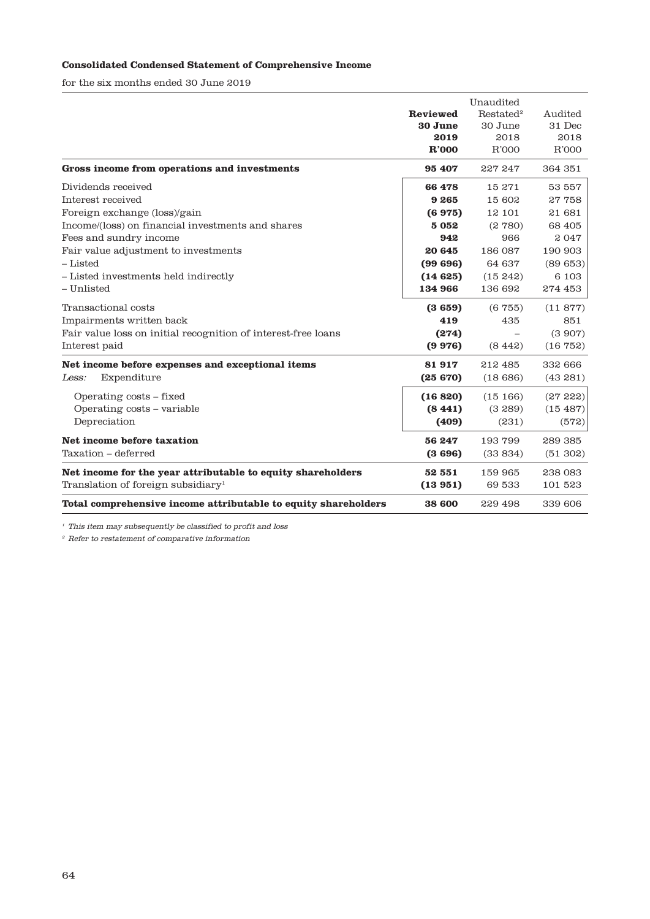**Consolidated Condensed Statement of Comprehensive Income**

for the six months ended 30 June 2019

| | **Reviewed 30 June 2019 R'000** | Unaudited Restated[2] 30 June 2018 R'000 | Audited 31 Dec 2018 R'000 |
|---|---|---|---|
| **Gross income from operations and investments** | **95 407** | 227 247 | 364 351 |
| Dividends received | **66 478** | 15 271 | 53 557 |
| Interest received | **9 265** | 15 602 | 27 758 |
| Foreign exchange (loss)/gain | **(6 975)** | 12 101 | 21 681 |
| Income/(loss) on financial investments and shares | **5 052** | (2 780) | 68 405 |
| Fees and sundry income | **942** | 966 | 2 047 |
| Fair value adjustment to investments | **20 645** | 186 087 | 190 903 |
| – Listed | **(99 696)** | 64 637 | (89 653) |
| – Listed investments held indirectly | **(14 625)** | (15 242) | 6 103 |
| – Unlisted | **134 966** | 136 692 | 274 453 |
| Transactional costs | **(3 659)** | (6 755) | (11 877) |
| Impairments written back | **419** | 435 | 851 |
| Fair value loss on initial recognition of interest-free loans | **(274)** | – | (3 907) |
| Interest paid | **(9 976)** | (8 442) | (16 752) |
| **Net income before expenses and exceptional items** | **81 917** | 212 485 | 332 666 |
| *Less:* Expenditure | **(25 670)** | (18 686) | (43 281) |
| Operating costs – fixed | **(16 820)** | (15 166) | (27 222) |
| Operating costs – variable | **(8 441)** | (3 289) | (15 487) |
| Depreciation | **(409)** | (231) | (572) |
| **Net income before taxation** | **56 247** | 193 799 | 289 385 |
| Taxation – deferred | **(3 696)** | (33 834) | (51 302) |
| **Net income for the year attributable to equity shareholders** | **52 551** | 159 965 | 238 083 |
| Translation of foreign subsidiary[1] | **(13 951)** | 69 533 | 101 523 |
| **Total comprehensive income attributable to equity shareholders** | **38 600** | 229 498 | 339 606 |

*[1] This item may subsequently be classified to profit and loss*

*[2] Refer to restatement of comparative information*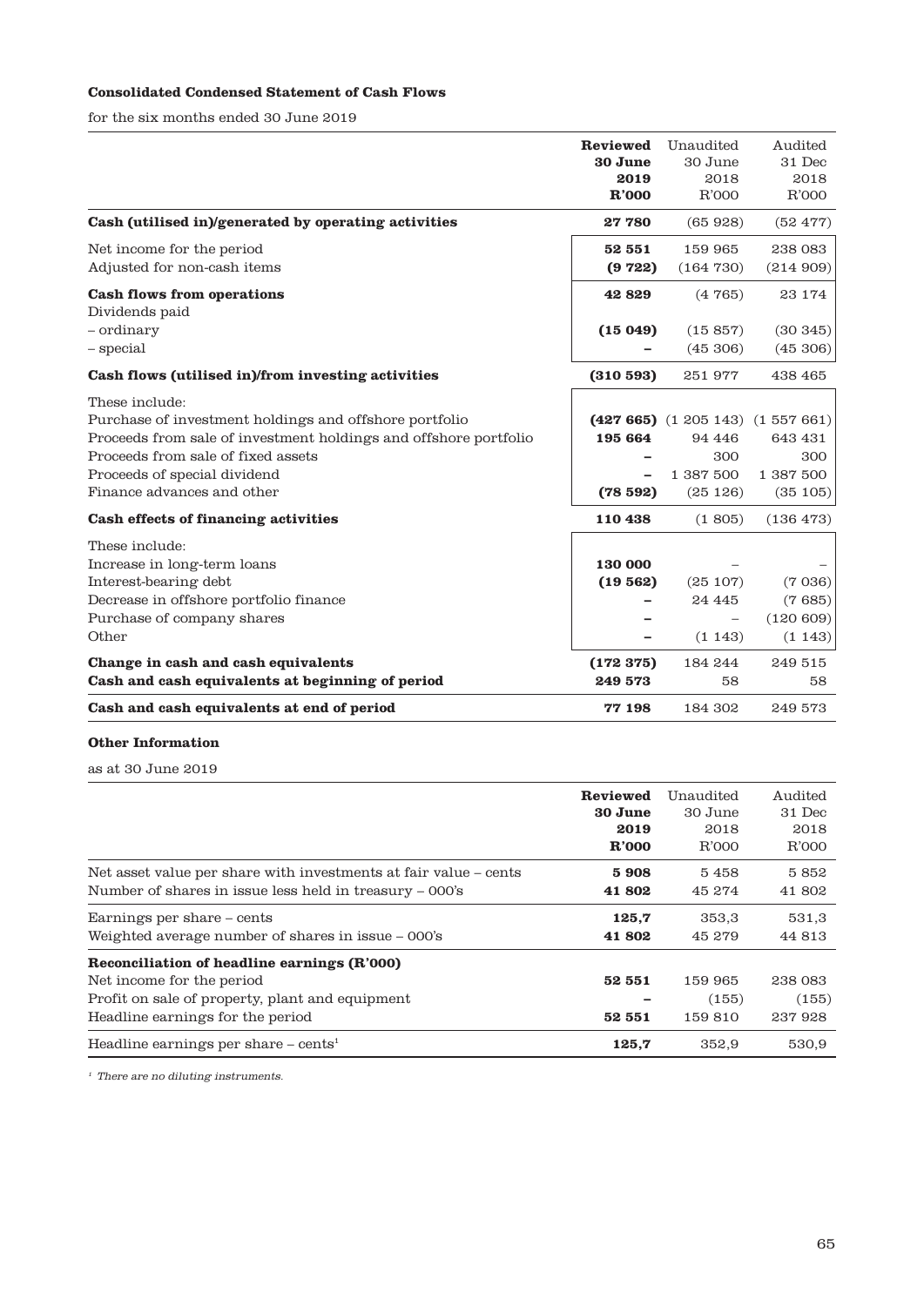**Consolidated Condensed Statement of Cash Flows**

for the six months ended 30 June 2019

| | **Reviewed 30 June 2019 R'000** | Unaudited 30 June 2018 R'000 | Audited 31 Dec 2018 R'000 |
|---|---|---|---|
| **Cash (utilised in)/generated by operating activities** | **27 780** | (65 928) | (52 477) |
| Net income for the period | **52 551** | 159 965 | 238 083 |
| Adjusted for non-cash items | **(9 722)** | (164 730) | (214 909) |
| **Cash flows from operations** | **42 829** | (4 765) | 23 174 |
| Dividends paid | | | |
| – ordinary | **(15 049)** | (15 857) | (30 345) |
| – special | **–** | (45 306) | (45 306) |
| **Cash flows (utilised in)/from investing activities** | **(310 593)** | 251 977 | 438 465 |
| These include: | | | |
| Purchase of investment holdings and offshore portfolio | **(427 665)** | (1 205 143) | (1 557 661) |
| Proceeds from sale of investment holdings and offshore portfolio | **195 664** | 94 446 | 643 431 |
| Proceeds from sale of fixed assets | **–** | 300 | 300 |
| Proceeds of special dividend | **–** | 1 387 500 | 1 387 500 |
| Finance advances and other | **(78 592)** | (25 126) | (35 105) |
| **Cash effects of financing activities** | **110 438** | (1 805) | (136 473) |
| These include: | | | |
| Increase in long-term loans | **130 000** | – | – |
| Interest-bearing debt | **(19 562)** | (25 107) | (7 036) |
| Decrease in offshore portfolio finance | **–** | 24 445 | (7 685) |
| Purchase of company shares | **–** | – | (120 609) |
| Other | **–** | (1 143) | (1 143) |
| **Change in cash and cash equivalents** | **(172 375)** | 184 244 | 249 515 |
| **Cash and cash equivalents at beginning of period** | **249 573** | 58 | 58 |
| **Cash and cash equivalents at end of period** | **77 198** | 184 302 | 249 573 |

**Other Information**

as at 30 June 2019

| | **Reviewed 30 June 2019 R'000** | Unaudited 30 June 2018 R'000 | Audited 31 Dec 2018 R'000 |
|---|---|---|---|
| Net asset value per share with investments at fair value – cents | **5 908** | 5 458 | 5 852 |
| Number of shares in issue less held in treasury – 000's | **41 802** | 45 274 | 41 802 |
| Earnings per share – cents | **125,7** | 353,3 | 531,3 |
| Weighted average number of shares in issue – 000's | **41 802** | 45 279 | 44 813 |
| **Reconciliation of headline earnings (R'000)** | | | |
| Net income for the period | **52 551** | 159 965 | 238 083 |
| Profit on sale of property, plant and equipment | **–** | (155) | (155) |
| Headline earnings for the period | **52 551** | 159 810 | 237 928 |
| Headline earnings per share – cents[1] | **125,7** | 352,9 | 530,9 |

*[1] There are no diluting instruments.*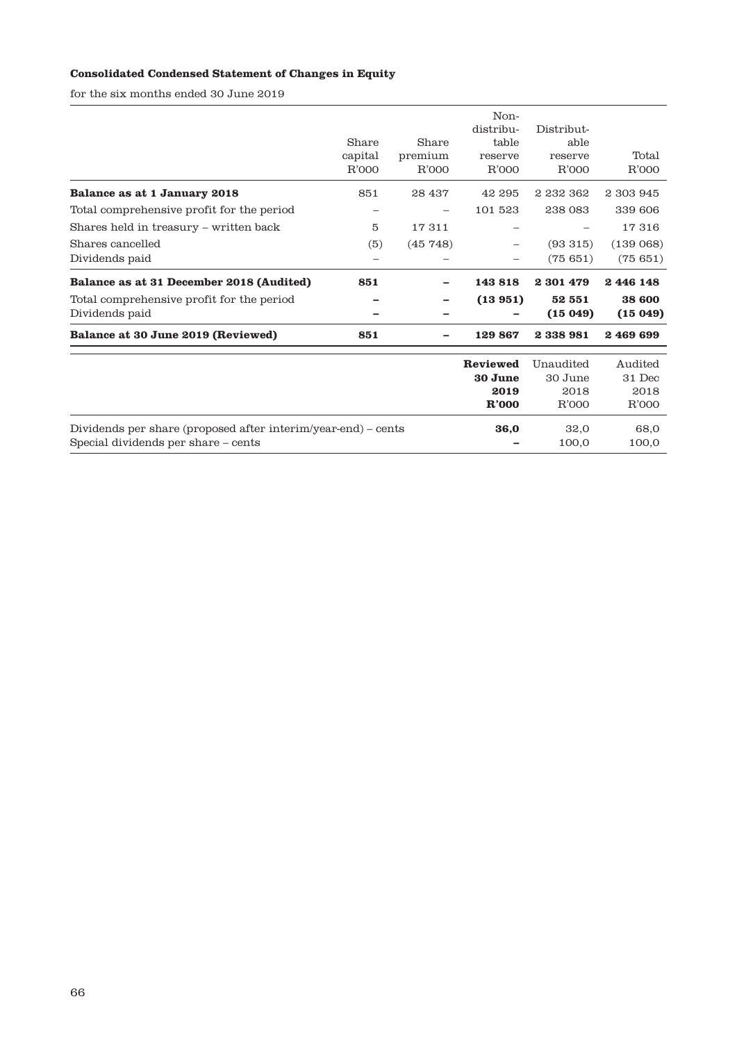**Consolidated Condensed Statement of Changes in Equity**

for the six months ended 30 June 2019

| | Share capital R'000 | Share premium R'000 | Non-distributable reserve R'000 | Distributable reserve R'000 | Total R'000 |
|---|---|---|---|---|---|
| **Balance as at 1 January 2018** | 851 | 28 437 | 42 295 | 2 232 362 | 2 303 945 |
| Total comprehensive profit for the period | – | – | 101 523 | 238 083 | 339 606 |
| Shares held in treasury – written back | 5 | 17 311 | – | – | 17 316 |
| Shares cancelled | (5) | (45 748) | – | (93 315) | (139 068) |
| Dividends paid | – | – | – | (75 651) | (75 651) |
| **Balance as at 31 December 2018 (Audited)** | **851** | **–** | **143 818** | **2 301 479** | **2 446 148** |
| Total comprehensive profit for the period | **–** | **–** | **(13 951)** | **52 551** | **38 600** |
| Dividends paid | **–** | **–** | **–** | **(15 049)** | **(15 049)** |
| **Balance at 30 June 2019 (Reviewed)** | **851** | **–** | **129 867** | **2 338 981** | **2 469 699** |

| | **Reviewed 30 June 2019 R'000** | Unaudited 30 June 2018 R'000 | Audited 31 Dec 2018 R'000 |
|---|---|---|---|
| Dividends per share (proposed after interim/year-end) – cents | **36,0** | 32,0 | 68,0 |
| Special dividends per share – cents | **–** | 100,0 | 100,0 |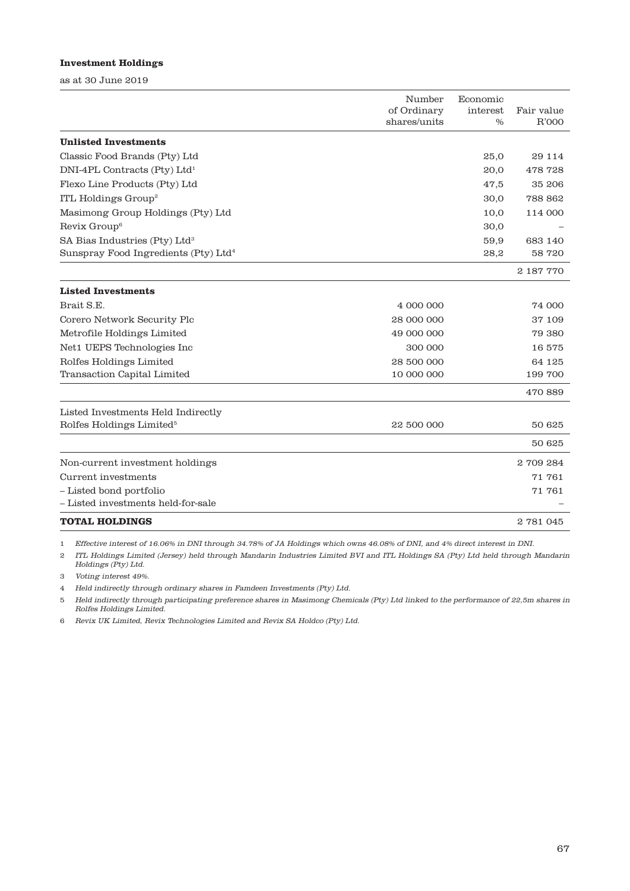**Investment Holdings**

as at 30 June 2019

| | Number of Ordinary shares/units | Economic interest % | Fair value R'000 |
|---|---|---|---|
| **Unlisted Investments** | | | |
| Classic Food Brands (Pty) Ltd | | 25,0 | 29 114 |
| DNI-4PL Contracts (Pty) Ltd[1] | | 20,0 | 478 728 |
| Flexo Line Products (Pty) Ltd | | 47,5 | 35 206 |
| ITL Holdings Group[2] | | 30,0 | 788 862 |
| Masimong Group Holdings (Pty) Ltd | | 10,0 | 114 000 |
| Revix Group[6] | | 30,0 | – |
| SA Bias Industries (Pty) Ltd[3] | | 59,9 | 683 140 |
| Sunspray Food Ingredients (Pty) Ltd[4] | | 28,2 | 58 720 |
| | | | 2 187 770 |
| **Listed Investments** | | | |
| Brait S.E. | 4 000 000 | | 74 000 |
| Corero Network Security Plc | 28 000 000 | | 37 109 |
| Metrofile Holdings Limited | 49 000 000 | | 79 380 |
| Net1 UEPS Technologies Inc | 300 000 | | 16 575 |
| Rolfes Holdings Limited | 28 500 000 | | 64 125 |
| Transaction Capital Limited | 10 000 000 | | 199 700 |
| | | | 470 889 |
| Listed Investments Held Indirectly | | | |
| Rolfes Holdings Limited[5] | 22 500 000 | | 50 625 |
| | | | 50 625 |
| Non-current investment holdings | | | 2 709 284 |
| Current investments | | | 71 761 |
| – Listed bond portfolio | | | 71 761 |
| – Listed investments held-for-sale | | | – |
| **TOTAL HOLDINGS** | | | 2 781 045 |

1 *Effective interest of 16.06% in DNI through 34.78% of JA Holdings which owns 46.08% of DNI, and 4% direct interest in DNI.*

2 *ITL Holdings Limited (Jersey) held through Mandarin Industries Limited BVI and ITL Holdings SA (Pty) Ltd held through Mandarin Holdings (Pty) Ltd.*

3 *Voting interest 49%.*

4 *Held indirectly through ordinary shares in Famdeen Investments (Pty) Ltd.*

5 *Held indirectly through participating preference shares in Masimong Chemicals (Pty) Ltd linked to the performance of 22,5m shares in Rolfes Holdings Limited.*

6 *Revix UK Limited, Revix Technologies Limited and Revix SA Holdco (Pty) Ltd.*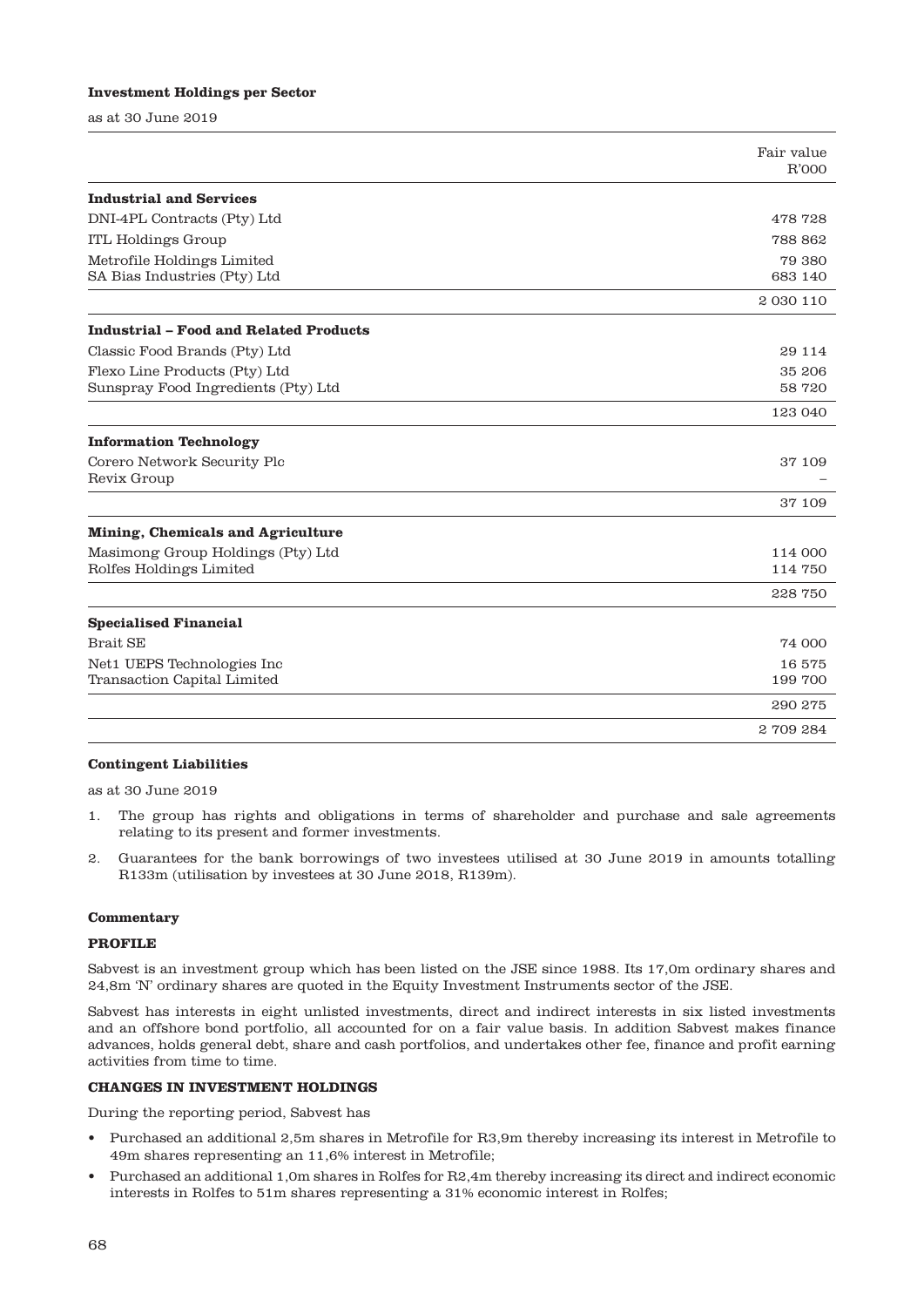**Investment Holdings per Sector**

as at 30 June 2019

| | Fair value R'000 |
|---|---|
| **Industrial and Services** | |
| DNI-4PL Contracts (Pty) Ltd | 478 728 |
| ITL Holdings Group | 788 862 |
| Metrofile Holdings Limited | 79 380 |
| SA Bias Industries (Pty) Ltd | 683 140 |
| | 2 030 110 |
| **Industrial – Food and Related Products** | |
| Classic Food Brands (Pty) Ltd | 29 114 |
| Flexo Line Products (Pty) Ltd | 35 206 |
| Sunspray Food Ingredients (Pty) Ltd | 58 720 |
| | 123 040 |
| **Information Technology** | |
| Corero Network Security Plc | 37 109 |
| Revix Group | – |
| | 37 109 |
| **Mining, Chemicals and Agriculture** | |
| Masimong Group Holdings (Pty) Ltd | 114 000 |
| Rolfes Holdings Limited | 114 750 |
| | 228 750 |
| **Specialised Financial** | |
| Brait SE | 74 000 |
| Net1 UEPS Technologies Inc | 16 575 |
| Transaction Capital Limited | 199 700 |
| | 290 275 |
| | 2 709 284 |

**Contingent Liabilities**

as at 30 June 2019

1. The group has rights and obligations in terms of shareholder and purchase and sale agreements relating to its present and former investments.
2. Guarantees for the bank borrowings of two investees utilised at 30 June 2019 in amounts totalling R133m (utilisation by investees at 30 June 2018, R139m).

**Commentary**

**PROFILE**

Sabvest is an investment group which has been listed on the JSE since 1988. Its 17,0m ordinary shares and 24,8m 'N' ordinary shares are quoted in the Equity Investment Instruments sector of the JSE.

Sabvest has interests in eight unlisted investments, direct and indirect interests in six listed investments and an offshore bond portfolio, all accounted for on a fair value basis. In addition Sabvest makes finance advances, holds general debt, share and cash portfolios, and undertakes other fee, finance and profit earning activities from time to time.

**CHANGES IN INVESTMENT HOLDINGS**

During the reporting period, Sabvest has

- Purchased an additional 2,5m shares in Metrofile for R3,9m thereby increasing its interest in Metrofile to 49m shares representing an 11,6% interest in Metrofile;
- Purchased an additional 1,0m shares in Rolfes for R2,4m thereby increasing its direct and indirect economic interests in Rolfes to 51m shares representing a 31% economic interest in Rolfes;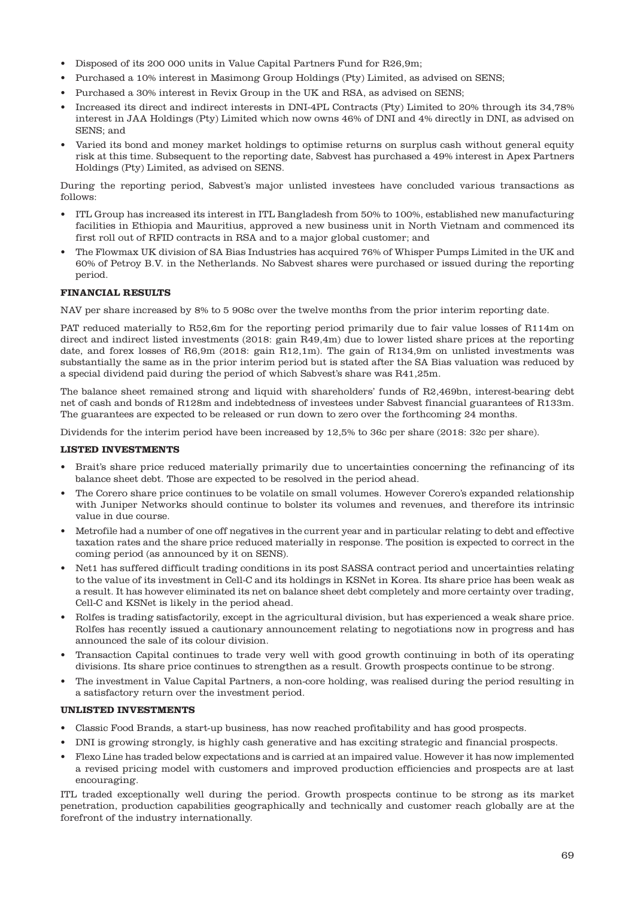- Disposed of its 200 000 units in Value Capital Partners Fund for R26,9m;
- Purchased a 10% interest in Masimong Group Holdings (Pty) Limited, as advised on SENS;
- Purchased a 30% interest in Revix Group in the UK and RSA, as advised on SENS;
- Increased its direct and indirect interests in DNI-4PL Contracts (Pty) Limited to 20% through its 34,78% interest in JAA Holdings (Pty) Limited which now owns 46% of DNI and 4% directly in DNI, as advised on SENS; and
- Varied its bond and money market holdings to optimise returns on surplus cash without general equity risk at this time. Subsequent to the reporting date, Sabvest has purchased a 49% interest in Apex Partners Holdings (Pty) Limited, as advised on SENS.

During the reporting period, Sabvest's major unlisted investees have concluded various transactions as follows:

- ITL Group has increased its interest in ITL Bangladesh from 50% to 100%, established new manufacturing facilities in Ethiopia and Mauritius, approved a new business unit in North Vietnam and commenced its first roll out of RFID contracts in RSA and to a major global customer; and
- The Flowmax UK division of SA Bias Industries has acquired 76% of Whisper Pumps Limited in the UK and 60% of Petroy B.V. in the Netherlands. No Sabvest shares were purchased or issued during the reporting period.

**FINANCIAL RESULTS**

NAV per share increased by 8% to 5 908c over the twelve months from the prior interim reporting date.

PAT reduced materially to R52,6m for the reporting period primarily due to fair value losses of R114m on direct and indirect listed investments (2018: gain R49,4m) due to lower listed share prices at the reporting date, and forex losses of R6,9m (2018: gain R12,1m). The gain of R134,9m on unlisted investments was substantially the same as in the prior interim period but is stated after the SA Bias valuation was reduced by a special dividend paid during the period of which Sabvest's share was R41,25m.

The balance sheet remained strong and liquid with shareholders' funds of R2,469bn, interest-bearing debt net of cash and bonds of R128m and indebtedness of investees under Sabvest financial guarantees of R133m. The guarantees are expected to be released or run down to zero over the forthcoming 24 months.

Dividends for the interim period have been increased by 12,5% to 36c per share (2018: 32c per share).

**LISTED INVESTMENTS**

- Brait's share price reduced materially primarily due to uncertainties concerning the refinancing of its balance sheet debt. Those are expected to be resolved in the period ahead.
- The Corero share price continues to be volatile on small volumes. However Corero's expanded relationship with Juniper Networks should continue to bolster its volumes and revenues, and therefore its intrinsic value in due course.
- Metrofile had a number of one off negatives in the current year and in particular relating to debt and effective taxation rates and the share price reduced materially in response. The position is expected to correct in the coming period (as announced by it on SENS).
- Net1 has suffered difficult trading conditions in its post SASSA contract period and uncertainties relating to the value of its investment in Cell-C and its holdings in KSNet in Korea. Its share price has been weak as a result. It has however eliminated its net on balance sheet debt completely and more certainty over trading, Cell-C and KSNet is likely in the period ahead.
- Rolfes is trading satisfactorily, except in the agricultural division, but has experienced a weak share price. Rolfes has recently issued a cautionary announcement relating to negotiations now in progress and has announced the sale of its colour division.
- Transaction Capital continues to trade very well with good growth continuing in both of its operating divisions. Its share price continues to strengthen as a result. Growth prospects continue to be strong.
- The investment in Value Capital Partners, a non-core holding, was realised during the period resulting in a satisfactory return over the investment period.

**UNLISTED INVESTMENTS**

- Classic Food Brands, a start-up business, has now reached profitability and has good prospects.
- DNI is growing strongly, is highly cash generative and has exciting strategic and financial prospects.
- Flexo Line has traded below expectations and is carried at an impaired value. However it has now implemented a revised pricing model with customers and improved production efficiencies and prospects are at last encouraging.

ITL traded exceptionally well during the period. Growth prospects continue to be strong as its market penetration, production capabilities geographically and technically and customer reach globally are at the forefront of the industry internationally.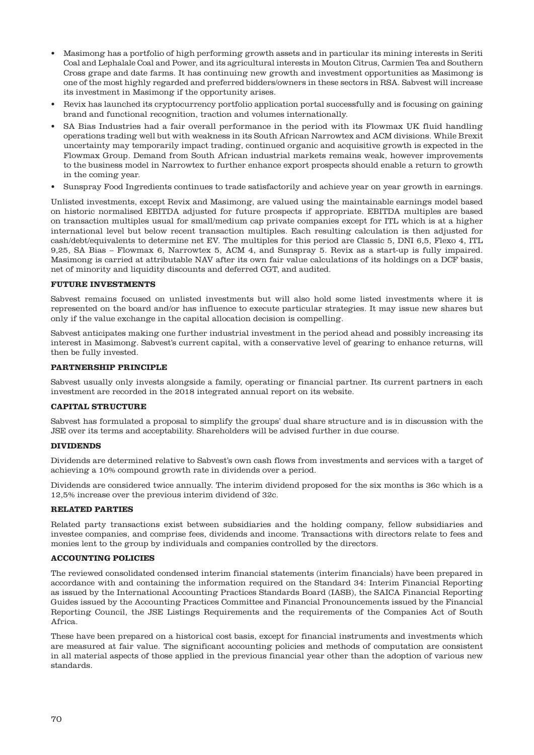- Masimong has a portfolio of high performing growth assets and in particular its mining interests in Seriti Coal and Lephalale Coal and Power, and its agricultural interests in Mouton Citrus, Carmien Tea and Southern Cross grape and date farms. It has continuing new growth and investment opportunities as Masimong is one of the most highly regarded and preferred bidders/owners in these sectors in RSA. Sabvest will increase its investment in Masimong if the opportunity arises.
- Revix has launched its cryptocurrency portfolio application portal successfully and is focusing on gaining brand and functional recognition, traction and volumes internationally.
- SA Bias Industries had a fair overall performance in the period with its Flowmax UK fluid handling operations trading well but with weakness in its South African Narrowtex and ACM divisions. While Brexit uncertainty may temporarily impact trading, continued organic and acquisitive growth is expected in the Flowmax Group. Demand from South African industrial markets remains weak, however improvements to the business model in Narrowtex to further enhance export prospects should enable a return to growth in the coming year.
- Sunspray Food Ingredients continues to trade satisfactorily and achieve year on year growth in earnings.

Unlisted investments, except Revix and Masimong, are valued using the maintainable earnings model based on historic normalised EBITDA adjusted for future prospects if appropriate. EBITDA multiples are based on transaction multiples usual for small/medium cap private companies except for ITL which is at a higher international level but below recent transaction multiples. Each resulting calculation is then adjusted for cash/debt/equivalents to determine net EV. The multiples for this period are Classic 5, DNI 6,5, Flexo 4, ITL 9,25, SA Bias – Flowmax 6, Narrowtex 5, ACM 4, and Sunspray 5. Revix as a start-up is fully impaired. Masimong is carried at attributable NAV after its own fair value calculations of its holdings on a DCF basis, net of minority and liquidity discounts and deferred CGT, and audited.

**FUTURE INVESTMENTS**

Sabvest remains focused on unlisted investments but will also hold some listed investments where it is represented on the board and/or has influence to execute particular strategies. It may issue new shares but only if the value exchange in the capital allocation decision is compelling.

Sabvest anticipates making one further industrial investment in the period ahead and possibly increasing its interest in Masimong. Sabvest's current capital, with a conservative level of gearing to enhance returns, will then be fully invested.

**PARTNERSHIP PRINCIPLE**

Sabvest usually only invests alongside a family, operating or financial partner. Its current partners in each investment are recorded in the 2018 integrated annual report on its website.

**CAPITAL STRUCTURE**

Sabvest has formulated a proposal to simplify the groups' dual share structure and is in discussion with the JSE over its terms and acceptability. Shareholders will be advised further in due course.

**DIVIDENDS**

Dividends are determined relative to Sabvest's own cash flows from investments and services with a target of achieving a 10% compound growth rate in dividends over a period.

Dividends are considered twice annually. The interim dividend proposed for the six months is 36c which is a 12,5% increase over the previous interim dividend of 32c.

**RELATED PARTIES**

Related party transactions exist between subsidiaries and the holding company, fellow subsidiaries and investee companies, and comprise fees, dividends and income. Transactions with directors relate to fees and monies lent to the group by individuals and companies controlled by the directors.

**ACCOUNTING POLICIES**

The reviewed consolidated condensed interim financial statements (interim financials) have been prepared in accordance with and containing the information required on the Standard 34: Interim Financial Reporting as issued by the International Accounting Practices Standards Board (IASB), the SAICA Financial Reporting Guides issued by the Accounting Practices Committee and Financial Pronouncements issued by the Financial Reporting Council, the JSE Listings Requirements and the requirements of the Companies Act of South Africa.

These have been prepared on a historical cost basis, except for financial instruments and investments which are measured at fair value. The significant accounting policies and methods of computation are consistent in all material aspects of those applied in the previous financial year other than the adoption of various new standards.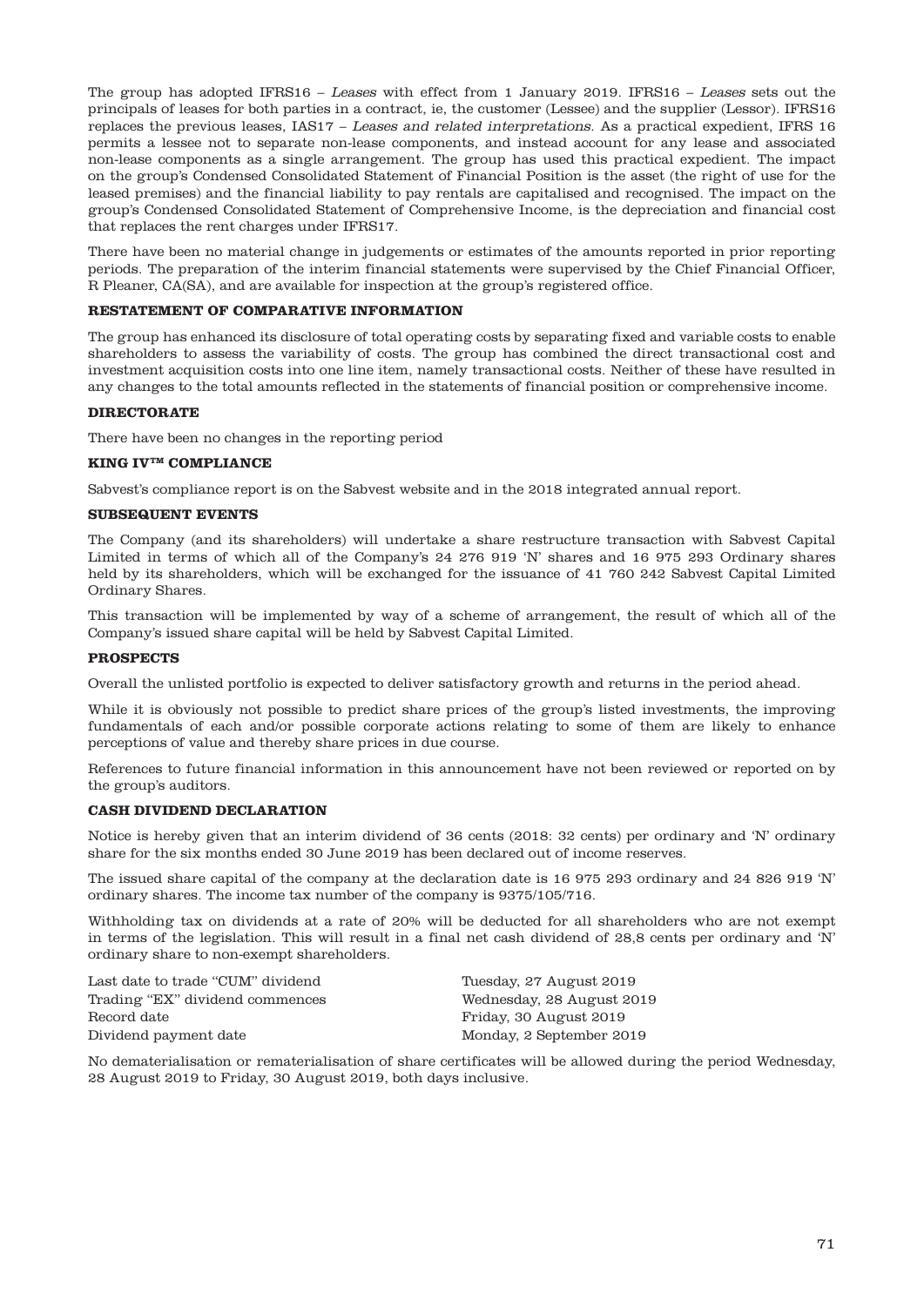The group has adopted IFRS16 – *Leases* with effect from 1 January 2019. IFRS16 – *Leases* sets out the principals of leases for both parties in a contract, ie, the customer (Lessee) and the supplier (Lessor). IFRS16 replaces the previous leases, IAS17 – *Leases and related interpretations*. As a practical expedient, IFRS 16 permits a lessee not to separate non-lease components, and instead account for any lease and associated non-lease components as a single arrangement. The group has used this practical expedient. The impact on the group's Condensed Consolidated Statement of Financial Position is the asset (the right of use for the leased premises) and the financial liability to pay rentals are capitalised and recognised. The impact on the group's Condensed Consolidated Statement of Comprehensive Income, is the depreciation and financial cost that replaces the rent charges under IFRS17.

There have been no material change in judgements or estimates of the amounts reported in prior reporting periods. The preparation of the interim financial statements were supervised by the Chief Financial Officer, R Pleaner, CA(SA), and are available for inspection at the group's registered office.

**RESTATEMENT OF COMPARATIVE INFORMATION**

The group has enhanced its disclosure of total operating costs by separating fixed and variable costs to enable shareholders to assess the variability of costs. The group has combined the direct transactional cost and investment acquisition costs into one line item, namely transactional costs. Neither of these have resulted in any changes to the total amounts reflected in the statements of financial position or comprehensive income.

**DIRECTORATE**

There have been no changes in the reporting period

**KING IV™ COMPLIANCE**

Sabvest's compliance report is on the Sabvest website and in the 2018 integrated annual report.

**SUBSEQUENT EVENTS**

The Company (and its shareholders) will undertake a share restructure transaction with Sabvest Capital Limited in terms of which all of the Company's 24 276 919 'N' shares and 16 975 293 Ordinary shares held by its shareholders, which will be exchanged for the issuance of 41 760 242 Sabvest Capital Limited Ordinary Shares.

This transaction will be implemented by way of a scheme of arrangement, the result of which all of the Company's issued share capital will be held by Sabvest Capital Limited.

**PROSPECTS**

Overall the unlisted portfolio is expected to deliver satisfactory growth and returns in the period ahead.

While it is obviously not possible to predict share prices of the group's listed investments, the improving fundamentals of each and/or possible corporate actions relating to some of them are likely to enhance perceptions of value and thereby share prices in due course.

References to future financial information in this announcement have not been reviewed or reported on by the group's auditors.

**CASH DIVIDEND DECLARATION**

Notice is hereby given that an interim dividend of 36 cents (2018: 32 cents) per ordinary and 'N' ordinary share for the six months ended 30 June 2019 has been declared out of income reserves.

The issued share capital of the company at the declaration date is 16 975 293 ordinary and 24 826 919 'N' ordinary shares. The income tax number of the company is 9375/105/716.

Withholding tax on dividends at a rate of 20% will be deducted for all shareholders who are not exempt in terms of the legislation. This will result in a final net cash dividend of 28,8 cents per ordinary and 'N' ordinary share to non-exempt shareholders.

| | |
|---|---|
| Last date to trade "CUM" dividend | Tuesday, 27 August 2019 |
| Trading "EX" dividend commences | Wednesday, 28 August 2019 |
| Record date | Friday, 30 August 2019 |
| Dividend payment date | Monday, 2 September 2019 |

No dematerialisation or rematerialisation of share certificates will be allowed during the period Wednesday, 28 August 2019 to Friday, 30 August 2019, both days inclusive.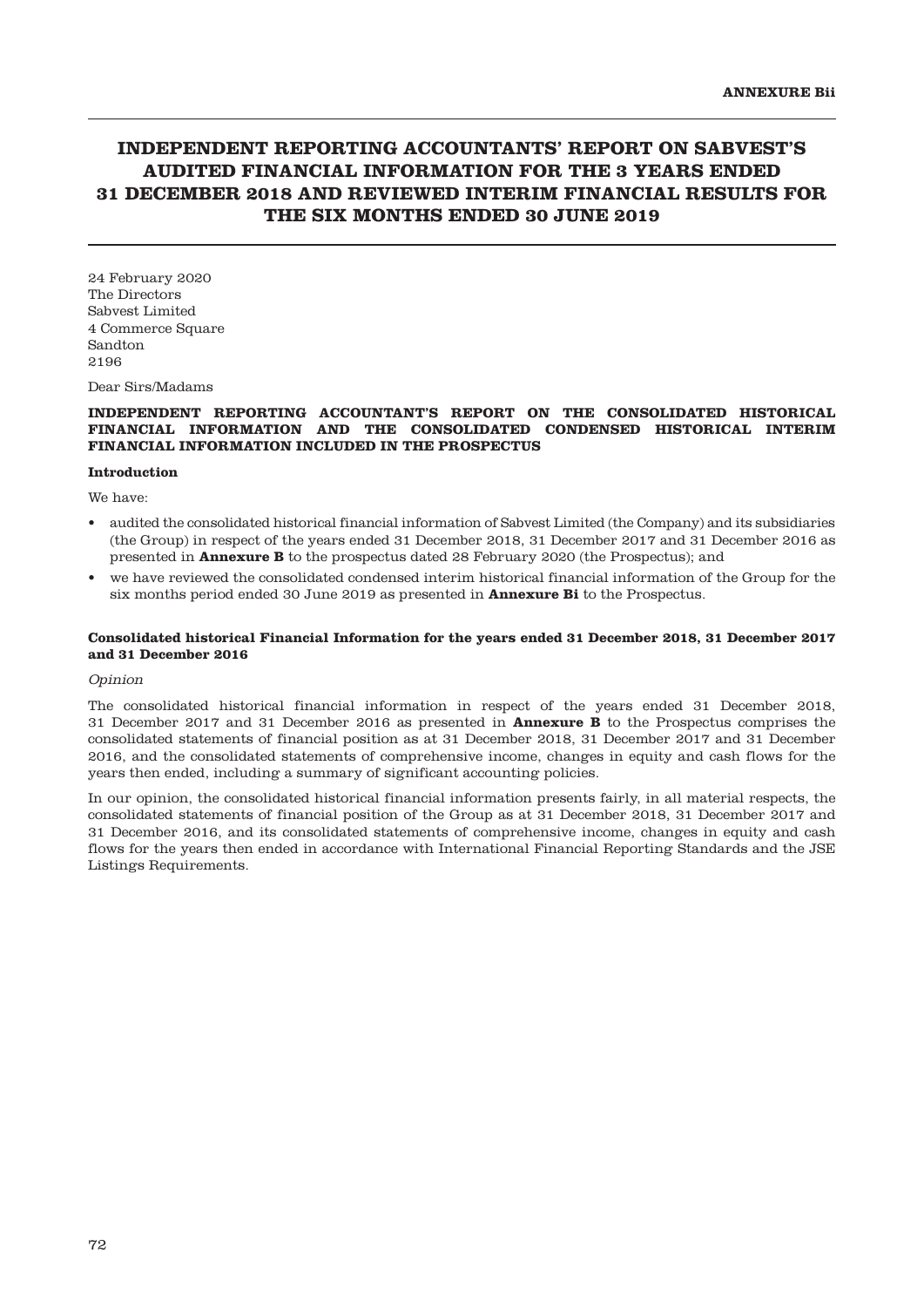**ANNEXURE Bii**

# INDEPENDENT REPORTING ACCOUNTANTS' REPORT ON SABVEST'S AUDITED FINANCIAL INFORMATION FOR THE 3 YEARS ENDED 31 DECEMBER 2018 AND REVIEWED INTERIM FINANCIAL RESULTS FOR THE SIX MONTHS ENDED 30 JUNE 2019

24 February 2020
The Directors
Sabvest Limited
4 Commerce Square
Sandton
2196

Dear Sirs/Madams

**INDEPENDENT REPORTING ACCOUNTANT'S REPORT ON THE CONSOLIDATED HISTORICAL FINANCIAL INFORMATION AND THE CONSOLIDATED CONDENSED HISTORICAL INTERIM FINANCIAL INFORMATION INCLUDED IN THE PROSPECTUS**

**Introduction**

We have:

- audited the consolidated historical financial information of Sabvest Limited (the Company) and its subsidiaries (the Group) in respect of the years ended 31 December 2018, 31 December 2017 and 31 December 2016 as presented in **Annexure B** to the prospectus dated 28 February 2020 (the Prospectus); and
- we have reviewed the consolidated condensed interim historical financial information of the Group for the six months period ended 30 June 2019 as presented in **Annexure Bi** to the Prospectus.

**Consolidated historical Financial Information for the years ended 31 December 2018, 31 December 2017 and 31 December 2016**

*Opinion*

The consolidated historical financial information in respect of the years ended 31 December 2018, 31 December 2017 and 31 December 2016 as presented in **Annexure B** to the Prospectus comprises the consolidated statements of financial position as at 31 December 2018, 31 December 2017 and 31 December 2016, and the consolidated statements of comprehensive income, changes in equity and cash flows for the years then ended, including a summary of significant accounting policies.

In our opinion, the consolidated historical financial information presents fairly, in all material respects, the consolidated statements of financial position of the Group as at 31 December 2018, 31 December 2017 and 31 December 2016, and its consolidated statements of comprehensive income, changes in equity and cash flows for the years then ended in accordance with International Financial Reporting Standards and the JSE Listings Requirements.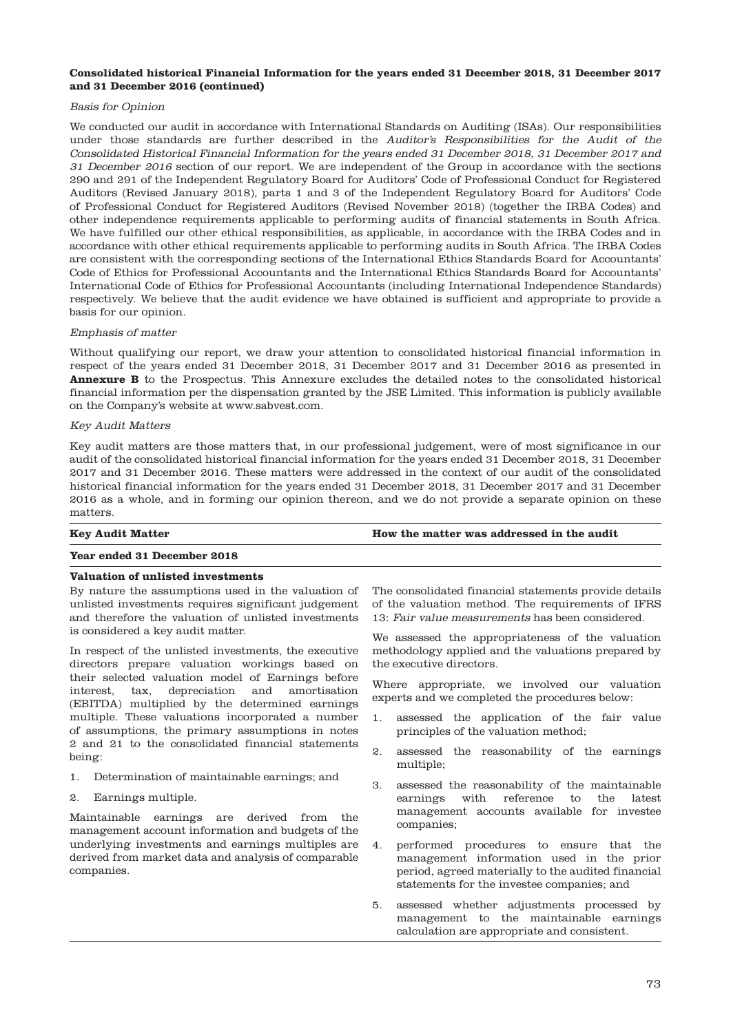**Consolidated historical Financial Information for the years ended 31 December 2018, 31 December 2017 and 31 December 2016 (continued)**

*Basis for Opinion*

We conducted our audit in accordance with International Standards on Auditing (ISAs). Our responsibilities under those standards are further described in the *Auditor's Responsibilities for the Audit of the Consolidated Historical Financial Information for the years ended 31 December 2018, 31 December 2017 and 31 December 2016* section of our report. We are independent of the Group in accordance with the sections 290 and 291 of the Independent Regulatory Board for Auditors' Code of Professional Conduct for Registered Auditors (Revised January 2018), parts 1 and 3 of the Independent Regulatory Board for Auditors' Code of Professional Conduct for Registered Auditors (Revised November 2018) (together the IRBA Codes) and other independence requirements applicable to performing audits of financial statements in South Africa. We have fulfilled our other ethical responsibilities, as applicable, in accordance with the IRBA Codes and in accordance with other ethical requirements applicable to performing audits in South Africa. The IRBA Codes are consistent with the corresponding sections of the International Ethics Standards Board for Accountants' Code of Ethics for Professional Accountants and the International Ethics Standards Board for Accountants' International Code of Ethics for Professional Accountants (including International Independence Standards) respectively. We believe that the audit evidence we have obtained is sufficient and appropriate to provide a basis for our opinion.

*Emphasis of matter*

Without qualifying our report, we draw your attention to consolidated historical financial information in respect of the years ended 31 December 2018, 31 December 2017 and 31 December 2016 as presented in **Annexure B** to the Prospectus. This Annexure excludes the detailed notes to the consolidated historical financial information per the dispensation granted by the JSE Limited. This information is publicly available on the Company's website at www.sabvest.com.

*Key Audit Matters*

Key audit matters are those matters that, in our professional judgement, were of most significance in our audit of the consolidated historical financial information for the years ended 31 December 2018, 31 December 2017 and 31 December 2016. These matters were addressed in the context of our audit of the consolidated historical financial information for the years ended 31 December 2018, 31 December 2017 and 31 December 2016 as a whole, and in forming our opinion thereon, and we do not provide a separate opinion on these matters.

| Key Audit Matter | How the matter was addressed in the audit |
|---|---|
| **Year ended 31 December 2018** | |
| **Valuation of unlisted investments**<br><br>By nature the assumptions used in the valuation of unlisted investments requires significant judgement and therefore the valuation of unlisted investments is considered a key audit matter.<br><br>In respect of the unlisted investments, the executive directors prepare valuation workings based on their selected valuation model of Earnings before interest, tax, depreciation and amortisation (EBITDA) multiplied by the determined earnings multiple. These valuations incorporated a number of assumptions, the primary assumptions in notes 2 and 21 to the consolidated financial statements being:<br><br>1. Determination of maintainable earnings; and<br>2. Earnings multiple.<br><br>Maintainable earnings are derived from the management account information and budgets of the underlying investments and earnings multiples are derived from market data and analysis of comparable companies. | The consolidated financial statements provide details of the valuation method. The requirements of IFRS 13: *Fair value measurements* has been considered.<br><br>We assessed the appropriateness of the valuation methodology applied and the valuations prepared by the executive directors.<br><br>Where appropriate, we involved our valuation experts and we completed the procedures below:<br><br>1. assessed the application of the fair value principles of the valuation method;<br>2. assessed the reasonability of the earnings multiple;<br>3. assessed the reasonability of the maintainable earnings with reference to the latest management accounts available for investee companies;<br>4. performed procedures to ensure that the management information used in the prior period, agreed materially to the audited financial statements for the investee companies; and<br>5. assessed whether adjustments processed by management to the maintainable earnings calculation are appropriate and consistent. |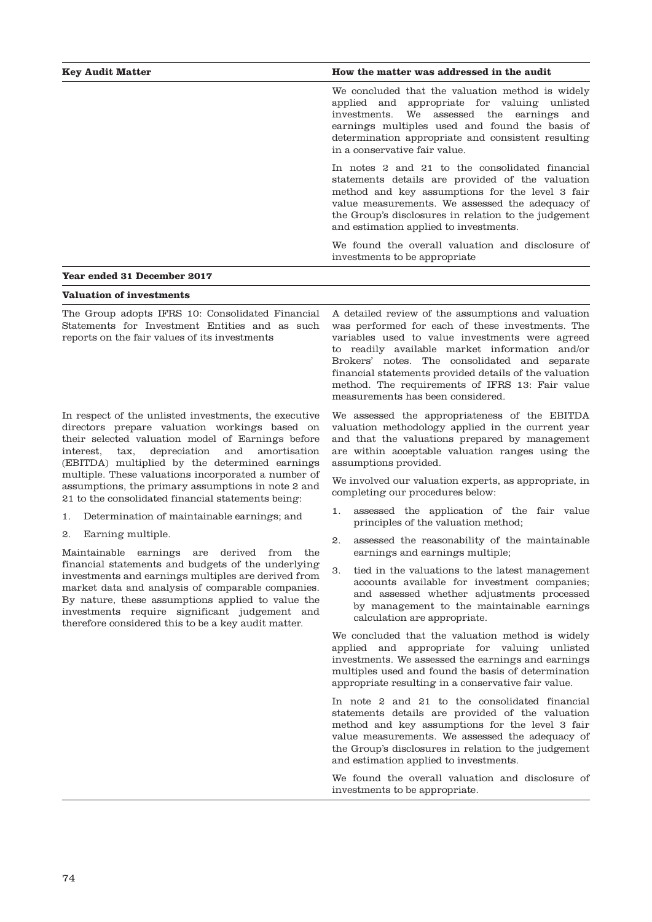| Key Audit Matter | How the matter was addressed in the audit |
|---|---|
| | We concluded that the valuation method is widely applied and appropriate for valuing unlisted investments. We assessed the earnings and earnings multiples used and found the basis of determination appropriate and consistent resulting in a conservative fair value.<br><br>In notes 2 and 21 to the consolidated financial statements details are provided of the valuation method and key assumptions for the level 3 fair value measurements. We assessed the adequacy of the Group's disclosures in relation to the judgement and estimation applied to investments.<br><br>We found the overall valuation and disclosure of investments to be appropriate |
| **Year ended 31 December 2017** | |
| **Valuation of investments** | |
| The Group adopts IFRS 10: Consolidated Financial Statements for Investment Entities and as such reports on the fair values of its investments | A detailed review of the assumptions and valuation was performed for each of these investments. The variables used to value investments were agreed to readily available market information and/or Brokers' notes. The consolidated and separate financial statements provided details of the valuation method. The requirements of IFRS 13: Fair value measurements has been considered. |
| In respect of the unlisted investments, the executive directors prepare valuation workings based on their selected valuation model of Earnings before interest, tax, depreciation and amortisation (EBITDA) multiplied by the determined earnings multiple. These valuations incorporated a number of assumptions, the primary assumptions in note 2 and 21 to the consolidated financial statements being:<br><br>1. Determination of maintainable earnings; and<br>2. Earning multiple.<br><br>Maintainable earnings are derived from the financial statements and budgets of the underlying investments and earnings multiples are derived from market data and analysis of comparable companies. By nature, these assumptions applied to value the investments require significant judgement and therefore considered this to be a key audit matter. | We assessed the appropriateness of the EBITDA valuation methodology applied in the current year and that the valuations prepared by management are within acceptable valuation ranges using the assumptions provided.<br><br>We involved our valuation experts, as appropriate, in completing our procedures below:<br><br>1. assessed the application of the fair value principles of the valuation method;<br>2. assessed the reasonability of the maintainable earnings and earnings multiple;<br>3. tied in the valuations to the latest management accounts available for investment companies; and assessed whether adjustments processed by management to the maintainable earnings calculation are appropriate.<br><br>We concluded that the valuation method is widely applied and appropriate for valuing unlisted investments. We assessed the earnings and earnings multiples used and found the basis of determination appropriate resulting in a conservative fair value.<br><br>In note 2 and 21 to the consolidated financial statements details are provided of the valuation method and key assumptions for the level 3 fair value measurements. We assessed the adequacy of the Group's disclosures in relation to the judgement and estimation applied to investments.<br><br>We found the overall valuation and disclosure of investments to be appropriate. |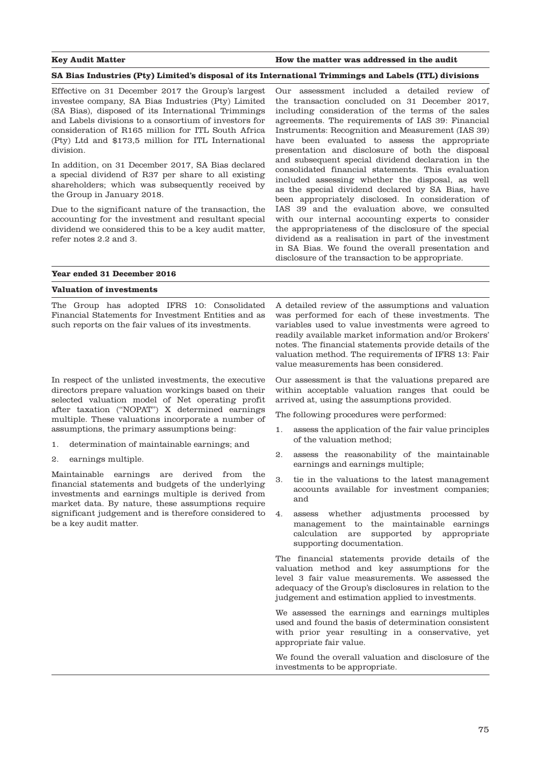| Key Audit Matter | How the matter was addressed in the audit |
|---|---|
| **SA Bias Industries (Pty) Limited's disposal of its International Trimmings and Labels (ITL) divisions** | |
| Effective on 31 December 2017 the Group's largest investee company, SA Bias Industries (Pty) Limited (SA Bias), disposed of its International Trimmings and Labels divisions to a consortium of investors for consideration of R165 million for ITL South Africa (Pty) Ltd and $173,5 million for ITL International division.<br><br>In addition, on 31 December 2017, SA Bias declared a special dividend of R37 per share to all existing shareholders; which was subsequently received by the Group in January 2018.<br><br>Due to the significant nature of the transaction, the accounting for the investment and resultant special dividend we considered this to be a key audit matter, refer notes 2.2 and 3. | Our assessment included a detailed review of the transaction concluded on 31 December 2017, including consideration of the terms of the sales agreements. The requirements of IAS 39: Financial Instruments: Recognition and Measurement (IAS 39) have been evaluated to assess the appropriate presentation and disclosure of both the disposal and subsequent special dividend declaration in the consolidated financial statements. This evaluation included assessing whether the disposal, as well as the special dividend declared by SA Bias, have been appropriately disclosed. In consideration of IAS 39 and the evaluation above, we consulted with our internal accounting experts to consider the appropriateness of the disclosure of the special dividend as a realisation in part of the investment in SA Bias. We found the overall presentation and disclosure of the transaction to be appropriate. |
| **Year ended 31 December 2016** | |
| **Valuation of investments** | |
| The Group has adopted IFRS 10: Consolidated Financial Statements for Investment Entities and as such reports on the fair values of its investments. | A detailed review of the assumptions and valuation was performed for each of these investments. The variables used to value investments were agreed to readily available market information and/or Brokers' notes. The financial statements provide details of the valuation method. The requirements of IFRS 13: Fair value measurements has been considered. |
| In respect of the unlisted investments, the executive directors prepare valuation workings based on their selected valuation model of Net operating profit after taxation ("NOPAT") X determined earnings multiple. These valuations incorporate a number of assumptions, the primary assumptions being:<br><br>1. determination of maintainable earnings; and<br>2. earnings multiple.<br><br>Maintainable earnings are derived from the financial statements and budgets of the underlying investments and earnings multiple is derived from market data. By nature, these assumptions require significant judgement and is therefore considered to be a key audit matter. | Our assessment is that the valuations prepared are within acceptable valuation ranges that could be arrived at, using the assumptions provided.<br><br>The following procedures were performed:<br><br>1. assess the application of the fair value principles of the valuation method;<br>2. assess the reasonability of the maintainable earnings and earnings multiple;<br>3. tie in the valuations to the latest management accounts available for investment companies; and<br>4. assess whether adjustments processed by management to the maintainable earnings calculation are supported by appropriate supporting documentation.<br><br>The financial statements provide details of the valuation method and key assumptions for the level 3 fair value measurements. We assessed the adequacy of the Group's disclosures in relation to the judgement and estimation applied to investments.<br><br>We assessed the earnings and earnings multiples used and found the basis of determination consistent with prior year resulting in a conservative, yet appropriate fair value.<br><br>We found the overall valuation and disclosure of the investments to be appropriate. |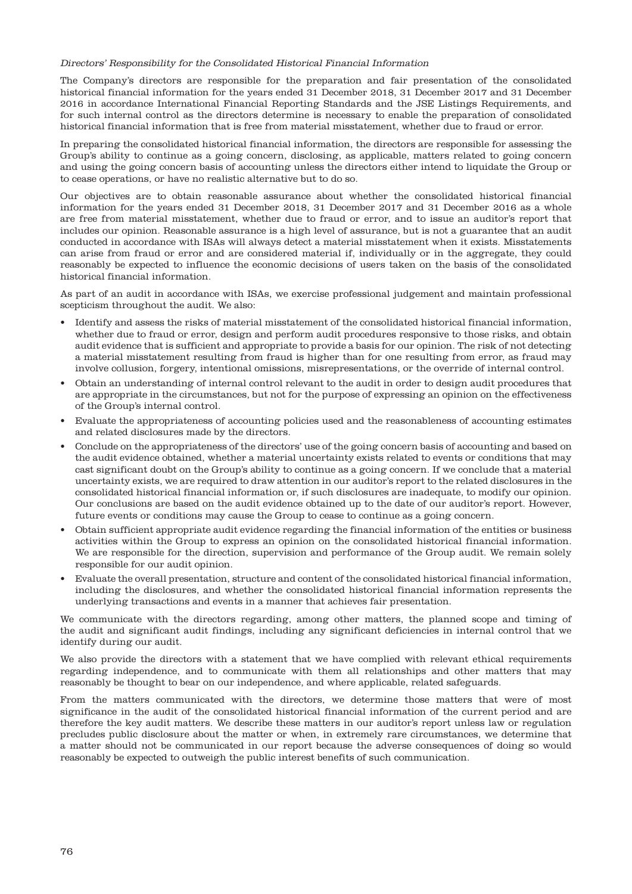*Directors' Responsibility for the Consolidated Historical Financial Information*

The Company's directors are responsible for the preparation and fair presentation of the consolidated historical financial information for the years ended 31 December 2018, 31 December 2017 and 31 December 2016 in accordance International Financial Reporting Standards and the JSE Listings Requirements, and for such internal control as the directors determine is necessary to enable the preparation of consolidated historical financial information that is free from material misstatement, whether due to fraud or error.

In preparing the consolidated historical financial information, the directors are responsible for assessing the Group's ability to continue as a going concern, disclosing, as applicable, matters related to going concern and using the going concern basis of accounting unless the directors either intend to liquidate the Group or to cease operations, or have no realistic alternative but to do so.

Our objectives are to obtain reasonable assurance about whether the consolidated historical financial information for the years ended 31 December 2018, 31 December 2017 and 31 December 2016 as a whole are free from material misstatement, whether due to fraud or error, and to issue an auditor's report that includes our opinion. Reasonable assurance is a high level of assurance, but is not a guarantee that an audit conducted in accordance with ISAs will always detect a material misstatement when it exists. Misstatements can arise from fraud or error and are considered material if, individually or in the aggregate, they could reasonably be expected to influence the economic decisions of users taken on the basis of the consolidated historical financial information.

As part of an audit in accordance with ISAs, we exercise professional judgement and maintain professional scepticism throughout the audit. We also:

- Identify and assess the risks of material misstatement of the consolidated historical financial information, whether due to fraud or error, design and perform audit procedures responsive to those risks, and obtain audit evidence that is sufficient and appropriate to provide a basis for our opinion. The risk of not detecting a material misstatement resulting from fraud is higher than for one resulting from error, as fraud may involve collusion, forgery, intentional omissions, misrepresentations, or the override of internal control.
- Obtain an understanding of internal control relevant to the audit in order to design audit procedures that are appropriate in the circumstances, but not for the purpose of expressing an opinion on the effectiveness of the Group's internal control.
- Evaluate the appropriateness of accounting policies used and the reasonableness of accounting estimates and related disclosures made by the directors.
- Conclude on the appropriateness of the directors' use of the going concern basis of accounting and based on the audit evidence obtained, whether a material uncertainty exists related to events or conditions that may cast significant doubt on the Group's ability to continue as a going concern. If we conclude that a material uncertainty exists, we are required to draw attention in our auditor's report to the related disclosures in the consolidated historical financial information or, if such disclosures are inadequate, to modify our opinion. Our conclusions are based on the audit evidence obtained up to the date of our auditor's report. However, future events or conditions may cause the Group to cease to continue as a going concern.
- Obtain sufficient appropriate audit evidence regarding the financial information of the entities or business activities within the Group to express an opinion on the consolidated historical financial information. We are responsible for the direction, supervision and performance of the Group audit. We remain solely responsible for our audit opinion.
- Evaluate the overall presentation, structure and content of the consolidated historical financial information, including the disclosures, and whether the consolidated historical financial information represents the underlying transactions and events in a manner that achieves fair presentation.

We communicate with the directors regarding, among other matters, the planned scope and timing of the audit and significant audit findings, including any significant deficiencies in internal control that we identify during our audit.

We also provide the directors with a statement that we have complied with relevant ethical requirements regarding independence, and to communicate with them all relationships and other matters that may reasonably be thought to bear on our independence, and where applicable, related safeguards.

From the matters communicated with the directors, we determine those matters that were of most significance in the audit of the consolidated historical financial information of the current period and are therefore the key audit matters. We describe these matters in our auditor's report unless law or regulation precludes public disclosure about the matter or when, in extremely rare circumstances, we determine that a matter should not be communicated in our report because the adverse consequences of doing so would reasonably be expected to outweigh the public interest benefits of such communication.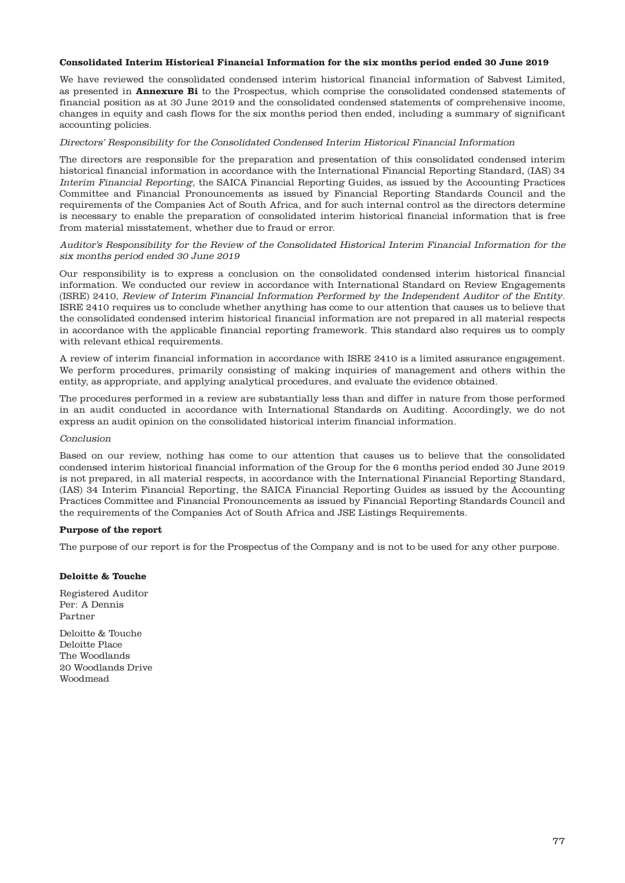**Consolidated Interim Historical Financial Information for the six months period ended 30 June 2019**

We have reviewed the consolidated condensed interim historical financial information of Sabvest Limited, as presented in **Annexure Bi** to the Prospectus, which comprise the consolidated condensed statements of financial position as at 30 June 2019 and the consolidated condensed statements of comprehensive income, changes in equity and cash flows for the six months period then ended, including a summary of significant accounting policies.

*Directors' Responsibility for the Consolidated Condensed Interim Historical Financial Information*

The directors are responsible for the preparation and presentation of this consolidated condensed interim historical financial information in accordance with the International Financial Reporting Standard, (IAS) 34 *Interim Financial Reporting*, the SAICA Financial Reporting Guides, as issued by the Accounting Practices Committee and Financial Pronouncements as issued by Financial Reporting Standards Council and the requirements of the Companies Act of South Africa, and for such internal control as the directors determine is necessary to enable the preparation of consolidated interim historical financial information that is free from material misstatement, whether due to fraud or error.

*Auditor's Responsibility for the Review of the Consolidated Historical Interim Financial Information for the six months period ended 30 June 2019*

Our responsibility is to express a conclusion on the consolidated condensed interim historical financial information. We conducted our review in accordance with International Standard on Review Engagements (ISRE) 2410, *Review of Interim Financial Information Performed by the Independent Auditor of the Entity*. ISRE 2410 requires us to conclude whether anything has come to our attention that causes us to believe that the consolidated condensed interim historical financial information is not prepared in all material respects in accordance with the applicable financial reporting framework. This standard also requires us to comply with relevant ethical requirements.

A review of interim financial information in accordance with ISRE 2410 is a limited assurance engagement. We perform procedures, primarily consisting of making inquiries of management and others within the entity, as appropriate, and applying analytical procedures, and evaluate the evidence obtained.

The procedures performed in a review are substantially less than and differ in nature from those performed in an audit conducted in accordance with International Standards on Auditing. Accordingly, we do not express an audit opinion on the consolidated historical interim financial information.

*Conclusion*

Based on our review, nothing has come to our attention that causes us to believe that the consolidated condensed interim historical financial information of the Group for the 6 months period ended 30 June 2019 is not prepared, in all material respects, in accordance with the International Financial Reporting Standard, (IAS) 34 Interim Financial Reporting, the SAICA Financial Reporting Guides as issued by the Accounting Practices Committee and Financial Pronouncements as issued by Financial Reporting Standards Council and the requirements of the Companies Act of South Africa and JSE Listings Requirements.

**Purpose of the report**

The purpose of our report is for the Prospectus of the Company and is not to be used for any other purpose.

**Deloitte & Touche**

Registered Auditor
Per: A Dennis
Partner

Deloitte & Touche
Deloitte Place
The Woodlands
20 Woodlands Drive
Woodmead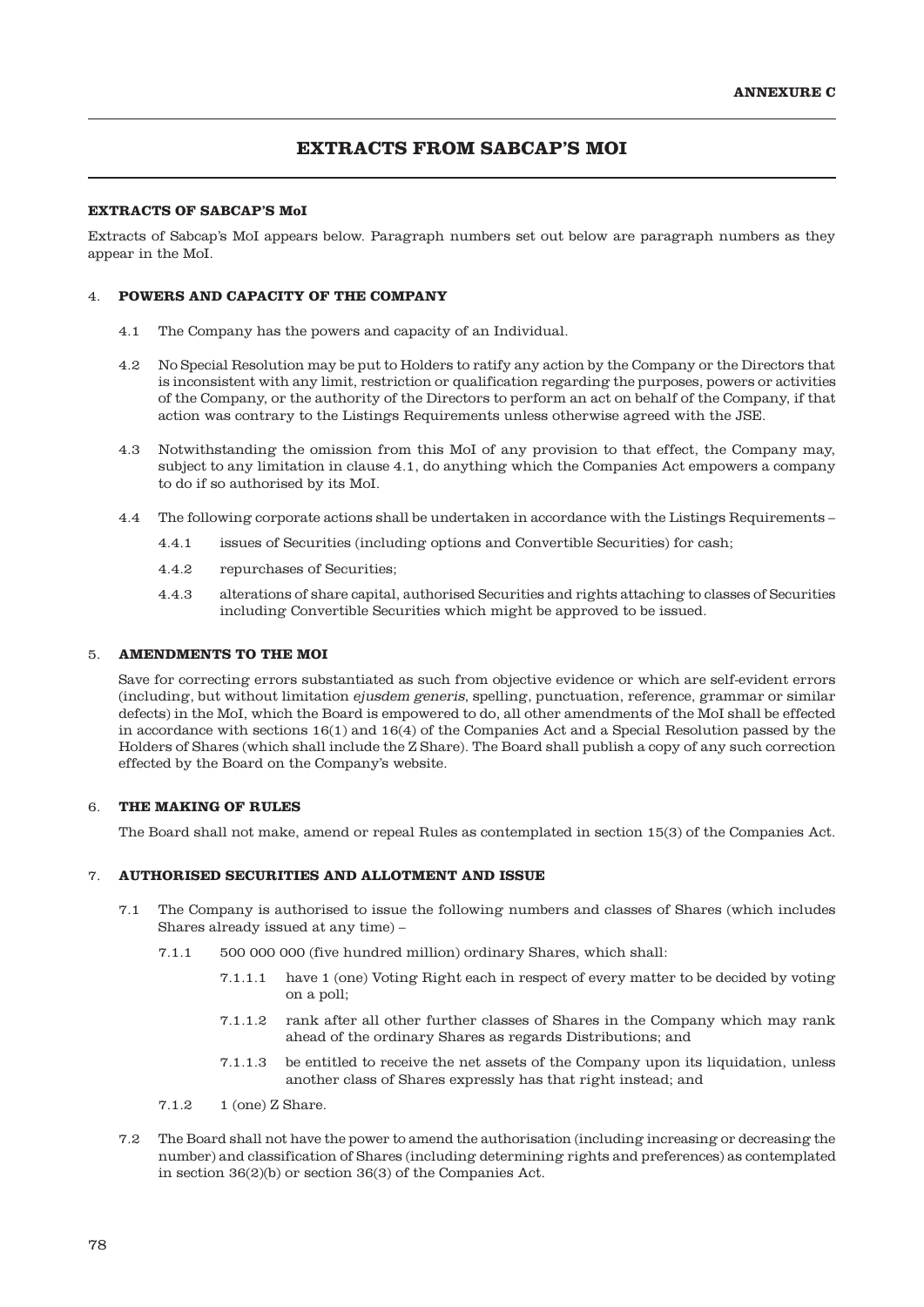**ANNEXURE C**

# EXTRACTS FROM SABCAP'S MOI

**EXTRACTS OF SABCAP'S MoI**

Extracts of Sabcap's MoI appears below. Paragraph numbers set out below are paragraph numbers as they appear in the MoI.

## 4. POWERS AND CAPACITY OF THE COMPANY

4.1 The Company has the powers and capacity of an Individual.

4.2 No Special Resolution may be put to Holders to ratify any action by the Company or the Directors that is inconsistent with any limit, restriction or qualification regarding the purposes, powers or activities of the Company, or the authority of the Directors to perform an act on behalf of the Company, if that action was contrary to the Listings Requirements unless otherwise agreed with the JSE.

4.3 Notwithstanding the omission from this MoI of any provision to that effect, the Company may, subject to any limitation in clause 4.1, do anything which the Companies Act empowers a company to do if so authorised by its MoI.

4.4 The following corporate actions shall be undertaken in accordance with the Listings Requirements –

4.4.1 issues of Securities (including options and Convertible Securities) for cash;

4.4.2 repurchases of Securities;

4.4.3 alterations of share capital, authorised Securities and rights attaching to classes of Securities including Convertible Securities which might be approved to be issued.

## 5. AMENDMENTS TO THE MOI

Save for correcting errors substantiated as such from objective evidence or which are self-evident errors (including, but without limitation *ejusdem generis*, spelling, punctuation, reference, grammar or similar defects) in the MoI, which the Board is empowered to do, all other amendments of the MoI shall be effected in accordance with sections 16(1) and 16(4) of the Companies Act and a Special Resolution passed by the Holders of Shares (which shall include the Z Share). The Board shall publish a copy of any such correction effected by the Board on the Company's website.

## 6. THE MAKING OF RULES

The Board shall not make, amend or repeal Rules as contemplated in section 15(3) of the Companies Act.

## 7. AUTHORISED SECURITIES AND ALLOTMENT AND ISSUE

7.1 The Company is authorised to issue the following numbers and classes of Shares (which includes Shares already issued at any time) –

7.1.1 500 000 000 (five hundred million) ordinary Shares, which shall:

7.1.1.1 have 1 (one) Voting Right each in respect of every matter to be decided by voting on a poll;

7.1.1.2 rank after all other further classes of Shares in the Company which may rank ahead of the ordinary Shares as regards Distributions; and

7.1.1.3 be entitled to receive the net assets of the Company upon its liquidation, unless another class of Shares expressly has that right instead; and

7.1.2 1 (one) Z Share.

7.2 The Board shall not have the power to amend the authorisation (including increasing or decreasing the number) and classification of Shares (including determining rights and preferences) as contemplated in section 36(2)(b) or section 36(3) of the Companies Act.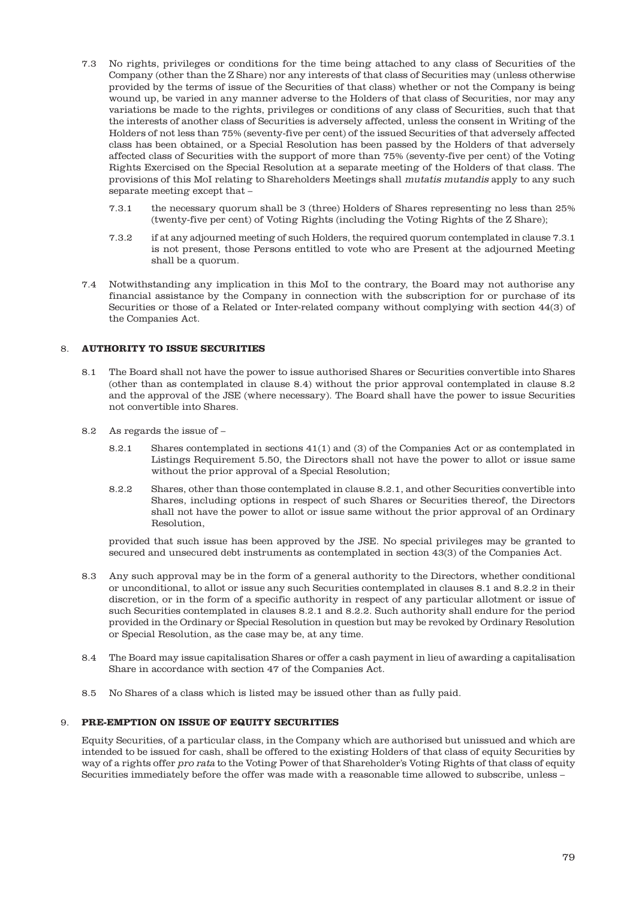7.3 No rights, privileges or conditions for the time being attached to any class of Securities of the Company (other than the Z Share) nor any interests of that class of Securities may (unless otherwise provided by the terms of issue of the Securities of that class) whether or not the Company is being wound up, be varied in any manner adverse to the Holders of that class of Securities, nor may any variations be made to the rights, privileges or conditions of any class of Securities, such that that the interests of another class of Securities is adversely affected, unless the consent in Writing of the Holders of not less than 75% (seventy-five per cent) of the issued Securities of that adversely affected class has been obtained, or a Special Resolution has been passed by the Holders of that adversely affected class of Securities with the support of more than 75% (seventy-five per cent) of the Voting Rights Exercised on the Special Resolution at a separate meeting of the Holders of that class. The provisions of this MoI relating to Shareholders Meetings shall *mutatis mutandis* apply to any such separate meeting except that –

   7.3.1 the necessary quorum shall be 3 (three) Holders of Shares representing no less than 25% (twenty-five per cent) of Voting Rights (including the Voting Rights of the Z Share);

   7.3.2 if at any adjourned meeting of such Holders, the required quorum contemplated in clause 7.3.1 is not present, those Persons entitled to vote who are Present at the adjourned Meeting shall be a quorum.

7.4 Notwithstanding any implication in this MoI to the contrary, the Board may not authorise any financial assistance by the Company in connection with the subscription for or purchase of its Securities or those of a Related or Inter-related company without complying with section 44(3) of the Companies Act.

## 8. AUTHORITY TO ISSUE SECURITIES

8.1 The Board shall not have the power to issue authorised Shares or Securities convertible into Shares (other than as contemplated in clause 8.4) without the prior approval contemplated in clause 8.2 and the approval of the JSE (where necessary). The Board shall have the power to issue Securities not convertible into Shares.

8.2 As regards the issue of –

   8.2.1 Shares contemplated in sections 41(1) and (3) of the Companies Act or as contemplated in Listings Requirement 5.50, the Directors shall not have the power to allot or issue same without the prior approval of a Special Resolution;

   8.2.2 Shares, other than those contemplated in clause 8.2.1, and other Securities convertible into Shares, including options in respect of such Shares or Securities thereof, the Directors shall not have the power to allot or issue same without the prior approval of an Ordinary Resolution,

   provided that such issue has been approved by the JSE. No special privileges may be granted to secured and unsecured debt instruments as contemplated in section 43(3) of the Companies Act.

8.3 Any such approval may be in the form of a general authority to the Directors, whether conditional or unconditional, to allot or issue any such Securities contemplated in clauses 8.1 and 8.2.2 in their discretion, or in the form of a specific authority in respect of any particular allotment or issue of such Securities contemplated in clauses 8.2.1 and 8.2.2. Such authority shall endure for the period provided in the Ordinary or Special Resolution in question but may be revoked by Ordinary Resolution or Special Resolution, as the case may be, at any time.

8.4 The Board may issue capitalisation Shares or offer a cash payment in lieu of awarding a capitalisation Share in accordance with section 47 of the Companies Act.

8.5 No Shares of a class which is listed may be issued other than as fully paid.

## 9. PRE-EMPTION ON ISSUE OF EQUITY SECURITIES

Equity Securities, of a particular class, in the Company which are authorised but unissued and which are intended to be issued for cash, shall be offered to the existing Holders of that class of equity Securities by way of a rights offer *pro rata* to the Voting Power of that Shareholder's Voting Rights of that class of equity Securities immediately before the offer was made with a reasonable time allowed to subscribe, unless –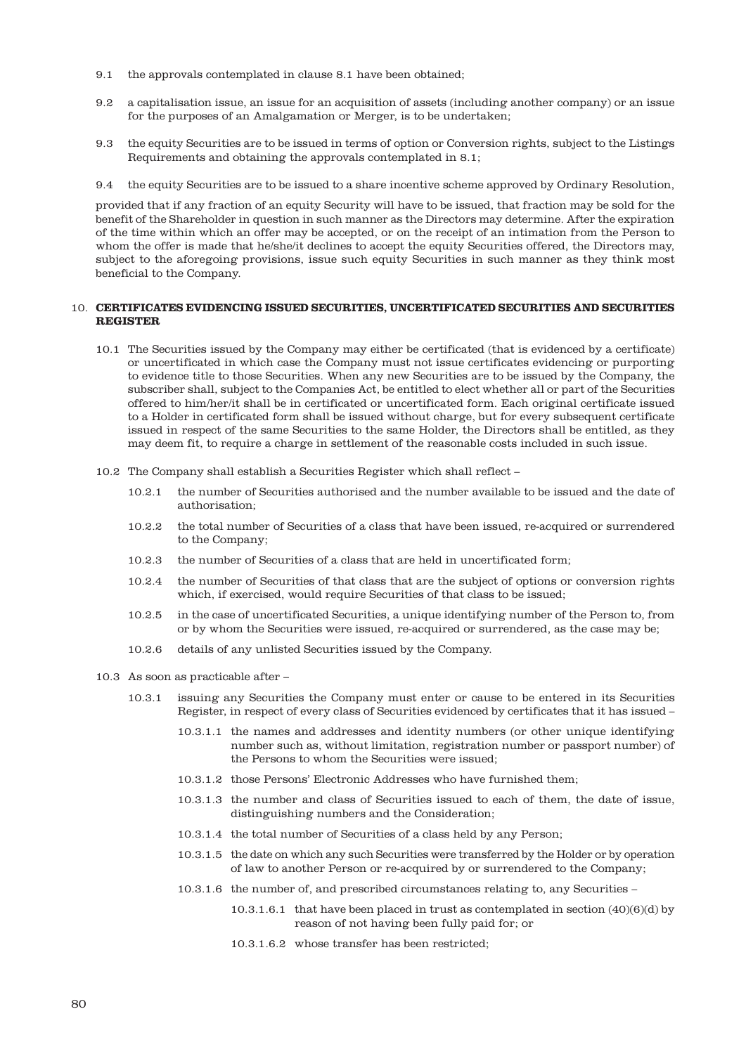9.1 the approvals contemplated in clause 8.1 have been obtained;

9.2 a capitalisation issue, an issue for an acquisition of assets (including another company) or an issue for the purposes of an Amalgamation or Merger, is to be undertaken;

9.3 the equity Securities are to be issued in terms of option or Conversion rights, subject to the Listings Requirements and obtaining the approvals contemplated in 8.1;

9.4 the equity Securities are to be issued to a share incentive scheme approved by Ordinary Resolution,

provided that if any fraction of an equity Security will have to be issued, that fraction may be sold for the benefit of the Shareholder in question in such manner as the Directors may determine. After the expiration of the time within which an offer may be accepted, or on the receipt of an intimation from the Person to whom the offer is made that he/she/it declines to accept the equity Securities offered, the Directors may, subject to the aforegoing provisions, issue such equity Securities in such manner as they think most beneficial to the Company.

## 10. CERTIFICATES EVIDENCING ISSUED SECURITIES, UNCERTIFICATED SECURITIES AND SECURITIES REGISTER

10.1 The Securities issued by the Company may either be certificated (that is evidenced by a certificate) or uncertificated in which case the Company must not issue certificates evidencing or purporting to evidence title to those Securities. When any new Securities are to be issued by the Company, the subscriber shall, subject to the Companies Act, be entitled to elect whether all or part of the Securities offered to him/her/it shall be in certificated or uncertificated form. Each original certificate issued to a Holder in certificated form shall be issued without charge, but for every subsequent certificate issued in respect of the same Securities to the same Holder, the Directors shall be entitled, as they may deem fit, to require a charge in settlement of the reasonable costs included in such issue.

10.2 The Company shall establish a Securities Register which shall reflect –

10.2.1 the number of Securities authorised and the number available to be issued and the date of authorisation;

10.2.2 the total number of Securities of a class that have been issued, re-acquired or surrendered to the Company;

10.2.3 the number of Securities of a class that are held in uncertificated form;

10.2.4 the number of Securities of that class that are the subject of options or conversion rights which, if exercised, would require Securities of that class to be issued;

10.2.5 in the case of uncertificated Securities, a unique identifying number of the Person to, from or by whom the Securities were issued, re-acquired or surrendered, as the case may be;

10.2.6 details of any unlisted Securities issued by the Company.

10.3 As soon as practicable after –

10.3.1 issuing any Securities the Company must enter or cause to be entered in its Securities Register, in respect of every class of Securities evidenced by certificates that it has issued –

10.3.1.1 the names and addresses and identity numbers (or other unique identifying number such as, without limitation, registration number or passport number) of the Persons to whom the Securities were issued;

10.3.1.2 those Persons' Electronic Addresses who have furnished them;

10.3.1.3 the number and class of Securities issued to each of them, the date of issue, distinguishing numbers and the Consideration;

10.3.1.4 the total number of Securities of a class held by any Person;

10.3.1.5 the date on which any such Securities were transferred by the Holder or by operation of law to another Person or re-acquired by or surrendered to the Company;

10.3.1.6 the number of, and prescribed circumstances relating to, any Securities –

10.3.1.6.1 that have been placed in trust as contemplated in section (40)(6)(d) by reason of not having been fully paid for; or

10.3.1.6.2 whose transfer has been restricted;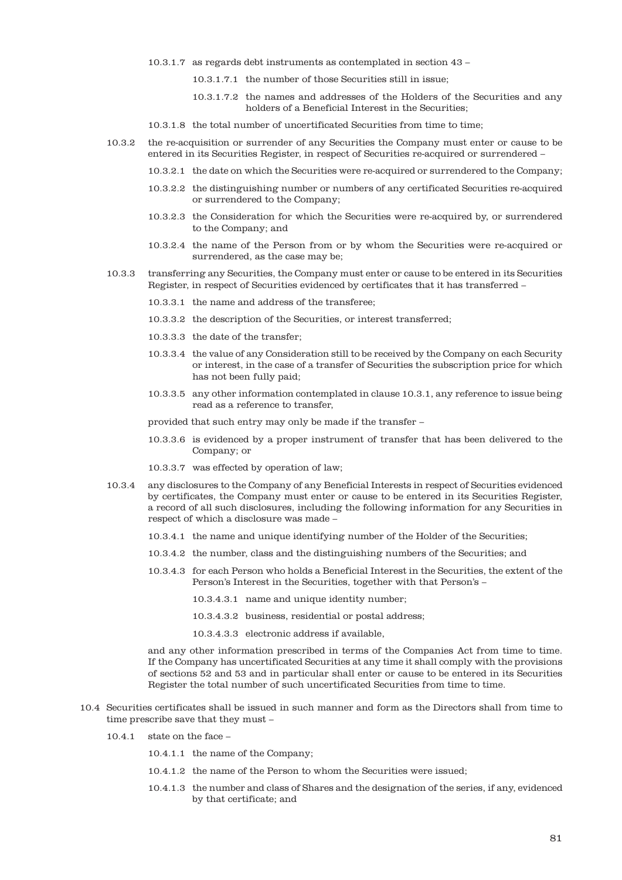10.3.1.7 as regards debt instruments as contemplated in section 43 –

10.3.1.7.1 the number of those Securities still in issue;

10.3.1.7.2 the names and addresses of the Holders of the Securities and any holders of a Beneficial Interest in the Securities;

10.3.1.8 the total number of uncertificated Securities from time to time;

10.3.2 the re-acquisition or surrender of any Securities the Company must enter or cause to be entered in its Securities Register, in respect of Securities re-acquired or surrendered –

10.3.2.1 the date on which the Securities were re-acquired or surrendered to the Company;

10.3.2.2 the distinguishing number or numbers of any certificated Securities re-acquired or surrendered to the Company;

10.3.2.3 the Consideration for which the Securities were re-acquired by, or surrendered to the Company; and

10.3.2.4 the name of the Person from or by whom the Securities were re-acquired or surrendered, as the case may be;

10.3.3 transferring any Securities, the Company must enter or cause to be entered in its Securities Register, in respect of Securities evidenced by certificates that it has transferred –

10.3.3.1 the name and address of the transferee;

10.3.3.2 the description of the Securities, or interest transferred;

10.3.3.3 the date of the transfer;

10.3.3.4 the value of any Consideration still to be received by the Company on each Security or interest, in the case of a transfer of Securities the subscription price for which has not been fully paid;

10.3.3.5 any other information contemplated in clause 10.3.1, any reference to issue being read as a reference to transfer,

provided that such entry may only be made if the transfer –

10.3.3.6 is evidenced by a proper instrument of transfer that has been delivered to the Company; or

10.3.3.7 was effected by operation of law;

10.3.4 any disclosures to the Company of any Beneficial Interests in respect of Securities evidenced by certificates, the Company must enter or cause to be entered in its Securities Register, a record of all such disclosures, including the following information for any Securities in respect of which a disclosure was made –

10.3.4.1 the name and unique identifying number of the Holder of the Securities;

10.3.4.2 the number, class and the distinguishing numbers of the Securities; and

10.3.4.3 for each Person who holds a Beneficial Interest in the Securities, the extent of the Person's Interest in the Securities, together with that Person's –

10.3.4.3.1 name and unique identity number;

10.3.4.3.2 business, residential or postal address;

10.3.4.3.3 electronic address if available,

and any other information prescribed in terms of the Companies Act from time to time. If the Company has uncertificated Securities at any time it shall comply with the provisions of sections 52 and 53 and in particular shall enter or cause to be entered in its Securities Register the total number of such uncertificated Securities from time to time.

10.4 Securities certificates shall be issued in such manner and form as the Directors shall from time to time prescribe save that they must –

10.4.1 state on the face –

10.4.1.1 the name of the Company;

10.4.1.2 the name of the Person to whom the Securities were issued;

10.4.1.3 the number and class of Shares and the designation of the series, if any, evidenced by that certificate; and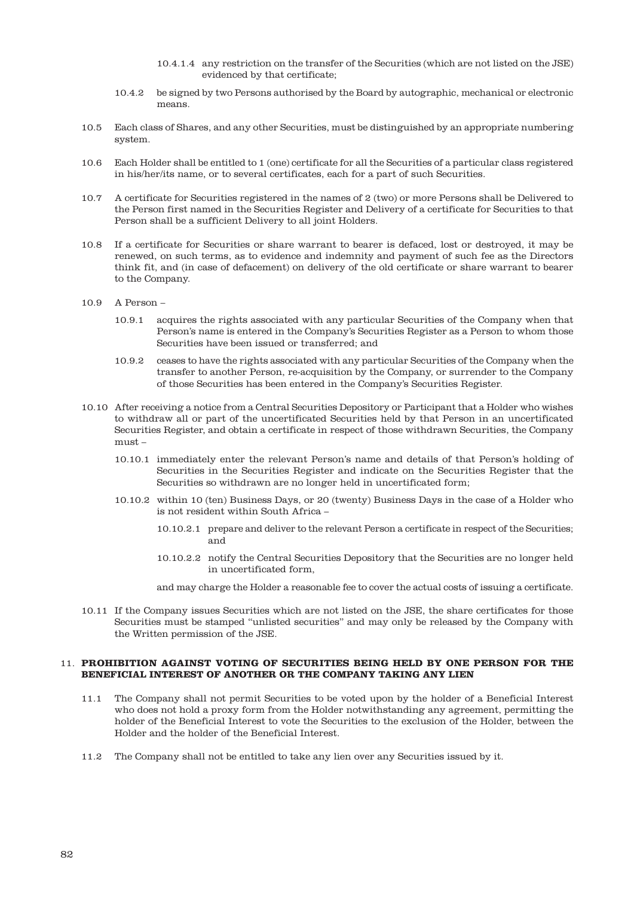10.4.1.4 any restriction on the transfer of the Securities (which are not listed on the JSE) evidenced by that certificate;

10.4.2 be signed by two Persons authorised by the Board by autographic, mechanical or electronic means.

10.5 Each class of Shares, and any other Securities, must be distinguished by an appropriate numbering system.

10.6 Each Holder shall be entitled to 1 (one) certificate for all the Securities of a particular class registered in his/her/its name, or to several certificates, each for a part of such Securities.

10.7 A certificate for Securities registered in the names of 2 (two) or more Persons shall be Delivered to the Person first named in the Securities Register and Delivery of a certificate for Securities to that Person shall be a sufficient Delivery to all joint Holders.

10.8 If a certificate for Securities or share warrant to bearer is defaced, lost or destroyed, it may be renewed, on such terms, as to evidence and indemnity and payment of such fee as the Directors think fit, and (in case of defacement) on delivery of the old certificate or share warrant to bearer to the Company.

10.9 A Person –

10.9.1 acquires the rights associated with any particular Securities of the Company when that Person's name is entered in the Company's Securities Register as a Person to whom those Securities have been issued or transferred; and

10.9.2 ceases to have the rights associated with any particular Securities of the Company when the transfer to another Person, re-acquisition by the Company, or surrender to the Company of those Securities has been entered in the Company's Securities Register.

10.10 After receiving a notice from a Central Securities Depository or Participant that a Holder who wishes to withdraw all or part of the uncertificated Securities held by that Person in an uncertificated Securities Register, and obtain a certificate in respect of those withdrawn Securities, the Company must –

10.10.1 immediately enter the relevant Person's name and details of that Person's holding of Securities in the Securities Register and indicate on the Securities Register that the Securities so withdrawn are no longer held in uncertificated form;

10.10.2 within 10 (ten) Business Days, or 20 (twenty) Business Days in the case of a Holder who is not resident within South Africa –

10.10.2.1 prepare and deliver to the relevant Person a certificate in respect of the Securities; and

10.10.2.2 notify the Central Securities Depository that the Securities are no longer held in uncertificated form,

and may charge the Holder a reasonable fee to cover the actual costs of issuing a certificate.

10.11 If the Company issues Securities which are not listed on the JSE, the share certificates for those Securities must be stamped "unlisted securities" and may only be released by the Company with the Written permission of the JSE.

## 11. PROHIBITION AGAINST VOTING OF SECURITIES BEING HELD BY ONE PERSON FOR THE BENEFICIAL INTEREST OF ANOTHER OR THE COMPANY TAKING ANY LIEN

11.1 The Company shall not permit Securities to be voted upon by the holder of a Beneficial Interest who does not hold a proxy form from the Holder notwithstanding any agreement, permitting the holder of the Beneficial Interest to vote the Securities to the exclusion of the Holder, between the Holder and the holder of the Beneficial Interest.

11.2 The Company shall not be entitled to take any lien over any Securities issued by it.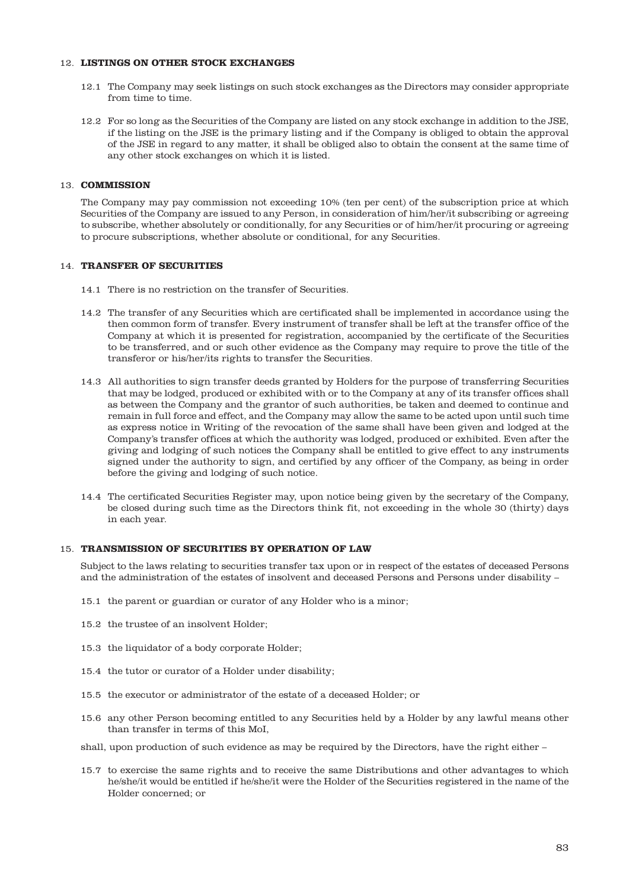## 12. LISTINGS ON OTHER STOCK EXCHANGES

12.1 The Company may seek listings on such stock exchanges as the Directors may consider appropriate from time to time.

12.2 For so long as the Securities of the Company are listed on any stock exchange in addition to the JSE, if the listing on the JSE is the primary listing and if the Company is obliged to obtain the approval of the JSE in regard to any matter, it shall be obliged also to obtain the consent at the same time of any other stock exchanges on which it is listed.

## 13. COMMISSION

The Company may pay commission not exceeding 10% (ten per cent) of the subscription price at which Securities of the Company are issued to any Person, in consideration of him/her/it subscribing or agreeing to subscribe, whether absolutely or conditionally, for any Securities or of him/her/it procuring or agreeing to procure subscriptions, whether absolute or conditional, for any Securities.

## 14. TRANSFER OF SECURITIES

14.1 There is no restriction on the transfer of Securities.

14.2 The transfer of any Securities which are certificated shall be implemented in accordance using the then common form of transfer. Every instrument of transfer shall be left at the transfer office of the Company at which it is presented for registration, accompanied by the certificate of the Securities to be transferred, and or such other evidence as the Company may require to prove the title of the transferor or his/her/its rights to transfer the Securities.

14.3 All authorities to sign transfer deeds granted by Holders for the purpose of transferring Securities that may be lodged, produced or exhibited with or to the Company at any of its transfer offices shall as between the Company and the grantor of such authorities, be taken and deemed to continue and remain in full force and effect, and the Company may allow the same to be acted upon until such time as express notice in Writing of the revocation of the same shall have been given and lodged at the Company's transfer offices at which the authority was lodged, produced or exhibited. Even after the giving and lodging of such notices the Company shall be entitled to give effect to any instruments signed under the authority to sign, and certified by any officer of the Company, as being in order before the giving and lodging of such notice.

14.4 The certificated Securities Register may, upon notice being given by the secretary of the Company, be closed during such time as the Directors think fit, not exceeding in the whole 30 (thirty) days in each year.

## 15. TRANSMISSION OF SECURITIES BY OPERATION OF LAW

Subject to the laws relating to securities transfer tax upon or in respect of the estates of deceased Persons and the administration of the estates of insolvent and deceased Persons and Persons under disability –

15.1 the parent or guardian or curator of any Holder who is a minor;

15.2 the trustee of an insolvent Holder;

15.3 the liquidator of a body corporate Holder;

15.4 the tutor or curator of a Holder under disability;

15.5 the executor or administrator of the estate of a deceased Holder; or

15.6 any other Person becoming entitled to any Securities held by a Holder by any lawful means other than transfer in terms of this MoI,

shall, upon production of such evidence as may be required by the Directors, have the right either –

15.7 to exercise the same rights and to receive the same Distributions and other advantages to which he/she/it would be entitled if he/she/it were the Holder of the Securities registered in the name of the Holder concerned; or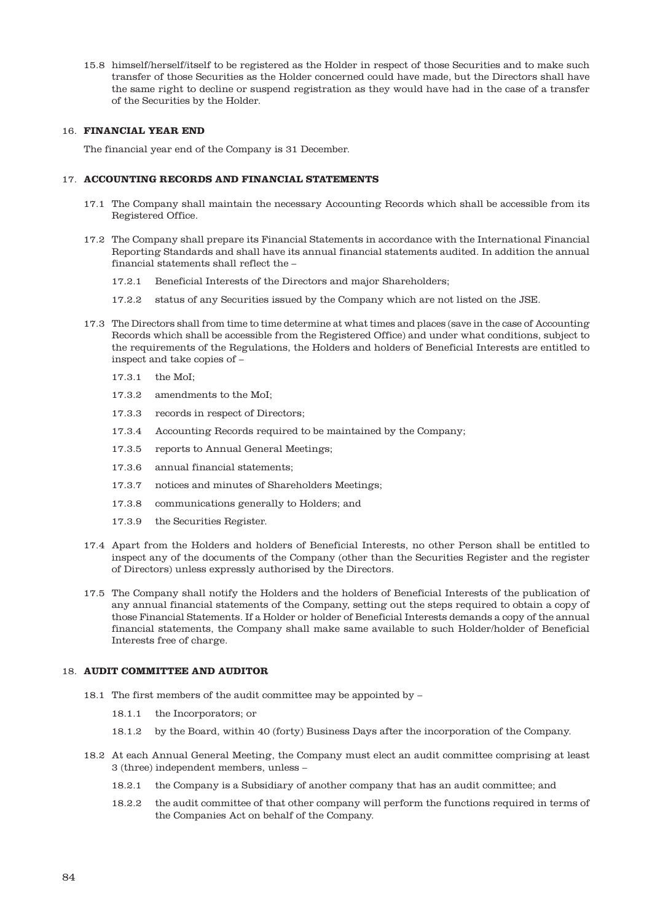15.8 himself/herself/itself to be registered as the Holder in respect of those Securities and to make such transfer of those Securities as the Holder concerned could have made, but the Directors shall have the same right to decline or suspend registration as they would have had in the case of a transfer of the Securities by the Holder.

## 16. FINANCIAL YEAR END

The financial year end of the Company is 31 December.

## 17. ACCOUNTING RECORDS AND FINANCIAL STATEMENTS

17.1 The Company shall maintain the necessary Accounting Records which shall be accessible from its Registered Office.

17.2 The Company shall prepare its Financial Statements in accordance with the International Financial Reporting Standards and shall have its annual financial statements audited. In addition the annual financial statements shall reflect the –

17.2.1 Beneficial Interests of the Directors and major Shareholders;

17.2.2 status of any Securities issued by the Company which are not listed on the JSE.

17.3 The Directors shall from time to time determine at what times and places (save in the case of Accounting Records which shall be accessible from the Registered Office) and under what conditions, subject to the requirements of the Regulations, the Holders and holders of Beneficial Interests are entitled to inspect and take copies of –

17.3.1 the MoI;

17.3.2 amendments to the MoI;

17.3.3 records in respect of Directors;

17.3.4 Accounting Records required to be maintained by the Company;

17.3.5 reports to Annual General Meetings;

17.3.6 annual financial statements;

17.3.7 notices and minutes of Shareholders Meetings;

17.3.8 communications generally to Holders; and

17.3.9 the Securities Register.

17.4 Apart from the Holders and holders of Beneficial Interests, no other Person shall be entitled to inspect any of the documents of the Company (other than the Securities Register and the register of Directors) unless expressly authorised by the Directors.

17.5 The Company shall notify the Holders and the holders of Beneficial Interests of the publication of any annual financial statements of the Company, setting out the steps required to obtain a copy of those Financial Statements. If a Holder or holder of Beneficial Interests demands a copy of the annual financial statements, the Company shall make same available to such Holder/holder of Beneficial Interests free of charge.

## 18. AUDIT COMMITTEE AND AUDITOR

18.1 The first members of the audit committee may be appointed by –

18.1.1 the Incorporators; or

18.1.2 by the Board, within 40 (forty) Business Days after the incorporation of the Company.

18.2 At each Annual General Meeting, the Company must elect an audit committee comprising at least 3 (three) independent members, unless –

18.2.1 the Company is a Subsidiary of another company that has an audit committee; and

18.2.2 the audit committee of that other company will perform the functions required in terms of the Companies Act on behalf of the Company.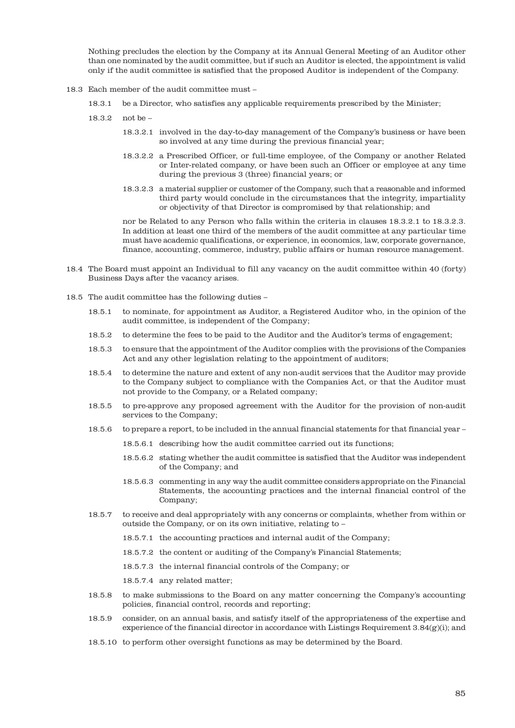Nothing precludes the election by the Company at its Annual General Meeting of an Auditor other than one nominated by the audit committee, but if such an Auditor is elected, the appointment is valid only if the audit committee is satisfied that the proposed Auditor is independent of the Company.

18.3 Each member of the audit committee must –

- 18.3.1 be a Director, who satisfies any applicable requirements prescribed by the Minister;
- 18.3.2 not be –
  - 18.3.2.1 involved in the day-to-day management of the Company's business or have been so involved at any time during the previous financial year;
  - 18.3.2.2 a Prescribed Officer, or full-time employee, of the Company or another Related or Inter-related company, or have been such an Officer or employee at any time during the previous 3 (three) financial years; or
  - 18.3.2.3 a material supplier or customer of the Company, such that a reasonable and informed third party would conclude in the circumstances that the integrity, impartiality or objectivity of that Director is compromised by that relationship; and

  nor be Related to any Person who falls within the criteria in clauses 18.3.2.1 to 18.3.2.3. In addition at least one third of the members of the audit committee at any particular time must have academic qualifications, or experience, in economics, law, corporate governance, finance, accounting, commerce, industry, public affairs or human resource management.

18.4 The Board must appoint an Individual to fill any vacancy on the audit committee within 40 (forty) Business Days after the vacancy arises.

18.5 The audit committee has the following duties –

- 18.5.1 to nominate, for appointment as Auditor, a Registered Auditor who, in the opinion of the audit committee, is independent of the Company;
- 18.5.2 to determine the fees to be paid to the Auditor and the Auditor's terms of engagement;
- 18.5.3 to ensure that the appointment of the Auditor complies with the provisions of the Companies Act and any other legislation relating to the appointment of auditors;
- 18.5.4 to determine the nature and extent of any non-audit services that the Auditor may provide to the Company subject to compliance with the Companies Act, or that the Auditor must not provide to the Company, or a Related company;
- 18.5.5 to pre-approve any proposed agreement with the Auditor for the provision of non-audit services to the Company;
- 18.5.6 to prepare a report, to be included in the annual financial statements for that financial year –
  - 18.5.6.1 describing how the audit committee carried out its functions;
  - 18.5.6.2 stating whether the audit committee is satisfied that the Auditor was independent of the Company; and
  - 18.5.6.3 commenting in any way the audit committee considers appropriate on the Financial Statements, the accounting practices and the internal financial control of the Company;
- 18.5.7 to receive and deal appropriately with any concerns or complaints, whether from within or outside the Company, or on its own initiative, relating to –
  - 18.5.7.1 the accounting practices and internal audit of the Company;
  - 18.5.7.2 the content or auditing of the Company's Financial Statements;
  - 18.5.7.3 the internal financial controls of the Company; or
  - 18.5.7.4 any related matter;
- 18.5.8 to make submissions to the Board on any matter concerning the Company's accounting policies, financial control, records and reporting;
- 18.5.9 consider, on an annual basis, and satisfy itself of the appropriateness of the expertise and experience of the financial director in accordance with Listings Requirement 3.84(g)(i); and
- 18.5.10 to perform other oversight functions as may be determined by the Board.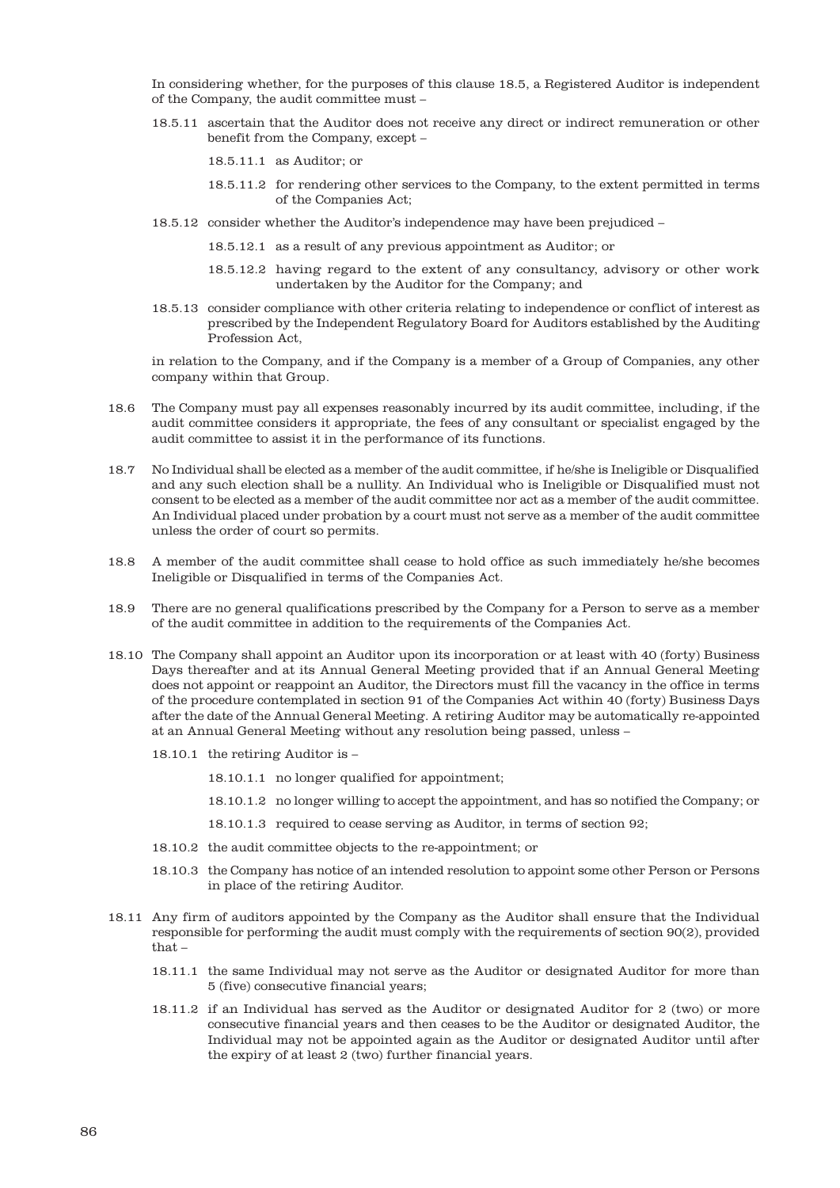In considering whether, for the purposes of this clause 18.5, a Registered Auditor is independent of the Company, the audit committee must –

- 18.5.11 ascertain that the Auditor does not receive any direct or indirect remuneration or other benefit from the Company, except –
  - 18.5.11.1 as Auditor; or
  - 18.5.11.2 for rendering other services to the Company, to the extent permitted in terms of the Companies Act;
- 18.5.12 consider whether the Auditor's independence may have been prejudiced –
  - 18.5.12.1 as a result of any previous appointment as Auditor; or
  - 18.5.12.2 having regard to the extent of any consultancy, advisory or other work undertaken by the Auditor for the Company; and
- 18.5.13 consider compliance with other criteria relating to independence or conflict of interest as prescribed by the Independent Regulatory Board for Auditors established by the Auditing Profession Act,

in relation to the Company, and if the Company is a member of a Group of Companies, any other company within that Group.

18.6 The Company must pay all expenses reasonably incurred by its audit committee, including, if the audit committee considers it appropriate, the fees of any consultant or specialist engaged by the audit committee to assist it in the performance of its functions.

18.7 No Individual shall be elected as a member of the audit committee, if he/she is Ineligible or Disqualified and any such election shall be a nullity. An Individual who is Ineligible or Disqualified must not consent to be elected as a member of the audit committee nor act as a member of the audit committee. An Individual placed under probation by a court must not serve as a member of the audit committee unless the order of court so permits.

18.8 A member of the audit committee shall cease to hold office as such immediately he/she becomes Ineligible or Disqualified in terms of the Companies Act.

18.9 There are no general qualifications prescribed by the Company for a Person to serve as a member of the audit committee in addition to the requirements of the Companies Act.

18.10 The Company shall appoint an Auditor upon its incorporation or at least with 40 (forty) Business Days thereafter and at its Annual General Meeting provided that if an Annual General Meeting does not appoint or reappoint an Auditor, the Directors must fill the vacancy in the office in terms of the procedure contemplated in section 91 of the Companies Act within 40 (forty) Business Days after the date of the Annual General Meeting. A retiring Auditor may be automatically re-appointed at an Annual General Meeting without any resolution being passed, unless –

- 18.10.1 the retiring Auditor is –
  - 18.10.1.1 no longer qualified for appointment;
  - 18.10.1.2 no longer willing to accept the appointment, and has so notified the Company; or
  - 18.10.1.3 required to cease serving as Auditor, in terms of section 92;
- 18.10.2 the audit committee objects to the re-appointment; or
- 18.10.3 the Company has notice of an intended resolution to appoint some other Person or Persons in place of the retiring Auditor.

18.11 Any firm of auditors appointed by the Company as the Auditor shall ensure that the Individual responsible for performing the audit must comply with the requirements of section 90(2), provided that –

- 18.11.1 the same Individual may not serve as the Auditor or designated Auditor for more than 5 (five) consecutive financial years;
- 18.11.2 if an Individual has served as the Auditor or designated Auditor for 2 (two) or more consecutive financial years and then ceases to be the Auditor or designated Auditor, the Individual may not be appointed again as the Auditor or designated Auditor until after the expiry of at least 2 (two) further financial years.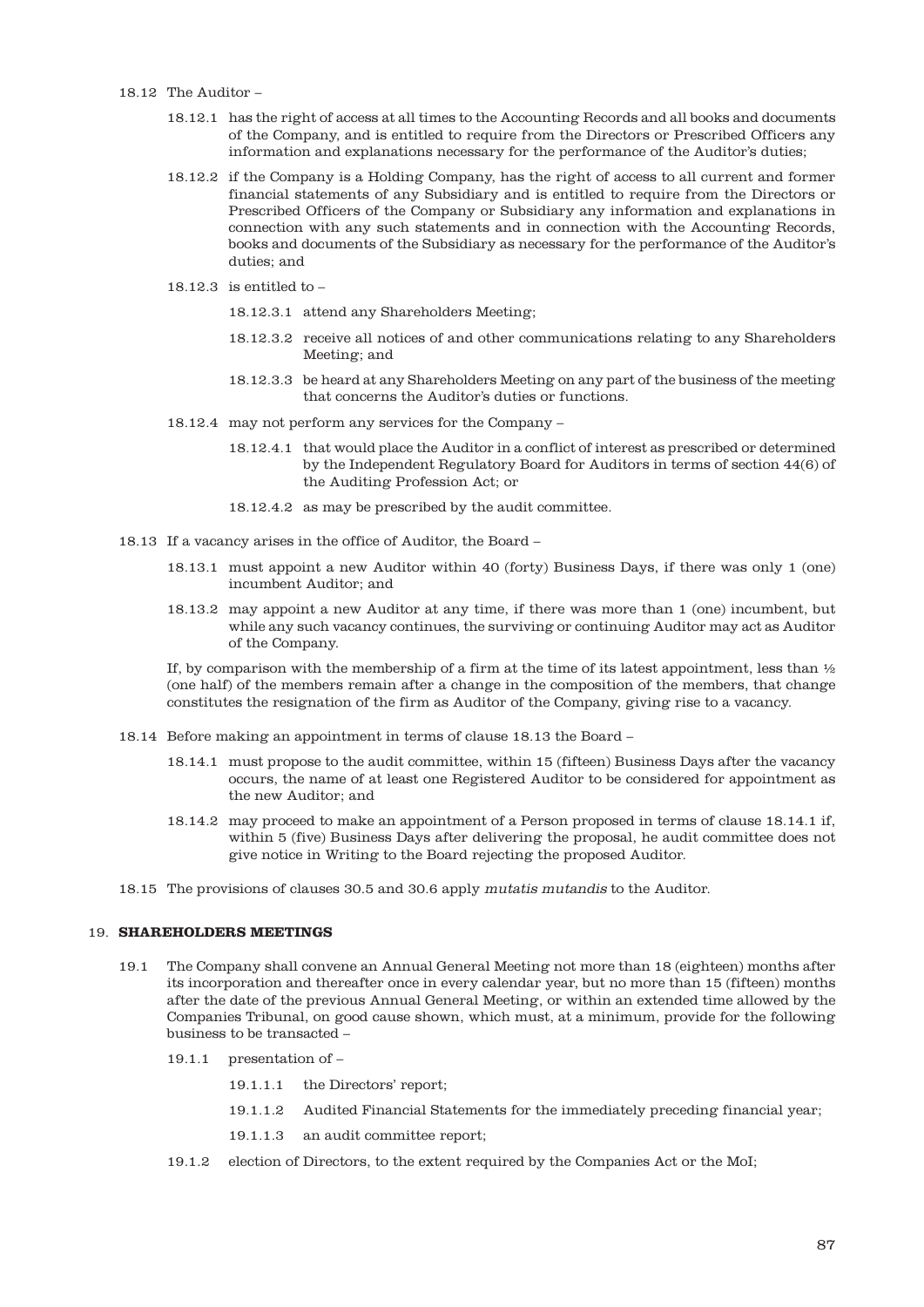18.12 The Auditor –

18.12.1 has the right of access at all times to the Accounting Records and all books and documents of the Company, and is entitled to require from the Directors or Prescribed Officers any information and explanations necessary for the performance of the Auditor's duties;

18.12.2 if the Company is a Holding Company, has the right of access to all current and former financial statements of any Subsidiary and is entitled to require from the Directors or Prescribed Officers of the Company or Subsidiary any information and explanations in connection with any such statements and in connection with the Accounting Records, books and documents of the Subsidiary as necessary for the performance of the Auditor's duties; and

18.12.3 is entitled to –

18.12.3.1 attend any Shareholders Meeting;

18.12.3.2 receive all notices of and other communications relating to any Shareholders Meeting; and

18.12.3.3 be heard at any Shareholders Meeting on any part of the business of the meeting that concerns the Auditor's duties or functions.

18.12.4 may not perform any services for the Company –

18.12.4.1 that would place the Auditor in a conflict of interest as prescribed or determined by the Independent Regulatory Board for Auditors in terms of section 44(6) of the Auditing Profession Act; or

18.12.4.2 as may be prescribed by the audit committee.

18.13 If a vacancy arises in the office of Auditor, the Board –

18.13.1 must appoint a new Auditor within 40 (forty) Business Days, if there was only 1 (one) incumbent Auditor; and

18.13.2 may appoint a new Auditor at any time, if there was more than 1 (one) incumbent, but while any such vacancy continues, the surviving or continuing Auditor may act as Auditor of the Company.

If, by comparison with the membership of a firm at the time of its latest appointment, less than ½ (one half) of the members remain after a change in the composition of the members, that change constitutes the resignation of the firm as Auditor of the Company, giving rise to a vacancy.

18.14 Before making an appointment in terms of clause 18.13 the Board –

18.14.1 must propose to the audit committee, within 15 (fifteen) Business Days after the vacancy occurs, the name of at least one Registered Auditor to be considered for appointment as the new Auditor; and

18.14.2 may proceed to make an appointment of a Person proposed in terms of clause 18.14.1 if, within 5 (five) Business Days after delivering the proposal, he audit committee does not give notice in Writing to the Board rejecting the proposed Auditor.

18.15 The provisions of clauses 30.5 and 30.6 apply *mutatis mutandis* to the Auditor.

## 19. SHAREHOLDERS MEETINGS

19.1 The Company shall convene an Annual General Meeting not more than 18 (eighteen) months after its incorporation and thereafter once in every calendar year, but no more than 15 (fifteen) months after the date of the previous Annual General Meeting, or within an extended time allowed by the Companies Tribunal, on good cause shown, which must, at a minimum, provide for the following business to be transacted –

19.1.1 presentation of –

19.1.1.1 the Directors' report;

19.1.1.2 Audited Financial Statements for the immediately preceding financial year;

19.1.1.3 an audit committee report;

19.1.2 election of Directors, to the extent required by the Companies Act or the MoI;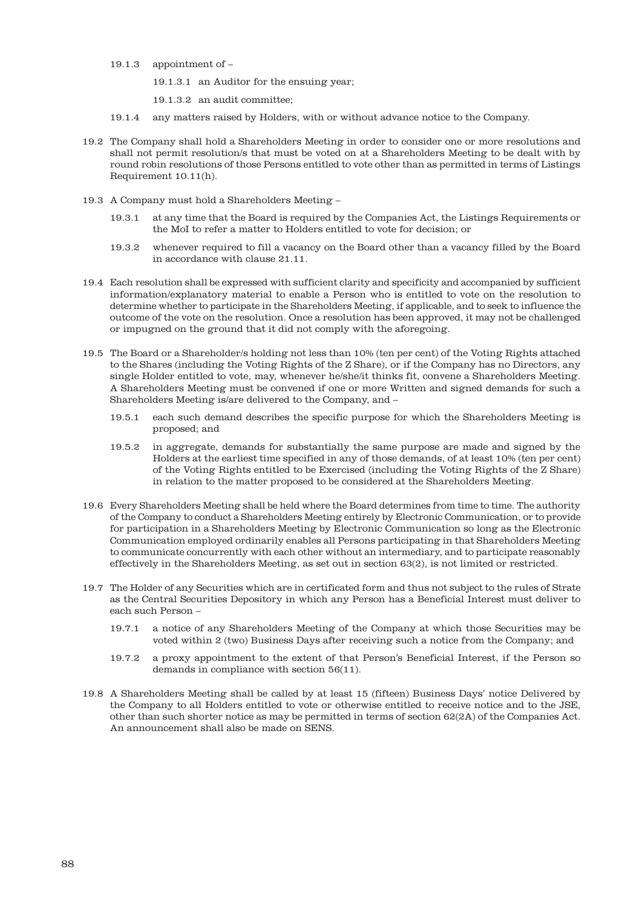19.1.3 appointment of –

19.1.3.1 an Auditor for the ensuing year;

19.1.3.2 an audit committee;

19.1.4 any matters raised by Holders, with or without advance notice to the Company.

19.2 The Company shall hold a Shareholders Meeting in order to consider one or more resolutions and shall not permit resolution/s that must be voted on at a Shareholders Meeting to be dealt with by round robin resolutions of those Persons entitled to vote other than as permitted in terms of Listings Requirement 10.11(h).

19.3 A Company must hold a Shareholders Meeting –

19.3.1 at any time that the Board is required by the Companies Act, the Listings Requirements or the MoI to refer a matter to Holders entitled to vote for decision; or

19.3.2 whenever required to fill a vacancy on the Board other than a vacancy filled by the Board in accordance with clause 21.11.

19.4 Each resolution shall be expressed with sufficient clarity and specificity and accompanied by sufficient information/explanatory material to enable a Person who is entitled to vote on the resolution to determine whether to participate in the Shareholders Meeting, if applicable, and to seek to influence the outcome of the vote on the resolution. Once a resolution has been approved, it may not be challenged or impugned on the ground that it did not comply with the aforegoing.

19.5 The Board or a Shareholder/s holding not less than 10% (ten per cent) of the Voting Rights attached to the Shares (including the Voting Rights of the Z Share), or if the Company has no Directors, any single Holder entitled to vote, may, whenever he/she/it thinks fit, convene a Shareholders Meeting. A Shareholders Meeting must be convened if one or more Written and signed demands for such a Shareholders Meeting is/are delivered to the Company, and –

19.5.1 each such demand describes the specific purpose for which the Shareholders Meeting is proposed; and

19.5.2 in aggregate, demands for substantially the same purpose are made and signed by the Holders at the earliest time specified in any of those demands, of at least 10% (ten per cent) of the Voting Rights entitled to be Exercised (including the Voting Rights of the Z Share) in relation to the matter proposed to be considered at the Shareholders Meeting.

19.6 Every Shareholders Meeting shall be held where the Board determines from time to time. The authority of the Company to conduct a Shareholders Meeting entirely by Electronic Communication, or to provide for participation in a Shareholders Meeting by Electronic Communication so long as the Electronic Communication employed ordinarily enables all Persons participating in that Shareholders Meeting to communicate concurrently with each other without an intermediary, and to participate reasonably effectively in the Shareholders Meeting, as set out in section 63(2), is not limited or restricted.

19.7 The Holder of any Securities which are in certificated form and thus not subject to the rules of Strate as the Central Securities Depository in which any Person has a Beneficial Interest must deliver to each such Person –

19.7.1 a notice of any Shareholders Meeting of the Company at which those Securities may be voted within 2 (two) Business Days after receiving such a notice from the Company; and

19.7.2 a proxy appointment to the extent of that Person's Beneficial Interest, if the Person so demands in compliance with section 56(11).

19.8 A Shareholders Meeting shall be called by at least 15 (fifteen) Business Days' notice Delivered by the Company to all Holders entitled to vote or otherwise entitled to receive notice and to the JSE, other than such shorter notice as may be permitted in terms of section 62(2A) of the Companies Act. An announcement shall also be made on SENS.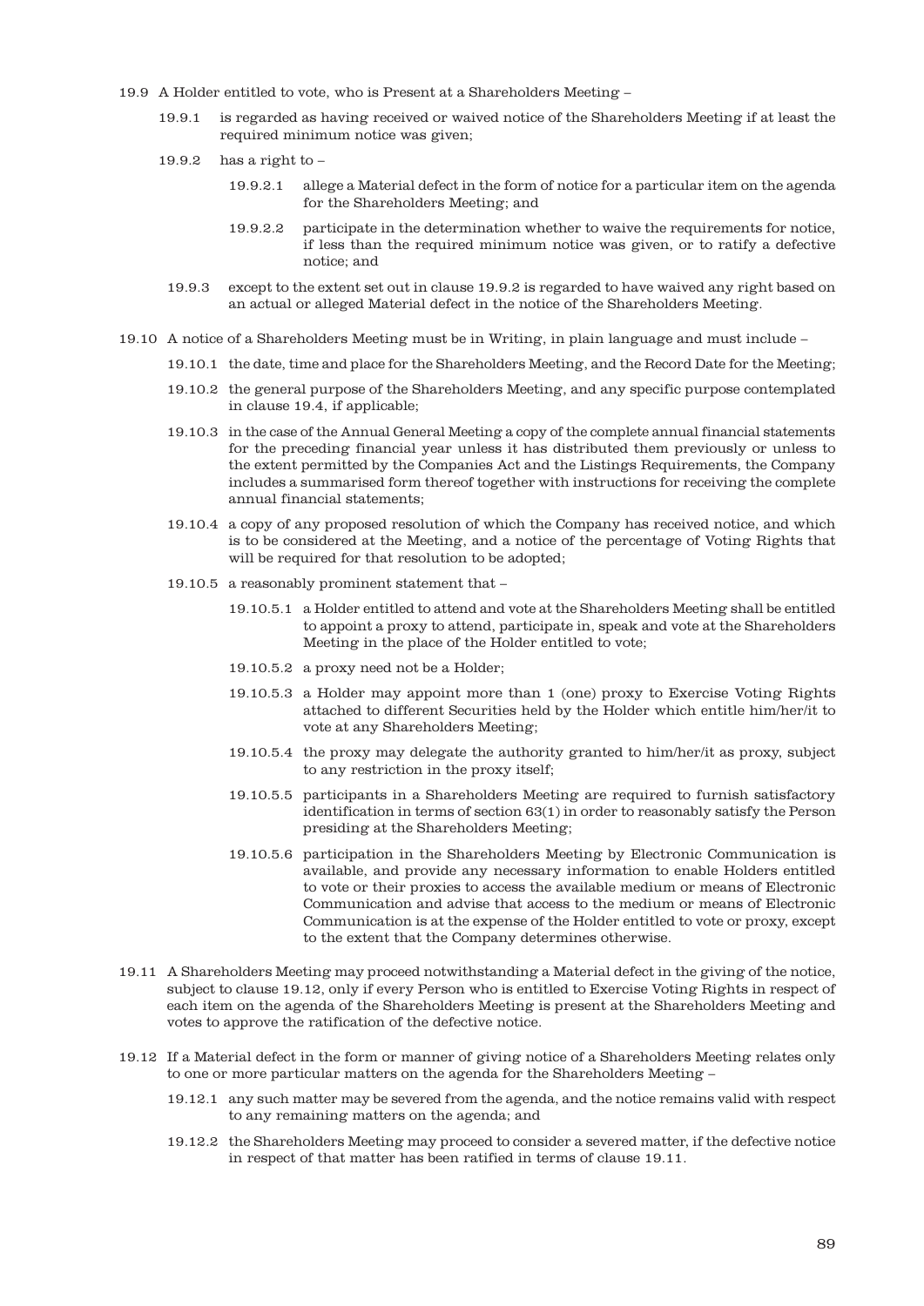19.9 A Holder entitled to vote, who is Present at a Shareholders Meeting –

19.9.1 is regarded as having received or waived notice of the Shareholders Meeting if at least the required minimum notice was given;

19.9.2 has a right to –

19.9.2.1 allege a Material defect in the form of notice for a particular item on the agenda for the Shareholders Meeting; and

19.9.2.2 participate in the determination whether to waive the requirements for notice, if less than the required minimum notice was given, or to ratify a defective notice; and

19.9.3 except to the extent set out in clause 19.9.2 is regarded to have waived any right based on an actual or alleged Material defect in the notice of the Shareholders Meeting.

19.10 A notice of a Shareholders Meeting must be in Writing, in plain language and must include –

19.10.1 the date, time and place for the Shareholders Meeting, and the Record Date for the Meeting;

19.10.2 the general purpose of the Shareholders Meeting, and any specific purpose contemplated in clause 19.4, if applicable;

19.10.3 in the case of the Annual General Meeting a copy of the complete annual financial statements for the preceding financial year unless it has distributed them previously or unless to the extent permitted by the Companies Act and the Listings Requirements, the Company includes a summarised form thereof together with instructions for receiving the complete annual financial statements;

19.10.4 a copy of any proposed resolution of which the Company has received notice, and which is to be considered at the Meeting, and a notice of the percentage of Voting Rights that will be required for that resolution to be adopted;

19.10.5 a reasonably prominent statement that –

19.10.5.1 a Holder entitled to attend and vote at the Shareholders Meeting shall be entitled to appoint a proxy to attend, participate in, speak and vote at the Shareholders Meeting in the place of the Holder entitled to vote;

19.10.5.2 a proxy need not be a Holder;

19.10.5.3 a Holder may appoint more than 1 (one) proxy to Exercise Voting Rights attached to different Securities held by the Holder which entitle him/her/it to vote at any Shareholders Meeting;

19.10.5.4 the proxy may delegate the authority granted to him/her/it as proxy, subject to any restriction in the proxy itself;

19.10.5.5 participants in a Shareholders Meeting are required to furnish satisfactory identification in terms of section 63(1) in order to reasonably satisfy the Person presiding at the Shareholders Meeting;

19.10.5.6 participation in the Shareholders Meeting by Electronic Communication is available, and provide any necessary information to enable Holders entitled to vote or their proxies to access the available medium or means of Electronic Communication and advise that access to the medium or means of Electronic Communication is at the expense of the Holder entitled to vote or proxy, except to the extent that the Company determines otherwise.

19.11 A Shareholders Meeting may proceed notwithstanding a Material defect in the giving of the notice, subject to clause 19.12, only if every Person who is entitled to Exercise Voting Rights in respect of each item on the agenda of the Shareholders Meeting is present at the Shareholders Meeting and votes to approve the ratification of the defective notice.

19.12 If a Material defect in the form or manner of giving notice of a Shareholders Meeting relates only to one or more particular matters on the agenda for the Shareholders Meeting –

19.12.1 any such matter may be severed from the agenda, and the notice remains valid with respect to any remaining matters on the agenda; and

19.12.2 the Shareholders Meeting may proceed to consider a severed matter, if the defective notice in respect of that matter has been ratified in terms of clause 19.11.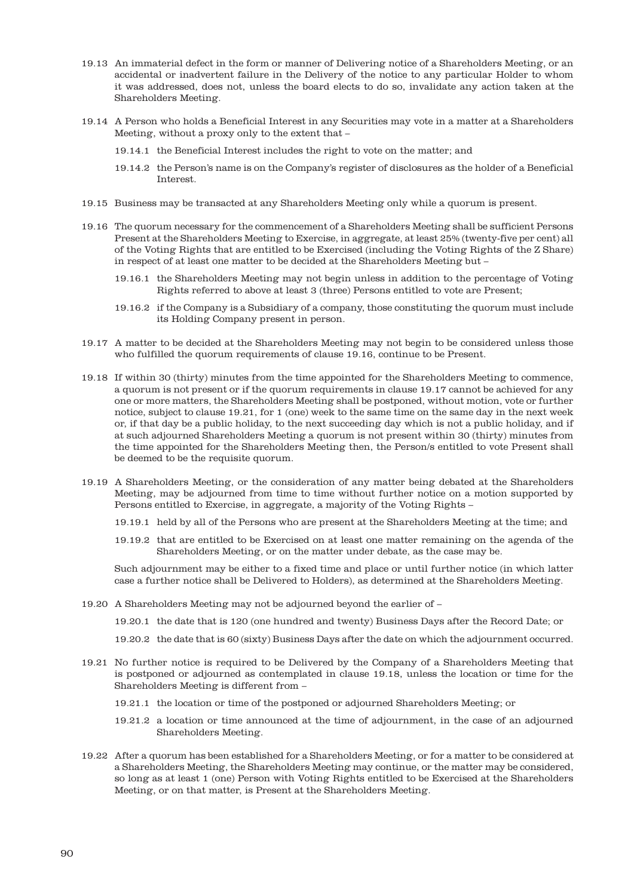19.13 An immaterial defect in the form or manner of Delivering notice of a Shareholders Meeting, or an accidental or inadvertent failure in the Delivery of the notice to any particular Holder to whom it was addressed, does not, unless the board elects to do so, invalidate any action taken at the Shareholders Meeting.

19.14 A Person who holds a Beneficial Interest in any Securities may vote in a matter at a Shareholders Meeting, without a proxy only to the extent that –

19.14.1 the Beneficial Interest includes the right to vote on the matter; and

19.14.2 the Person's name is on the Company's register of disclosures as the holder of a Beneficial Interest.

19.15 Business may be transacted at any Shareholders Meeting only while a quorum is present.

19.16 The quorum necessary for the commencement of a Shareholders Meeting shall be sufficient Persons Present at the Shareholders Meeting to Exercise, in aggregate, at least 25% (twenty-five per cent) all of the Voting Rights that are entitled to be Exercised (including the Voting Rights of the Z Share) in respect of at least one matter to be decided at the Shareholders Meeting but –

19.16.1 the Shareholders Meeting may not begin unless in addition to the percentage of Voting Rights referred to above at least 3 (three) Persons entitled to vote are Present;

19.16.2 if the Company is a Subsidiary of a company, those constituting the quorum must include its Holding Company present in person.

19.17 A matter to be decided at the Shareholders Meeting may not begin to be considered unless those who fulfilled the quorum requirements of clause 19.16, continue to be Present.

19.18 If within 30 (thirty) minutes from the time appointed for the Shareholders Meeting to commence, a quorum is not present or if the quorum requirements in clause 19.17 cannot be achieved for any one or more matters, the Shareholders Meeting shall be postponed, without motion, vote or further notice, subject to clause 19.21, for 1 (one) week to the same time on the same day in the next week or, if that day be a public holiday, to the next succeeding day which is not a public holiday, and if at such adjourned Shareholders Meeting a quorum is not present within 30 (thirty) minutes from the time appointed for the Shareholders Meeting then, the Person/s entitled to vote Present shall be deemed to be the requisite quorum.

19.19 A Shareholders Meeting, or the consideration of any matter being debated at the Shareholders Meeting, may be adjourned from time to time without further notice on a motion supported by Persons entitled to Exercise, in aggregate, a majority of the Voting Rights –

19.19.1 held by all of the Persons who are present at the Shareholders Meeting at the time; and

19.19.2 that are entitled to be Exercised on at least one matter remaining on the agenda of the Shareholders Meeting, or on the matter under debate, as the case may be.

Such adjournment may be either to a fixed time and place or until further notice (in which latter case a further notice shall be Delivered to Holders), as determined at the Shareholders Meeting.

19.20 A Shareholders Meeting may not be adjourned beyond the earlier of –

19.20.1 the date that is 120 (one hundred and twenty) Business Days after the Record Date; or

19.20.2 the date that is 60 (sixty) Business Days after the date on which the adjournment occurred.

19.21 No further notice is required to be Delivered by the Company of a Shareholders Meeting that is postponed or adjourned as contemplated in clause 19.18, unless the location or time for the Shareholders Meeting is different from –

19.21.1 the location or time of the postponed or adjourned Shareholders Meeting; or

19.21.2 a location or time announced at the time of adjournment, in the case of an adjourned Shareholders Meeting.

19.22 After a quorum has been established for a Shareholders Meeting, or for a matter to be considered at a Shareholders Meeting, the Shareholders Meeting may continue, or the matter may be considered, so long as at least 1 (one) Person with Voting Rights entitled to be Exercised at the Shareholders Meeting, or on that matter, is Present at the Shareholders Meeting.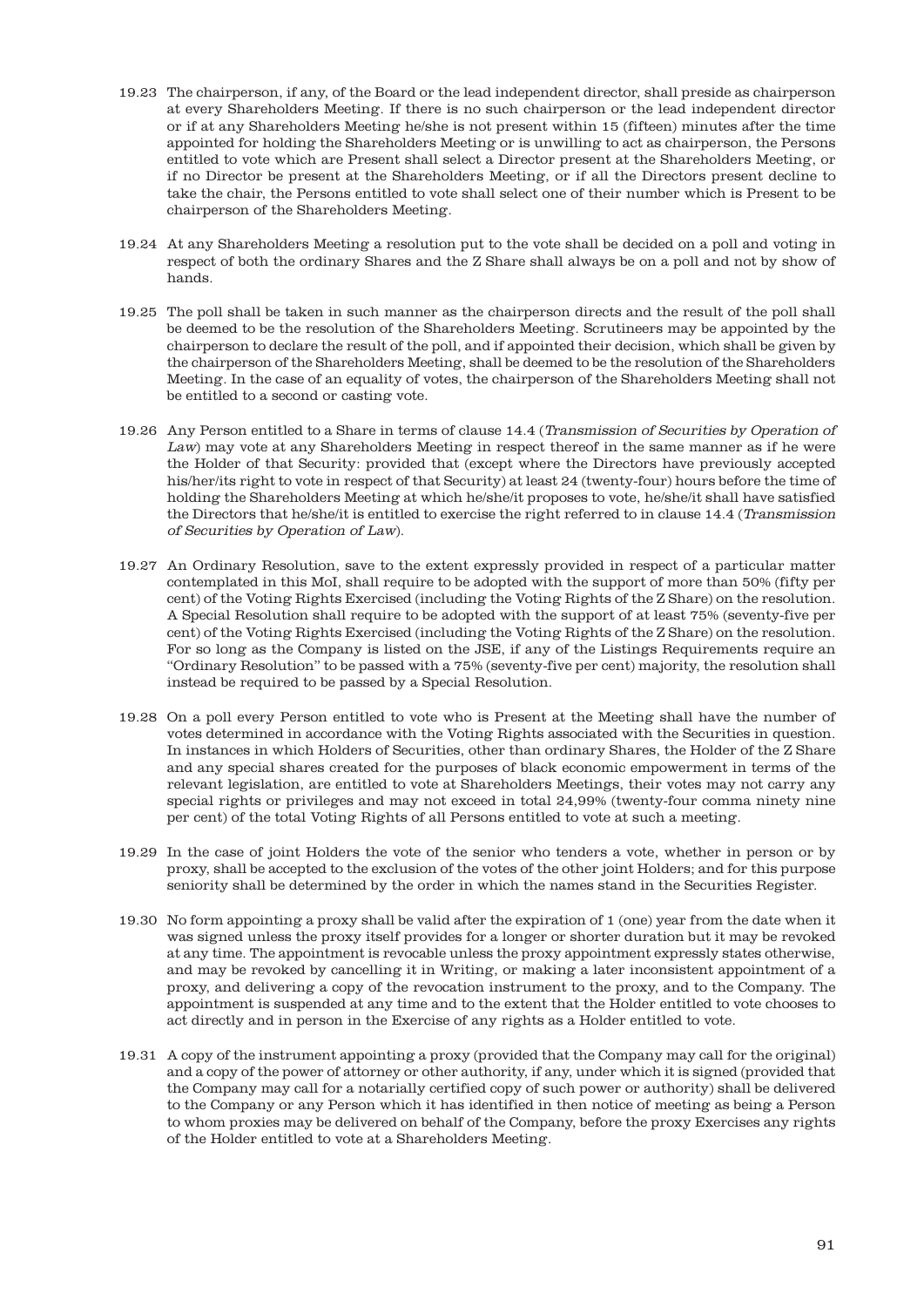19.23 The chairperson, if any, of the Board or the lead independent director, shall preside as chairperson at every Shareholders Meeting. If there is no such chairperson or the lead independent director or if at any Shareholders Meeting he/she is not present within 15 (fifteen) minutes after the time appointed for holding the Shareholders Meeting or is unwilling to act as chairperson, the Persons entitled to vote which are Present shall select a Director present at the Shareholders Meeting, or if no Director be present at the Shareholders Meeting, or if all the Directors present decline to take the chair, the Persons entitled to vote shall select one of their number which is Present to be chairperson of the Shareholders Meeting.

19.24 At any Shareholders Meeting a resolution put to the vote shall be decided on a poll and voting in respect of both the ordinary Shares and the Z Share shall always be on a poll and not by show of hands.

19.25 The poll shall be taken in such manner as the chairperson directs and the result of the poll shall be deemed to be the resolution of the Shareholders Meeting. Scrutineers may be appointed by the chairperson to declare the result of the poll, and if appointed their decision, which shall be given by the chairperson of the Shareholders Meeting, shall be deemed to be the resolution of the Shareholders Meeting. In the case of an equality of votes, the chairperson of the Shareholders Meeting shall not be entitled to a second or casting vote.

19.26 Any Person entitled to a Share in terms of clause 14.4 (*Transmission of Securities by Operation of Law*) may vote at any Shareholders Meeting in respect thereof in the same manner as if he were the Holder of that Security: provided that (except where the Directors have previously accepted his/her/its right to vote in respect of that Security) at least 24 (twenty-four) hours before the time of holding the Shareholders Meeting at which he/she/it proposes to vote, he/she/it shall have satisfied the Directors that he/she/it is entitled to exercise the right referred to in clause 14.4 (*Transmission of Securities by Operation of Law*).

19.27 An Ordinary Resolution, save to the extent expressly provided in respect of a particular matter contemplated in this MoI, shall require to be adopted with the support of more than 50% (fifty per cent) of the Voting Rights Exercised (including the Voting Rights of the Z Share) on the resolution. A Special Resolution shall require to be adopted with the support of at least 75% (seventy-five per cent) of the Voting Rights Exercised (including the Voting Rights of the Z Share) on the resolution. For so long as the Company is listed on the JSE, if any of the Listings Requirements require an "Ordinary Resolution" to be passed with a 75% (seventy-five per cent) majority, the resolution shall instead be required to be passed by a Special Resolution.

19.28 On a poll every Person entitled to vote who is Present at the Meeting shall have the number of votes determined in accordance with the Voting Rights associated with the Securities in question. In instances in which Holders of Securities, other than ordinary Shares, the Holder of the Z Share and any special shares created for the purposes of black economic empowerment in terms of the relevant legislation, are entitled to vote at Shareholders Meetings, their votes may not carry any special rights or privileges and may not exceed in total 24,99% (twenty-four comma ninety nine per cent) of the total Voting Rights of all Persons entitled to vote at such a meeting.

19.29 In the case of joint Holders the vote of the senior who tenders a vote, whether in person or by proxy, shall be accepted to the exclusion of the votes of the other joint Holders; and for this purpose seniority shall be determined by the order in which the names stand in the Securities Register.

19.30 No form appointing a proxy shall be valid after the expiration of 1 (one) year from the date when it was signed unless the proxy itself provides for a longer or shorter duration but it may be revoked at any time. The appointment is revocable unless the proxy appointment expressly states otherwise, and may be revoked by cancelling it in Writing, or making a later inconsistent appointment of a proxy, and delivering a copy of the revocation instrument to the proxy, and to the Company. The appointment is suspended at any time and to the extent that the Holder entitled to vote chooses to act directly and in person in the Exercise of any rights as a Holder entitled to vote.

19.31 A copy of the instrument appointing a proxy (provided that the Company may call for the original) and a copy of the power of attorney or other authority, if any, under which it is signed (provided that the Company may call for a notarially certified copy of such power or authority) shall be delivered to the Company or any Person which it has identified in then notice of meeting as being a Person to whom proxies may be delivered on behalf of the Company, before the proxy Exercises any rights of the Holder entitled to vote at a Shareholders Meeting.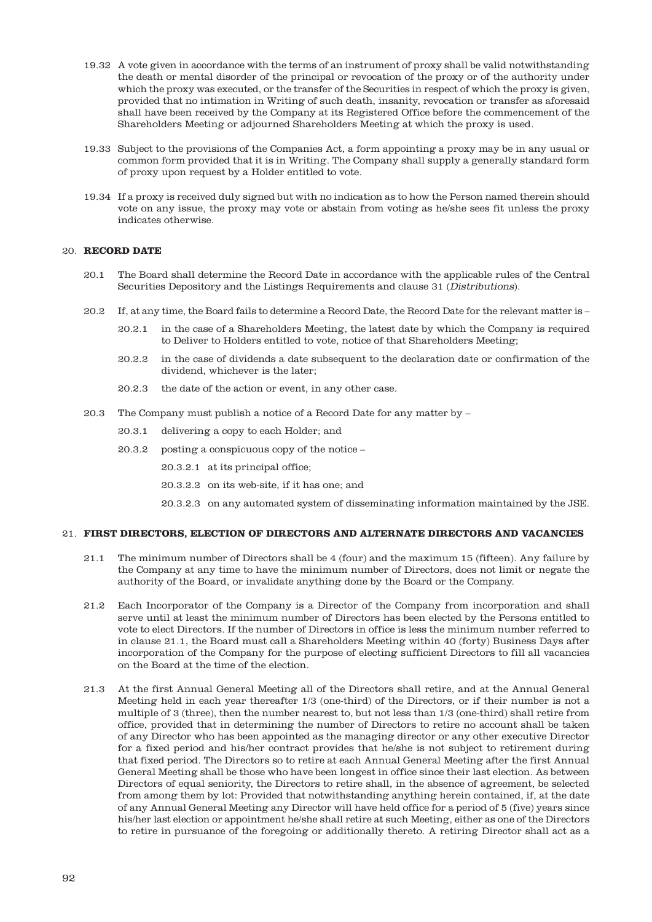19.32 A vote given in accordance with the terms of an instrument of proxy shall be valid notwithstanding the death or mental disorder of the principal or revocation of the proxy or of the authority under which the proxy was executed, or the transfer of the Securities in respect of which the proxy is given, provided that no intimation in Writing of such death, insanity, revocation or transfer as aforesaid shall have been received by the Company at its Registered Office before the commencement of the Shareholders Meeting or adjourned Shareholders Meeting at which the proxy is used.

19.33 Subject to the provisions of the Companies Act, a form appointing a proxy may be in any usual or common form provided that it is in Writing. The Company shall supply a generally standard form of proxy upon request by a Holder entitled to vote.

19.34 If a proxy is received duly signed but with no indication as to how the Person named therein should vote on any issue, the proxy may vote or abstain from voting as he/she sees fit unless the proxy indicates otherwise.

## 20. RECORD DATE

20.1 The Board shall determine the Record Date in accordance with the applicable rules of the Central Securities Depository and the Listings Requirements and clause 31 (*Distributions*).

20.2 If, at any time, the Board fails to determine a Record Date, the Record Date for the relevant matter is –

20.2.1 in the case of a Shareholders Meeting, the latest date by which the Company is required to Deliver to Holders entitled to vote, notice of that Shareholders Meeting;

20.2.2 in the case of dividends a date subsequent to the declaration date or confirmation of the dividend, whichever is the later;

20.2.3 the date of the action or event, in any other case.

20.3 The Company must publish a notice of a Record Date for any matter by –

20.3.1 delivering a copy to each Holder; and

20.3.2 posting a conspicuous copy of the notice –

20.3.2.1 at its principal office;

20.3.2.2 on its web-site, if it has one; and

20.3.2.3 on any automated system of disseminating information maintained by the JSE.

## 21. FIRST DIRECTORS, ELECTION OF DIRECTORS AND ALTERNATE DIRECTORS AND VACANCIES

21.1 The minimum number of Directors shall be 4 (four) and the maximum 15 (fifteen). Any failure by the Company at any time to have the minimum number of Directors, does not limit or negate the authority of the Board, or invalidate anything done by the Board or the Company.

21.2 Each Incorporator of the Company is a Director of the Company from incorporation and shall serve until at least the minimum number of Directors has been elected by the Persons entitled to vote to elect Directors. If the number of Directors in office is less the minimum number referred to in clause 21.1, the Board must call a Shareholders Meeting within 40 (forty) Business Days after incorporation of the Company for the purpose of electing sufficient Directors to fill all vacancies on the Board at the time of the election.

21.3 At the first Annual General Meeting all of the Directors shall retire, and at the Annual General Meeting held in each year thereafter 1/3 (one-third) of the Directors, or if their number is not a multiple of 3 (three), then the number nearest to, but not less than 1/3 (one-third) shall retire from office, provided that in determining the number of Directors to retire no account shall be taken of any Director who has been appointed as the managing director or any other executive Director for a fixed period and his/her contract provides that he/she is not subject to retirement during that fixed period. The Directors so to retire at each Annual General Meeting after the first Annual General Meeting shall be those who have been longest in office since their last election. As between Directors of equal seniority, the Directors to retire shall, in the absence of agreement, be selected from among them by lot: Provided that notwithstanding anything herein contained, if, at the date of any Annual General Meeting any Director will have held office for a period of 5 (five) years since his/her last election or appointment he/she shall retire at such Meeting, either as one of the Directors to retire in pursuance of the foregoing or additionally thereto. A retiring Director shall act as a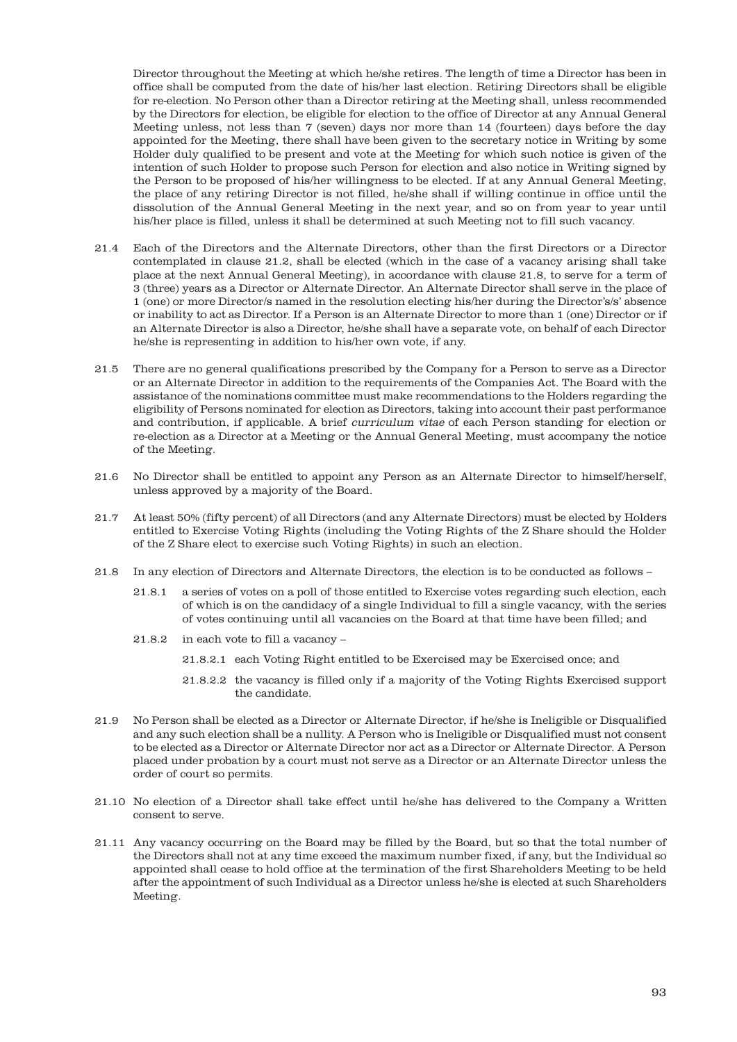Director throughout the Meeting at which he/she retires. The length of time a Director has been in office shall be computed from the date of his/her last election. Retiring Directors shall be eligible for re-election. No Person other than a Director retiring at the Meeting shall, unless recommended by the Directors for election, be eligible for election to the office of Director at any Annual General Meeting unless, not less than 7 (seven) days nor more than 14 (fourteen) days before the day appointed for the Meeting, there shall have been given to the secretary notice in Writing by some Holder duly qualified to be present and vote at the Meeting for which such notice is given of the intention of such Holder to propose such Person for election and also notice in Writing signed by the Person to be proposed of his/her willingness to be elected. If at any Annual General Meeting, the place of any retiring Director is not filled, he/she shall if willing continue in office until the dissolution of the Annual General Meeting in the next year, and so on from year to year until his/her place is filled, unless it shall be determined at such Meeting not to fill such vacancy.

21.4 Each of the Directors and the Alternate Directors, other than the first Directors or a Director contemplated in clause 21.2, shall be elected (which in the case of a vacancy arising shall take place at the next Annual General Meeting), in accordance with clause 21.8, to serve for a term of 3 (three) years as a Director or Alternate Director. An Alternate Director shall serve in the place of 1 (one) or more Director/s named in the resolution electing his/her during the Director's/s' absence or inability to act as Director. If a Person is an Alternate Director to more than 1 (one) Director or if an Alternate Director is also a Director, he/she shall have a separate vote, on behalf of each Director he/she is representing in addition to his/her own vote, if any.

21.5 There are no general qualifications prescribed by the Company for a Person to serve as a Director or an Alternate Director in addition to the requirements of the Companies Act. The Board with the assistance of the nominations committee must make recommendations to the Holders regarding the eligibility of Persons nominated for election as Directors, taking into account their past performance and contribution, if applicable. A brief *curriculum vitae* of each Person standing for election or re-election as a Director at a Meeting or the Annual General Meeting, must accompany the notice of the Meeting.

21.6 No Director shall be entitled to appoint any Person as an Alternate Director to himself/herself, unless approved by a majority of the Board.

21.7 At least 50% (fifty percent) of all Directors (and any Alternate Directors) must be elected by Holders entitled to Exercise Voting Rights (including the Voting Rights of the Z Share should the Holder of the Z Share elect to exercise such Voting Rights) in such an election.

21.8 In any election of Directors and Alternate Directors, the election is to be conducted as follows –

- 21.8.1 a series of votes on a poll of those entitled to Exercise votes regarding such election, each of which is on the candidacy of a single Individual to fill a single vacancy, with the series of votes continuing until all vacancies on the Board at that time have been filled; and
- 21.8.2 in each vote to fill a vacancy –
  - 21.8.2.1 each Voting Right entitled to be Exercised may be Exercised once; and
  - 21.8.2.2 the vacancy is filled only if a majority of the Voting Rights Exercised support the candidate.

21.9 No Person shall be elected as a Director or Alternate Director, if he/she is Ineligible or Disqualified and any such election shall be a nullity. A Person who is Ineligible or Disqualified must not consent to be elected as a Director or Alternate Director nor act as a Director or Alternate Director. A Person placed under probation by a court must not serve as a Director or an Alternate Director unless the order of court so permits.

21.10 No election of a Director shall take effect until he/she has delivered to the Company a Written consent to serve.

21.11 Any vacancy occurring on the Board may be filled by the Board, but so that the total number of the Directors shall not at any time exceed the maximum number fixed, if any, but the Individual so appointed shall cease to hold office at the termination of the first Shareholders Meeting to be held after the appointment of such Individual as a Director unless he/she is elected at such Shareholders Meeting.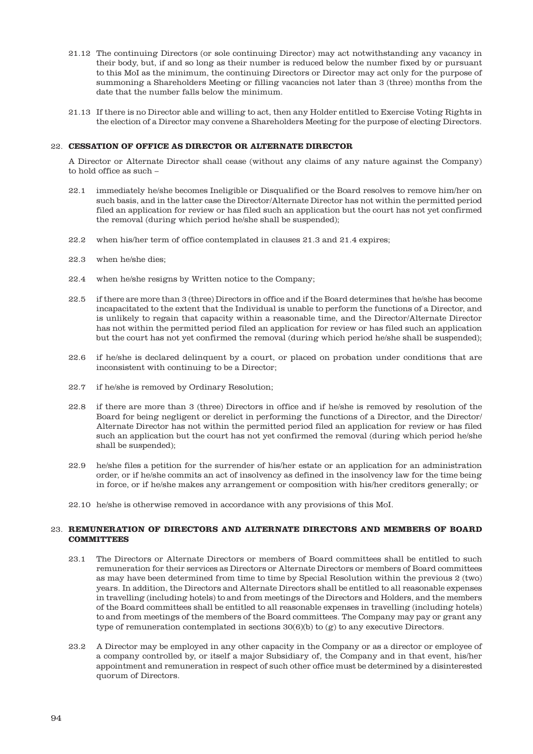21.12 The continuing Directors (or sole continuing Director) may act notwithstanding any vacancy in their body, but, if and so long as their number is reduced below the number fixed by or pursuant to this MoI as the minimum, the continuing Directors or Director may act only for the purpose of summoning a Shareholders Meeting or filling vacancies not later than 3 (three) months from the date that the number falls below the minimum.

21.13 If there is no Director able and willing to act, then any Holder entitled to Exercise Voting Rights in the election of a Director may convene a Shareholders Meeting for the purpose of electing Directors.

## 22. CESSATION OF OFFICE AS DIRECTOR OR ALTERNATE DIRECTOR

A Director or Alternate Director shall cease (without any claims of any nature against the Company) to hold office as such –

22.1 immediately he/she becomes Ineligible or Disqualified or the Board resolves to remove him/her on such basis, and in the latter case the Director/Alternate Director has not within the permitted period filed an application for review or has filed such an application but the court has not yet confirmed the removal (during which period he/she shall be suspended);

22.2 when his/her term of office contemplated in clauses 21.3 and 21.4 expires;

22.3 when he/she dies;

22.4 when he/she resigns by Written notice to the Company;

22.5 if there are more than 3 (three) Directors in office and if the Board determines that he/she has become incapacitated to the extent that the Individual is unable to perform the functions of a Director, and is unlikely to regain that capacity within a reasonable time, and the Director/Alternate Director has not within the permitted period filed an application for review or has filed such an application but the court has not yet confirmed the removal (during which period he/she shall be suspended);

22.6 if he/she is declared delinquent by a court, or placed on probation under conditions that are inconsistent with continuing to be a Director;

22.7 if he/she is removed by Ordinary Resolution;

22.8 if there are more than 3 (three) Directors in office and if he/she is removed by resolution of the Board for being negligent or derelict in performing the functions of a Director, and the Director/Alternate Director has not within the permitted period filed an application for review or has filed such an application but the court has not yet confirmed the removal (during which period he/she shall be suspended);

22.9 he/she files a petition for the surrender of his/her estate or an application for an administration order, or if he/she commits an act of insolvency as defined in the insolvency law for the time being in force, or if he/she makes any arrangement or composition with his/her creditors generally; or

22.10 he/she is otherwise removed in accordance with any provisions of this MoI.

## 23. REMUNERATION OF DIRECTORS AND ALTERNATE DIRECTORS AND MEMBERS OF BOARD COMMITTEES

23.1 The Directors or Alternate Directors or members of Board committees shall be entitled to such remuneration for their services as Directors or Alternate Directors or members of Board committees as may have been determined from time to time by Special Resolution within the previous 2 (two) years. In addition, the Directors and Alternate Directors shall be entitled to all reasonable expenses in travelling (including hotels) to and from meetings of the Directors and Holders, and the members of the Board committees shall be entitled to all reasonable expenses in travelling (including hotels) to and from meetings of the members of the Board committees. The Company may pay or grant any type of remuneration contemplated in sections 30(6)(b) to (g) to any executive Directors.

23.2 A Director may be employed in any other capacity in the Company or as a director or employee of a company controlled by, or itself a major Subsidiary of, the Company and in that event, his/her appointment and remuneration in respect of such other office must be determined by a disinterested quorum of Directors.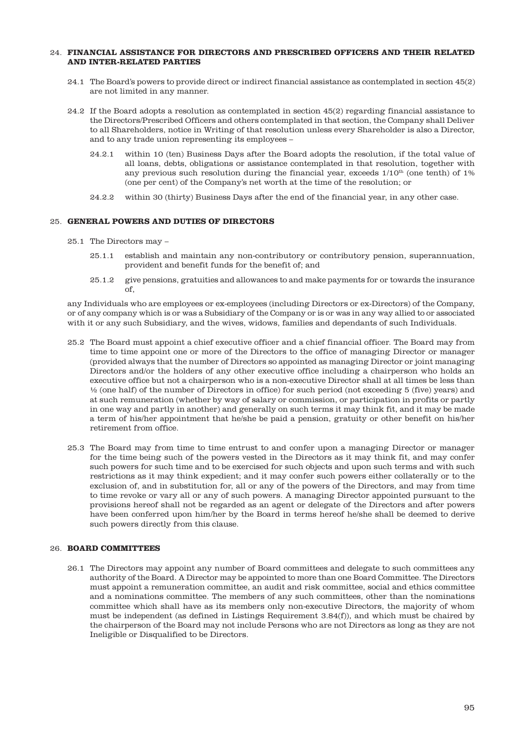## 24. FINANCIAL ASSISTANCE FOR DIRECTORS AND PRESCRIBED OFFICERS AND THEIR RELATED AND INTER-RELATED PARTIES

24.1 The Board's powers to provide direct or indirect financial assistance as contemplated in section 45(2) are not limited in any manner.

24.2 If the Board adopts a resolution as contemplated in section 45(2) regarding financial assistance to the Directors/Prescribed Officers and others contemplated in that section, the Company shall Deliver to all Shareholders, notice in Writing of that resolution unless every Shareholder is also a Director, and to any trade union representing its employees –

24.2.1 within 10 (ten) Business Days after the Board adopts the resolution, if the total value of all loans, debts, obligations or assistance contemplated in that resolution, together with any previous such resolution during the financial year, exceeds 1/10th (one tenth) of 1% (one per cent) of the Company's net worth at the time of the resolution; or

24.2.2 within 30 (thirty) Business Days after the end of the financial year, in any other case.

## 25. GENERAL POWERS AND DUTIES OF DIRECTORS

25.1 The Directors may –

25.1.1 establish and maintain any non-contributory or contributory pension, superannuation, provident and benefit funds for the benefit of; and

25.1.2 give pensions, gratuities and allowances to and make payments for or towards the insurance of,

any Individuals who are employees or ex-employees (including Directors or ex-Directors) of the Company, or of any company which is or was a Subsidiary of the Company or is or was in any way allied to or associated with it or any such Subsidiary, and the wives, widows, families and dependants of such Individuals.

25.2 The Board must appoint a chief executive officer and a chief financial officer. The Board may from time to time appoint one or more of the Directors to the office of managing Director or manager (provided always that the number of Directors so appointed as managing Director or joint managing Directors and/or the holders of any other executive office including a chairperson who holds an executive office but not a chairperson who is a non-executive Director shall at all times be less than ½ (one half) of the number of Directors in office) for such period (not exceeding 5 (five) years) and at such remuneration (whether by way of salary or commission, or participation in profits or partly in one way and partly in another) and generally on such terms it may think fit, and it may be made a term of his/her appointment that he/she be paid a pension, gratuity or other benefit on his/her retirement from office.

25.3 The Board may from time to time entrust to and confer upon a managing Director or manager for the time being such of the powers vested in the Directors as it may think fit, and may confer such powers for such time and to be exercised for such objects and upon such terms and with such restrictions as it may think expedient; and it may confer such powers either collaterally or to the exclusion of, and in substitution for, all or any of the powers of the Directors, and may from time to time revoke or vary all or any of such powers. A managing Director appointed pursuant to the provisions hereof shall not be regarded as an agent or delegate of the Directors and after powers have been conferred upon him/her by the Board in terms hereof he/she shall be deemed to derive such powers directly from this clause.

## 26. BOARD COMMITTEES

26.1 The Directors may appoint any number of Board committees and delegate to such committees any authority of the Board. A Director may be appointed to more than one Board Committee. The Directors must appoint a remuneration committee, an audit and risk committee, social and ethics committee and a nominations committee. The members of any such committees, other than the nominations committee which shall have as its members only non-executive Directors, the majority of whom must be independent (as defined in Listings Requirement 3.84(f)), and which must be chaired by the chairperson of the Board may not include Persons who are not Directors as long as they are not Ineligible or Disqualified to be Directors.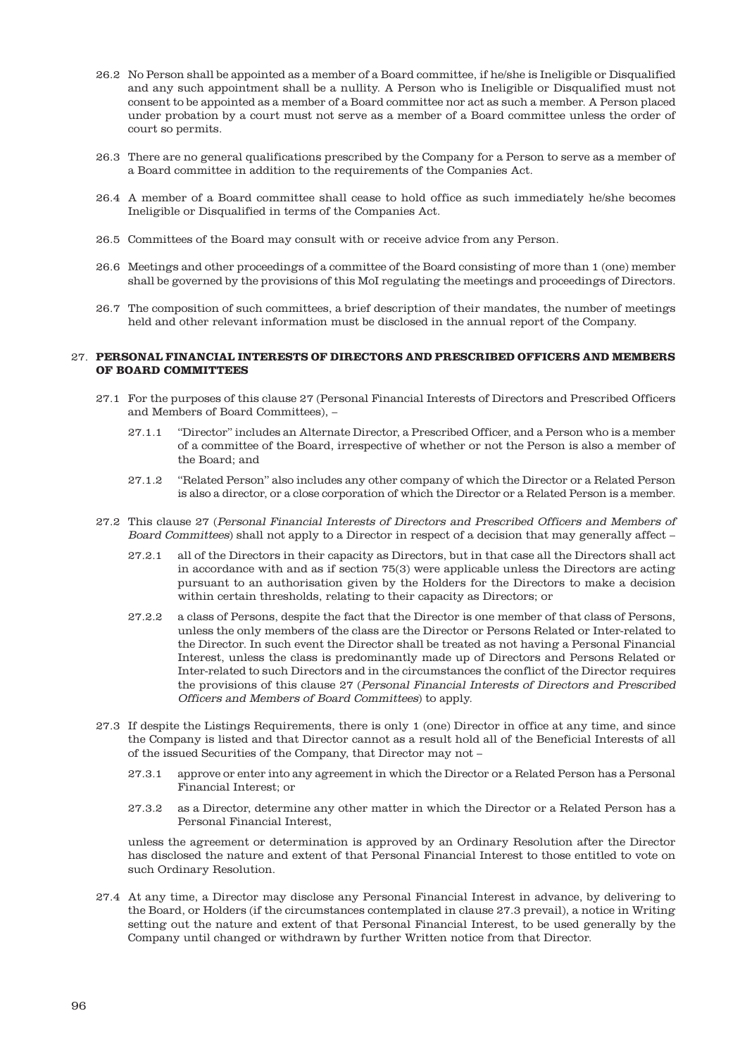26.2 No Person shall be appointed as a member of a Board committee, if he/she is Ineligible or Disqualified and any such appointment shall be a nullity. A Person who is Ineligible or Disqualified must not consent to be appointed as a member of a Board committee nor act as such a member. A Person placed under probation by a court must not serve as a member of a Board committee unless the order of court so permits.

26.3 There are no general qualifications prescribed by the Company for a Person to serve as a member of a Board committee in addition to the requirements of the Companies Act.

26.4 A member of a Board committee shall cease to hold office as such immediately he/she becomes Ineligible or Disqualified in terms of the Companies Act.

26.5 Committees of the Board may consult with or receive advice from any Person.

26.6 Meetings and other proceedings of a committee of the Board consisting of more than 1 (one) member shall be governed by the provisions of this MoI regulating the meetings and proceedings of Directors.

26.7 The composition of such committees, a brief description of their mandates, the number of meetings held and other relevant information must be disclosed in the annual report of the Company.

## 27. PERSONAL FINANCIAL INTERESTS OF DIRECTORS AND PRESCRIBED OFFICERS AND MEMBERS OF BOARD COMMITTEES

27.1 For the purposes of this clause 27 (Personal Financial Interests of Directors and Prescribed Officers and Members of Board Committees), –

27.1.1 "Director" includes an Alternate Director, a Prescribed Officer, and a Person who is a member of a committee of the Board, irrespective of whether or not the Person is also a member of the Board; and

27.1.2 "Related Person" also includes any other company of which the Director or a Related Person is also a director, or a close corporation of which the Director or a Related Person is a member.

27.2 This clause 27 (*Personal Financial Interests of Directors and Prescribed Officers and Members of Board Committees*) shall not apply to a Director in respect of a decision that may generally affect –

27.2.1 all of the Directors in their capacity as Directors, but in that case all the Directors shall act in accordance with and as if section 75(3) were applicable unless the Directors are acting pursuant to an authorisation given by the Holders for the Directors to make a decision within certain thresholds, relating to their capacity as Directors; or

27.2.2 a class of Persons, despite the fact that the Director is one member of that class of Persons, unless the only members of the class are the Director or Persons Related or Inter-related to the Director. In such event the Director shall be treated as not having a Personal Financial Interest, unless the class is predominantly made up of Directors and Persons Related or Inter-related to such Directors and in the circumstances the conflict of the Director requires the provisions of this clause 27 (*Personal Financial Interests of Directors and Prescribed Officers and Members of Board Committees*) to apply.

27.3 If despite the Listings Requirements, there is only 1 (one) Director in office at any time, and since the Company is listed and that Director cannot as a result hold all of the Beneficial Interests of all of the issued Securities of the Company, that Director may not –

27.3.1 approve or enter into any agreement in which the Director or a Related Person has a Personal Financial Interest; or

27.3.2 as a Director, determine any other matter in which the Director or a Related Person has a Personal Financial Interest,

unless the agreement or determination is approved by an Ordinary Resolution after the Director has disclosed the nature and extent of that Personal Financial Interest to those entitled to vote on such Ordinary Resolution.

27.4 At any time, a Director may disclose any Personal Financial Interest in advance, by delivering to the Board, or Holders (if the circumstances contemplated in clause 27.3 prevail), a notice in Writing setting out the nature and extent of that Personal Financial Interest, to be used generally by the Company until changed or withdrawn by further Written notice from that Director.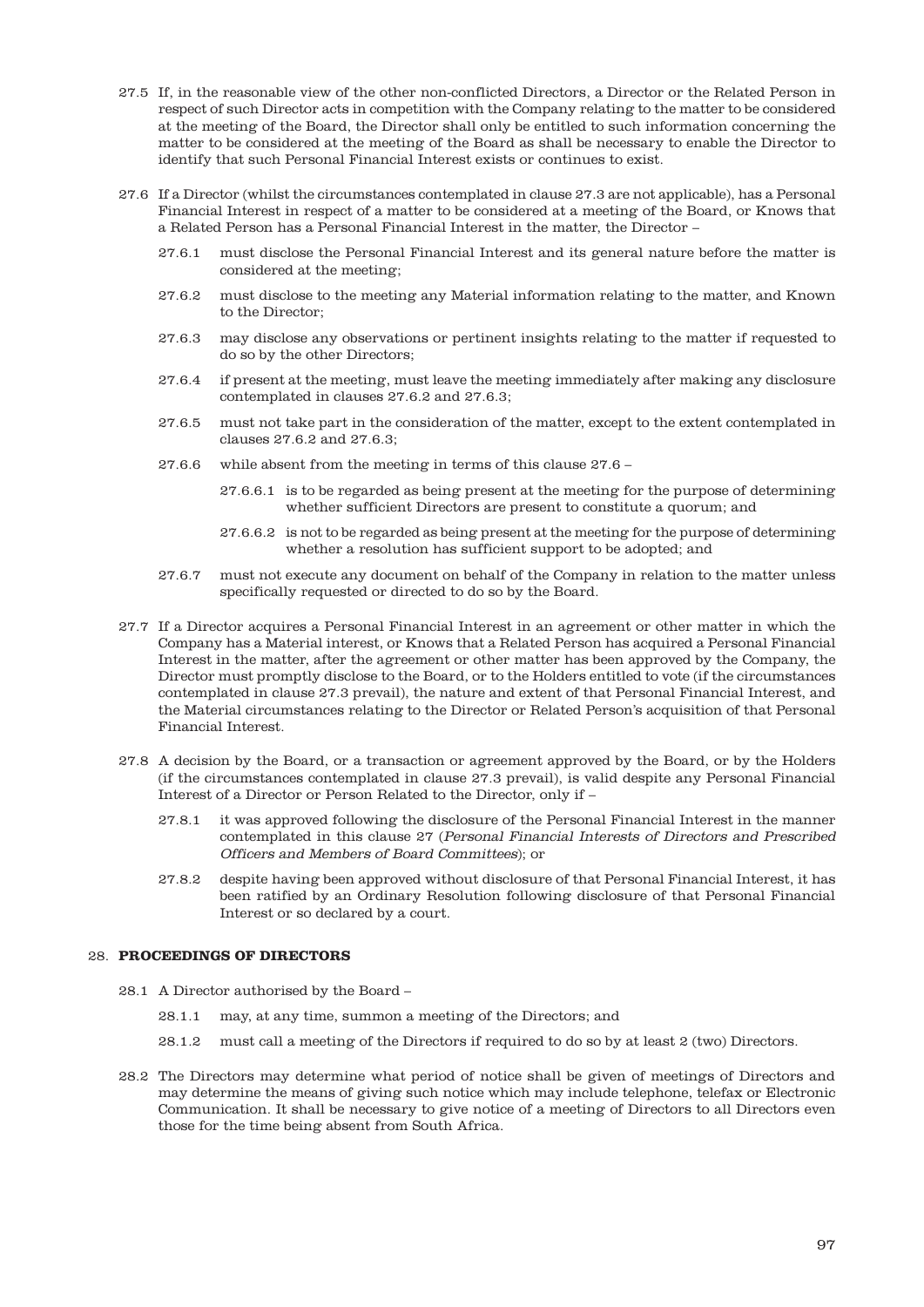27.5 If, in the reasonable view of the other non-conflicted Directors, a Director or the Related Person in respect of such Director acts in competition with the Company relating to the matter to be considered at the meeting of the Board, the Director shall only be entitled to such information concerning the matter to be considered at the meeting of the Board as shall be necessary to enable the Director to identify that such Personal Financial Interest exists or continues to exist.

27.6 If a Director (whilst the circumstances contemplated in clause 27.3 are not applicable), has a Personal Financial Interest in respect of a matter to be considered at a meeting of the Board, or Knows that a Related Person has a Personal Financial Interest in the matter, the Director –

27.6.1 must disclose the Personal Financial Interest and its general nature before the matter is considered at the meeting;

27.6.2 must disclose to the meeting any Material information relating to the matter, and Known to the Director;

27.6.3 may disclose any observations or pertinent insights relating to the matter if requested to do so by the other Directors;

27.6.4 if present at the meeting, must leave the meeting immediately after making any disclosure contemplated in clauses 27.6.2 and 27.6.3;

27.6.5 must not take part in the consideration of the matter, except to the extent contemplated in clauses 27.6.2 and 27.6.3;

27.6.6 while absent from the meeting in terms of this clause 27.6 –

27.6.6.1 is to be regarded as being present at the meeting for the purpose of determining whether sufficient Directors are present to constitute a quorum; and

27.6.6.2 is not to be regarded as being present at the meeting for the purpose of determining whether a resolution has sufficient support to be adopted; and

27.6.7 must not execute any document on behalf of the Company in relation to the matter unless specifically requested or directed to do so by the Board.

27.7 If a Director acquires a Personal Financial Interest in an agreement or other matter in which the Company has a Material interest, or Knows that a Related Person has acquired a Personal Financial Interest in the matter, after the agreement or other matter has been approved by the Company, the Director must promptly disclose to the Board, or to the Holders entitled to vote (if the circumstances contemplated in clause 27.3 prevail), the nature and extent of that Personal Financial Interest, and the Material circumstances relating to the Director or Related Person's acquisition of that Personal Financial Interest.

27.8 A decision by the Board, or a transaction or agreement approved by the Board, or by the Holders (if the circumstances contemplated in clause 27.3 prevail), is valid despite any Personal Financial Interest of a Director or Person Related to the Director, only if –

27.8.1 it was approved following the disclosure of the Personal Financial Interest in the manner contemplated in this clause 27 (*Personal Financial Interests of Directors and Prescribed Officers and Members of Board Committees*); or

27.8.2 despite having been approved without disclosure of that Personal Financial Interest, it has been ratified by an Ordinary Resolution following disclosure of that Personal Financial Interest or so declared by a court.

## 28. PROCEEDINGS OF DIRECTORS

28.1 A Director authorised by the Board –

28.1.1 may, at any time, summon a meeting of the Directors; and

28.1.2 must call a meeting of the Directors if required to do so by at least 2 (two) Directors.

28.2 The Directors may determine what period of notice shall be given of meetings of Directors and may determine the means of giving such notice which may include telephone, telefax or Electronic Communication. It shall be necessary to give notice of a meeting of Directors to all Directors even those for the time being absent from South Africa.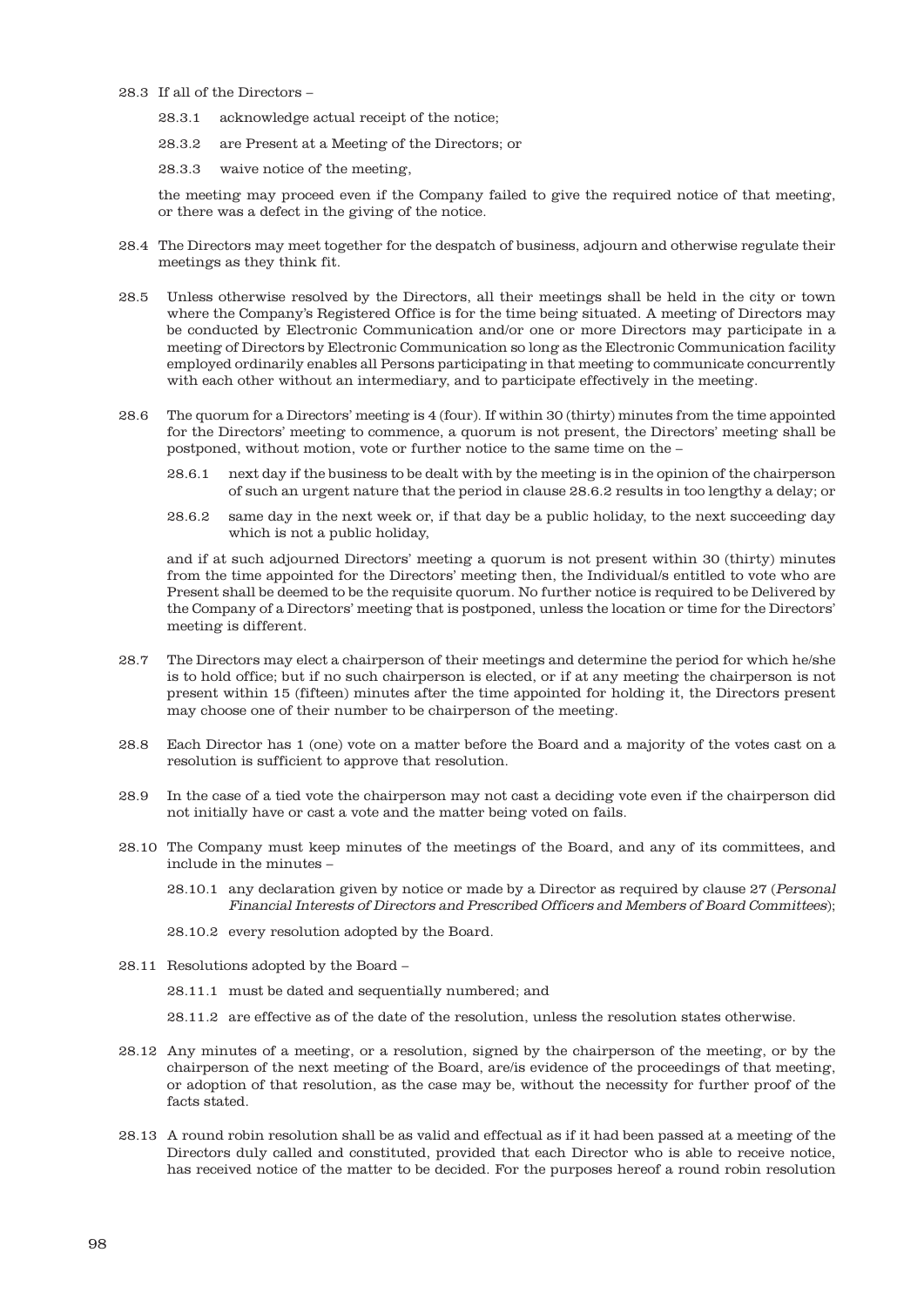28.3 If all of the Directors –

 28.3.1 acknowledge actual receipt of the notice;

 28.3.2 are Present at a Meeting of the Directors; or

 28.3.3 waive notice of the meeting,

 the meeting may proceed even if the Company failed to give the required notice of that meeting, or there was a defect in the giving of the notice.

28.4 The Directors may meet together for the despatch of business, adjourn and otherwise regulate their meetings as they think fit.

28.5 Unless otherwise resolved by the Directors, all their meetings shall be held in the city or town where the Company's Registered Office is for the time being situated. A meeting of Directors may be conducted by Electronic Communication and/or one or more Directors may participate in a meeting of Directors by Electronic Communication so long as the Electronic Communication facility employed ordinarily enables all Persons participating in that meeting to communicate concurrently with each other without an intermediary, and to participate effectively in the meeting.

28.6 The quorum for a Directors' meeting is 4 (four). If within 30 (thirty) minutes from the time appointed for the Directors' meeting to commence, a quorum is not present, the Directors' meeting shall be postponed, without motion, vote or further notice to the same time on the –

 28.6.1 next day if the business to be dealt with by the meeting is in the opinion of the chairperson of such an urgent nature that the period in clause 28.6.2 results in too lengthy a delay; or

 28.6.2 same day in the next week or, if that day be a public holiday, to the next succeeding day which is not a public holiday,

 and if at such adjourned Directors' meeting a quorum is not present within 30 (thirty) minutes from the time appointed for the Directors' meeting then, the Individual/s entitled to vote who are Present shall be deemed to be the requisite quorum. No further notice is required to be Delivered by the Company of a Directors' meeting that is postponed, unless the location or time for the Directors' meeting is different.

28.7 The Directors may elect a chairperson of their meetings and determine the period for which he/she is to hold office; but if no such chairperson is elected, or if at any meeting the chairperson is not present within 15 (fifteen) minutes after the time appointed for holding it, the Directors present may choose one of their number to be chairperson of the meeting.

28.8 Each Director has 1 (one) vote on a matter before the Board and a majority of the votes cast on a resolution is sufficient to approve that resolution.

28.9 In the case of a tied vote the chairperson may not cast a deciding vote even if the chairperson did not initially have or cast a vote and the matter being voted on fails.

28.10 The Company must keep minutes of the meetings of the Board, and any of its committees, and include in the minutes –

 28.10.1 any declaration given by notice or made by a Director as required by clause 27 (*Personal Financial Interests of Directors and Prescribed Officers and Members of Board Committees*);

 28.10.2 every resolution adopted by the Board.

28.11 Resolutions adopted by the Board –

 28.11.1 must be dated and sequentially numbered; and

 28.11.2 are effective as of the date of the resolution, unless the resolution states otherwise.

28.12 Any minutes of a meeting, or a resolution, signed by the chairperson of the meeting, or by the chairperson of the next meeting of the Board, are/is evidence of the proceedings of that meeting, or adoption of that resolution, as the case may be, without the necessity for further proof of the facts stated.

28.13 A round robin resolution shall be as valid and effectual as if it had been passed at a meeting of the Directors duly called and constituted, provided that each Director who is able to receive notice, has received notice of the matter to be decided. For the purposes hereof a round robin resolution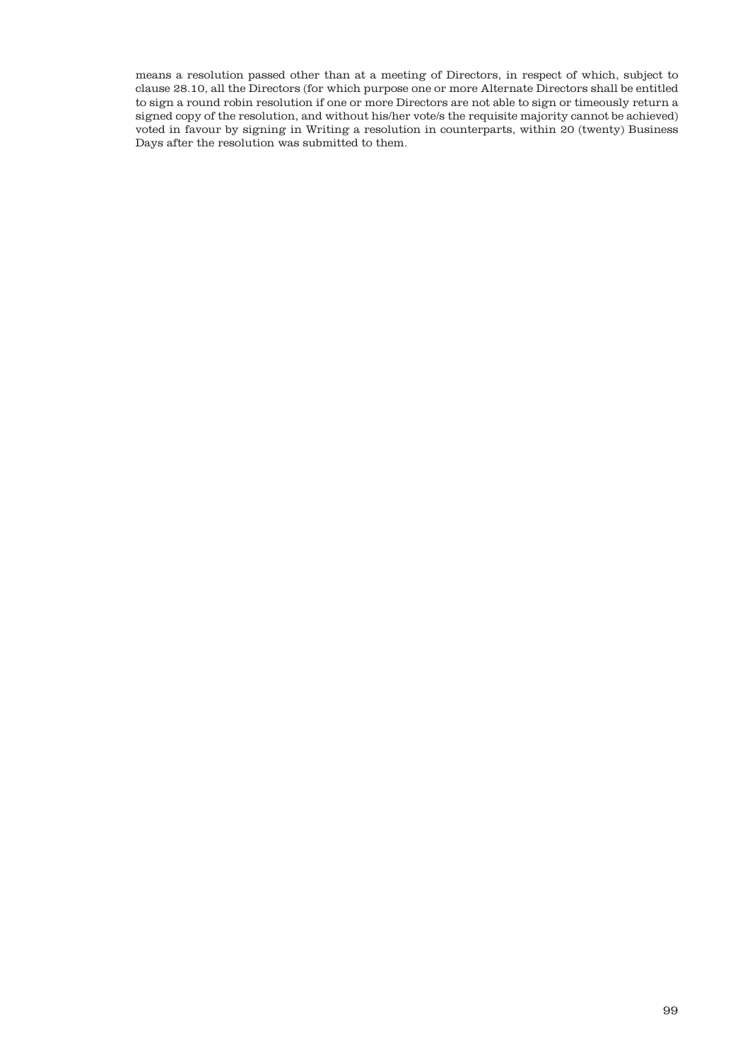means a resolution passed other than at a meeting of Directors, in respect of which, subject to clause 28.10, all the Directors (for which purpose one or more Alternate Directors shall be entitled to sign a round robin resolution if one or more Directors are not able to sign or timeously return a signed copy of the resolution, and without his/her vote/s the requisite majority cannot be achieved) voted in favour by signing in Writing a resolution in counterparts, within 20 (twenty) Business Days after the resolution was submitted to them.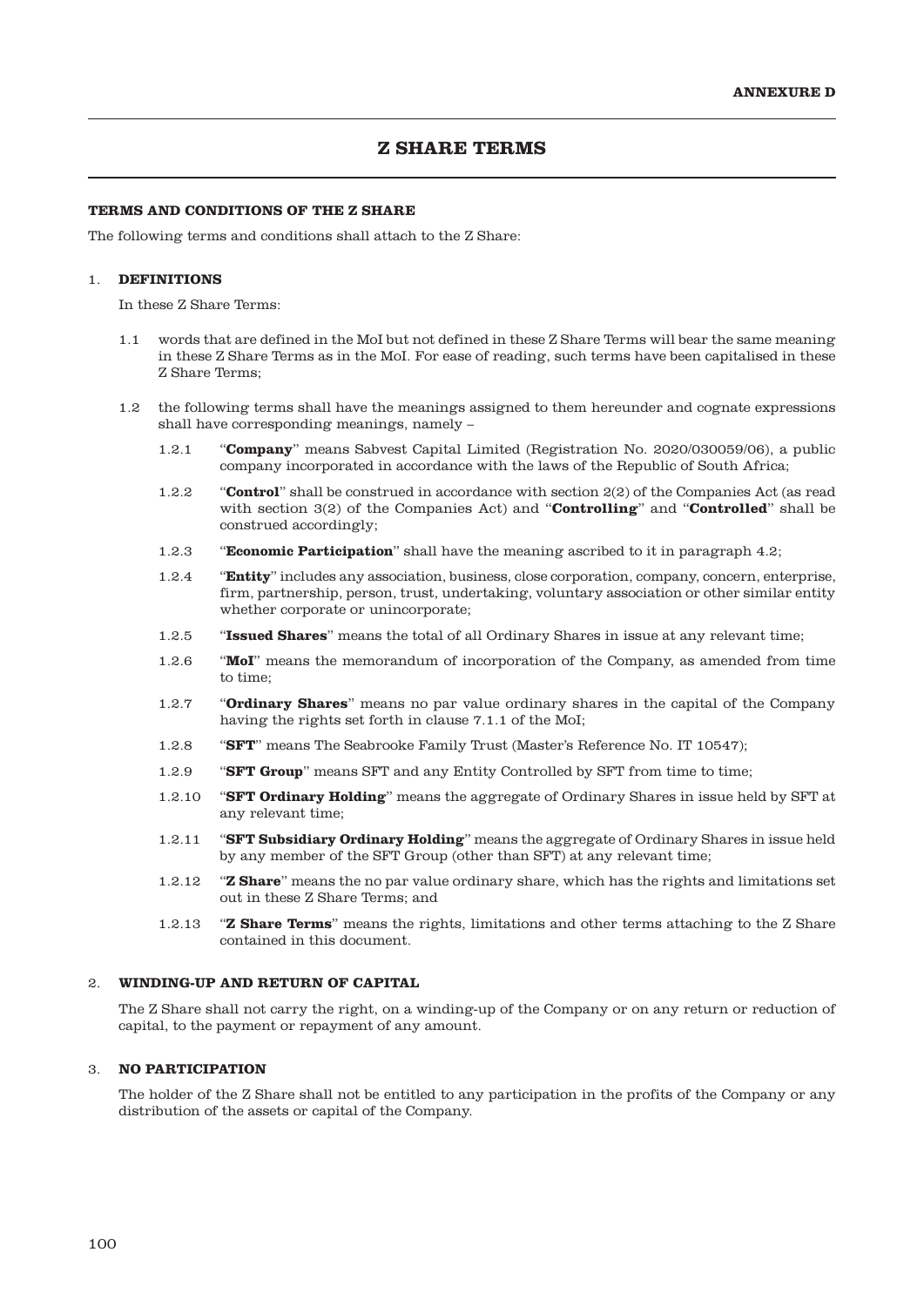**ANNEXURE D**

# Z SHARE TERMS

## TERMS AND CONDITIONS OF THE Z SHARE

The following terms and conditions shall attach to the Z Share:

### 1. DEFINITIONS

In these Z Share Terms:

1.1 words that are defined in the MoI but not defined in these Z Share Terms will bear the same meaning in these Z Share Terms as in the MoI. For ease of reading, such terms have been capitalised in these Z Share Terms;

1.2 the following terms shall have the meanings assigned to them hereunder and cognate expressions shall have corresponding meanings, namely –

1.2.1 "**Company**" means Sabvest Capital Limited (Registration No. 2020/030059/06), a public company incorporated in accordance with the laws of the Republic of South Africa;

1.2.2 "**Control**" shall be construed in accordance with section 2(2) of the Companies Act (as read with section 3(2) of the Companies Act) and "**Controlling**" and "**Controlled**" shall be construed accordingly;

1.2.3 "**Economic Participation**" shall have the meaning ascribed to it in paragraph 4.2;

1.2.4 "**Entity**" includes any association, business, close corporation, company, concern, enterprise, firm, partnership, person, trust, undertaking, voluntary association or other similar entity whether corporate or unincorporate;

1.2.5 "**Issued Shares**" means the total of all Ordinary Shares in issue at any relevant time;

1.2.6 "**MoI**" means the memorandum of incorporation of the Company, as amended from time to time;

1.2.7 "**Ordinary Shares**" means no par value ordinary shares in the capital of the Company having the rights set forth in clause 7.1.1 of the MoI;

1.2.8 "**SFT**" means The Seabrooke Family Trust (Master's Reference No. IT 10547);

1.2.9 "**SFT Group**" means SFT and any Entity Controlled by SFT from time to time;

1.2.10 "**SFT Ordinary Holding**" means the aggregate of Ordinary Shares in issue held by SFT at any relevant time;

1.2.11 "**SFT Subsidiary Ordinary Holding**" means the aggregate of Ordinary Shares in issue held by any member of the SFT Group (other than SFT) at any relevant time;

1.2.12 "**Z Share**" means the no par value ordinary share, which has the rights and limitations set out in these Z Share Terms; and

1.2.13 "**Z Share Terms**" means the rights, limitations and other terms attaching to the Z Share contained in this document.

### 2. WINDING-UP AND RETURN OF CAPITAL

The Z Share shall not carry the right, on a winding-up of the Company or on any return or reduction of capital, to the payment or repayment of any amount.

### 3. NO PARTICIPATION

The holder of the Z Share shall not be entitled to any participation in the profits of the Company or any distribution of the assets or capital of the Company.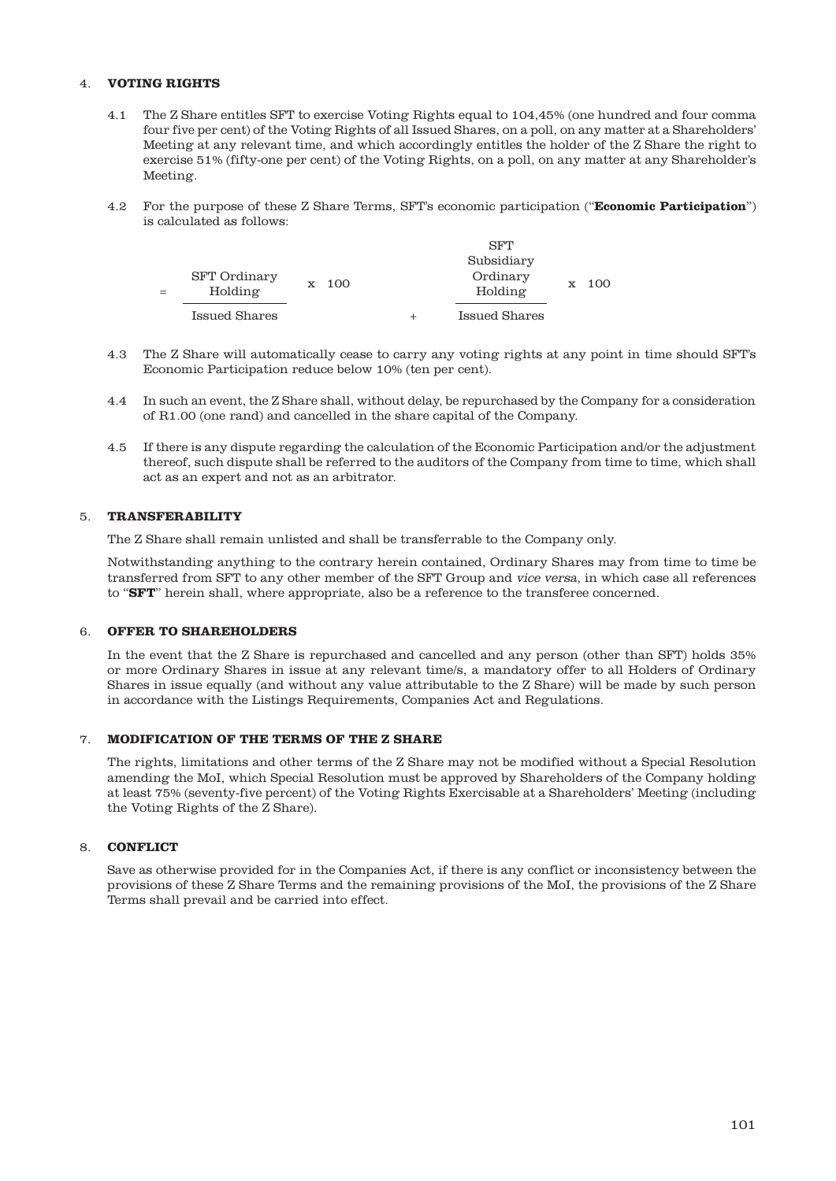4. **VOTING RIGHTS**

4.1 The Z Share entitles SFT to exercise Voting Rights equal to 104,45% (one hundred and four comma four five per cent) of the Voting Rights of all Issued Shares, on a poll, on any matter at a Shareholders' Meeting at any relevant time, and which accordingly entitles the holder of the Z Share the right to exercise 51% (fifty-one per cent) of the Voting Rights, on a poll, on any matter at any Shareholder's Meeting.

4.2 For the purpose of these Z Share Terms, SFT's economic participation ("**Economic Participation**") is calculated as follows:

$$= \frac{\text{SFT Ordinary Holding}}{\text{Issued Shares}} \times 100 + \frac{\text{SFT Subsidiary Ordinary Holding}}{\text{Issued Shares}} \times 100$$

4.3 The Z Share will automatically cease to carry any voting rights at any point in time should SFT's Economic Participation reduce below 10% (ten per cent).

4.4 In such an event, the Z Share shall, without delay, be repurchased by the Company for a consideration of R1.00 (one rand) and cancelled in the share capital of the Company.

4.5 If there is any dispute regarding the calculation of the Economic Participation and/or the adjustment thereof, such dispute shall be referred to the auditors of the Company from time to time, which shall act as an expert and not as an arbitrator.

5. **TRANSFERABILITY**

The Z Share shall remain unlisted and shall be transferrable to the Company only.

Notwithstanding anything to the contrary herein contained, Ordinary Shares may from time to time be transferred from SFT to any other member of the SFT Group and *vice versa*, in which case all references to "**SFT**" herein shall, where appropriate, also be a reference to the transferee concerned.

6. **OFFER TO SHAREHOLDERS**

In the event that the Z Share is repurchased and cancelled and any person (other than SFT) holds 35% or more Ordinary Shares in issue at any relevant time/s, a mandatory offer to all Holders of Ordinary Shares in issue equally (and without any value attributable to the Z Share) will be made by such person in accordance with the Listings Requirements, Companies Act and Regulations.

7. **MODIFICATION OF THE TERMS OF THE Z SHARE**

The rights, limitations and other terms of the Z Share may not be modified without a Special Resolution amending the MoI, which Special Resolution must be approved by Shareholders of the Company holding at least 75% (seventy-five percent) of the Voting Rights Exercisable at a Shareholders' Meeting (including the Voting Rights of the Z Share).

8. **CONFLICT**

Save as otherwise provided for in the Companies Act, if there is any conflict or inconsistency between the provisions of these Z Share Terms and the remaining provisions of the MoI, the provisions of the Z Share Terms shall prevail and be carried into effect.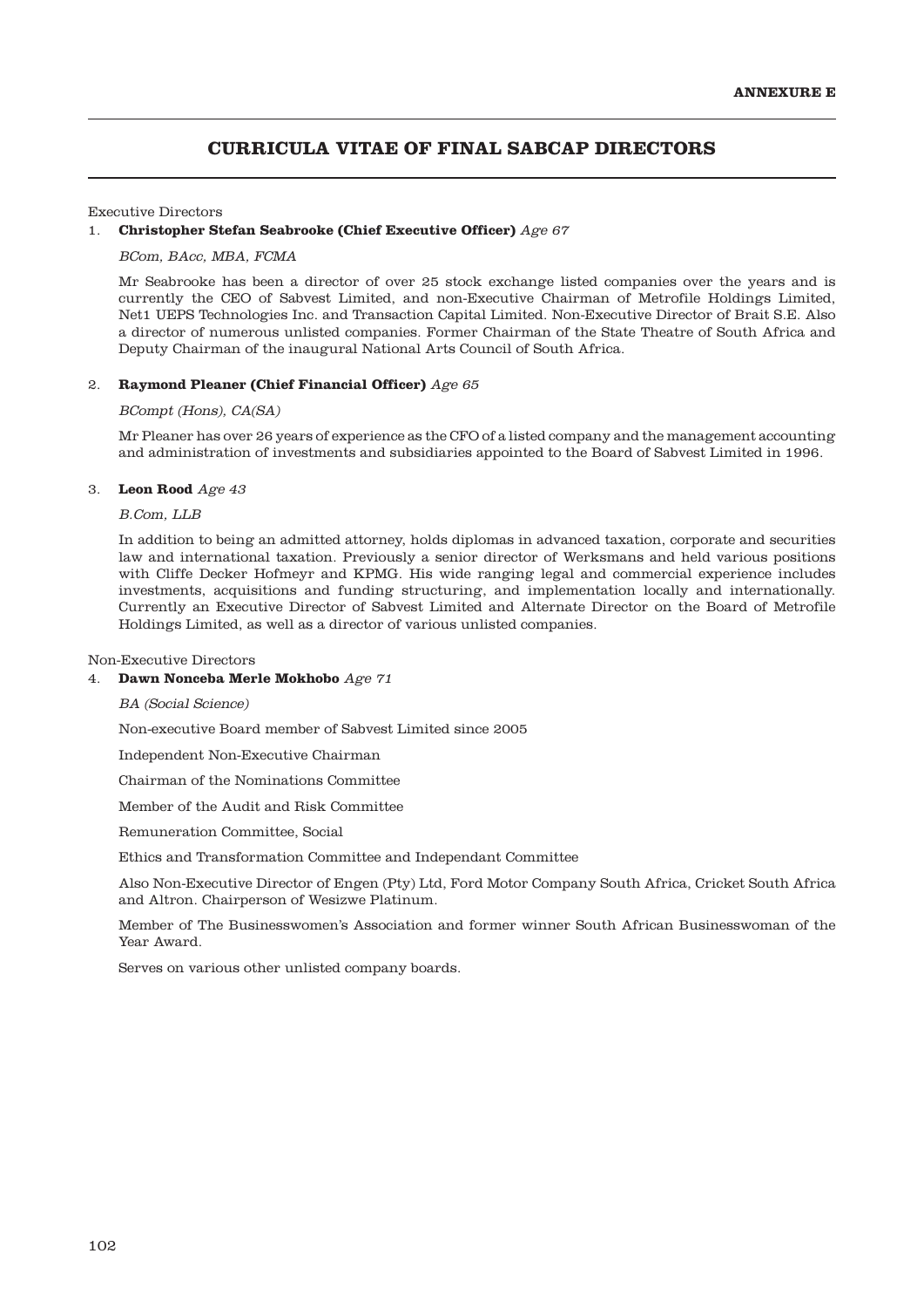**ANNEXURE E**

# CURRICULA VITAE OF FINAL SABCAP DIRECTORS

Executive Directors

1. **Christopher Stefan Seabrooke (Chief Executive Officer)** *Age 67*

   *BCom, BAcc, MBA, FCMA*

   Mr Seabrooke has been a director of over 25 stock exchange listed companies over the years and is currently the CEO of Sabvest Limited, and non-Executive Chairman of Metrofile Holdings Limited, Net1 UEPS Technologies Inc. and Transaction Capital Limited. Non-Executive Director of Brait S.E. Also a director of numerous unlisted companies. Former Chairman of the State Theatre of South Africa and Deputy Chairman of the inaugural National Arts Council of South Africa.

2. **Raymond Pleaner (Chief Financial Officer)** *Age 65*

   *BCompt (Hons), CA(SA)*

   Mr Pleaner has over 26 years of experience as the CFO of a listed company and the management accounting and administration of investments and subsidiaries appointed to the Board of Sabvest Limited in 1996.

3. **Leon Rood** *Age 43*

   *B.Com, LLB*

   In addition to being an admitted attorney, holds diplomas in advanced taxation, corporate and securities law and international taxation. Previously a senior director of Werksmans and held various positions with Cliffe Decker Hofmeyr and KPMG. His wide ranging legal and commercial experience includes investments, acquisitions and funding structuring, and implementation locally and internationally. Currently an Executive Director of Sabvest Limited and Alternate Director on the Board of Metrofile Holdings Limited, as well as a director of various unlisted companies.

Non-Executive Directors

4. **Dawn Nonceba Merle Mokhobo** *Age 71*

   *BA (Social Science)*

   Non-executive Board member of Sabvest Limited since 2005

   Independent Non-Executive Chairman

   Chairman of the Nominations Committee

   Member of the Audit and Risk Committee

   Remuneration Committee, Social

   Ethics and Transformation Committee and Independant Committee

   Also Non-Executive Director of Engen (Pty) Ltd, Ford Motor Company South Africa, Cricket South Africa and Altron. Chairperson of Wesizwe Platinum.

   Member of The Businesswomen's Association and former winner South African Businesswoman of the Year Award.

   Serves on various other unlisted company boards.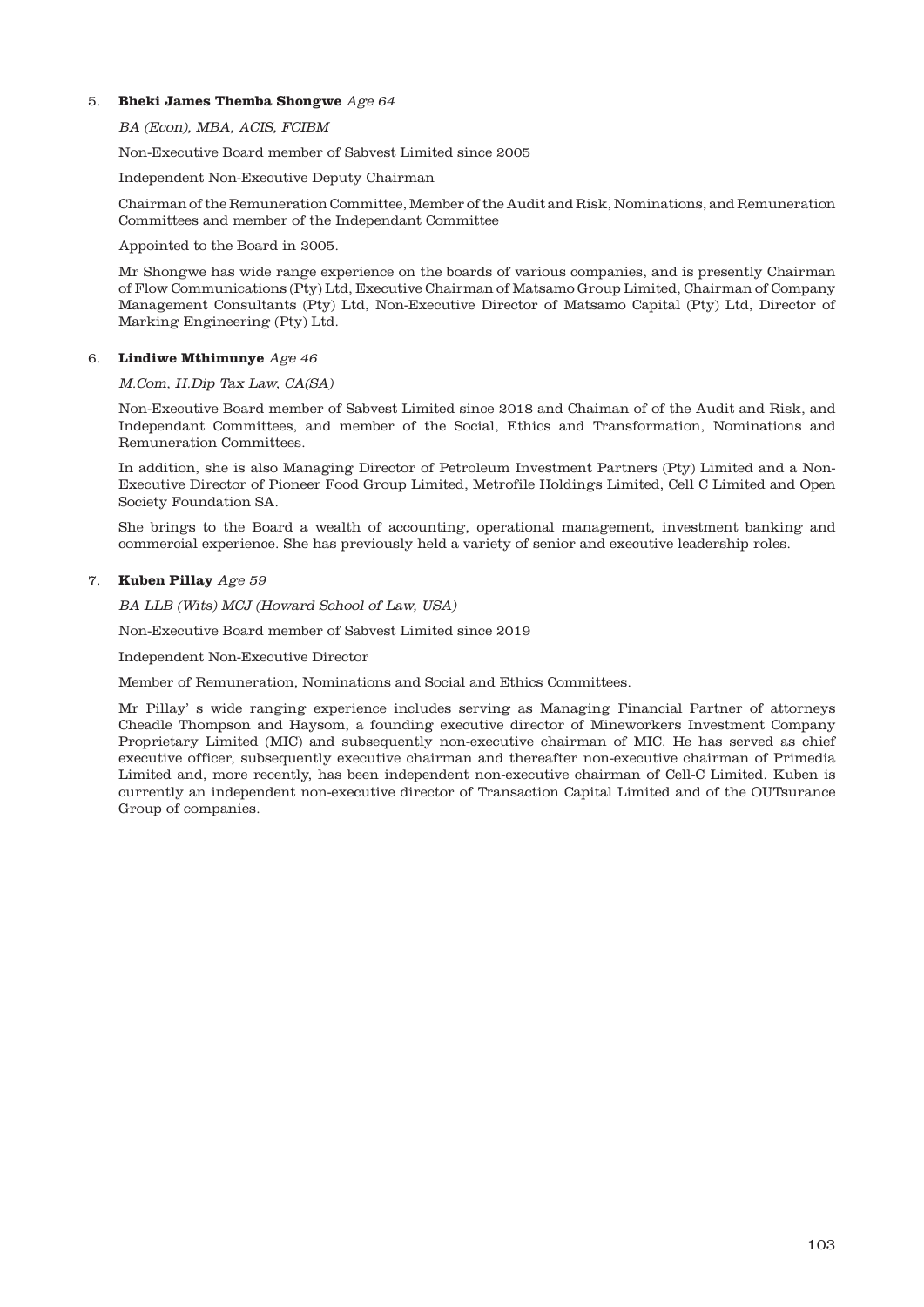5. **Bheki James Themba Shongwe** *Age 64*

   *BA (Econ), MBA, ACIS, FCIBM*

   Non-Executive Board member of Sabvest Limited since 2005

   Independent Non-Executive Deputy Chairman

   Chairman of the Remuneration Committee, Member of the Audit and Risk, Nominations, and Remuneration Committees and member of the Independant Committee

   Appointed to the Board in 2005.

   Mr Shongwe has wide range experience on the boards of various companies, and is presently Chairman of Flow Communications (Pty) Ltd, Executive Chairman of Matsamo Group Limited, Chairman of Company Management Consultants (Pty) Ltd, Non-Executive Director of Matsamo Capital (Pty) Ltd, Director of Marking Engineering (Pty) Ltd.

6. **Lindiwe Mthimunye** *Age 46*

   *M.Com, H.Dip Tax Law, CA(SA)*

   Non-Executive Board member of Sabvest Limited since 2018 and Chaiman of of the Audit and Risk, and Independant Committees, and member of the Social, Ethics and Transformation, Nominations and Remuneration Committees.

   In addition, she is also Managing Director of Petroleum Investment Partners (Pty) Limited and a Non-Executive Director of Pioneer Food Group Limited, Metrofile Holdings Limited, Cell C Limited and Open Society Foundation SA.

   She brings to the Board a wealth of accounting, operational management, investment banking and commercial experience. She has previously held a variety of senior and executive leadership roles.

7. **Kuben Pillay** *Age 59*

   *BA LLB (Wits) MCJ (Howard School of Law, USA)*

   Non-Executive Board member of Sabvest Limited since 2019

   Independent Non-Executive Director

   Member of Remuneration, Nominations and Social and Ethics Committees.

   Mr Pillay' s wide ranging experience includes serving as Managing Financial Partner of attorneys Cheadle Thompson and Haysom, a founding executive director of Mineworkers Investment Company Proprietary Limited (MIC) and subsequently non-executive chairman of MIC. He has served as chief executive officer, subsequently executive chairman and thereafter non-executive chairman of Primedia Limited and, more recently, has been independent non-executive chairman of Cell-C Limited. Kuben is currently an independent non-executive director of Transaction Capital Limited and of the OUTsurance Group of companies.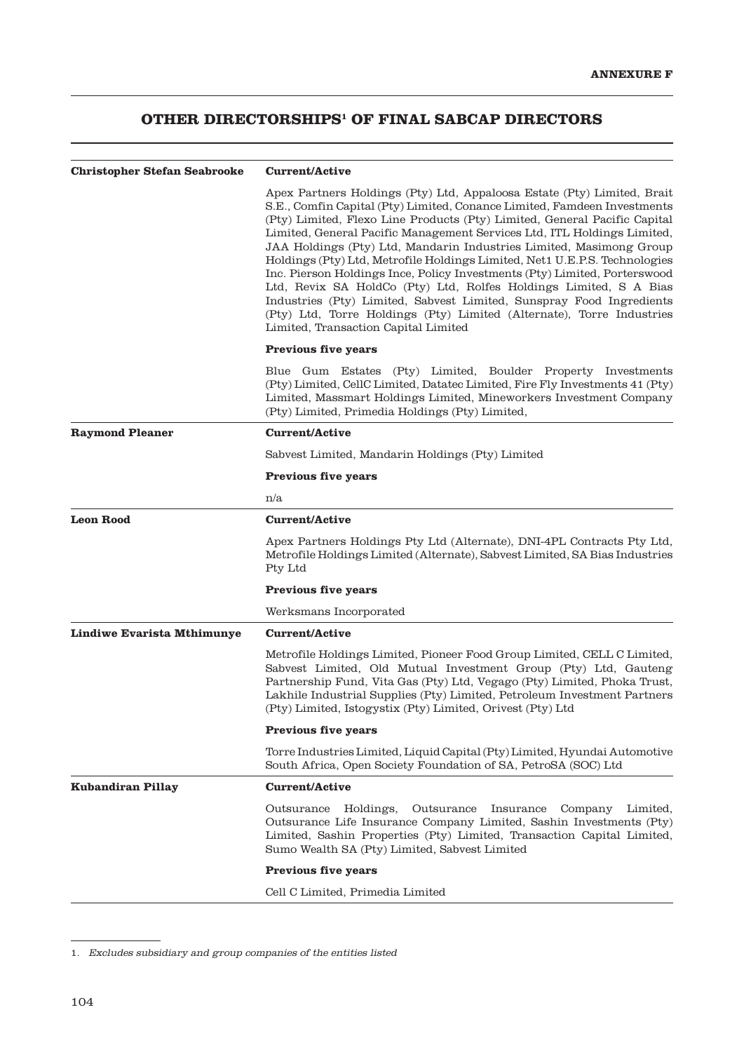**ANNEXURE F**

# OTHER DIRECTORSHIPS[1] OF FINAL SABCAP DIRECTORS

| | |
|---|---|
| **Christopher Stefan Seabrooke** | **Current/Active** |
| | Apex Partners Holdings (Pty) Ltd, Appaloosa Estate (Pty) Limited, Brait S.E., Comfin Capital (Pty) Limited, Conance Limited, Famdeen Investments (Pty) Limited, Flexo Line Products (Pty) Limited, General Pacific Capital Limited, General Pacific Management Services Ltd, ITL Holdings Limited, JAA Holdings (Pty) Ltd, Mandarin Industries Limited, Masimong Group Holdings (Pty) Ltd, Metrofile Holdings Limited, Net1 U.E.P.S. Technologies Inc. Pierson Holdings Ince, Policy Investments (Pty) Limited, Porterswood Ltd, Revix SA HoldCo (Pty) Ltd, Rolfes Holdings Limited, S A Bias Industries (Pty) Limited, Sabvest Limited, Sunspray Food Ingredients (Pty) Ltd, Torre Holdings (Pty) Limited (Alternate), Torre Industries Limited, Transaction Capital Limited |
| | **Previous five years** |
| | Blue Gum Estates (Pty) Limited, Boulder Property Investments (Pty) Limited, CellC Limited, Datatec Limited, Fire Fly Investments 41 (Pty) Limited, Massmart Holdings Limited, Mineworkers Investment Company (Pty) Limited, Primedia Holdings (Pty) Limited, |
| **Raymond Pleaner** | **Current/Active** |
| | Sabvest Limited, Mandarin Holdings (Pty) Limited |
| | **Previous five years** |
| | n/a |
| **Leon Rood** | **Current/Active** |
| | Apex Partners Holdings Pty Ltd (Alternate), DNI-4PL Contracts Pty Ltd, Metrofile Holdings Limited (Alternate), Sabvest Limited, SA Bias Industries Pty Ltd |
| | **Previous five years** |
| | Werksmans Incorporated |
| **Lindiwe Evarista Mthimunye** | **Current/Active** |
| | Metrofile Holdings Limited, Pioneer Food Group Limited, CELL C Limited, Sabvest Limited, Old Mutual Investment Group (Pty) Ltd, Gauteng Partnership Fund, Vita Gas (Pty) Ltd, Vegago (Pty) Limited, Phoka Trust, Lakhile Industrial Supplies (Pty) Limited, Petroleum Investment Partners (Pty) Limited, Istogystix (Pty) Limited, Orivest (Pty) Ltd |
| | **Previous five years** |
| | Torre Industries Limited, Liquid Capital (Pty) Limited, Hyundai Automotive South Africa, Open Society Foundation of SA, PetroSA (SOC) Ltd |
| **Kubandiran Pillay** | **Current/Active** |
| | Outsurance Holdings, Outsurance Insurance Company Limited, Outsurance Life Insurance Company Limited, Sashin Investments (Pty) Limited, Sashin Properties (Pty) Limited, Transaction Capital Limited, Sumo Wealth SA (Pty) Limited, Sabvest Limited |
| | **Previous five years** |
| | Cell C Limited, Primedia Limited |

1. *Excludes subsidiary and group companies of the entities listed*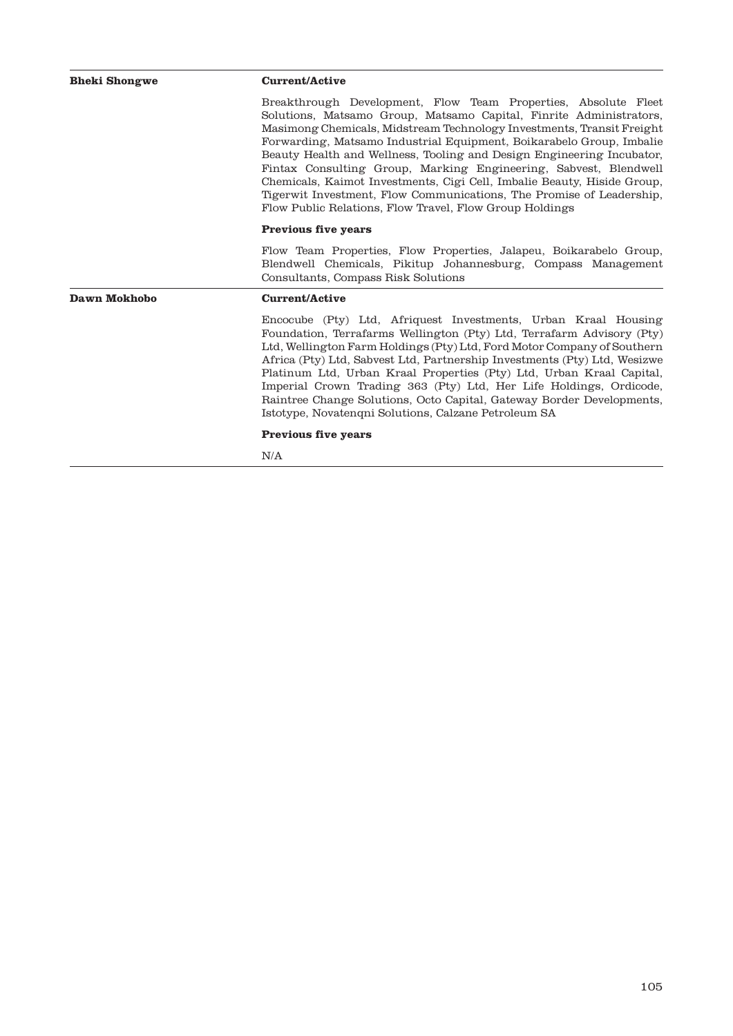| | |
|---|---|
| **Bheki Shongwe** | **Current/Active** |
| | Breakthrough Development, Flow Team Properties, Absolute Fleet Solutions, Matsamo Group, Matsamo Capital, Finrite Administrators, Masimong Chemicals, Midstream Technology Investments, Transit Freight Forwarding, Matsamo Industrial Equipment, Boikarabelo Group, Imbalie Beauty Health and Wellness, Tooling and Design Engineering Incubator, Fintax Consulting Group, Marking Engineering, Sabvest, Blendwell Chemicals, Kaimot Investments, Cigi Cell, Imbalie Beauty, Hiside Group, Tigerwit Investment, Flow Communications, The Promise of Leadership, Flow Public Relations, Flow Travel, Flow Group Holdings |
| | **Previous five years** |
| | Flow Team Properties, Flow Properties, Jalapeu, Boikarabelo Group, Blendwell Chemicals, Pikitup Johannesburg, Compass Management Consultants, Compass Risk Solutions |
| **Dawn Mokhobo** | **Current/Active** |
| | Encocube (Pty) Ltd, Afriquest Investments, Urban Kraal Housing Foundation, Terrafarms Wellington (Pty) Ltd, Terrafarm Advisory (Pty) Ltd, Wellington Farm Holdings (Pty) Ltd, Ford Motor Company of Southern Africa (Pty) Ltd, Sabvest Ltd, Partnership Investments (Pty) Ltd, Wesizwe Platinum Ltd, Urban Kraal Properties (Pty) Ltd, Urban Kraal Capital, Imperial Crown Trading 363 (Pty) Ltd, Her Life Holdings, Ordicode, Raintree Change Solutions, Octo Capital, Gateway Border Developments, Istotype, Novatenqni Solutions, Calzane Petroleum SA |
| | **Previous five years** |
| | N/A |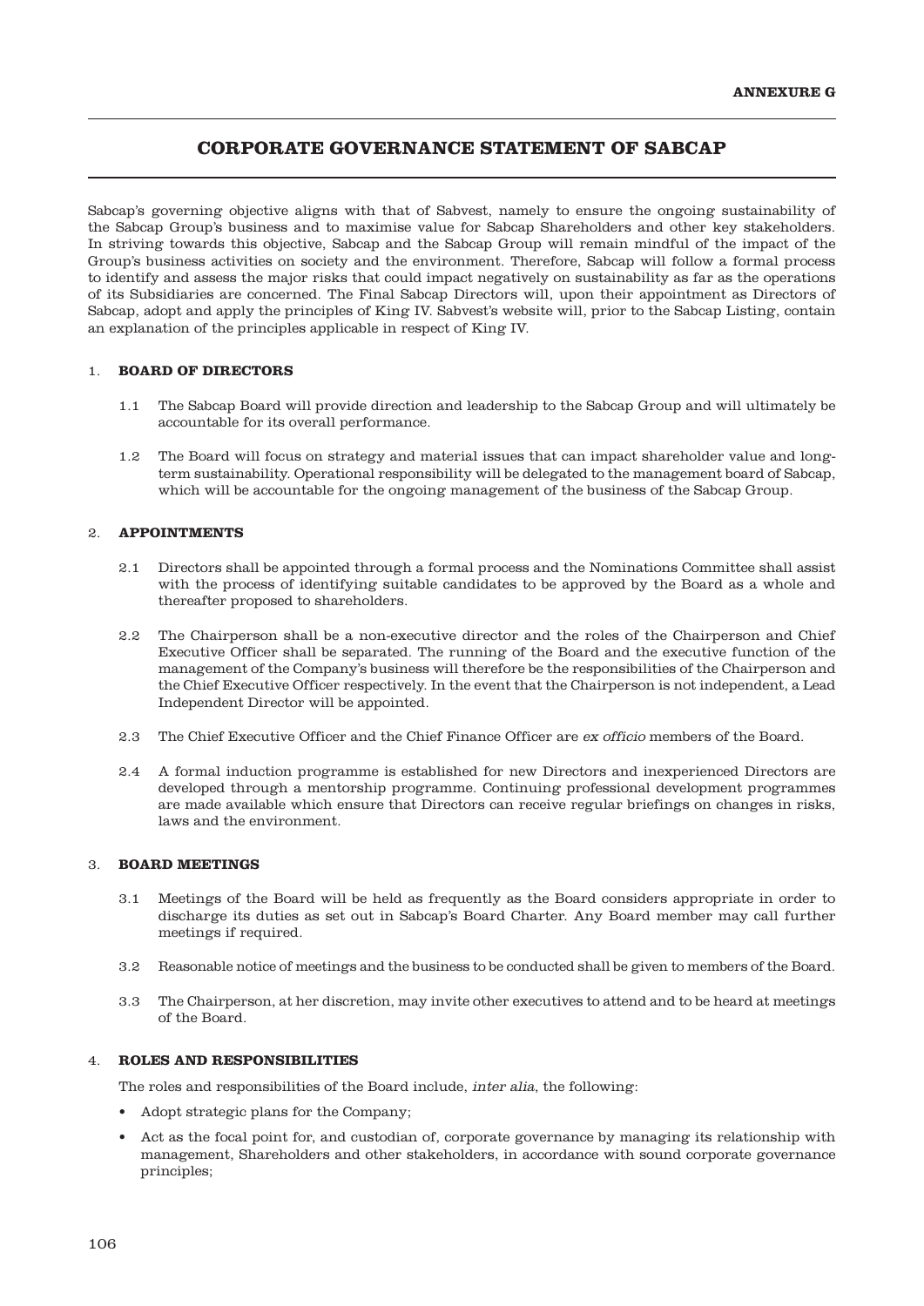**ANNEXURE G**

# CORPORATE GOVERNANCE STATEMENT OF SABCAP

Sabcap's governing objective aligns with that of Sabvest, namely to ensure the ongoing sustainability of the Sabcap Group's business and to maximise value for Sabcap Shareholders and other key stakeholders. In striving towards this objective, Sabcap and the Sabcap Group will remain mindful of the impact of the Group's business activities on society and the environment. Therefore, Sabcap will follow a formal process to identify and assess the major risks that could impact negatively on sustainability as far as the operations of its Subsidiaries are concerned. The Final Sabcap Directors will, upon their appointment as Directors of Sabcap, adopt and apply the principles of King IV. Sabvest's website will, prior to the Sabcap Listing, contain an explanation of the principles applicable in respect of King IV.

## 1. BOARD OF DIRECTORS

1.1 The Sabcap Board will provide direction and leadership to the Sabcap Group and will ultimately be accountable for its overall performance.

1.2 The Board will focus on strategy and material issues that can impact shareholder value and long-term sustainability. Operational responsibility will be delegated to the management board of Sabcap, which will be accountable for the ongoing management of the business of the Sabcap Group.

## 2. APPOINTMENTS

2.1 Directors shall be appointed through a formal process and the Nominations Committee shall assist with the process of identifying suitable candidates to be approved by the Board as a whole and thereafter proposed to shareholders.

2.2 The Chairperson shall be a non-executive director and the roles of the Chairperson and Chief Executive Officer shall be separated. The running of the Board and the executive function of the management of the Company's business will therefore be the responsibilities of the Chairperson and the Chief Executive Officer respectively. In the event that the Chairperson is not independent, a Lead Independent Director will be appointed.

2.3 The Chief Executive Officer and the Chief Finance Officer are *ex officio* members of the Board.

2.4 A formal induction programme is established for new Directors and inexperienced Directors are developed through a mentorship programme. Continuing professional development programmes are made available which ensure that Directors can receive regular briefings on changes in risks, laws and the environment.

## 3. BOARD MEETINGS

3.1 Meetings of the Board will be held as frequently as the Board considers appropriate in order to discharge its duties as set out in Sabcap's Board Charter. Any Board member may call further meetings if required.

3.2 Reasonable notice of meetings and the business to be conducted shall be given to members of the Board.

3.3 The Chairperson, at her discretion, may invite other executives to attend and to be heard at meetings of the Board.

## 4. ROLES AND RESPONSIBILITIES

The roles and responsibilities of the Board include, *inter alia*, the following:

- Adopt strategic plans for the Company;
- Act as the focal point for, and custodian of, corporate governance by managing its relationship with management, Shareholders and other stakeholders, in accordance with sound corporate governance principles;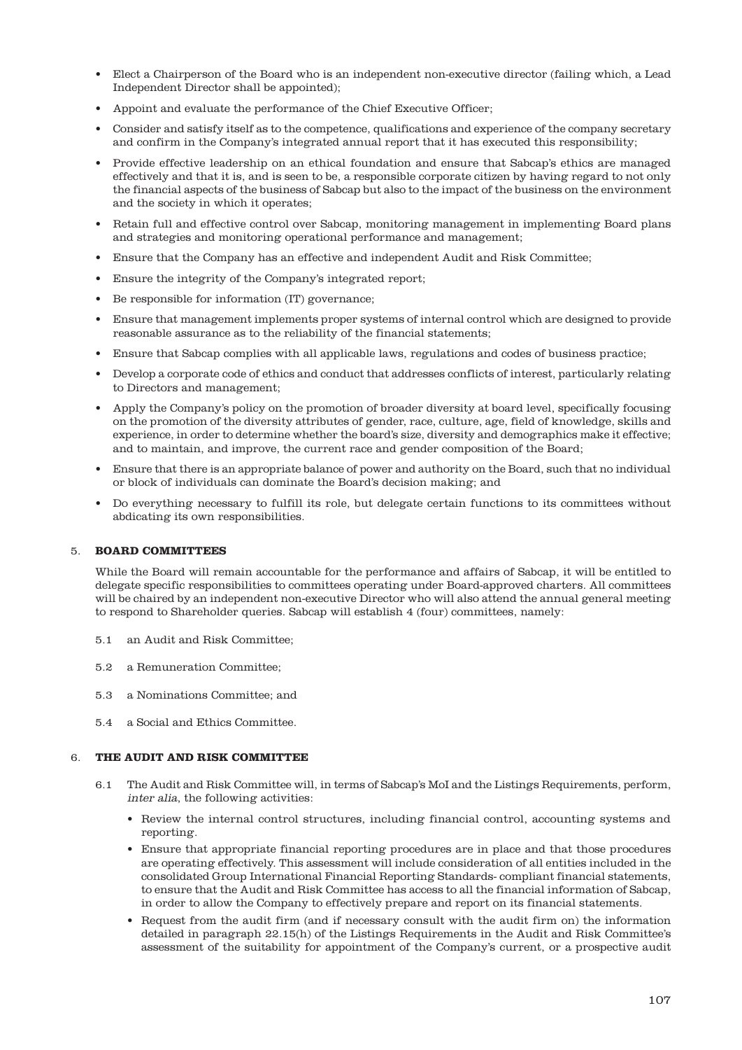- Elect a Chairperson of the Board who is an independent non-executive director (failing which, a Lead Independent Director shall be appointed);
- Appoint and evaluate the performance of the Chief Executive Officer;
- Consider and satisfy itself as to the competence, qualifications and experience of the company secretary and confirm in the Company's integrated annual report that it has executed this responsibility;
- Provide effective leadership on an ethical foundation and ensure that Sabcap's ethics are managed effectively and that it is, and is seen to be, a responsible corporate citizen by having regard to not only the financial aspects of the business of Sabcap but also to the impact of the business on the environment and the society in which it operates;
- Retain full and effective control over Sabcap, monitoring management in implementing Board plans and strategies and monitoring operational performance and management;
- Ensure that the Company has an effective and independent Audit and Risk Committee;
- Ensure the integrity of the Company's integrated report;
- Be responsible for information (IT) governance;
- Ensure that management implements proper systems of internal control which are designed to provide reasonable assurance as to the reliability of the financial statements;
- Ensure that Sabcap complies with all applicable laws, regulations and codes of business practice;
- Develop a corporate code of ethics and conduct that addresses conflicts of interest, particularly relating to Directors and management;
- Apply the Company's policy on the promotion of broader diversity at board level, specifically focusing on the promotion of the diversity attributes of gender, race, culture, age, field of knowledge, skills and experience, in order to determine whether the board's size, diversity and demographics make it effective; and to maintain, and improve, the current race and gender composition of the Board;
- Ensure that there is an appropriate balance of power and authority on the Board, such that no individual or block of individuals can dominate the Board's decision making; and
- Do everything necessary to fulfill its role, but delegate certain functions to its committees without abdicating its own responsibilities.

## 5. BOARD COMMITTEES

While the Board will remain accountable for the performance and affairs of Sabcap, it will be entitled to delegate specific responsibilities to committees operating under Board-approved charters. All committees will be chaired by an independent non-executive Director who will also attend the annual general meeting to respond to Shareholder queries. Sabcap will establish 4 (four) committees, namely:

5.1 an Audit and Risk Committee;

5.2 a Remuneration Committee;

5.3 a Nominations Committee; and

5.4 a Social and Ethics Committee.

## 6. THE AUDIT AND RISK COMMITTEE

6.1 The Audit and Risk Committee will, in terms of Sabcap's MoI and the Listings Requirements, perform, *inter alia*, the following activities:

- Review the internal control structures, including financial control, accounting systems and reporting.
- Ensure that appropriate financial reporting procedures are in place and that those procedures are operating effectively. This assessment will include consideration of all entities included in the consolidated Group International Financial Reporting Standards- compliant financial statements, to ensure that the Audit and Risk Committee has access to all the financial information of Sabcap, in order to allow the Company to effectively prepare and report on its financial statements.
- Request from the audit firm (and if necessary consult with the audit firm on) the information detailed in paragraph 22.15(h) of the Listings Requirements in the Audit and Risk Committee's assessment of the suitability for appointment of the Company's current, or a prospective audit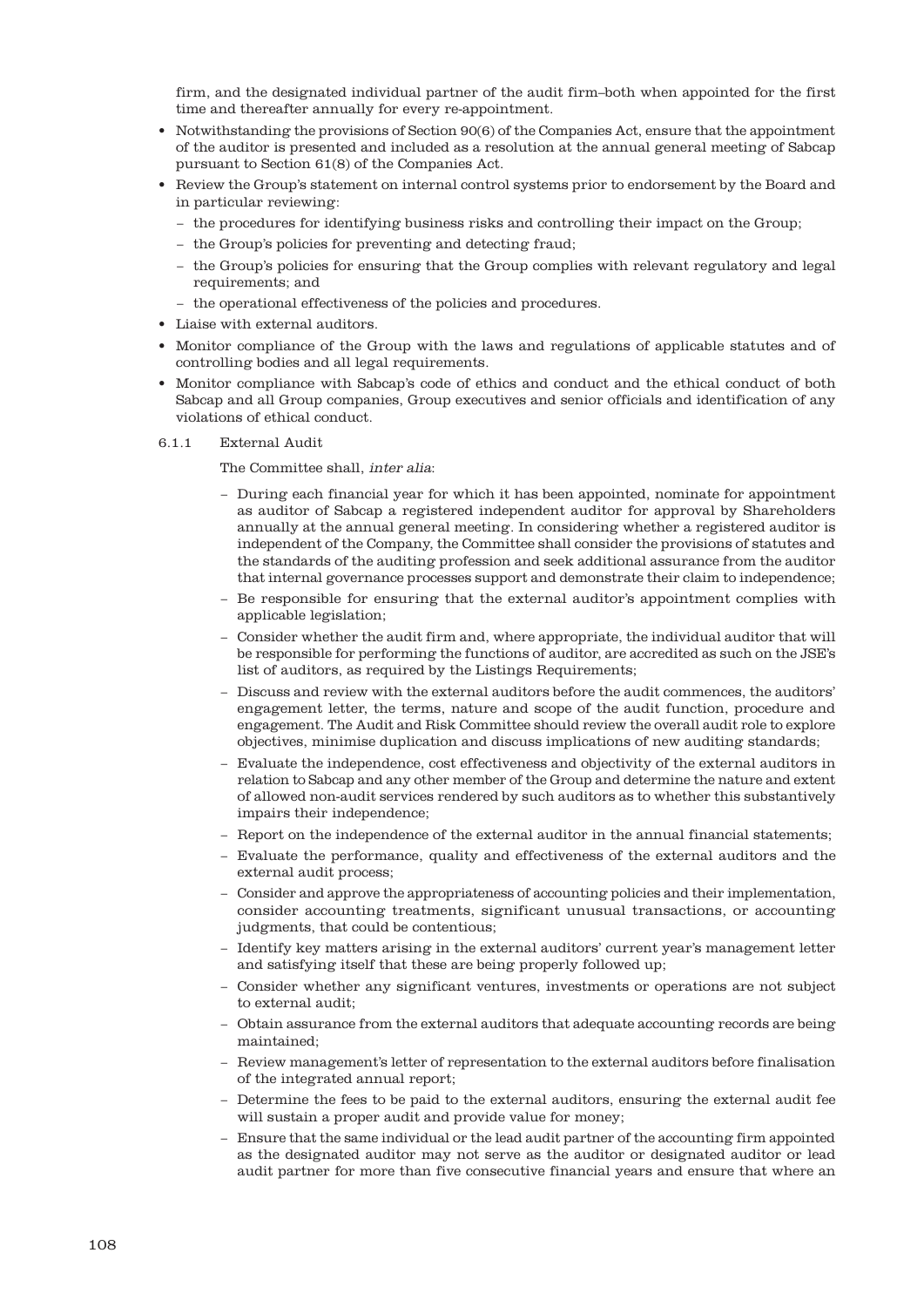firm, and the designated individual partner of the audit firm–both when appointed for the first time and thereafter annually for every re-appointment.

- Notwithstanding the provisions of Section 90(6) of the Companies Act, ensure that the appointment of the auditor is presented and included as a resolution at the annual general meeting of Sabcap pursuant to Section 61(8) of the Companies Act.
- Review the Group's statement on internal control systems prior to endorsement by the Board and in particular reviewing:
  - the procedures for identifying business risks and controlling their impact on the Group;
  - the Group's policies for preventing and detecting fraud;
  - the Group's policies for ensuring that the Group complies with relevant regulatory and legal requirements; and
  - the operational effectiveness of the policies and procedures.
- Liaise with external auditors.
- Monitor compliance of the Group with the laws and regulations of applicable statutes and of controlling bodies and all legal requirements.
- Monitor compliance with Sabcap's code of ethics and conduct and the ethical conduct of both Sabcap and all Group companies, Group executives and senior officials and identification of any violations of ethical conduct.

6.1.1 External Audit

The Committee shall, *inter alia*:

- During each financial year for which it has been appointed, nominate for appointment as auditor of Sabcap a registered independent auditor for approval by Shareholders annually at the annual general meeting. In considering whether a registered auditor is independent of the Company, the Committee shall consider the provisions of statutes and the standards of the auditing profession and seek additional assurance from the auditor that internal governance processes support and demonstrate their claim to independence;
- Be responsible for ensuring that the external auditor's appointment complies with applicable legislation;
- Consider whether the audit firm and, where appropriate, the individual auditor that will be responsible for performing the functions of auditor, are accredited as such on the JSE's list of auditors, as required by the Listings Requirements;
- Discuss and review with the external auditors before the audit commences, the auditors' engagement letter, the terms, nature and scope of the audit function, procedure and engagement. The Audit and Risk Committee should review the overall audit role to explore objectives, minimise duplication and discuss implications of new auditing standards;
- Evaluate the independence, cost effectiveness and objectivity of the external auditors in relation to Sabcap and any other member of the Group and determine the nature and extent of allowed non-audit services rendered by such auditors as to whether this substantively impairs their independence;
- Report on the independence of the external auditor in the annual financial statements;
- Evaluate the performance, quality and effectiveness of the external auditors and the external audit process;
- Consider and approve the appropriateness of accounting policies and their implementation, consider accounting treatments, significant unusual transactions, or accounting judgments, that could be contentious;
- Identify key matters arising in the external auditors' current year's management letter and satisfying itself that these are being properly followed up;
- Consider whether any significant ventures, investments or operations are not subject to external audit;
- Obtain assurance from the external auditors that adequate accounting records are being maintained;
- Review management's letter of representation to the external auditors before finalisation of the integrated annual report;
- Determine the fees to be paid to the external auditors, ensuring the external audit fee will sustain a proper audit and provide value for money;
- Ensure that the same individual or the lead audit partner of the accounting firm appointed as the designated auditor may not serve as the auditor or designated auditor or lead audit partner for more than five consecutive financial years and ensure that where an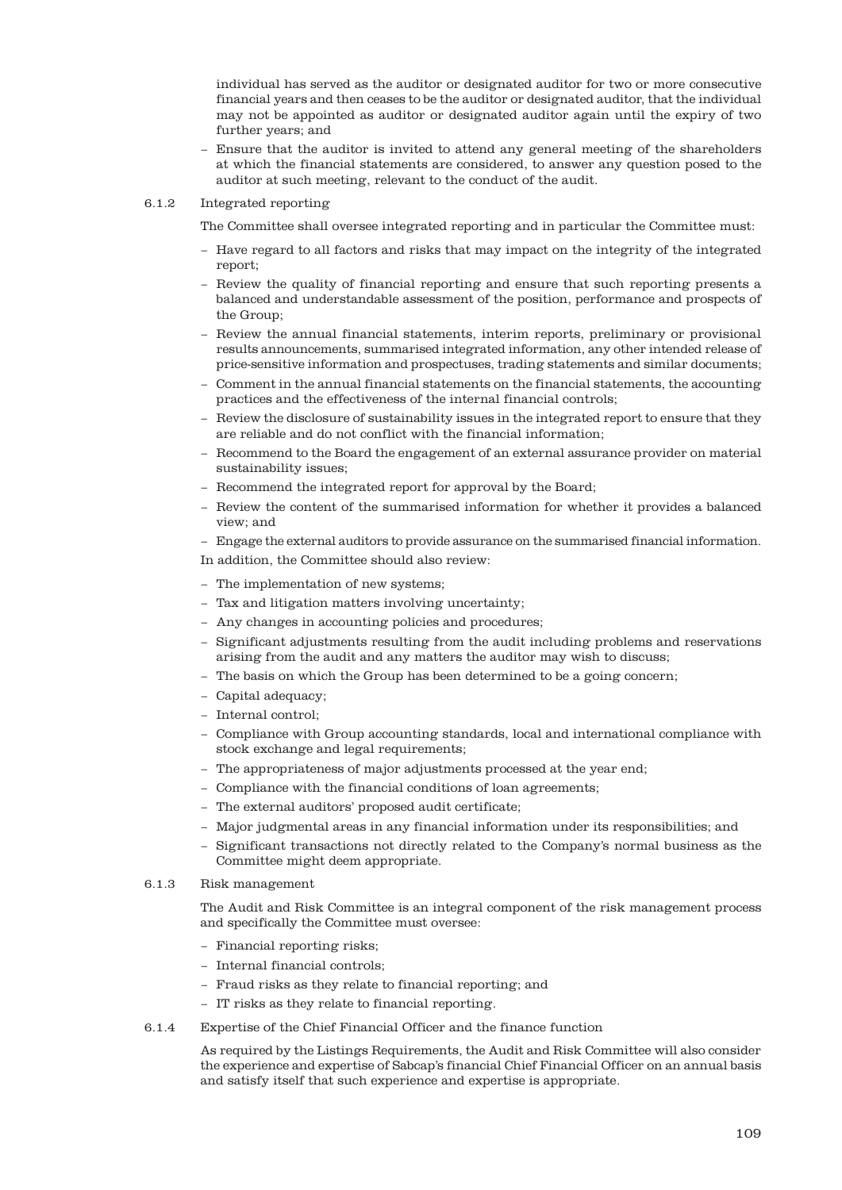individual has served as the auditor or designated auditor for two or more consecutive financial years and then ceases to be the auditor or designated auditor, that the individual may not be appointed as auditor or designated auditor again until the expiry of two further years; and

- Ensure that the auditor is invited to attend any general meeting of the shareholders at which the financial statements are considered, to answer any question posed to the auditor at such meeting, relevant to the conduct of the audit.

6.1.2 Integrated reporting

The Committee shall oversee integrated reporting and in particular the Committee must:

- Have regard to all factors and risks that may impact on the integrity of the integrated report;
- Review the quality of financial reporting and ensure that such reporting presents a balanced and understandable assessment of the position, performance and prospects of the Group;
- Review the annual financial statements, interim reports, preliminary or provisional results announcements, summarised integrated information, any other intended release of price-sensitive information and prospectuses, trading statements and similar documents;
- Comment in the annual financial statements on the financial statements, the accounting practices and the effectiveness of the internal financial controls;
- Review the disclosure of sustainability issues in the integrated report to ensure that they are reliable and do not conflict with the financial information;
- Recommend to the Board the engagement of an external assurance provider on material sustainability issues;
- Recommend the integrated report for approval by the Board;
- Review the content of the summarised information for whether it provides a balanced view; and
- Engage the external auditors to provide assurance on the summarised financial information.

In addition, the Committee should also review:

- The implementation of new systems;
- Tax and litigation matters involving uncertainty;
- Any changes in accounting policies and procedures;
- Significant adjustments resulting from the audit including problems and reservations arising from the audit and any matters the auditor may wish to discuss;
- The basis on which the Group has been determined to be a going concern;
- Capital adequacy;
- Internal control;
- Compliance with Group accounting standards, local and international compliance with stock exchange and legal requirements;
- The appropriateness of major adjustments processed at the year end;
- Compliance with the financial conditions of loan agreements;
- The external auditors' proposed audit certificate;
- Major judgmental areas in any financial information under its responsibilities; and
- Significant transactions not directly related to the Company's normal business as the Committee might deem appropriate.

6.1.3 Risk management

The Audit and Risk Committee is an integral component of the risk management process and specifically the Committee must oversee:

- Financial reporting risks;
- Internal financial controls;
- Fraud risks as they relate to financial reporting; and
- IT risks as they relate to financial reporting.

6.1.4 Expertise of the Chief Financial Officer and the finance function

As required by the Listings Requirements, the Audit and Risk Committee will also consider the experience and expertise of Sabcap's financial Chief Financial Officer on an annual basis and satisfy itself that such experience and expertise is appropriate.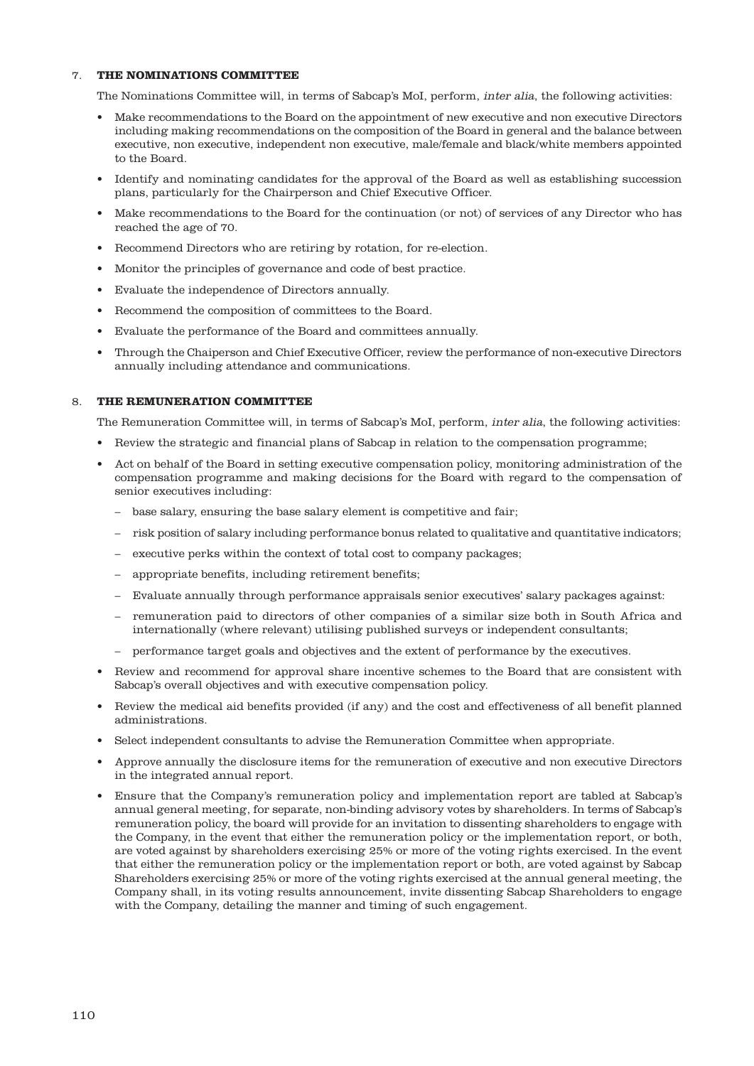## 7. THE NOMINATIONS COMMITTEE

The Nominations Committee will, in terms of Sabcap's MoI, perform, *inter alia*, the following activities:

- Make recommendations to the Board on the appointment of new executive and non executive Directors including making recommendations on the composition of the Board in general and the balance between executive, non executive, independent non executive, male/female and black/white members appointed to the Board.
- Identify and nominating candidates for the approval of the Board as well as establishing succession plans, particularly for the Chairperson and Chief Executive Officer.
- Make recommendations to the Board for the continuation (or not) of services of any Director who has reached the age of 70.
- Recommend Directors who are retiring by rotation, for re-election.
- Monitor the principles of governance and code of best practice.
- Evaluate the independence of Directors annually.
- Recommend the composition of committees to the Board.
- Evaluate the performance of the Board and committees annually.
- Through the Chaiperson and Chief Executive Officer, review the performance of non-executive Directors annually including attendance and communications.

## 8. THE REMUNERATION COMMITTEE

The Remuneration Committee will, in terms of Sabcap's MoI, perform, *inter alia*, the following activities:

- Review the strategic and financial plans of Sabcap in relation to the compensation programme;
- Act on behalf of the Board in setting executive compensation policy, monitoring administration of the compensation programme and making decisions for the Board with regard to the compensation of senior executives including:
  - base salary, ensuring the base salary element is competitive and fair;
  - risk position of salary including performance bonus related to qualitative and quantitative indicators;
  - executive perks within the context of total cost to company packages;
  - appropriate benefits, including retirement benefits;
  - Evaluate annually through performance appraisals senior executives' salary packages against:
  - remuneration paid to directors of other companies of a similar size both in South Africa and internationally (where relevant) utilising published surveys or independent consultants;
  - performance target goals and objectives and the extent of performance by the executives.
- Review and recommend for approval share incentive schemes to the Board that are consistent with Sabcap's overall objectives and with executive compensation policy.
- Review the medical aid benefits provided (if any) and the cost and effectiveness of all benefit planned administrations.
- Select independent consultants to advise the Remuneration Committee when appropriate.
- Approve annually the disclosure items for the remuneration of executive and non executive Directors in the integrated annual report.
- Ensure that the Company's remuneration policy and implementation report are tabled at Sabcap's annual general meeting, for separate, non-binding advisory votes by shareholders. In terms of Sabcap's remuneration policy, the board will provide for an invitation to dissenting shareholders to engage with the Company, in the event that either the remuneration policy or the implementation report, or both, are voted against by shareholders exercising 25% or more of the voting rights exercised. In the event that either the remuneration policy or the implementation report or both, are voted against by Sabcap Shareholders exercising 25% or more of the voting rights exercised at the annual general meeting, the Company shall, in its voting results announcement, invite dissenting Sabcap Shareholders to engage with the Company, detailing the manner and timing of such engagement.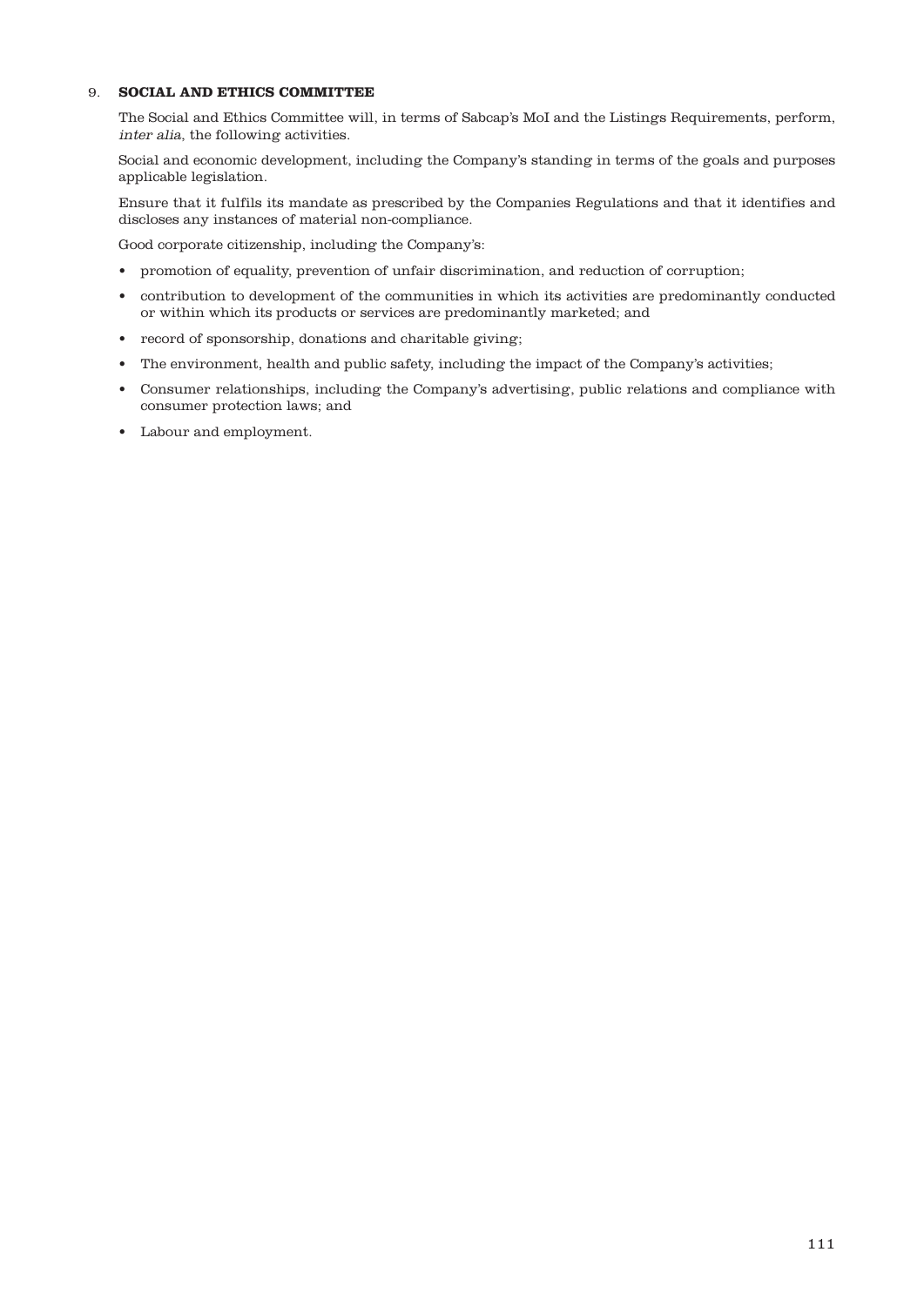## 9. SOCIAL AND ETHICS COMMITTEE

The Social and Ethics Committee will, in terms of Sabcap's MoI and the Listings Requirements, perform, *inter alia*, the following activities.

Social and economic development, including the Company's standing in terms of the goals and purposes applicable legislation.

Ensure that it fulfils its mandate as prescribed by the Companies Regulations and that it identifies and discloses any instances of material non-compliance.

Good corporate citizenship, including the Company's:

- promotion of equality, prevention of unfair discrimination, and reduction of corruption;
- contribution to development of the communities in which its activities are predominantly conducted or within which its products or services are predominantly marketed; and
- record of sponsorship, donations and charitable giving;
- The environment, health and public safety, including the impact of the Company's activities;
- Consumer relationships, including the Company's advertising, public relations and compliance with consumer protection laws; and
- Labour and employment.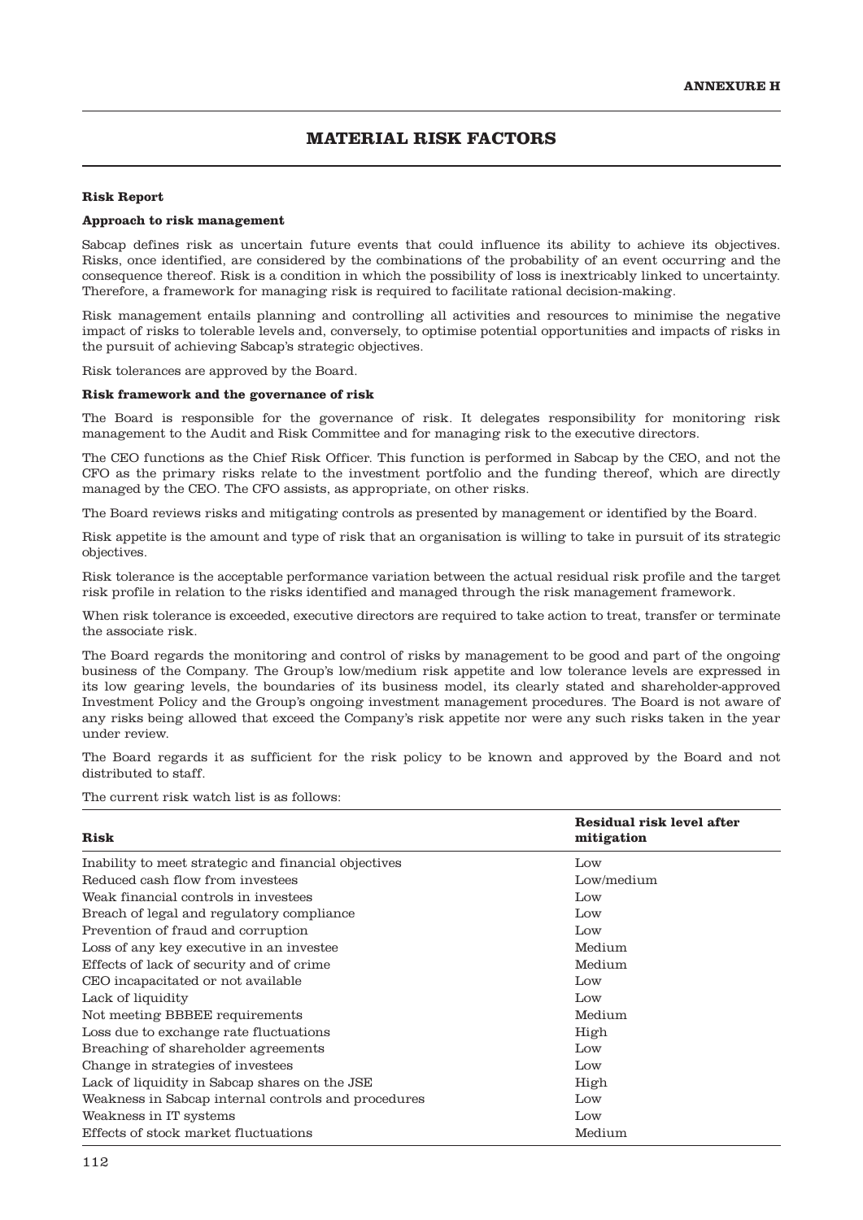ANNEXURE H

# MATERIAL RISK FACTORS

**Risk Report**

**Approach to risk management**

Sabcap defines risk as uncertain future events that could influence its ability to achieve its objectives. Risks, once identified, are considered by the combinations of the probability of an event occurring and the consequence thereof. Risk is a condition in which the possibility of loss is inextricably linked to uncertainty. Therefore, a framework for managing risk is required to facilitate rational decision-making.

Risk management entails planning and controlling all activities and resources to minimise the negative impact of risks to tolerable levels and, conversely, to optimise potential opportunities and impacts of risks in the pursuit of achieving Sabcap's strategic objectives.

Risk tolerances are approved by the Board.

**Risk framework and the governance of risk**

The Board is responsible for the governance of risk. It delegates responsibility for monitoring risk management to the Audit and Risk Committee and for managing risk to the executive directors.

The CEO functions as the Chief Risk Officer. This function is performed in Sabcap by the CEO, and not the CFO as the primary risks relate to the investment portfolio and the funding thereof, which are directly managed by the CEO. The CFO assists, as appropriate, on other risks.

The Board reviews risks and mitigating controls as presented by management or identified by the Board.

Risk appetite is the amount and type of risk that an organisation is willing to take in pursuit of its strategic objectives.

Risk tolerance is the acceptable performance variation between the actual residual risk profile and the target risk profile in relation to the risks identified and managed through the risk management framework.

When risk tolerance is exceeded, executive directors are required to take action to treat, transfer or terminate the associate risk.

The Board regards the monitoring and control of risks by management to be good and part of the ongoing business of the Company. The Group's low/medium risk appetite and low tolerance levels are expressed in its low gearing levels, the boundaries of its business model, its clearly stated and shareholder-approved Investment Policy and the Group's ongoing investment management procedures. The Board is not aware of any risks being allowed that exceed the Company's risk appetite nor were any such risks taken in the year under review.

The Board regards it as sufficient for the risk policy to be known and approved by the Board and not distributed to staff.

The current risk watch list is as follows:

| Risk | Residual risk level after mitigation |
|---|---|
| Inability to meet strategic and financial objectives | Low |
| Reduced cash flow from investees | Low/medium |
| Weak financial controls in investees | Low |
| Breach of legal and regulatory compliance | Low |
| Prevention of fraud and corruption | Low |
| Loss of any key executive in an investee | Medium |
| Effects of lack of security and of crime | Medium |
| CEO incapacitated or not available | Low |
| Lack of liquidity | Low |
| Not meeting BBBEE requirements | Medium |
| Loss due to exchange rate fluctuations | High |
| Breaching of shareholder agreements | Low |
| Change in strategies of investees | Low |
| Lack of liquidity in Sabcap shares on the JSE | High |
| Weakness in Sabcap internal controls and procedures | Low |
| Weakness in IT systems | Low |
| Effects of stock market fluctuations | Medium |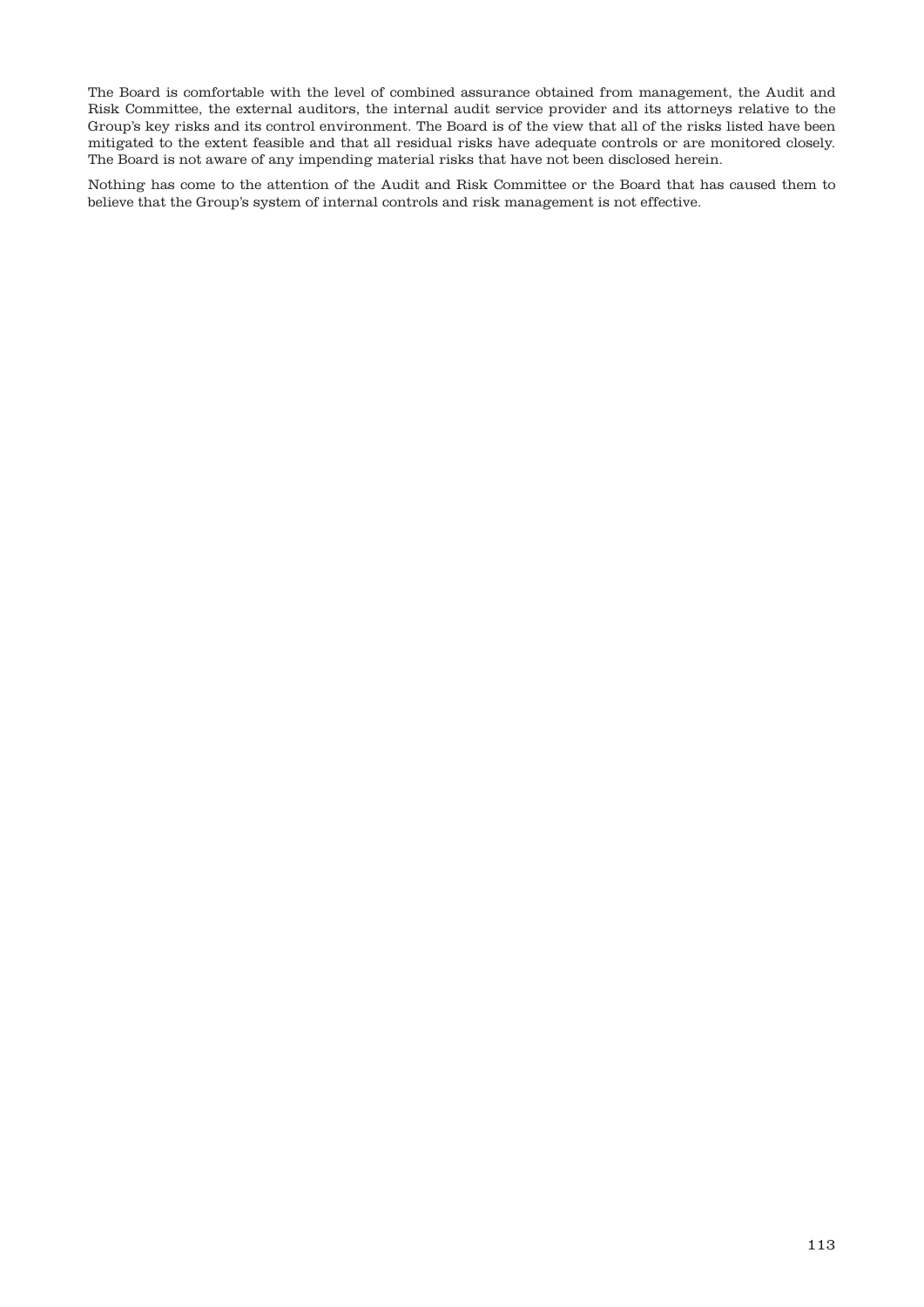The Board is comfortable with the level of combined assurance obtained from management, the Audit and Risk Committee, the external auditors, the internal audit service provider and its attorneys relative to the Group's key risks and its control environment. The Board is of the view that all of the risks listed have been mitigated to the extent feasible and that all residual risks have adequate controls or are monitored closely. The Board is not aware of any impending material risks that have not been disclosed herein.

Nothing has come to the attention of the Audit and Risk Committee or the Board that has caused them to believe that the Group's system of internal controls and risk management is not effective.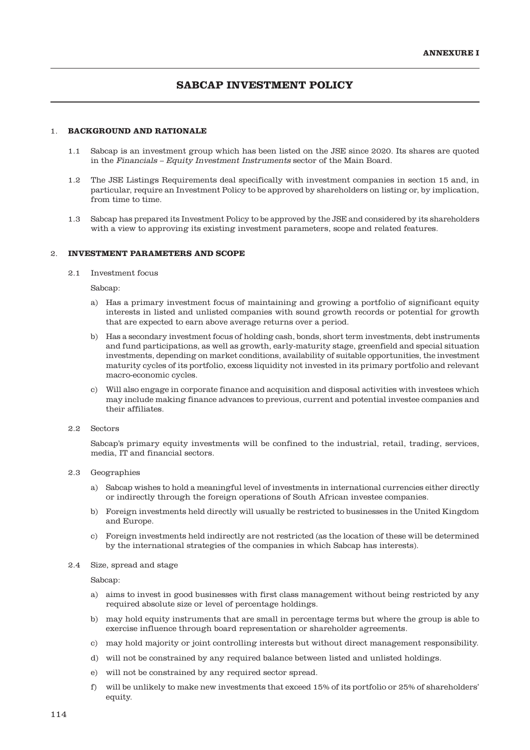**ANNEXURE I**

# SABCAP INVESTMENT POLICY

## 1. BACKGROUND AND RATIONALE

1.1 Sabcap is an investment group which has been listed on the JSE since 2020. Its shares are quoted in the *Financials – Equity Investment Instruments* sector of the Main Board.

1.2 The JSE Listings Requirements deal specifically with investment companies in section 15 and, in particular, require an Investment Policy to be approved by shareholders on listing or, by implication, from time to time.

1.3 Sabcap has prepared its Investment Policy to be approved by the JSE and considered by its shareholders with a view to approving its existing investment parameters, scope and related features.

## 2. INVESTMENT PARAMETERS AND SCOPE

2.1 Investment focus

Sabcap:

a) Has a primary investment focus of maintaining and growing a portfolio of significant equity interests in listed and unlisted companies with sound growth records or potential for growth that are expected to earn above average returns over a period.

b) Has a secondary investment focus of holding cash, bonds, short term investments, debt instruments and fund participations, as well as growth, early-maturity stage, greenfield and special situation investments, depending on market conditions, availability of suitable opportunities, the investment maturity cycles of its portfolio, excess liquidity not invested in its primary portfolio and relevant macro-economic cycles.

c) Will also engage in corporate finance and acquisition and disposal activities with investees which may include making finance advances to previous, current and potential investee companies and their affiliates.

2.2 Sectors

Sabcap's primary equity investments will be confined to the industrial, retail, trading, services, media, IT and financial sectors.

2.3 Geographies

a) Sabcap wishes to hold a meaningful level of investments in international currencies either directly or indirectly through the foreign operations of South African investee companies.

b) Foreign investments held directly will usually be restricted to businesses in the United Kingdom and Europe.

c) Foreign investments held indirectly are not restricted (as the location of these will be determined by the international strategies of the companies in which Sabcap has interests).

2.4 Size, spread and stage

Sabcap:

a) aims to invest in good businesses with first class management without being restricted by any required absolute size or level of percentage holdings.

b) may hold equity instruments that are small in percentage terms but where the group is able to exercise influence through board representation or shareholder agreements.

c) may hold majority or joint controlling interests but without direct management responsibility.

d) will not be constrained by any required balance between listed and unlisted holdings.

e) will not be constrained by any required sector spread.

f) will be unlikely to make new investments that exceed 15% of its portfolio or 25% of shareholders' equity.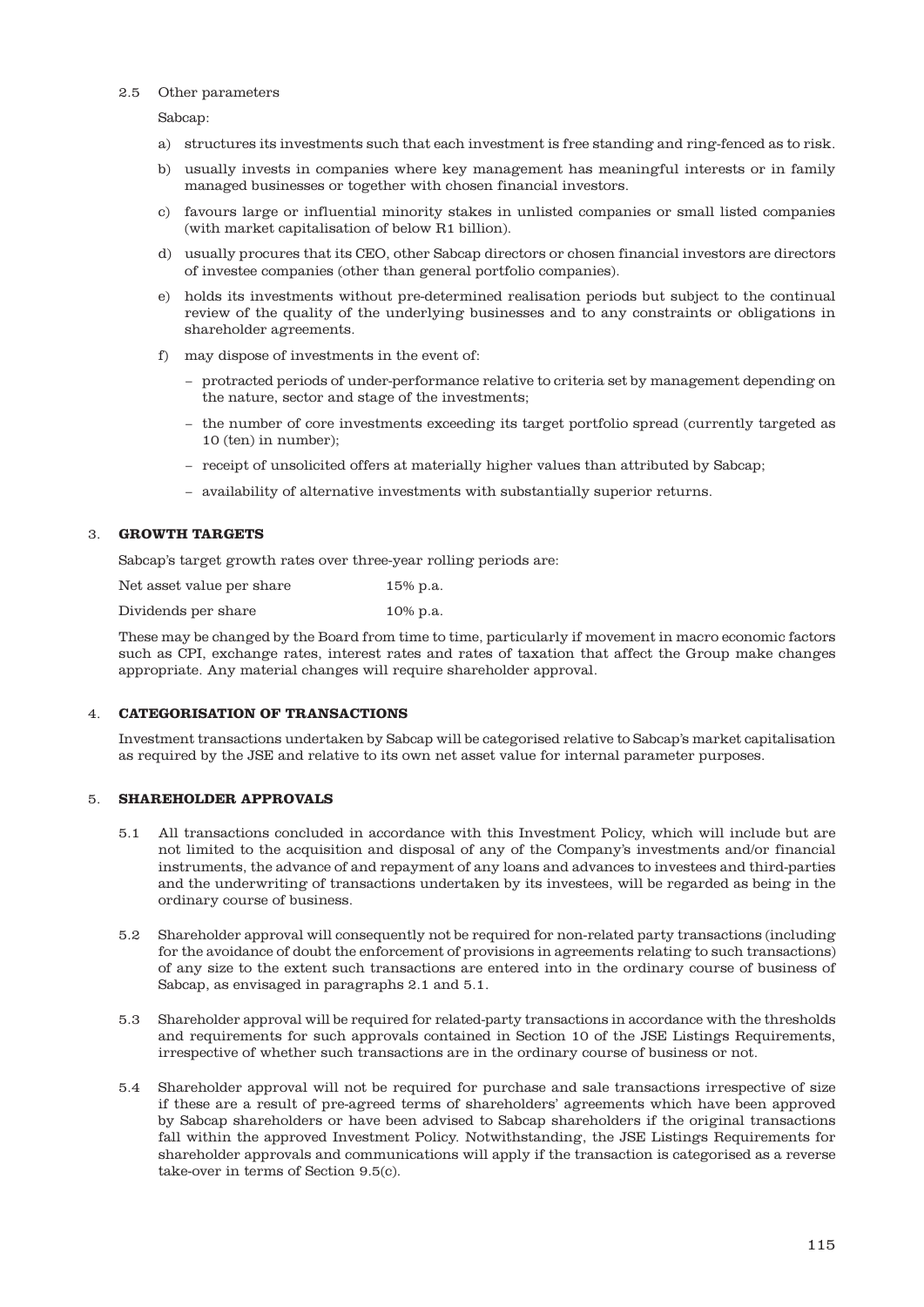2.5 Other parameters

Sabcap:

a) structures its investments such that each investment is free standing and ring-fenced as to risk.

b) usually invests in companies where key management has meaningful interests or in family managed businesses or together with chosen financial investors.

c) favours large or influential minority stakes in unlisted companies or small listed companies (with market capitalisation of below R1 billion).

d) usually procures that its CEO, other Sabcap directors or chosen financial investors are directors of investee companies (other than general portfolio companies).

e) holds its investments without pre-determined realisation periods but subject to the continual review of the quality of the underlying businesses and to any constraints or obligations in shareholder agreements.

f) may dispose of investments in the event of:

- protracted periods of under-performance relative to criteria set by management depending on the nature, sector and stage of the investments;
- the number of core investments exceeding its target portfolio spread (currently targeted as 10 (ten) in number);
- receipt of unsolicited offers at materially higher values than attributed by Sabcap;
- availability of alternative investments with substantially superior returns.

## 3. GROWTH TARGETS

Sabcap's target growth rates over three-year rolling periods are:

| | |
|---|---|
| Net asset value per share | 15% p.a. |
| Dividends per share | 10% p.a. |

These may be changed by the Board from time to time, particularly if movement in macro economic factors such as CPI, exchange rates, interest rates and rates of taxation that affect the Group make changes appropriate. Any material changes will require shareholder approval.

## 4. CATEGORISATION OF TRANSACTIONS

Investment transactions undertaken by Sabcap will be categorised relative to Sabcap's market capitalisation as required by the JSE and relative to its own net asset value for internal parameter purposes.

## 5. SHAREHOLDER APPROVALS

5.1 All transactions concluded in accordance with this Investment Policy, which will include but are not limited to the acquisition and disposal of any of the Company's investments and/or financial instruments, the advance of and repayment of any loans and advances to investees and third-parties and the underwriting of transactions undertaken by its investees, will be regarded as being in the ordinary course of business.

5.2 Shareholder approval will consequently not be required for non-related party transactions (including for the avoidance of doubt the enforcement of provisions in agreements relating to such transactions) of any size to the extent such transactions are entered into in the ordinary course of business of Sabcap, as envisaged in paragraphs 2.1 and 5.1.

5.3 Shareholder approval will be required for related-party transactions in accordance with the thresholds and requirements for such approvals contained in Section 10 of the JSE Listings Requirements, irrespective of whether such transactions are in the ordinary course of business or not.

5.4 Shareholder approval will not be required for purchase and sale transactions irrespective of size if these are a result of pre-agreed terms of shareholders' agreements which have been approved by Sabcap shareholders or have been advised to Sabcap shareholders if the original transactions fall within the approved Investment Policy. Notwithstanding, the JSE Listings Requirements for shareholder approvals and communications will apply if the transaction is categorised as a reverse take-over in terms of Section 9.5(c).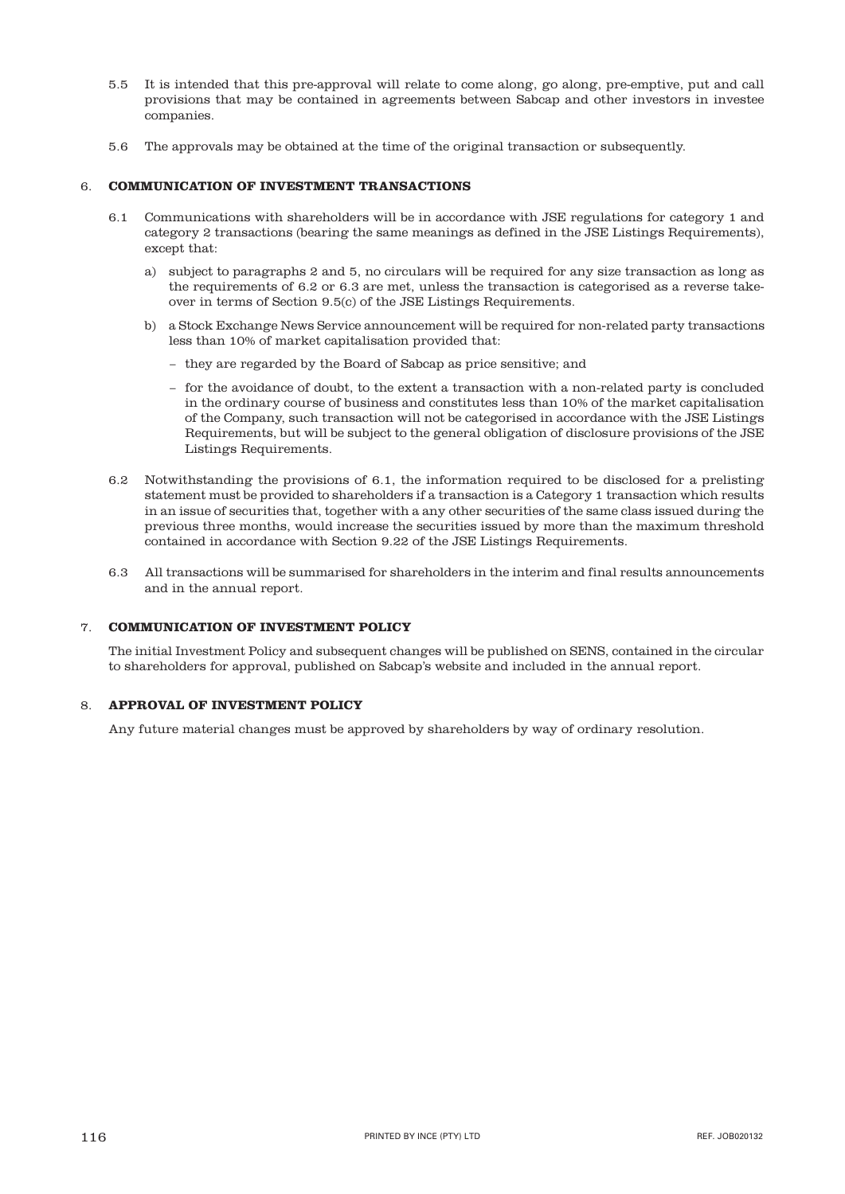5.5 It is intended that this pre-approval will relate to come along, go along, pre-emptive, put and call provisions that may be contained in agreements between Sabcap and other investors in investee companies.

5.6 The approvals may be obtained at the time of the original transaction or subsequently.

## 6. COMMUNICATION OF INVESTMENT TRANSACTIONS

6.1 Communications with shareholders will be in accordance with JSE regulations for category 1 and category 2 transactions (bearing the same meanings as defined in the JSE Listings Requirements), except that:

a) subject to paragraphs 2 and 5, no circulars will be required for any size transaction as long as the requirements of 6.2 or 6.3 are met, unless the transaction is categorised as a reverse take-over in terms of Section 9.5(c) of the JSE Listings Requirements.

b) a Stock Exchange News Service announcement will be required for non-related party transactions less than 10% of market capitalisation provided that:

- they are regarded by the Board of Sabcap as price sensitive; and
- for the avoidance of doubt, to the extent a transaction with a non-related party is concluded in the ordinary course of business and constitutes less than 10% of the market capitalisation of the Company, such transaction will not be categorised in accordance with the JSE Listings Requirements, but will be subject to the general obligation of disclosure provisions of the JSE Listings Requirements.

6.2 Notwithstanding the provisions of 6.1, the information required to be disclosed for a prelisting statement must be provided to shareholders if a transaction is a Category 1 transaction which results in an issue of securities that, together with a any other securities of the same class issued during the previous three months, would increase the securities issued by more than the maximum threshold contained in accordance with Section 9.22 of the JSE Listings Requirements.

6.3 All transactions will be summarised for shareholders in the interim and final results announcements and in the annual report.

## 7. COMMUNICATION OF INVESTMENT POLICY

The initial Investment Policy and subsequent changes will be published on SENS, contained in the circular to shareholders for approval, published on Sabcap's website and included in the annual report.

## 8. APPROVAL OF INVESTMENT POLICY

Any future material changes must be approved by shareholders by way of ordinary resolution.

PRINTED BY INCE (PTY) LTD REF. JOB020132